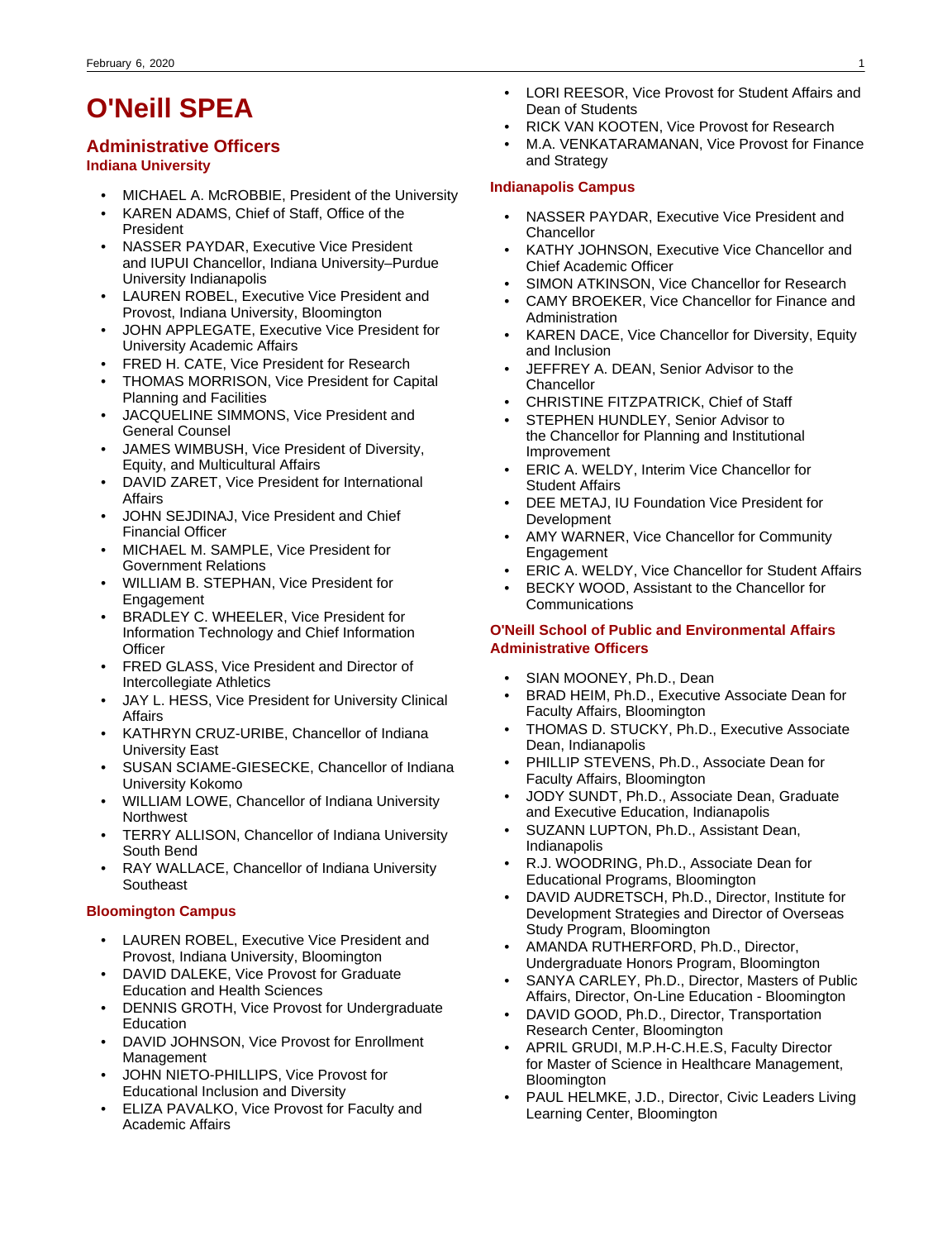# O'Neill SPEA

## Administrative Officers

### Indiana University

- MICHAEL A. McROBBIE, President of the University
- KAREN ADAMS, Chief of Staff, Office of the President
- NASSER PAYDAR, Executive Vice President and IUPUI Chancellor, Indiana University–Purdue University Indianapolis
- LAUREN ROBEL, Executive Vice President and Provost, Indiana University, Bloomington
- JOHN APPLEGATE, Executive Vice President for University Academic Affairs
- FRED H. CATE, Vice President for Research
- THOMAS MORRISON, Vice President for Capital Planning and Facilities
- JACQUELINE SIMMONS, Vice President and General Counsel
- JAMES WIMBUSH, Vice President of Diversity, Equity, and Multicultural Affairs
- DAVID ZARET, Vice President for International Affairs
- JOHN SEJDINAJ, Vice President and Chief Financial Officer
- MICHAEL M. SAMPLE, Vice President for Government Relations
- WILLIAM B. STEPHAN, Vice President for Engagement
- BRADLEY C. WHEELER, Vice President for Information Technology and Chief Information Officer
- FRED GLASS, Vice President and Director of Intercollegiate Athletics
- JAY L. HESS, Vice President for University Clinical Affairs
- KATHRYN CRUZ-URIBE, Chancellor of Indiana University East
- SUSAN SCIAME-GIESECKE, Chancellor of Indiana University Kokomo
- WILLIAM LOWE, Chancellor of Indiana University Northwest
- TERRY ALLISON, Chancellor of Indiana University South Bend
- RAY WALLACE, Chancellor of Indiana University Southeast

### Bloomington Campus

- LAUREN ROBEL, Executive Vice President and Provost, Indiana University, Bloomington
- DAVID DALEKE, Vice Provost for Graduate Education and Health Sciences
- DENNIS GROTH, Vice Provost for Undergraduate Education
- DAVID JOHNSON, Vice Provost for Enrollment Management
- JOHN NIETO-PHILLIPS, Vice Provost for Educational Inclusion and Diversity
- ELIZA PAVALKO, Vice Provost for Faculty and Academic Affairs
- LORI REESOR, Vice Provost for Student Affairs and Dean of Students
- RICK VAN KOOTEN, Vice Provost for Research
- M.A. VENKATARAMANAN, Vice Provost for Finance and Strategy

### Indianapolis Campus

- NASSER PAYDAR, Executive Vice President and Chancellor
- KATHY JOHNSON, Executive Vice Chancellor and Chief Academic Officer
- SIMON ATKINSON, Vice Chancellor for Research
- CAMY BROEKER, Vice Chancellor for Finance and Administration
- KAREN DACE, Vice Chancellor for Diversity, Equity and Inclusion
- JEFFREY A. DEAN, Senior Advisor to the Chancellor
- CHRISTINE FITZPATRICK, Chief of Staff
- STEPHEN HUNDLEY, Senior Advisor to the Chancellor for Planning and Institutional Improvement
- ERIC A. WELDY, Interim Vice Chancellor for Student Affairs
- DEE METAJ, IU Foundation Vice President for Development
- AMY WARNER, Vice Chancellor for Community Engagement
- ERIC A. WELDY, Vice Chancellor for Student Affairs
- BECKY WOOD, Assistant to the Chancellor for Communications

### O'Neill School of Public and Environmental Affairs Administrative Officers

- SIAN MOONEY, Ph.D., Dean
- BRAD HEIM, Ph.D., Executive Associate Dean for Faculty Affairs, Bloomington
- THOMAS D. STUCKY, Ph.D., Executive Associate Dean, Indianapolis
- PHILLIP STEVENS, Ph.D., Associate Dean for Faculty Affairs, Bloomington
- JODY SUNDT, Ph.D., Associate Dean, Graduate and Executive Education, Indianapolis
- SUZANN LUPTON, Ph.D., Assistant Dean, Indianapolis
- R.J. WOODRING, Ph.D., Associate Dean for Educational Programs, Bloomington
- DAVID AUDRETSCH, Ph.D., Director, Institute for Development Strategies and Director of Overseas Study Program, Bloomington
- AMANDA RUTHERFORD, Ph.D., Director, Undergraduate Honors Program, Bloomington
- SANYA CARLEY, Ph.D., Director, Masters of Public Affairs, Director, On-Line Education - Bloomington
- DAVID GOOD, Ph.D., Director, Transportation Research Center, Bloomington
- APRIL GRUDI, M.P.H-C.H.E.S, Faculty Director for Master of Science in Healthcare Management, Bloomington
- PAUL HELMKE, J.D., Director, Civic Leaders Living Learning Center, Bloomington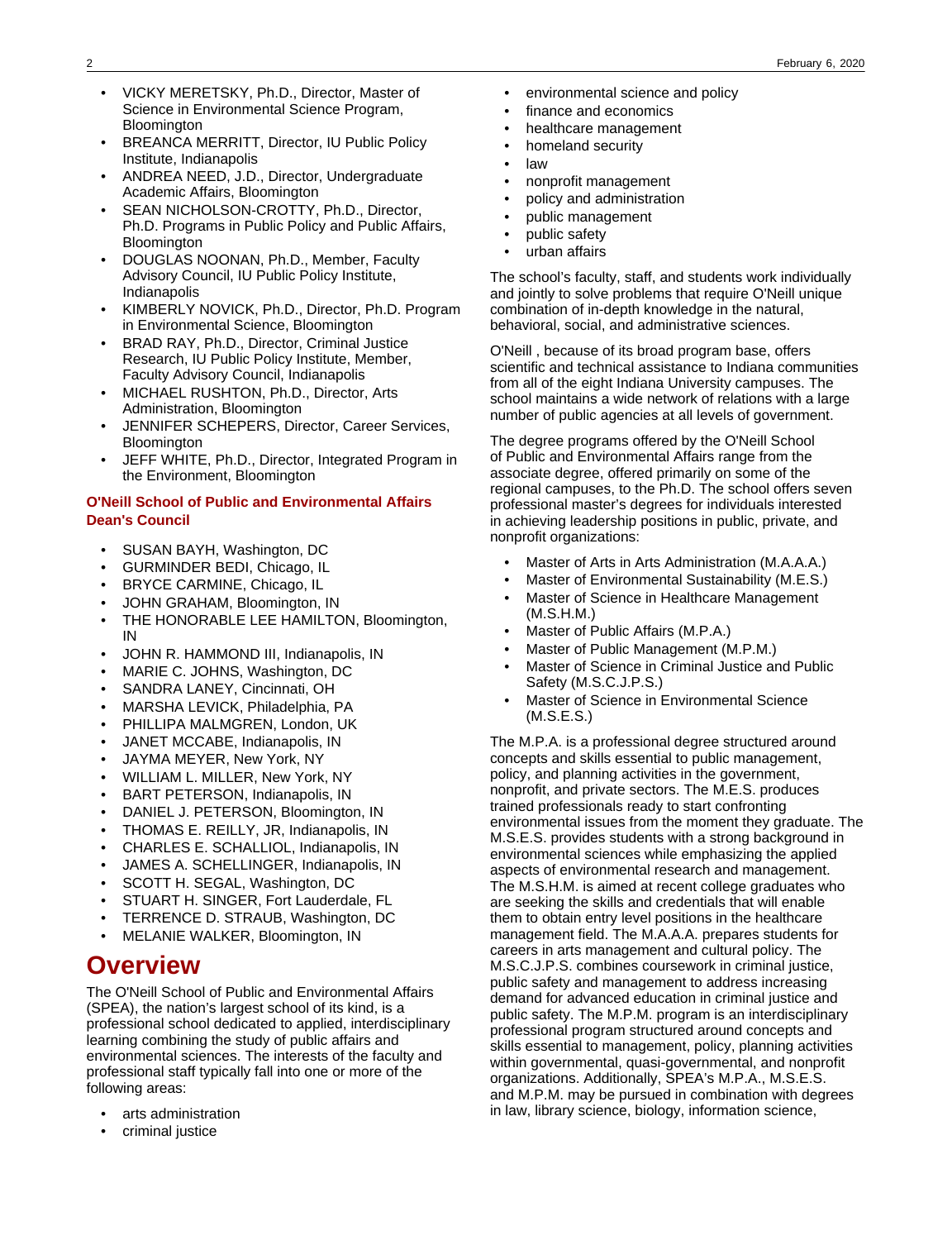- VICKY MERETSKY, Ph.D., Director, Master of Science in Environmental Science Program, Bloomington
- BREANCA MERRITT, Director, IU Public Policy Institute, Indianapolis
- ANDREA NEED, J.D., Director, Undergraduate Academic Affairs, Bloomington
- SEAN NICHOLSON-CROTTY, Ph.D., Director, Ph.D. Programs in Public Policy and Public Affairs, Bloomington
- DOUGLAS NOONAN, Ph.D., Member, Faculty Advisory Council, IU Public Policy Institute, Indianapolis
- KIMBERLY NOVICK, Ph.D., Director, Ph.D. Program in Environmental Science, Bloomington
- BRAD RAY, Ph.D., Director, Criminal Justice Research, IU Public Policy Institute, Member, Faculty Advisory Council, Indianapolis
- MICHAEL RUSHTON, Ph.D., Director, Arts Administration, Bloomington
- JENNIFER SCHEPERS, Director, Career Services, Bloomington
- JEFF WHITE, Ph.D., Director, Integrated Program in the Environment, Bloomington

### O'Neill School of Public and Environmental Affairs Dean's Council

- SUSAN BAYH, Washington, DC
- GURMINDER BEDI, Chicago, IL
- BRYCE CARMINE, Chicago, IL
- JOHN GRAHAM, Bloomington, IN
- THE HONORABLE LEE HAMILTON, Bloomington, IN
- JOHN R. HAMMOND III, Indianapolis, IN
- MARIE C. JOHNS, Washington, DC
- SANDRA LANEY, Cincinnati, OH
- MARSHA LEVICK, Philadelphia, PA
- PHILLIPA MALMGREN, London, UK
- JANET MCCABE, Indianapolis, IN
- JAYMA MEYER, New York, NY
- WILLIAM L. MILLER, New York, NY
- BART PETERSON, Indianapolis, IN
- DANIEL J. PETERSON, Bloomington, IN
- THOMAS E. REILLY, JR, Indianapolis, IN
- CHARLES E. SCHALLIOL, Indianapolis, IN
- JAMES A. SCHELLINGER, Indianapolis, IN
- SCOTT H. SEGAL, Washington, DC
- STUART H. SINGER, Fort Lauderdale, FL
- TERRENCE D. STRAUB, Washington, DC
- MELANIE WALKER, Bloomington, IN

# Overview

The O'Neill School of Public and Environmental Affairs (SPEA), the nation's largest school of its kind, is a professional school dedicated to applied, interdisciplinary learning combining the study of public affairs and environmental sciences. The interests of the faculty and professional staff typically fall into one or more of the following areas:

- arts administration
- criminal justice
- environmental science and policy
- finance and economics
- healthcare management
- homeland security
- law
- nonprofit management
- policy and administration
- public management
- public safety
- urban affairs

The school's faculty, staff, and students work individually and jointly to solve problems that require O'Neill unique combination of in-depth knowledge in the natural, behavioral, social, and administrative sciences.

O'Neill , because of its broad program base, offers scientific and technical assistance to Indiana communities from all of the eight Indiana University campuses. The school maintains a wide network of relations with a large number of public agencies at all levels of government.

The degree programs offered by the O'Neill School of Public and Environmental Affairs range from the associate degree, offered primarily on some of the regional campuses, to the Ph.D. The school offers seven professional master's degrees for individuals interested in achieving leadership positions in public, private, and nonprofit organizations:

- Master of Arts in Arts Administration (M.A.A.A.)
- Master of Environmental Sustainability (M.E.S.)
- Master of Science in Healthcare Management (M.S.H.M.)
- Master of Public Affairs (M.P.A.)
- Master of Public Management (M.P.M.)
- Master of Science in Criminal Justice and Public Safety (M.S.C.J.P.S.)
- Master of Science in Environmental Science (M.S.E.S.)

The M.P.A. is a professional degree structured around concepts and skills essential to public management, policy, and planning activities in the government, nonprofit, and private sectors. The M.E.S. produces trained professionals ready to start confronting environmental issues from the moment they graduate. The M.S.E.S. provides students with a strong background in environmental sciences while emphasizing the applied aspects of environmental research and management. The M.S.H.M. is aimed at recent college graduates who are seeking the skills and credentials that will enable them to obtain entry level positions in the healthcare management field. The M.A.A.A. prepares students for careers in arts management and cultural policy. The M.S.C.J.P.S. combines coursework in criminal justice, public safety and management to address increasing demand for advanced education in criminal justice and public safety. The M.P.M. program is an interdisciplinary professional program structured around concepts and skills essential to management, policy, planning activities within governmental, quasi-governmental, and nonprofit organizations. Additionally, SPEA's M.P.A., M.S.E.S. and M.P.M. may be pursued in combination with degrees in law, library science, biology, information science,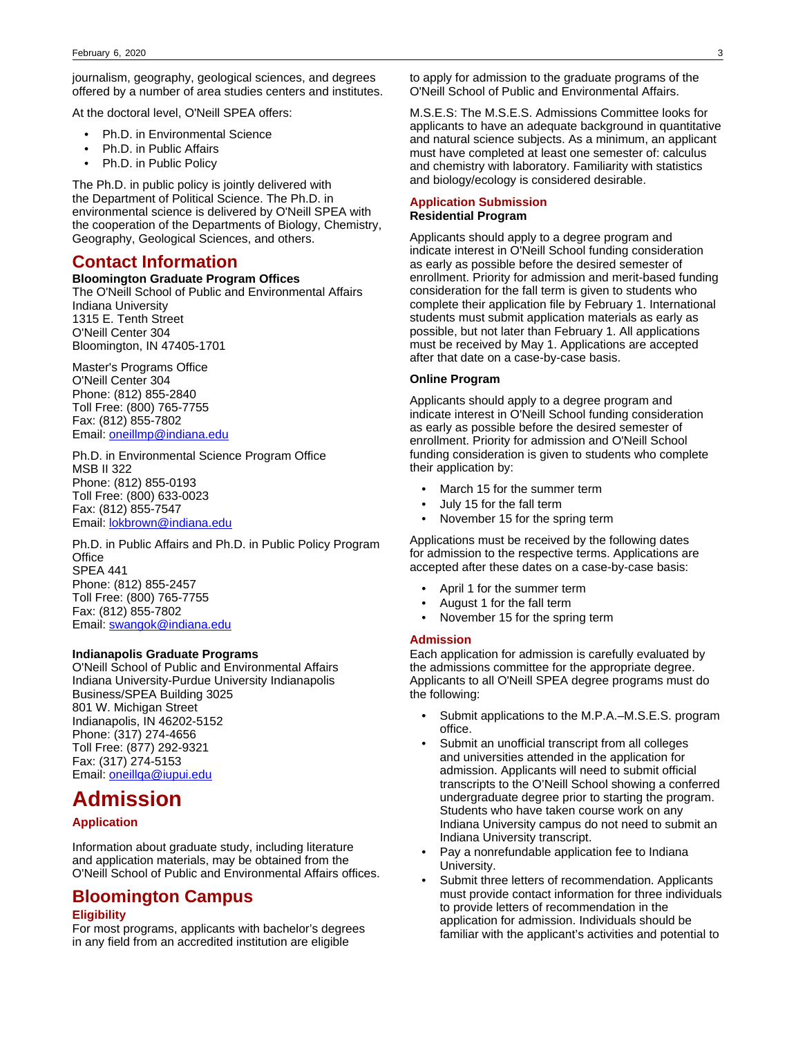journalism, geography, geological sciences, and degrees offered by a number of area studies centers and institutes.

At the doctoral level, O'Neill SPEA offers:

- Ph.D. in Environmental Science
- Ph.D. in Public Affairs
- Ph.D. in Public Policy

The Ph.D. in public policy is jointly delivered with the Department of Political Science. The Ph.D. in environmental science is delivered by O'Neill SPEA with the cooperation of the Departments of Biology, Chemistry, Geography, Geological Sciences, and others.

## Contact Information

**Bloomington Graduate Program Offices**
The O'Neill School of Public and Environmental Affairs
Indiana University
1315 E. Tenth Street
O'Neill Center 304
Bloomington, IN 47405-1701

Master's Programs Office
O'Neill Center 304
Phone: (812) 855-2840
Toll Free: (800) 765-7755
Fax: (812) 855-7802
Email: oneillmp@indiana.edu

Ph.D. in Environmental Science Program Office
MSB II 322
Phone: (812) 855-0193
Toll Free: (800) 633-0023
Fax: (812) 855-7547
Email: lokbrown@indiana.edu

Ph.D. in Public Affairs and Ph.D. in Public Policy Program Office
SPEA 441
Phone: (812) 855-2457
Toll Free: (800) 765-7755
Fax: (812) 855-7802
Email: swangok@indiana.edu

**Indianapolis Graduate Programs**
O'Neill School of Public and Environmental Affairs
Indiana University-Purdue University Indianapolis
Business/SPEA Building 3025
801 W. Michigan Street
Indianapolis, IN 46202-5152
Phone: (317) 274-4656
Toll Free: (877) 292-9321
Fax: (317) 274-5153
Email: oneillqa@iupui.edu

# Admission

### Application

Information about graduate study, including literature and application materials, may be obtained from the O'Neill School of Public and Environmental Affairs offices.

## Bloomington Campus

### Eligibility

For most programs, applicants with bachelor's degrees in any field from an accredited institution are eligible to apply for admission to the graduate programs of the O'Neill School of Public and Environmental Affairs.

M.S.E.S: The M.S.E.S. Admissions Committee looks for applicants to have an adequate background in quantitative and natural science subjects. As a minimum, an applicant must have completed at least one semester of: calculus and chemistry with laboratory. Familiarity with statistics and biology/ecology is considered desirable.

### Application Submission

**Residential Program**

Applicants should apply to a degree program and indicate interest in O'Neill School funding consideration as early as possible before the desired semester of enrollment. Priority for admission and merit-based funding consideration for the fall term is given to students who complete their application file by February 1. International students must submit application materials as early as possible, but not later than February 1. All applications must be received by May 1. Applications are accepted after that date on a case-by-case basis.

**Online Program**

Applicants should apply to a degree program and indicate interest in O'Neill School funding consideration as early as possible before the desired semester of enrollment. Priority for admission and O'Neill School funding consideration is given to students who complete their application by:

- March 15 for the summer term
- July 15 for the fall term
- November 15 for the spring term

Applications must be received by the following dates for admission to the respective terms. Applications are accepted after these dates on a case-by-case basis:

- April 1 for the summer term
- August 1 for the fall term
- November 15 for the spring term

### Admission

Each application for admission is carefully evaluated by the admissions committee for the appropriate degree. Applicants to all O'Neill SPEA degree programs must do the following:

- Submit applications to the M.P.A.–M.S.E.S. program office.
- Submit an unofficial transcript from all colleges and universities attended in the application for admission. Applicants will need to submit official transcripts to the O'Neill School showing a conferred undergraduate degree prior to starting the program. Students who have taken course work on any Indiana University campus do not need to submit an Indiana University transcript.
- Pay a nonrefundable application fee to Indiana University.
- Submit three letters of recommendation. Applicants must provide contact information for three individuals to provide letters of recommendation in the application for admission. Individuals should be familiar with the applicant's activities and potential to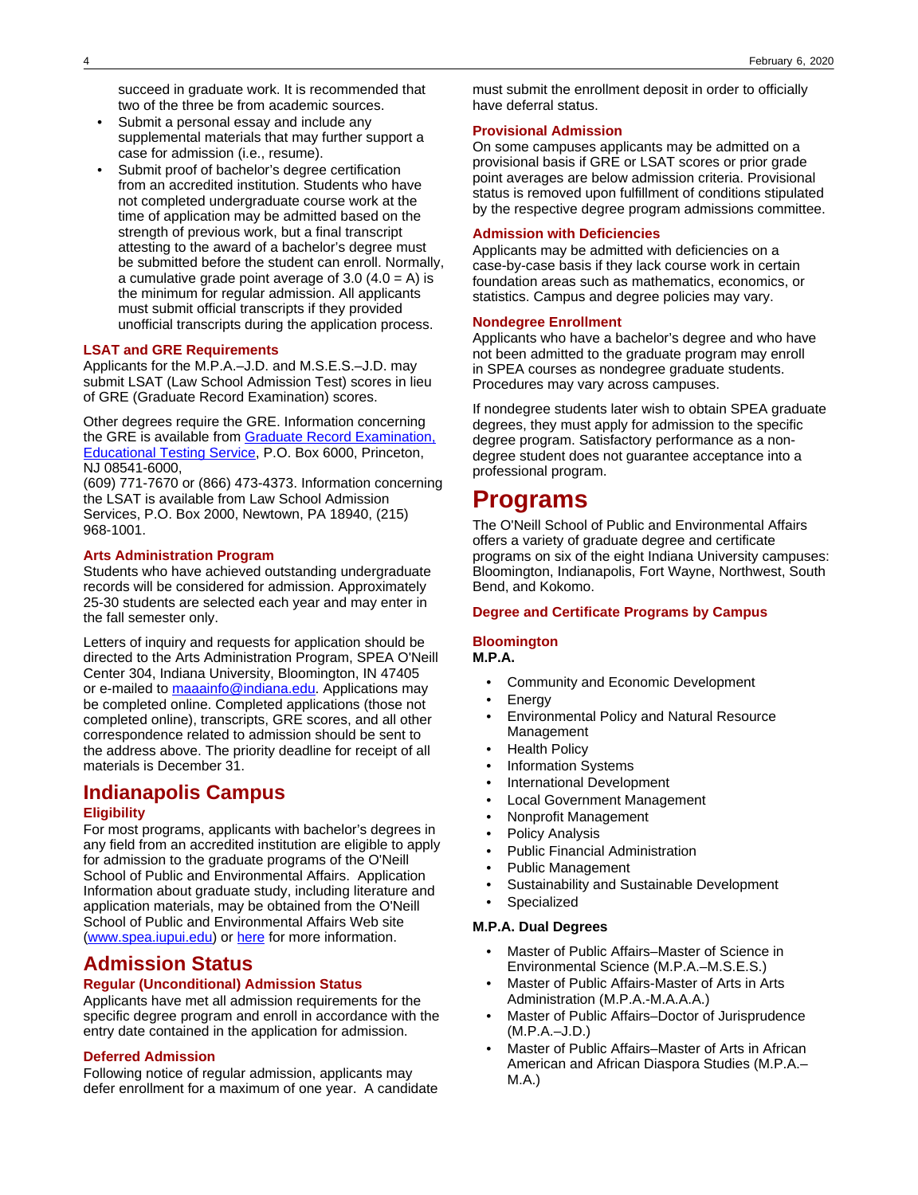succeed in graduate work. It is recommended that two of the three be from academic sources.

- Submit a personal essay and include any supplemental materials that may further support a case for admission (i.e., resume).
- Submit proof of bachelor's degree certification from an accredited institution. Students who have not completed undergraduate course work at the time of application may be admitted based on the strength of previous work, but a final transcript attesting to the award of a bachelor's degree must be submitted before the student can enroll. Normally, a cumulative grade point average of 3.0 (4.0 = A) is the minimum for regular admission. All applicants must submit official transcripts if they provided unofficial transcripts during the application process.

### LSAT and GRE Requirements

Applicants for the M.P.A.–J.D. and M.S.E.S.–J.D. may submit LSAT (Law School Admission Test) scores in lieu of GRE (Graduate Record Examination) scores.

Other degrees require the GRE. Information concerning the GRE is available from Graduate Record Examination, Educational Testing Service, P.O. Box 6000, Princeton, NJ 08541-6000,
(609) 771-7670 or (866) 473-4373. Information concerning the LSAT is available from Law School Admission Services, P.O. Box 2000, Newtown, PA 18940, (215) 968-1001.

### Arts Administration Program

Students who have achieved outstanding undergraduate records will be considered for admission. Approximately 25-30 students are selected each year and may enter in the fall semester only.

Letters of inquiry and requests for application should be directed to the Arts Administration Program, SPEA O'Neill Center 304, Indiana University, Bloomington, IN 47405 or e-mailed to maaainfo@indiana.edu. Applications may be completed online. Completed applications (those not completed online), transcripts, GRE scores, and all other correspondence related to admission should be sent to the address above. The priority deadline for receipt of all materials is December 31.

## Indianapolis Campus

### Eligibility

For most programs, applicants with bachelor's degrees in any field from an accredited institution are eligible to apply for admission to the graduate programs of the O'Neill School of Public and Environmental Affairs. Application Information about graduate study, including literature and application materials, may be obtained from the O'Neill School of Public and Environmental Affairs Web site (www.spea.iupui.edu) or here for more information.

## Admission Status

### Regular (Unconditional) Admission Status

Applicants have met all admission requirements for the specific degree program and enroll in accordance with the entry date contained in the application for admission.

### Deferred Admission

Following notice of regular admission, applicants may defer enrollment for a maximum of one year. A candidate must submit the enrollment deposit in order to officially have deferral status.

### Provisional Admission

On some campuses applicants may be admitted on a provisional basis if GRE or LSAT scores or prior grade point averages are below admission criteria. Provisional status is removed upon fulfillment of conditions stipulated by the respective degree program admissions committee.

### Admission with Deficiencies

Applicants may be admitted with deficiencies on a case-by-case basis if they lack course work in certain foundation areas such as mathematics, economics, or statistics. Campus and degree policies may vary.

### Nondegree Enrollment

Applicants who have a bachelor's degree and who have not been admitted to the graduate program may enroll in SPEA courses as nondegree graduate students. Procedures may vary across campuses.

If nondegree students later wish to obtain SPEA graduate degrees, they must apply for admission to the specific degree program. Satisfactory performance as a non-degree student does not guarantee acceptance into a professional program.

# Programs

The O'Neill School of Public and Environmental Affairs offers a variety of graduate degree and certificate programs on six of the eight Indiana University campuses: Bloomington, Indianapolis, Fort Wayne, Northwest, South Bend, and Kokomo.

### Degree and Certificate Programs by Campus

### Bloomington

**M.P.A.**

- Community and Economic Development
- Energy
- Environmental Policy and Natural Resource Management
- Health Policy
- Information Systems
- International Development
- Local Government Management
- Nonprofit Management
- Policy Analysis
- Public Financial Administration
- Public Management
- Sustainability and Sustainable Development
- Specialized

**M.P.A. Dual Degrees**

- Master of Public Affairs–Master of Science in Environmental Science (M.P.A.–M.S.E.S.)
- Master of Public Affairs-Master of Arts in Arts Administration (M.P.A.-M.A.A.A.)
- Master of Public Affairs–Doctor of Jurisprudence (M.P.A.–J.D.)
- Master of Public Affairs–Master of Arts in African American and African Diaspora Studies (M.P.A.–M.A.)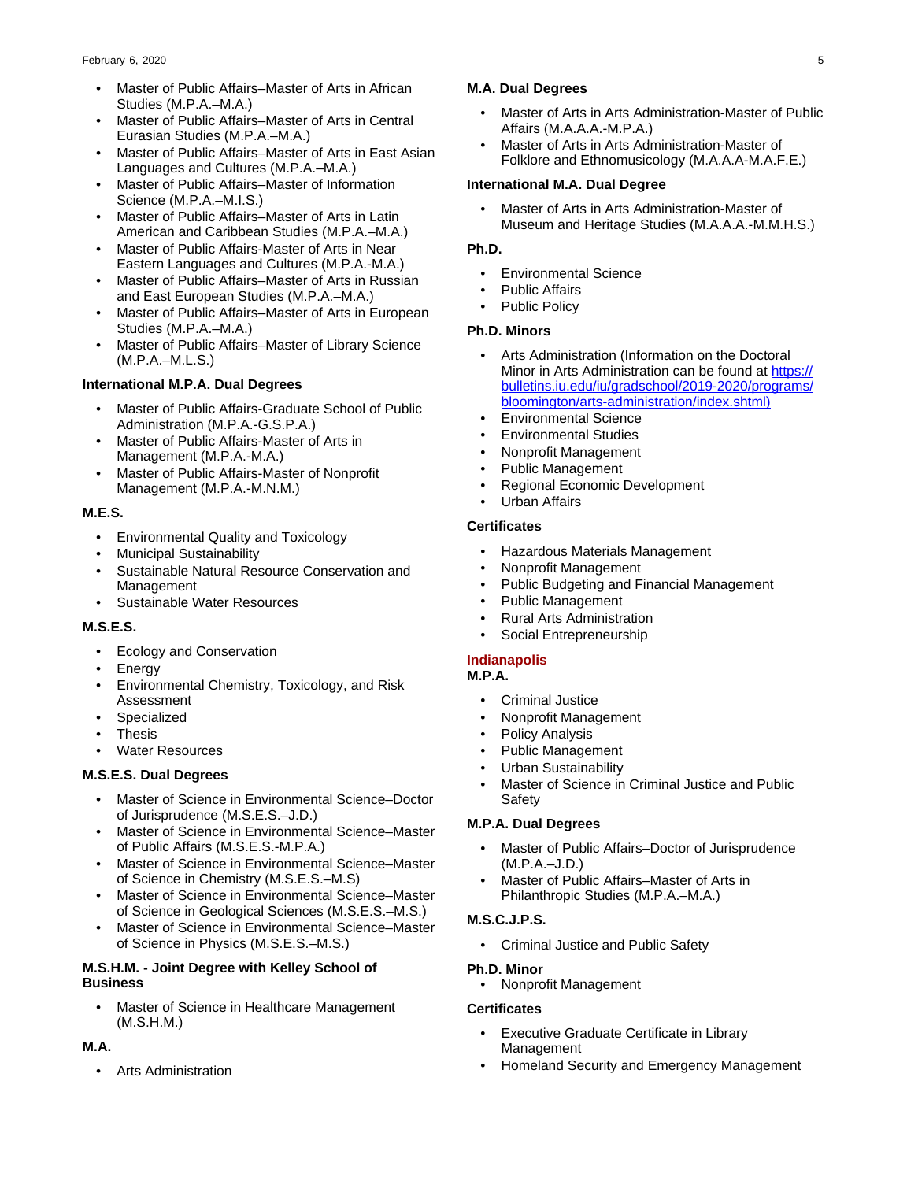- Master of Public Affairs–Master of Arts in African Studies (M.P.A.–M.A.)
- Master of Public Affairs–Master of Arts in Central Eurasian Studies (M.P.A.–M.A.)
- Master of Public Affairs–Master of Arts in East Asian Languages and Cultures (M.P.A.–M.A.)
- Master of Public Affairs–Master of Information Science (M.P.A.–M.I.S.)
- Master of Public Affairs–Master of Arts in Latin American and Caribbean Studies (M.P.A.–M.A.)
- Master of Public Affairs-Master of Arts in Near Eastern Languages and Cultures (M.P.A.-M.A.)
- Master of Public Affairs–Master of Arts in Russian and East European Studies (M.P.A.–M.A.)
- Master of Public Affairs–Master of Arts in European Studies (M.P.A.–M.A.)
- Master of Public Affairs–Master of Library Science (M.P.A.–M.L.S.)

**International M.P.A. Dual Degrees**

- Master of Public Affairs-Graduate School of Public Administration (M.P.A.-G.S.P.A.)
- Master of Public Affairs-Master of Arts in Management (M.P.A.-M.A.)
- Master of Public Affairs-Master of Nonprofit Management (M.P.A.-M.N.M.)

**M.E.S.**

- Environmental Quality and Toxicology
- Municipal Sustainability
- Sustainable Natural Resource Conservation and Management
- Sustainable Water Resources

**M.S.E.S.**

- Ecology and Conservation
- Energy
- Environmental Chemistry, Toxicology, and Risk Assessment
- Specialized
- Thesis
- Water Resources

**M.S.E.S. Dual Degrees**

- Master of Science in Environmental Science–Doctor of Jurisprudence (M.S.E.S.–J.D.)
- Master of Science in Environmental Science–Master of Public Affairs (M.S.E.S.-M.P.A.)
- Master of Science in Environmental Science–Master of Science in Chemistry (M.S.E.S.–M.S)
- Master of Science in Environmental Science–Master of Science in Geological Sciences (M.S.E.S.–M.S.)
- Master of Science in Environmental Science–Master of Science in Physics (M.S.E.S.–M.S.)

**M.S.H.M. - Joint Degree with Kelley School of Business**

- Master of Science in Healthcare Management (M.S.H.M.)

**M.A.**

- Arts Administration

**M.A. Dual Degrees**

- Master of Arts in Arts Administration-Master of Public Affairs (M.A.A.A.-M.P.A.)
- Master of Arts in Arts Administration-Master of Folklore and Ethnomusicology (M.A.A.A-M.A.F.E.)

**International M.A. Dual Degree**

- Master of Arts in Arts Administration-Master of Museum and Heritage Studies (M.A.A.A.-M.M.H.S.)

**Ph.D.**

- Environmental Science
- Public Affairs
- Public Policy

**Ph.D. Minors**

- Arts Administration (Information on the Doctoral Minor in Arts Administration can be found at https://bulletins.iu.edu/iu/gradschool/2019-2020/programs/bloomington/arts-administration/index.shtml)
- Environmental Science
- Environmental Studies
- Nonprofit Management
- Public Management
- Regional Economic Development
- Urban Affairs

**Certificates**

- Hazardous Materials Management
- Nonprofit Management
- Public Budgeting and Financial Management
- Public Management
- Rural Arts Administration
- Social Entrepreneurship

## Indianapolis

**M.P.A.**

- Criminal Justice
- Nonprofit Management
- Policy Analysis
- Public Management
- Urban Sustainability
- Master of Science in Criminal Justice and Public Safety

**M.P.A. Dual Degrees**

- Master of Public Affairs–Doctor of Jurisprudence (M.P.A.–J.D.)
- Master of Public Affairs–Master of Arts in Philanthropic Studies (M.P.A.–M.A.)

**M.S.C.J.P.S.**

- Criminal Justice and Public Safety

**Ph.D. Minor**

- Nonprofit Management

**Certificates**

- Executive Graduate Certificate in Library Management
- Homeland Security and Emergency Management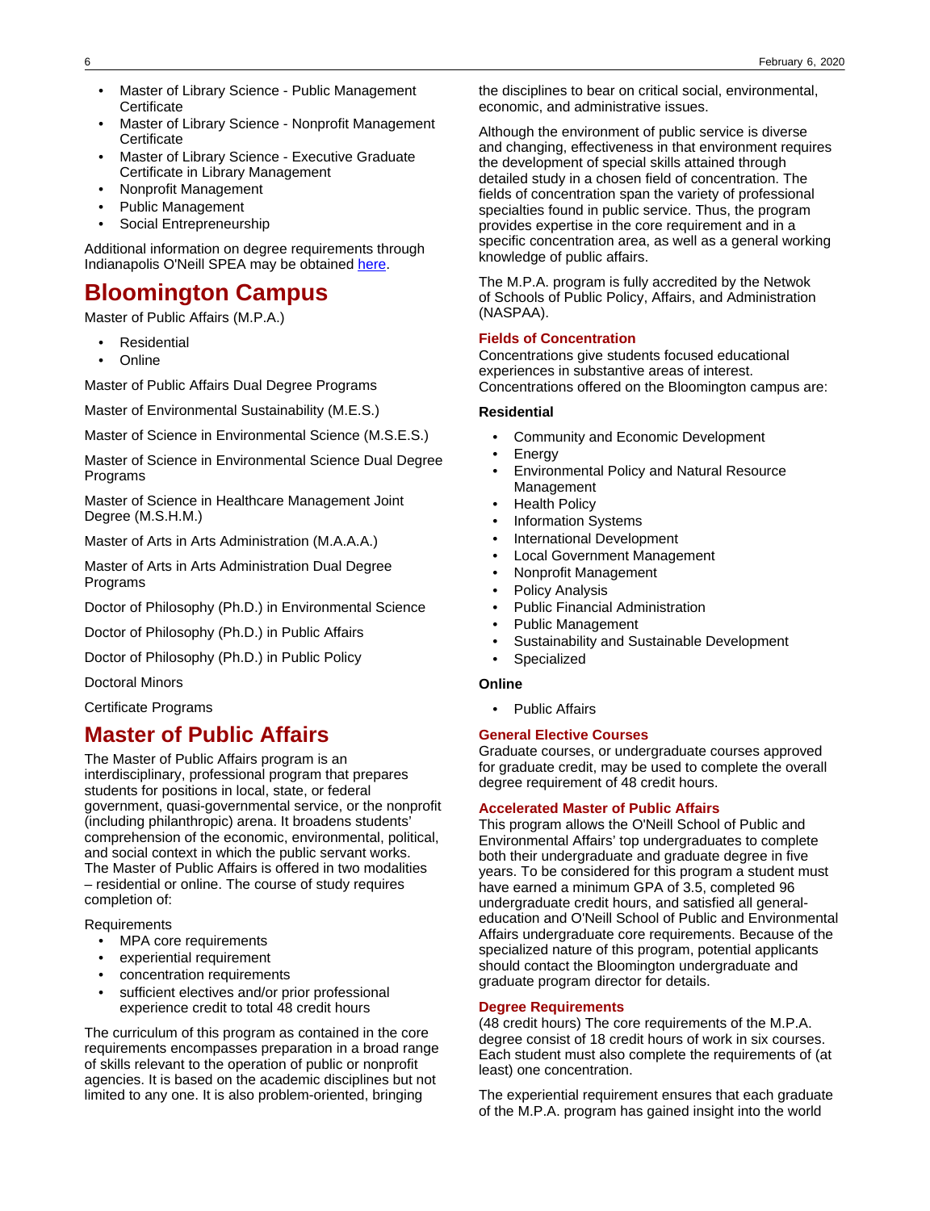- Master of Library Science - Public Management Certificate
- Master of Library Science - Nonprofit Management Certificate
- Master of Library Science - Executive Graduate Certificate in Library Management
- Nonprofit Management
- Public Management
- Social Entrepreneurship

Additional information on degree requirements through Indianapolis O'Neill SPEA may be obtained [here](#).

# Bloomington Campus

Master of Public Affairs (M.P.A.)

- Residential
- Online

Master of Public Affairs Dual Degree Programs

Master of Environmental Sustainability (M.E.S.)

Master of Science in Environmental Science (M.S.E.S.)

Master of Science in Environmental Science Dual Degree Programs

Master of Science in Healthcare Management Joint Degree (M.S.H.M.)

Master of Arts in Arts Administration (M.A.A.A.)

Master of Arts in Arts Administration Dual Degree Programs

Doctor of Philosophy (Ph.D.) in Environmental Science

Doctor of Philosophy (Ph.D.) in Public Affairs

Doctor of Philosophy (Ph.D.) in Public Policy

Doctoral Minors

Certificate Programs

# Master of Public Affairs

The Master of Public Affairs program is an interdisciplinary, professional program that prepares students for positions in local, state, or federal government, quasi-governmental service, or the nonprofit (including philanthropic) arena. It broadens students' comprehension of the economic, environmental, political, and social context in which the public servant works. The Master of Public Affairs is offered in two modalities – residential or online. The course of study requires completion of:

Requirements

- MPA core requirements
- experiential requirement
- concentration requirements
- sufficient electives and/or prior professional experience credit to total 48 credit hours

The curriculum of this program as contained in the core requirements encompasses preparation in a broad range of skills relevant to the operation of public or nonprofit agencies. It is based on the academic disciplines but not limited to any one. It is also problem-oriented, bringing the disciplines to bear on critical social, environmental, economic, and administrative issues.

Although the environment of public service is diverse and changing, effectiveness in that environment requires the development of special skills attained through detailed study in a chosen field of concentration. The fields of concentration span the variety of professional specialties found in public service. Thus, the program provides expertise in the core requirement and in a specific concentration area, as well as a general working knowledge of public affairs.

The M.P.A. program is fully accredited by the Netwok of Schools of Public Policy, Affairs, and Administration (NASPAA).

### Fields of Concentration

Concentrations give students focused educational experiences in substantive areas of interest. Concentrations offered on the Bloomington campus are:

**Residential**

- Community and Economic Development
- Energy
- Environmental Policy and Natural Resource Management
- Health Policy
- Information Systems
- International Development
- Local Government Management
- Nonprofit Management
- Policy Analysis
- Public Financial Administration
- Public Management
- Sustainability and Sustainable Development
- Specialized

**Online**

- Public Affairs

### General Elective Courses

Graduate courses, or undergraduate courses approved for graduate credit, may be used to complete the overall degree requirement of 48 credit hours.

### Accelerated Master of Public Affairs

This program allows the O'Neill School of Public and Environmental Affairs' top undergraduates to complete both their undergraduate and graduate degree in five years. To be considered for this program a student must have earned a minimum GPA of 3.5, completed 96 undergraduate credit hours, and satisfied all general-education and O'Neill School of Public and Environmental Affairs undergraduate core requirements. Because of the specialized nature of this program, potential applicants should contact the Bloomington undergraduate and graduate program director for details.

### Degree Requirements

(48 credit hours) The core requirements of the M.P.A. degree consist of 18 credit hours of work in six courses. Each student must also complete the requirements of (at least) one concentration.

The experiential requirement ensures that each graduate of the M.P.A. program has gained insight into the world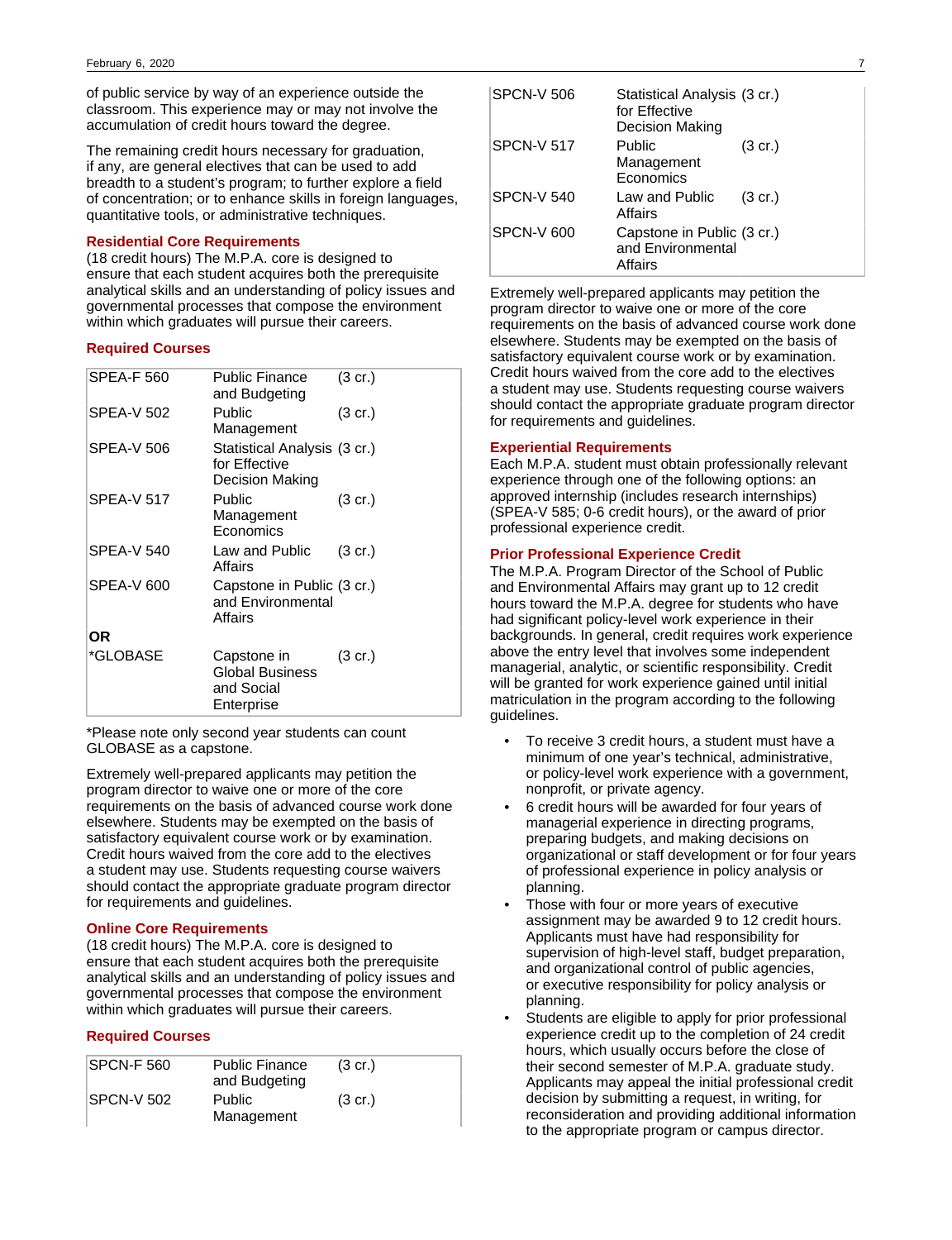of public service by way of an experience outside the classroom. This experience may or may not involve the accumulation of credit hours toward the degree.

The remaining credit hours necessary for graduation, if any, are general electives that can be used to add breadth to a student's program; to further explore a field of concentration; or to enhance skills in foreign languages, quantitative tools, or administrative techniques.

### Residential Core Requirements

(18 credit hours) The M.P.A. core is designed to ensure that each student acquires both the prerequisite analytical skills and an understanding of policy issues and governmental processes that compose the environment within which graduates will pursue their careers.

### Required Courses

| | | |
|---|---|---|
| SPEA-F 560 | Public Finance and Budgeting | (3 cr.) |
| SPEA-V 502 | Public Management | (3 cr.) |
| SPEA-V 506 | Statistical Analysis for Effective Decision Making | (3 cr.) |
| SPEA-V 517 | Public Management Economics | (3 cr.) |
| SPEA-V 540 | Law and Public Affairs | (3 cr.) |
| SPEA-V 600 | Capstone in Public and Environmental Affairs | (3 cr.) |
| **OR** | | |
| *GLOBASE | Capstone in Global Business and Social Enterprise | (3 cr.) |

*Please note only second year students can count GLOBASE as a capstone.

Extremely well-prepared applicants may petition the program director to waive one or more of the core requirements on the basis of advanced course work done elsewhere. Students may be exempted on the basis of satisfactory equivalent course work or by examination. Credit hours waived from the core add to the electives a student may use. Students requesting course waivers should contact the appropriate graduate program director for requirements and guidelines.

### Online Core Requirements

(18 credit hours) The M.P.A. core is designed to ensure that each student acquires both the prerequisite analytical skills and an understanding of policy issues and governmental processes that compose the environment within which graduates will pursue their careers.

### Required Courses

| | | |
|---|---|---|
| SPCN-F 560 | Public Finance and Budgeting | (3 cr.) |
| SPCN-V 502 | Public Management | (3 cr.) |
| SPCN-V 506 | Statistical Analysis for Effective Decision Making | (3 cr.) |
| SPCN-V 517 | Public Management Economics | (3 cr.) |
| SPCN-V 540 | Law and Public Affairs | (3 cr.) |
| SPCN-V 600 | Capstone in Public and Environmental Affairs | (3 cr.) |

Extremely well-prepared applicants may petition the program director to waive one or more of the core requirements on the basis of advanced course work done elsewhere. Students may be exempted on the basis of satisfactory equivalent course work or by examination. Credit hours waived from the core add to the electives a student may use. Students requesting course waivers should contact the appropriate graduate program director for requirements and guidelines.

### Experiential Requirements

Each M.P.A. student must obtain professionally relevant experience through one of the following options: an approved internship (includes research internships) (SPEA-V 585; 0-6 credit hours), or the award of prior professional experience credit.

### Prior Professional Experience Credit

The M.P.A. Program Director of the School of Public and Environmental Affairs may grant up to 12 credit hours toward the M.P.A. degree for students who have had significant policy-level work experience in their backgrounds. In general, credit requires work experience above the entry level that involves some independent managerial, analytic, or scientific responsibility. Credit will be granted for work experience gained until initial matriculation in the program according to the following guidelines.

- To receive 3 credit hours, a student must have a minimum of one year's technical, administrative, or policy-level work experience with a government, nonprofit, or private agency.
- 6 credit hours will be awarded for four years of managerial experience in directing programs, preparing budgets, and making decisions on organizational or staff development or for four years of professional experience in policy analysis or planning.
- Those with four or more years of executive assignment may be awarded 9 to 12 credit hours. Applicants must have had responsibility for supervision of high-level staff, budget preparation, and organizational control of public agencies, or executive responsibility for policy analysis or planning.
- Students are eligible to apply for prior professional experience credit up to the completion of 24 credit hours, which usually occurs before the close of their second semester of M.P.A. graduate study. Applicants may appeal the initial professional credit decision by submitting a request, in writing, for reconsideration and providing additional information to the appropriate program or campus director.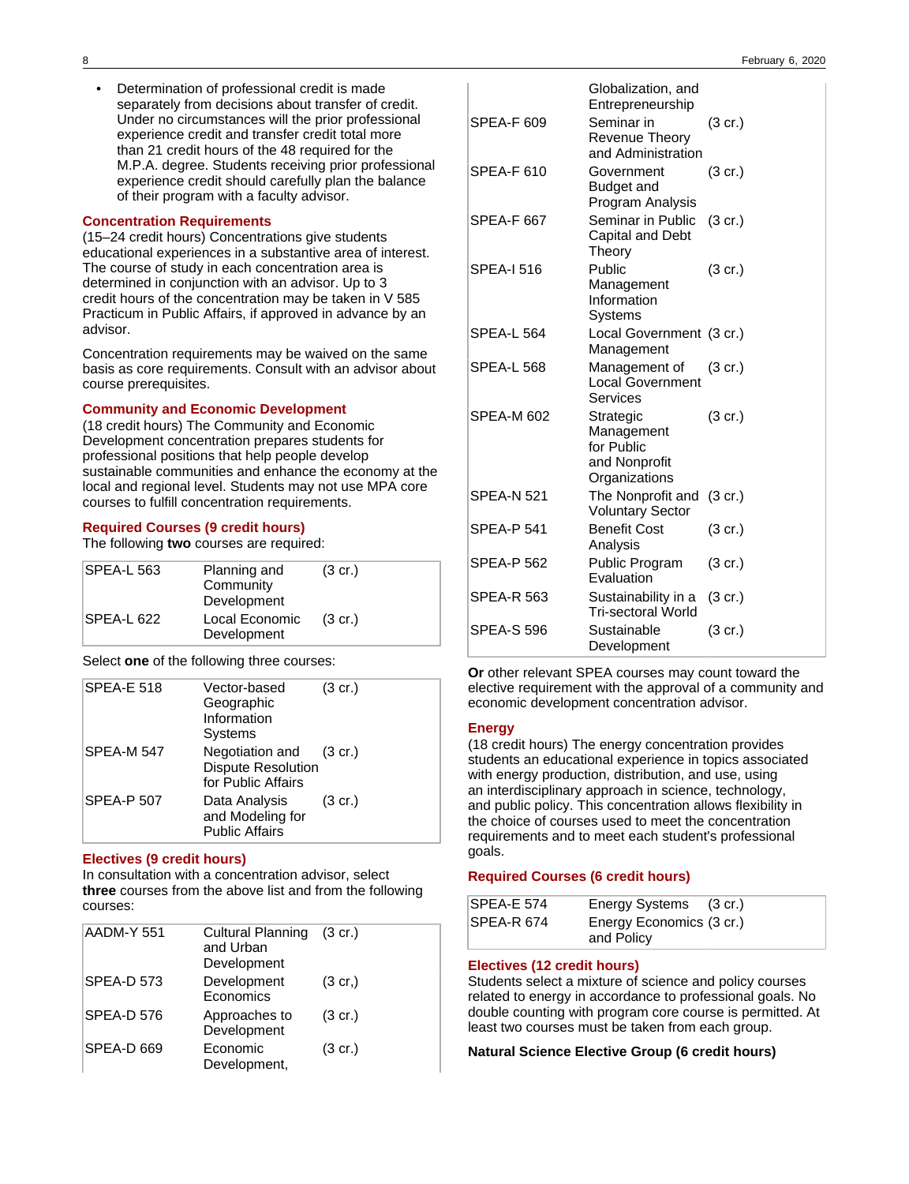- Determination of professional credit is made separately from decisions about transfer of credit. Under no circumstances will the prior professional experience credit and transfer credit total more than 21 credit hours of the 48 required for the M.P.A. degree. Students receiving prior professional experience credit should carefully plan the balance of their program with a faculty advisor.

### Concentration Requirements

(15–24 credit hours) Concentrations give students educational experiences in a substantive area of interest. The course of study in each concentration area is determined in conjunction with an advisor. Up to 3 credit hours of the concentration may be taken in V 585 Practicum in Public Affairs, if approved in advance by an advisor.

Concentration requirements may be waived on the same basis as core requirements. Consult with an advisor about course prerequisites.

### Community and Economic Development

(18 credit hours) The Community and Economic Development concentration prepares students for professional positions that help people develop sustainable communities and enhance the economy at the local and regional level. Students may not use MPA core courses to fulfill concentration requirements.

#### Required Courses (9 credit hours)

The following **two** courses are required:

| | | |
|---|---|---|
| SPEA-L 563 | Planning and Community Development | (3 cr.) |
| SPEA-L 622 | Local Economic Development | (3 cr.) |

Select **one** of the following three courses:

| | | |
|---|---|---|
| SPEA-E 518 | Vector-based Geographic Information Systems | (3 cr.) |
| SPEA-M 547 | Negotiation and Dispute Resolution for Public Affairs | (3 cr.) |
| SPEA-P 507 | Data Analysis and Modeling for Public Affairs | (3 cr.) |

#### Electives (9 credit hours)

In consultation with a concentration advisor, select **three** courses from the above list and from the following courses:

| | | |
|---|---|---|
| AADM-Y 551 | Cultural Planning and Urban Development | (3 cr.) |
| SPEA-D 573 | Development Economics | (3 cr,) |
| SPEA-D 576 | Approaches to Development | (3 cr.) |
| SPEA-D 669 | Economic Development, Globalization, and Entrepreneurship | (3 cr.) |
| SPEA-F 609 | Seminar in Revenue Theory and Administration | (3 cr.) |
| SPEA-F 610 | Government Budget and Program Analysis | (3 cr.) |
| SPEA-F 667 | Seminar in Public Capital and Debt Theory | (3 cr.) |
| SPEA-I 516 | Public Management Information Systems | (3 cr.) |
| SPEA-L 564 | Local Government Management | (3 cr.) |
| SPEA-L 568 | Management of Local Government Services | (3 cr.) |
| SPEA-M 602 | Strategic Management for Public and Nonprofit Organizations | (3 cr.) |
| SPEA-N 521 | The Nonprofit and Voluntary Sector | (3 cr.) |
| SPEA-P 541 | Benefit Cost Analysis | (3 cr.) |
| SPEA-P 562 | Public Program Evaluation | (3 cr.) |
| SPEA-R 563 | Sustainability in a Tri-sectoral World | (3 cr.) |
| SPEA-S 596 | Sustainable Development | (3 cr.) |

**Or** other relevant SPEA courses may count toward the elective requirement with the approval of a community and economic development concentration advisor.

### Energy

(18 credit hours) The energy concentration provides students an educational experience in topics associated with energy production, distribution, and use, using an interdisciplinary approach in science, technology, and public policy. This concentration allows flexibility in the choice of courses used to meet the concentration requirements and to meet each student's professional goals.

#### Required Courses (6 credit hours)

| | | |
|---|---|---|
| SPEA-E 574 | Energy Systems | (3 cr.) |
| SPEA-R 674 | Energy Economics and Policy | (3 cr.) |

#### Electives (12 credit hours)

Students select a mixture of science and policy courses related to energy in accordance to professional goals. No double counting with program core course is permitted. At least two courses must be taken from each group.

**Natural Science Elective Group (6 credit hours)**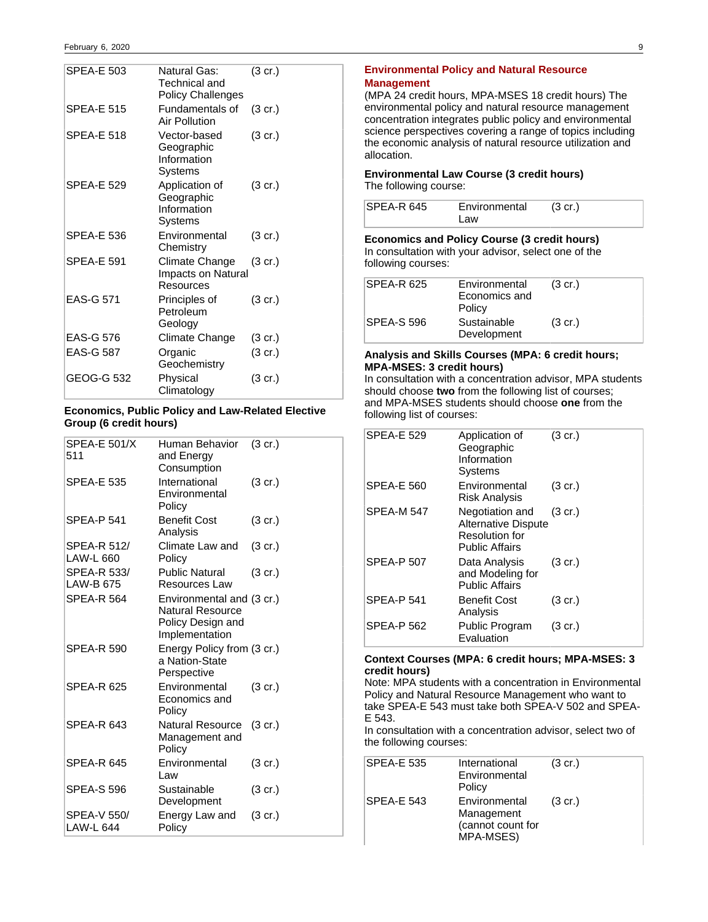| | | |
|---|---|---|
| SPEA-E 503 | Natural Gas: Technical and Policy Challenges | (3 cr.) |
| SPEA-E 515 | Fundamentals of Air Pollution | (3 cr.) |
| SPEA-E 518 | Vector-based Geographic Information Systems | (3 cr.) |
| SPEA-E 529 | Application of Geographic Information Systems | (3 cr.) |
| SPEA-E 536 | Environmental Chemistry | (3 cr.) |
| SPEA-E 591 | Climate Change Impacts on Natural Resources | (3 cr.) |
| EAS-G 571 | Principles of Petroleum Geology | (3 cr.) |
| EAS-G 576 | Climate Change | (3 cr.) |
| EAS-G 587 | Organic Geochemistry | (3 cr.) |
| GEOG-G 532 | Physical Climatology | (3 cr.) |

**Economics, Public Policy and Law-Related Elective Group (6 credit hours)**

| | | |
|---|---|---|
| SPEA-E 501/X 511 | Human Behavior and Energy Consumption | (3 cr.) |
| SPEA-E 535 | International Environmental Policy | (3 cr.) |
| SPEA-P 541 | Benefit Cost Analysis | (3 cr.) |
| SPEA-R 512/ LAW-L 660 | Climate Law and Policy | (3 cr.) |
| SPEA-R 533/ LAW-B 675 | Public Natural Resources Law | (3 cr.) |
| SPEA-R 564 | Environmental and Natural Resource Policy Design and Implementation | (3 cr.) |
| SPEA-R 590 | Energy Policy from a Nation-State Perspective | (3 cr.) |
| SPEA-R 625 | Environmental Economics and Policy | (3 cr.) |
| SPEA-R 643 | Natural Resource Management and Policy | (3 cr.) |
| SPEA-R 645 | Environmental Law | (3 cr.) |
| SPEA-S 596 | Sustainable Development | (3 cr.) |
| SPEA-V 550/ LAW-L 644 | Energy Law and Policy | (3 cr.) |

## Environmental Policy and Natural Resource Management

(MPA 24 credit hours, MPA-MSES 18 credit hours) The environmental policy and natural resource management concentration integrates public policy and environmental science perspectives covering a range of topics including the economic analysis of natural resource utilization and allocation.

**Environmental Law Course (3 credit hours)**

The following course:

| | | |
|---|---|---|
| SPEA-R 645 | Environmental Law | (3 cr.) |

**Economics and Policy Course (3 credit hours)**

In consultation with your advisor, select one of the following courses:

| | | |
|---|---|---|
| SPEA-R 625 | Environmental Economics and Policy | (3 cr.) |
| SPEA-S 596 | Sustainable Development | (3 cr.) |

**Analysis and Skills Courses (MPA: 6 credit hours; MPA-MSES: 3 credit hours)**

In consultation with a concentration advisor, MPA students should choose **two** from the following list of courses; and MPA-MSES students should choose **one** from the following list of courses:

| | | |
|---|---|---|
| SPEA-E 529 | Application of Geographic Information Systems | (3 cr.) |
| SPEA-E 560 | Environmental Risk Analysis | (3 cr.) |
| SPEA-M 547 | Negotiation and Alternative Dispute Resolution for Public Affairs | (3 cr.) |
| SPEA-P 507 | Data Analysis and Modeling for Public Affairs | (3 cr.) |
| SPEA-P 541 | Benefit Cost Analysis | (3 cr.) |
| SPEA-P 562 | Public Program Evaluation | (3 cr.) |

**Context Courses (MPA: 6 credit hours; MPA-MSES: 3 credit hours)**

Note: MPA students with a concentration in Environmental Policy and Natural Resource Management who want to take SPEA-E 543 must take both SPEA-V 502 and SPEA-E 543.

In consultation with a concentration advisor, select two of the following courses:

| | | |
|---|---|---|
| SPEA-E 535 | International Environmental Policy | (3 cr.) |
| SPEA-E 543 | Environmental Management (cannot count for MPA-MSES) | (3 cr.) |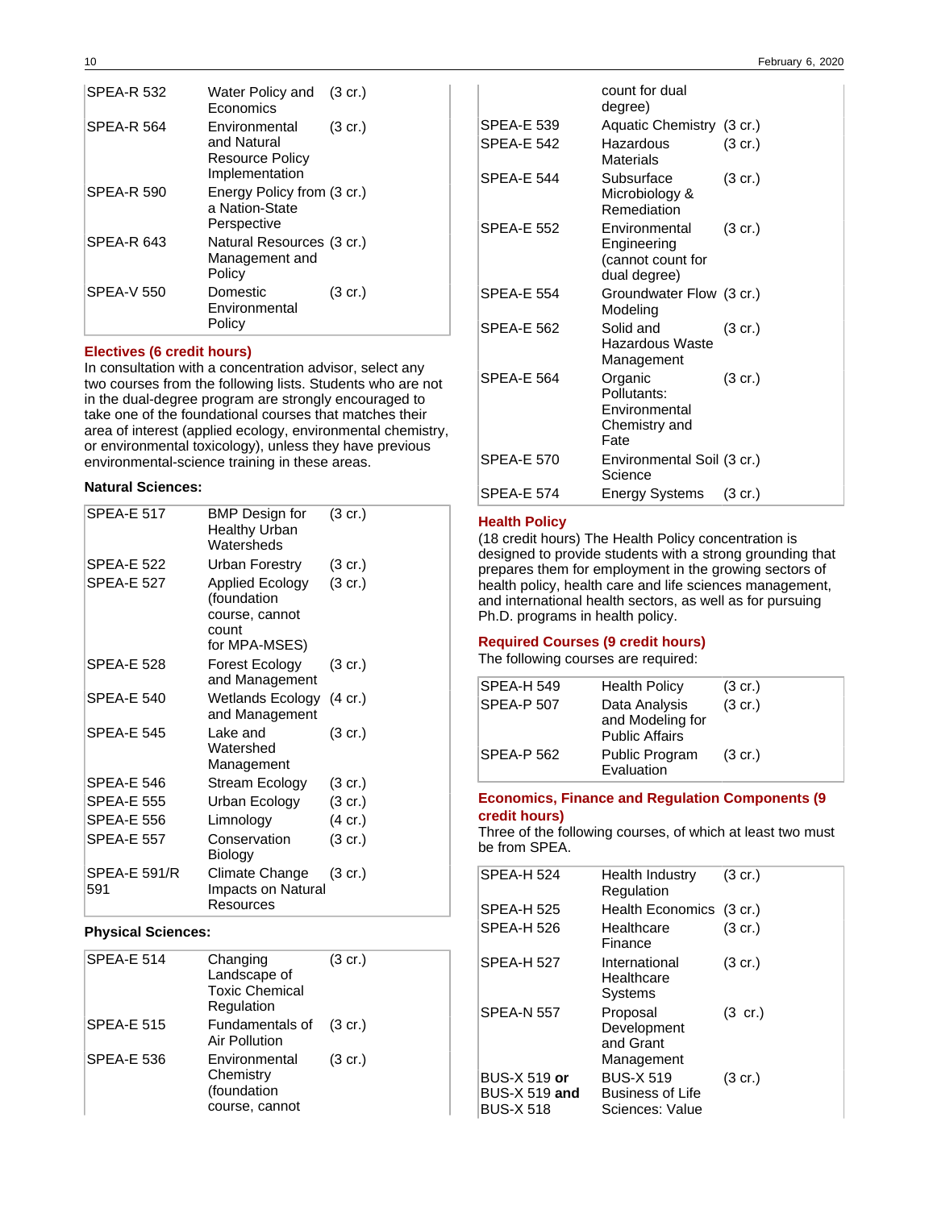| | | |
|---|---|---|
| SPEA-R 532 | Water Policy and Economics | (3 cr.) |
| SPEA-R 564 | Environmental and Natural Resource Policy Implementation | (3 cr.) |
| SPEA-R 590 | Energy Policy from a Nation-State Perspective | (3 cr.) |
| SPEA-R 643 | Natural Resources Management and Policy | (3 cr.) |
| SPEA-V 550 | Domestic Environmental Policy | (3 cr.) |

### Electives (6 credit hours)

In consultation with a concentration advisor, select any two courses from the following lists. Students who are not in the dual-degree program are strongly encouraged to take one of the foundational courses that matches their area of interest (applied ecology, environmental chemistry, or environmental toxicology), unless they have previous environmental-science training in these areas.

**Natural Sciences:**

| | | |
|---|---|---|
| SPEA-E 517 | BMP Design for Healthy Urban Watersheds | (3 cr.) |
| SPEA-E 522 | Urban Forestry | (3 cr.) |
| SPEA-E 527 | Applied Ecology (foundation course, cannot count for MPA-MSES) | (3 cr.) |
| SPEA-E 528 | Forest Ecology and Management | (3 cr.) |
| SPEA-E 540 | Wetlands Ecology and Management | (4 cr.) |
| SPEA-E 545 | Lake and Watershed Management | (3 cr.) |
| SPEA-E 546 | Stream Ecology | (3 cr.) |
| SPEA-E 555 | Urban Ecology | (3 cr.) |
| SPEA-E 556 | Limnology | (4 cr.) |
| SPEA-E 557 | Conservation Biology | (3 cr.) |
| SPEA-E 591/R 591 | Climate Change Impacts on Natural Resources | (3 cr.) |

**Physical Sciences:**

| | | |
|---|---|---|
| SPEA-E 514 | Changing Landscape of Toxic Chemical Regulation | (3 cr.) |
| SPEA-E 515 | Fundamentals of Air Pollution | (3 cr.) |
| SPEA-E 536 | Environmental Chemistry (foundation course, cannot count for dual degree) | (3 cr.) |
| SPEA-E 539 | Aquatic Chemistry | (3 cr.) |
| SPEA-E 542 | Hazardous Materials | (3 cr.) |
| SPEA-E 544 | Subsurface Microbiology & Remediation | (3 cr.) |
| SPEA-E 552 | Environmental Engineering (cannot count for dual degree) | (3 cr.) |
| SPEA-E 554 | Groundwater Flow Modeling | (3 cr.) |
| SPEA-E 562 | Solid and Hazardous Waste Management | (3 cr.) |
| SPEA-E 564 | Organic Pollutants: Environmental Chemistry and Fate | (3 cr.) |
| SPEA-E 570 | Environmental Soil Science | (3 cr.) |
| SPEA-E 574 | Energy Systems | (3 cr.) |

## Health Policy

(18 credit hours) The Health Policy concentration is designed to provide students with a strong grounding that prepares them for employment in the growing sectors of health policy, health care and life sciences management, and international health sectors, as well as for pursuing Ph.D. programs in health policy.

### Required Courses (9 credit hours)

The following courses are required:

| | | |
|---|---|---|
| SPEA-H 549 | Health Policy | (3 cr.) |
| SPEA-P 507 | Data Analysis and Modeling for Public Affairs | (3 cr.) |
| SPEA-P 562 | Public Program Evaluation | (3 cr.) |

### Economics, Finance and Regulation Components (9 credit hours)

Three of the following courses, of which at least two must be from SPEA.

| | | |
|---|---|---|
| SPEA-H 524 | Health Industry Regulation | (3 cr.) |
| SPEA-H 525 | Health Economics | (3 cr.) |
| SPEA-H 526 | Healthcare Finance | (3 cr.) |
| SPEA-H 527 | International Healthcare Systems | (3 cr.) |
| SPEA-N 557 | Proposal Development and Grant Management | (3 cr.) |
| BUS-X 519 **or** BUS-X 519 **and** BUS-X 518 | BUS-X 519 Business of Life Sciences: Value | (3 cr.) |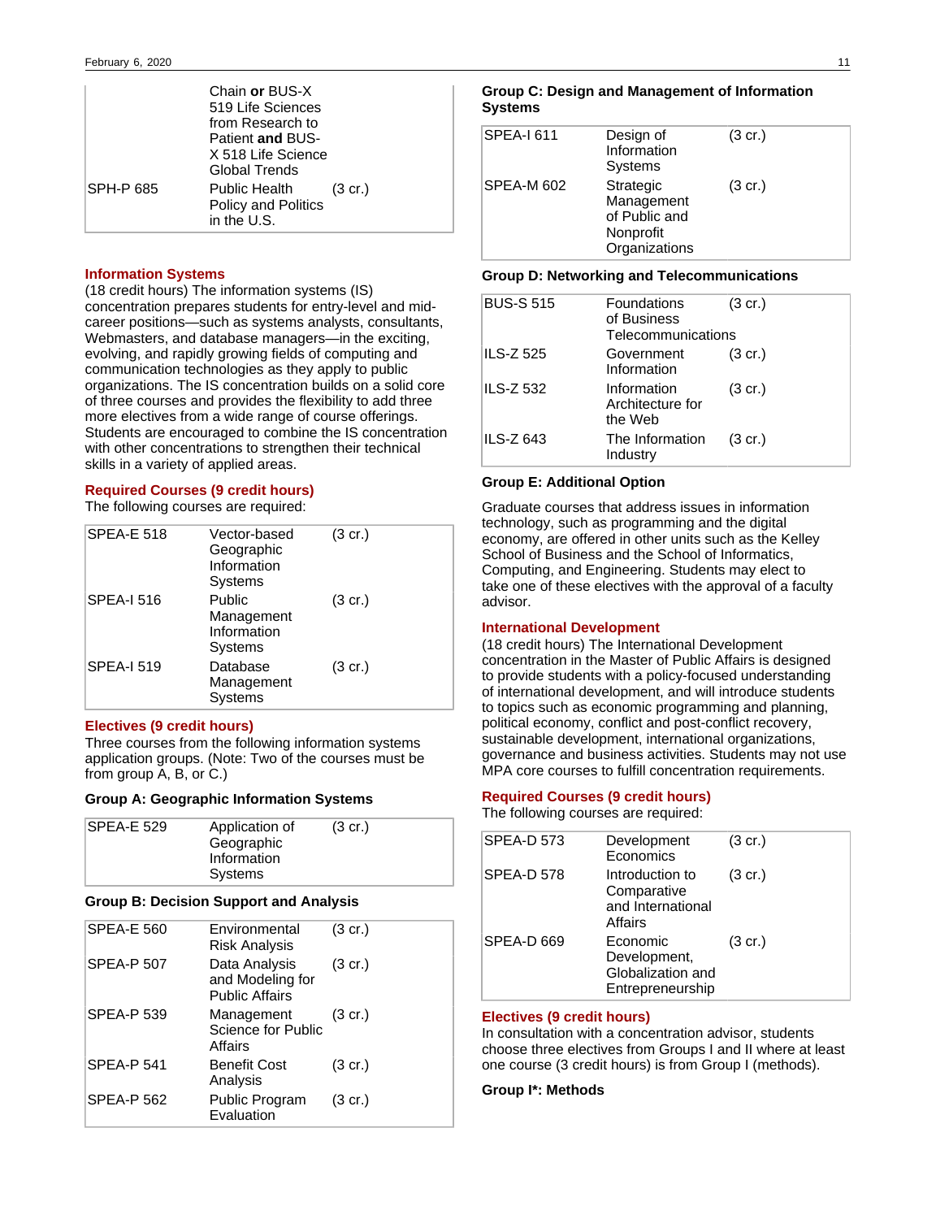| | | |
|---|---|---|
| | Chain **or** BUS-X 519 Life Sciences from Research to Patient **and** BUS-X 518 Life Science Global Trends | |
| SPH-P 685 | Public Health Policy and Politics in the U.S. | (3 cr.) |

## Information Systems

(18 credit hours) The information systems (IS) concentration prepares students for entry-level and mid-career positions—such as systems analysts, consultants, Webmasters, and database managers—in the exciting, evolving, and rapidly growing fields of computing and communication technologies as they apply to public organizations. The IS concentration builds on a solid core of three courses and provides the flexibility to add three more electives from a wide range of course offerings. Students are encouraged to combine the IS concentration with other concentrations to strengthen their technical skills in a variety of applied areas.

### Required Courses (9 credit hours)

The following courses are required:

| | | |
|---|---|---|
| SPEA-E 518 | Vector-based Geographic Information Systems | (3 cr.) |
| SPEA-I 516 | Public Management Information Systems | (3 cr.) |
| SPEA-I 519 | Database Management Systems | (3 cr.) |

### Electives (9 credit hours)

Three courses from the following information systems application groups. (Note: Two of the courses must be from group A, B, or C.)

**Group A: Geographic Information Systems**

| | | |
|---|---|---|
| SPEA-E 529 | Application of Geographic Information Systems | (3 cr.) |

**Group B: Decision Support and Analysis**

| | | |
|---|---|---|
| SPEA-E 560 | Environmental Risk Analysis | (3 cr.) |
| SPEA-P 507 | Data Analysis and Modeling for Public Affairs | (3 cr.) |
| SPEA-P 539 | Management Science for Public Affairs | (3 cr.) |
| SPEA-P 541 | Benefit Cost Analysis | (3 cr.) |
| SPEA-P 562 | Public Program Evaluation | (3 cr.) |

**Group C: Design and Management of Information Systems**

| | | |
|---|---|---|
| SPEA-I 611 | Design of Information Systems | (3 cr.) |
| SPEA-M 602 | Strategic Management of Public and Nonprofit Organizations | (3 cr.) |

**Group D: Networking and Telecommunications**

| | | |
|---|---|---|
| BUS-S 515 | Foundations of Business Telecommunications | (3 cr.) |
| ILS-Z 525 | Government Information | (3 cr.) |
| ILS-Z 532 | Information Architecture for the Web | (3 cr.) |
| ILS-Z 643 | The Information Industry | (3 cr.) |

**Group E: Additional Option**

Graduate courses that address issues in information technology, such as programming and the digital economy, are offered in other units such as the Kelley School of Business and the School of Informatics, Computing, and Engineering. Students may elect to take one of these electives with the approval of a faculty advisor.

## International Development

(18 credit hours) The International Development concentration in the Master of Public Affairs is designed to provide students with a policy-focused understanding of international development, and will introduce students to topics such as economic programming and planning, political economy, conflict and post-conflict recovery, sustainable development, international organizations, governance and business activities. Students may not use MPA core courses to fulfill concentration requirements.

### Required Courses (9 credit hours)

The following courses are required:

| | | |
|---|---|---|
| SPEA-D 573 | Development Economics | (3 cr.) |
| SPEA-D 578 | Introduction to Comparative and International Affairs | (3 cr.) |
| SPEA-D 669 | Economic Development, Globalization and Entrepreneurship | (3 cr.) |

### Electives (9 credit hours)

In consultation with a concentration advisor, students choose three electives from Groups I and II where at least one course (3 credit hours) is from Group I (methods).

**Group I*: Methods**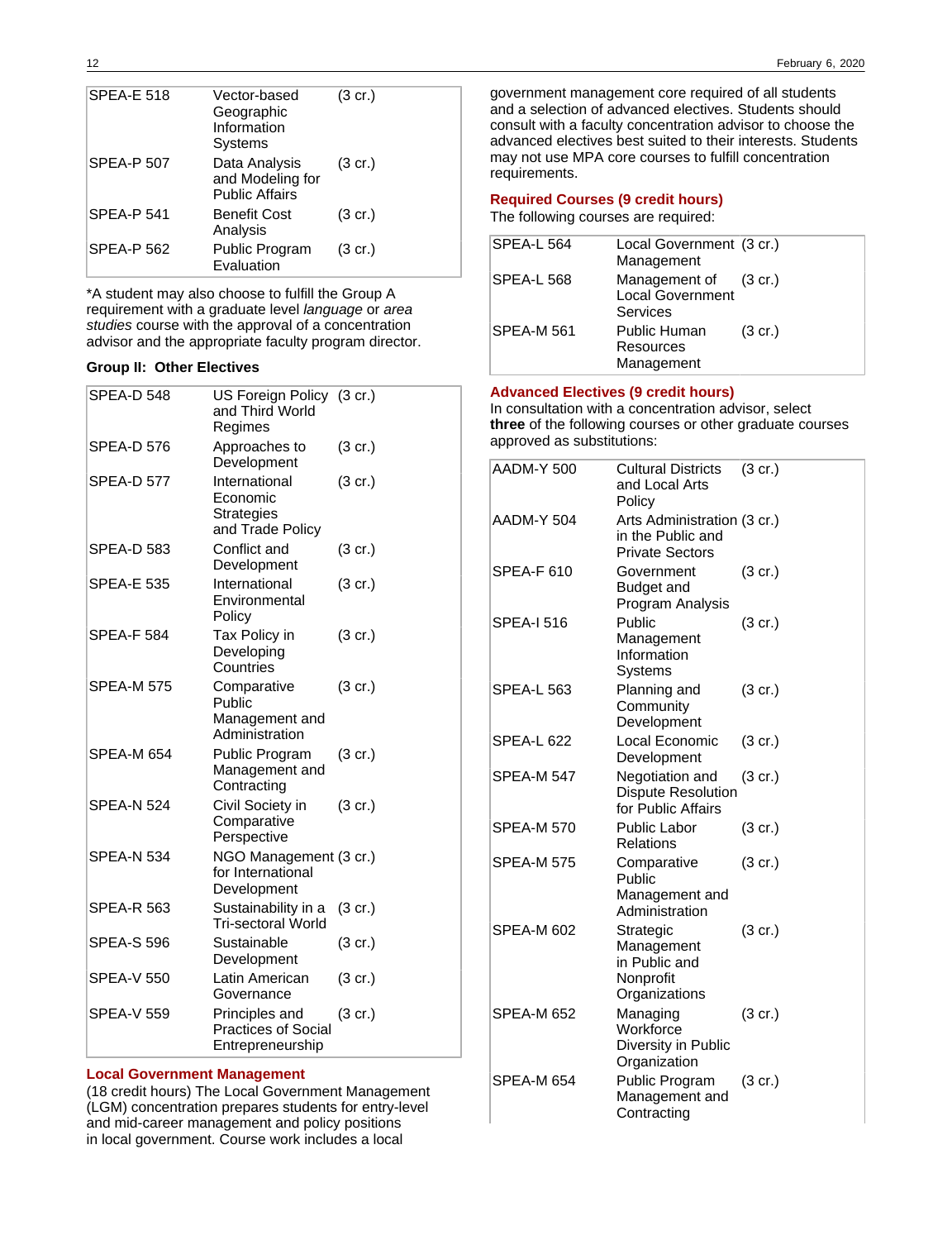| | | |
|---|---|---|
| SPEA-E 518 | Vector-based Geographic Information Systems | (3 cr.) |
| SPEA-P 507 | Data Analysis and Modeling for Public Affairs | (3 cr.) |
| SPEA-P 541 | Benefit Cost Analysis | (3 cr.) |
| SPEA-P 562 | Public Program Evaluation | (3 cr.) |

*A student may also choose to fulfill the Group A requirement with a graduate level *language* or *area studies* course with the approval of a concentration advisor and the appropriate faculty program director.

**Group II: Other Electives**

| | | |
|---|---|---|
| SPEA-D 548 | US Foreign Policy and Third World Regimes | (3 cr.) |
| SPEA-D 576 | Approaches to Development | (3 cr.) |
| SPEA-D 577 | International Economic Strategies and Trade Policy | (3 cr.) |
| SPEA-D 583 | Conflict and Development | (3 cr.) |
| SPEA-E 535 | International Environmental Policy | (3 cr.) |
| SPEA-F 584 | Tax Policy in Developing Countries | (3 cr.) |
| SPEA-M 575 | Comparative Public Management and Administration | (3 cr.) |
| SPEA-M 654 | Public Program Management and Contracting | (3 cr.) |
| SPEA-N 524 | Civil Society in Comparative Perspective | (3 cr.) |
| SPEA-N 534 | NGO Management for International Development | (3 cr.) |
| SPEA-R 563 | Sustainability in a Tri-sectoral World | (3 cr.) |
| SPEA-S 596 | Sustainable Development | (3 cr.) |
| SPEA-V 550 | Latin American Governance | (3 cr.) |
| SPEA-V 559 | Principles and Practices of Social Entrepreneurship | (3 cr.) |

## Local Government Management

(18 credit hours) The Local Government Management (LGM) concentration prepares students for entry-level and mid-career management and policy positions in local government. Course work includes a local government management core required of all students and a selection of advanced electives. Students should consult with a faculty concentration advisor to choose the advanced electives best suited to their interests. Students may not use MPA core courses to fulfill concentration requirements.

### Required Courses (9 credit hours)

The following courses are required:

| | | |
|---|---|---|
| SPEA-L 564 | Local Government Management | (3 cr.) |
| SPEA-L 568 | Management of Local Government Services | (3 cr.) |
| SPEA-M 561 | Public Human Resources Management | (3 cr.) |

### Advanced Electives (9 credit hours)

In consultation with a concentration advisor, select **three** of the following courses or other graduate courses approved as substitutions:

| | | |
|---|---|---|
| AADM-Y 500 | Cultural Districts and Local Arts Policy | (3 cr.) |
| AADM-Y 504 | Arts Administration in the Public and Private Sectors | (3 cr.) |
| SPEA-F 610 | Government Budget and Program Analysis | (3 cr.) |
| SPEA-I 516 | Public Management Information Systems | (3 cr.) |
| SPEA-L 563 | Planning and Community Development | (3 cr.) |
| SPEA-L 622 | Local Economic Development | (3 cr.) |
| SPEA-M 547 | Negotiation and Dispute Resolution for Public Affairs | (3 cr.) |
| SPEA-M 570 | Public Labor Relations | (3 cr.) |
| SPEA-M 575 | Comparative Public Management and Administration | (3 cr.) |
| SPEA-M 602 | Strategic Management in Public and Nonprofit Organizations | (3 cr.) |
| SPEA-M 652 | Managing Workforce Diversity in Public Organization | (3 cr.) |
| SPEA-M 654 | Public Program Management and Contracting | (3 cr.) |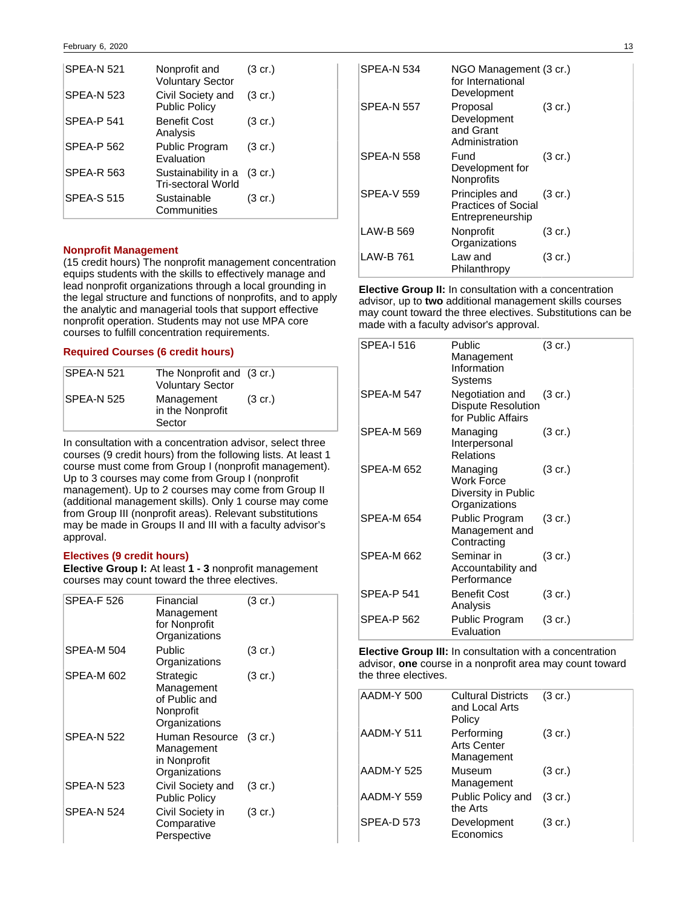| | | |
|---|---|---|
| SPEA-N 521 | Nonprofit and Voluntary Sector | (3 cr.) |
| SPEA-N 523 | Civil Society and Public Policy | (3 cr.) |
| SPEA-P 541 | Benefit Cost Analysis | (3 cr.) |
| SPEA-P 562 | Public Program Evaluation | (3 cr.) |
| SPEA-R 563 | Sustainability in a Tri-sectoral World | (3 cr.) |
| SPEA-S 515 | Sustainable Communities | (3 cr.) |

### Nonprofit Management

(15 credit hours) The nonprofit management concentration equips students with the skills to effectively manage and lead nonprofit organizations through a local grounding in the legal structure and functions of nonprofits, and to apply the analytic and managerial tools that support effective nonprofit operation. Students may not use MPA core courses to fulfill concentration requirements.

#### Required Courses (6 credit hours)

| | | |
|---|---|---|
| SPEA-N 521 | The Nonprofit and Voluntary Sector | (3 cr.) |
| SPEA-N 525 | Management in the Nonprofit Sector | (3 cr.) |

In consultation with a concentration advisor, select three courses (9 credit hours) from the following lists. At least 1 course must come from Group I (nonprofit management). Up to 3 courses may come from Group I (nonprofit management). Up to 2 courses may come from Group II (additional management skills). Only 1 course may come from Group III (nonprofit areas). Relevant substitutions may be made in Groups II and III with a faculty advisor's approval.

#### Electives (9 credit hours)

**Elective Group I:** At least **1 - 3** nonprofit management courses may count toward the three electives.

| | | |
|---|---|---|
| SPEA-F 526 | Financial Management for Nonprofit Organizations | (3 cr.) |
| SPEA-M 504 | Public Organizations | (3 cr.) |
| SPEA-M 602 | Strategic Management of Public and Nonprofit Organizations | (3 cr.) |
| SPEA-N 522 | Human Resource Management in Nonprofit Organizations | (3 cr.) |
| SPEA-N 523 | Civil Society and Public Policy | (3 cr.) |
| SPEA-N 524 | Civil Society in Comparative Perspective | (3 cr.) |
| SPEA-N 534 | NGO Management for International Development | (3 cr.) |
| SPEA-N 557 | Proposal Development and Grant Administration | (3 cr.) |
| SPEA-N 558 | Fund Development for Nonprofits | (3 cr.) |
| SPEA-V 559 | Principles and Practices of Social Entrepreneurship | (3 cr.) |
| LAW-B 569 | Nonprofit Organizations | (3 cr.) |
| LAW-B 761 | Law and Philanthropy | (3 cr.) |

**Elective Group II:** In consultation with a concentration advisor, up to **two** additional management skills courses may count toward the three electives. Substitutions can be made with a faculty advisor's approval.

| | | |
|---|---|---|
| SPEA-I 516 | Public Management Information Systems | (3 cr.) |
| SPEA-M 547 | Negotiation and Dispute Resolution for Public Affairs | (3 cr.) |
| SPEA-M 569 | Managing Interpersonal Relations | (3 cr.) |
| SPEA-M 652 | Managing Work Force Diversity in Public Organizations | (3 cr.) |
| SPEA-M 654 | Public Program Management and Contracting | (3 cr.) |
| SPEA-M 662 | Seminar in Accountability and Performance | (3 cr.) |
| SPEA-P 541 | Benefit Cost Analysis | (3 cr.) |
| SPEA-P 562 | Public Program Evaluation | (3 cr.) |

**Elective Group III:** In consultation with a concentration advisor, **one** course in a nonprofit area may count toward the three electives.

| | | |
|---|---|---|
| AADM-Y 500 | Cultural Districts and Local Arts Policy | (3 cr.) |
| AADM-Y 511 | Performing Arts Center Management | (3 cr.) |
| AADM-Y 525 | Museum Management | (3 cr.) |
| AADM-Y 559 | Public Policy and the Arts | (3 cr.) |
| SPEA-D 573 | Development Economics | (3 cr.) |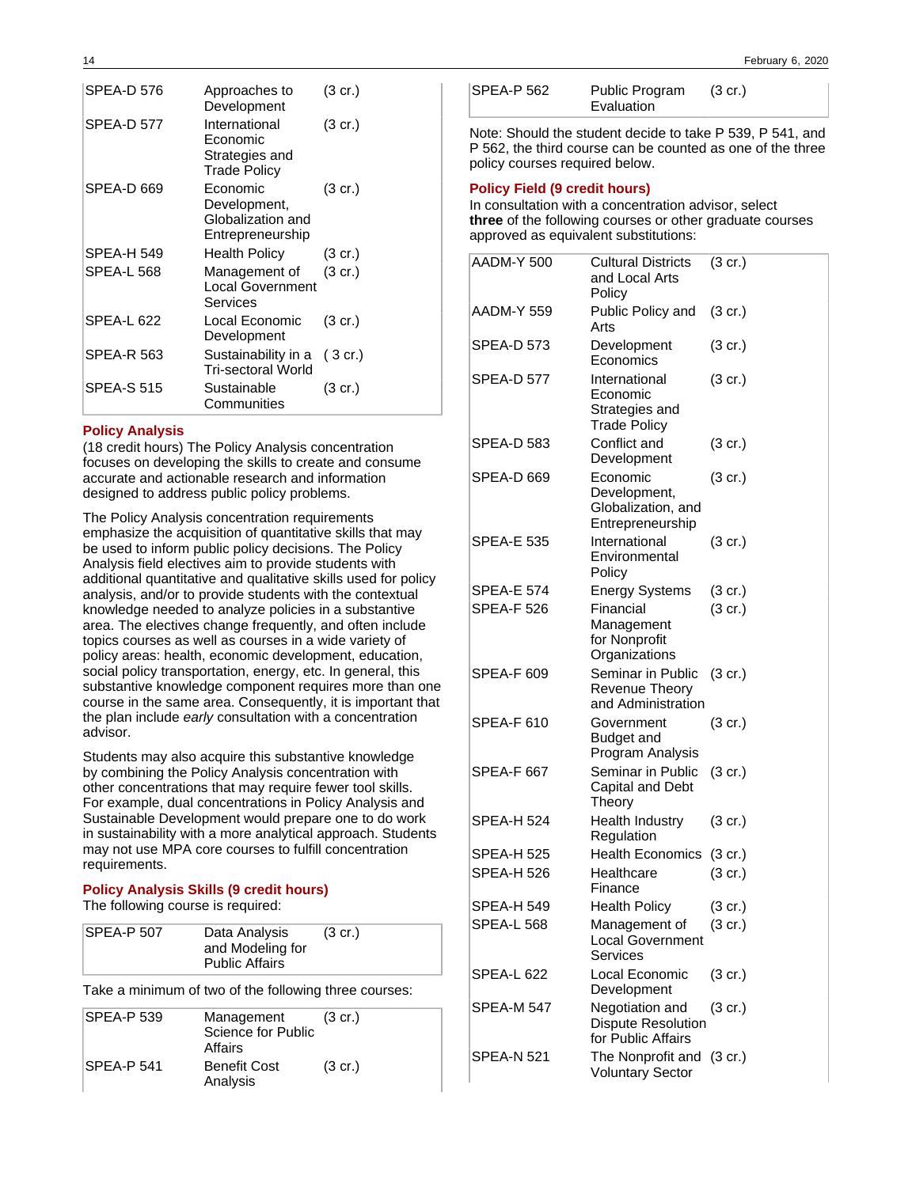| | | |
|---|---|---|
| SPEA-D 576 | Approaches to Development | (3 cr.) |
| SPEA-D 577 | International Economic Strategies and Trade Policy | (3 cr.) |
| SPEA-D 669 | Economic Development, Globalization and Entrepreneurship | (3 cr.) |
| SPEA-H 549 | Health Policy | (3 cr.) |
| SPEA-L 568 | Management of Local Government Services | (3 cr.) |
| SPEA-L 622 | Local Economic Development | (3 cr.) |
| SPEA-R 563 | Sustainability in a Tri-sectoral World | ( 3 cr.) |
| SPEA-S 515 | Sustainable Communities | (3 cr.) |

## Policy Analysis

(18 credit hours) The Policy Analysis concentration focuses on developing the skills to create and consume accurate and actionable research and information designed to address public policy problems.

The Policy Analysis concentration requirements emphasize the acquisition of quantitative skills that may be used to inform public policy decisions. The Policy Analysis field electives aim to provide students with additional quantitative and qualitative skills used for policy analysis, and/or to provide students with the contextual knowledge needed to analyze policies in a substantive area. The electives change frequently, and often include topics courses as well as courses in a wide variety of policy areas: health, economic development, education, social policy transportation, energy, etc. In general, this substantive knowledge component requires more than one course in the same area. Consequently, it is important that the plan include *early* consultation with a concentration advisor.

Students may also acquire this substantive knowledge by combining the Policy Analysis concentration with other concentrations that may require fewer tool skills. For example, dual concentrations in Policy Analysis and Sustainable Development would prepare one to do work in sustainability with a more analytical approach. Students may not use MPA core courses to fulfill concentration requirements.

### Policy Analysis Skills (9 credit hours)

The following course is required:

| | | |
|---|---|---|
| SPEA-P 507 | Data Analysis and Modeling for Public Affairs | (3 cr.) |

Take a minimum of two of the following three courses:

| | | |
|---|---|---|
| SPEA-P 539 | Management Science for Public Affairs | (3 cr.) |
| SPEA-P 541 | Benefit Cost Analysis | (3 cr.) |
| SPEA-P 562 | Public Program Evaluation | (3 cr.) |

Note: Should the student decide to take P 539, P 541, and P 562, the third course can be counted as one of the three policy courses required below.

### Policy Field (9 credit hours)

In consultation with a concentration advisor, select **three** of the following courses or other graduate courses approved as equivalent substitutions:

| | | |
|---|---|---|
| AADM-Y 500 | Cultural Districts and Local Arts Policy | (3 cr.) |
| AADM-Y 559 | Public Policy and Arts | (3 cr.) |
| SPEA-D 573 | Development Economics | (3 cr.) |
| SPEA-D 577 | International Economic Strategies and Trade Policy | (3 cr.) |
| SPEA-D 583 | Conflict and Development | (3 cr.) |
| SPEA-D 669 | Economic Development, Globalization, and Entrepreneurship | (3 cr.) |
| SPEA-E 535 | International Environmental Policy | (3 cr.) |
| SPEA-E 574 | Energy Systems | (3 cr.) |
| SPEA-F 526 | Financial Management for Nonprofit Organizations | (3 cr.) |
| SPEA-F 609 | Seminar in Public Revenue Theory and Administration | (3 cr.) |
| SPEA-F 610 | Government Budget and Program Analysis | (3 cr.) |
| SPEA-F 667 | Seminar in Public Capital and Debt Theory | (3 cr.) |
| SPEA-H 524 | Health Industry Regulation | (3 cr.) |
| SPEA-H 525 | Health Economics | (3 cr.) |
| SPEA-H 526 | Healthcare Finance | (3 cr.) |
| SPEA-H 549 | Health Policy | (3 cr.) |
| SPEA-L 568 | Management of Local Government Services | (3 cr.) |
| SPEA-L 622 | Local Economic Development | (3 cr.) |
| SPEA-M 547 | Negotiation and Dispute Resolution for Public Affairs | (3 cr.) |
| SPEA-N 521 | The Nonprofit and Voluntary Sector | (3 cr.) |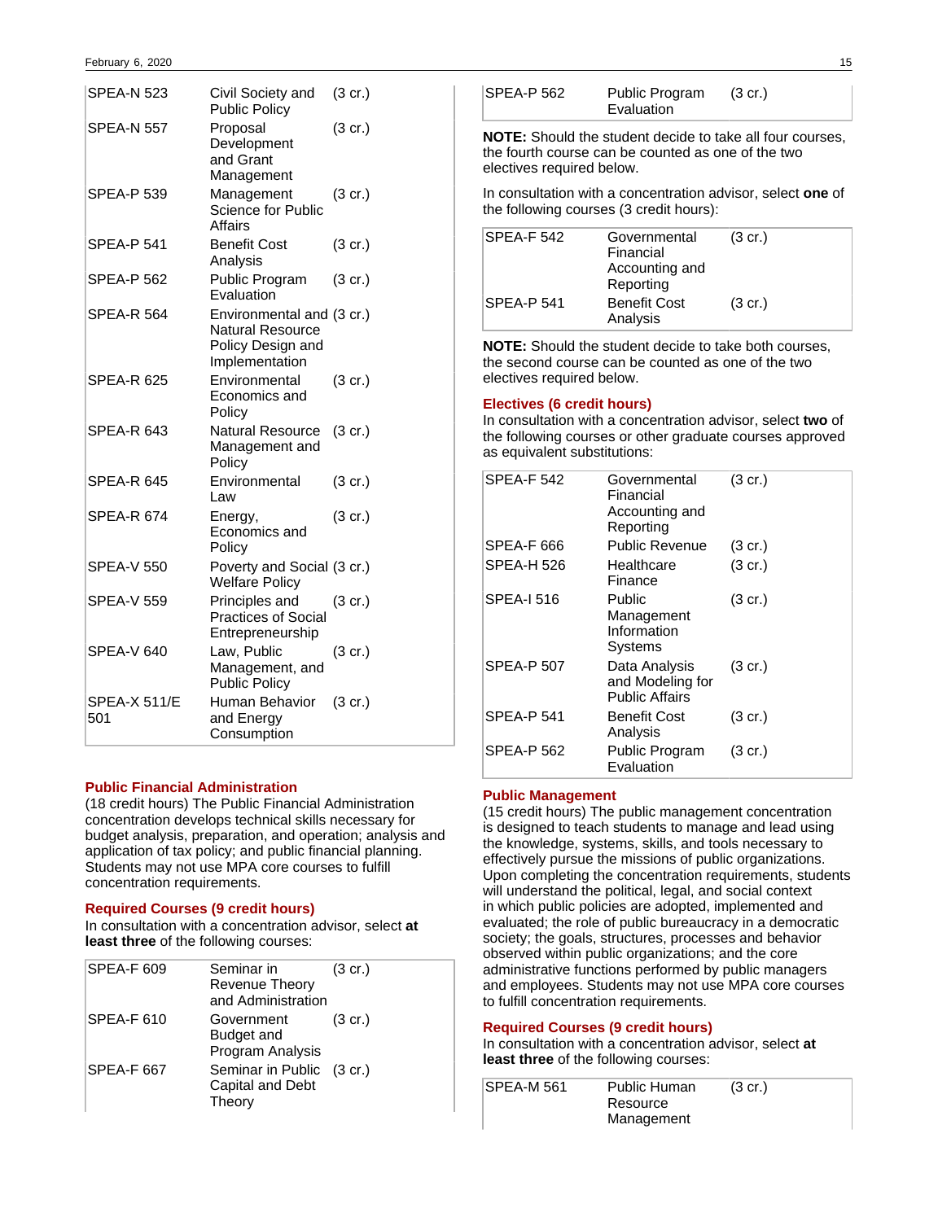| | | |
|---|---|---|
| SPEA-N 523 | Civil Society and Public Policy | (3 cr.) |
| SPEA-N 557 | Proposal Development and Grant Management | (3 cr.) |
| SPEA-P 539 | Management Science for Public Affairs | (3 cr.) |
| SPEA-P 541 | Benefit Cost Analysis | (3 cr.) |
| SPEA-P 562 | Public Program Evaluation | (3 cr.) |
| SPEA-R 564 | Environmental and Natural Resource Policy Design and Implementation | (3 cr.) |
| SPEA-R 625 | Environmental Economics and Policy | (3 cr.) |
| SPEA-R 643 | Natural Resource Management and Policy | (3 cr.) |
| SPEA-R 645 | Environmental Law | (3 cr.) |
| SPEA-R 674 | Energy, Economics and Policy | (3 cr.) |
| SPEA-V 550 | Poverty and Social Welfare Policy | (3 cr.) |
| SPEA-V 559 | Principles and Practices of Social Entrepreneurship | (3 cr.) |
| SPEA-V 640 | Law, Public Management, and Public Policy | (3 cr.) |
| SPEA-X 511/E 501 | Human Behavior and Energy Consumption | (3 cr.) |

### Public Financial Administration

(18 credit hours) The Public Financial Administration concentration develops technical skills necessary for budget analysis, preparation, and operation; analysis and application of tax policy; and public financial planning. Students may not use MPA core courses to fulfill concentration requirements.

#### Required Courses (9 credit hours)

In consultation with a concentration advisor, select **at least three** of the following courses:

| | | |
|---|---|---|
| SPEA-F 609 | Seminar in Revenue Theory and Administration | (3 cr.) |
| SPEA-F 610 | Government Budget and Program Analysis | (3 cr.) |
| SPEA-F 667 | Seminar in Public Capital and Debt Theory | (3 cr.) |
| SPEA-P 562 | Public Program Evaluation | (3 cr.) |

**NOTE:** Should the student decide to take all four courses, the fourth course can be counted as one of the two electives required below.

In consultation with a concentration advisor, select **one** of the following courses (3 credit hours):

| | | |
|---|---|---|
| SPEA-F 542 | Governmental Financial Accounting and Reporting | (3 cr.) |
| SPEA-P 541 | Benefit Cost Analysis | (3 cr.) |

**NOTE:** Should the student decide to take both courses, the second course can be counted as one of the two electives required below.

#### Electives (6 credit hours)

In consultation with a concentration advisor, select **two** of the following courses or other graduate courses approved as equivalent substitutions:

| | | |
|---|---|---|
| SPEA-F 542 | Governmental Financial Accounting and Reporting | (3 cr.) |
| SPEA-F 666 | Public Revenue | (3 cr.) |
| SPEA-H 526 | Healthcare Finance | (3 cr.) |
| SPEA-I 516 | Public Management Information Systems | (3 cr.) |
| SPEA-P 507 | Data Analysis and Modeling for Public Affairs | (3 cr.) |
| SPEA-P 541 | Benefit Cost Analysis | (3 cr.) |
| SPEA-P 562 | Public Program Evaluation | (3 cr.) |

### Public Management

(15 credit hours) The public management concentration is designed to teach students to manage and lead using the knowledge, systems, skills, and tools necessary to effectively pursue the missions of public organizations. Upon completing the concentration requirements, students will understand the political, legal, and social context in which public policies are adopted, implemented and evaluated; the role of public bureaucracy in a democratic society; the goals, structures, processes and behavior observed within public organizations; and the core administrative functions performed by public managers and employees. Students may not use MPA core courses to fulfill concentration requirements.

#### Required Courses (9 credit hours)

In consultation with a concentration advisor, select **at least three** of the following courses:

| | | |
|---|---|---|
| SPEA-M 561 | Public Human Resource Management | (3 cr.) |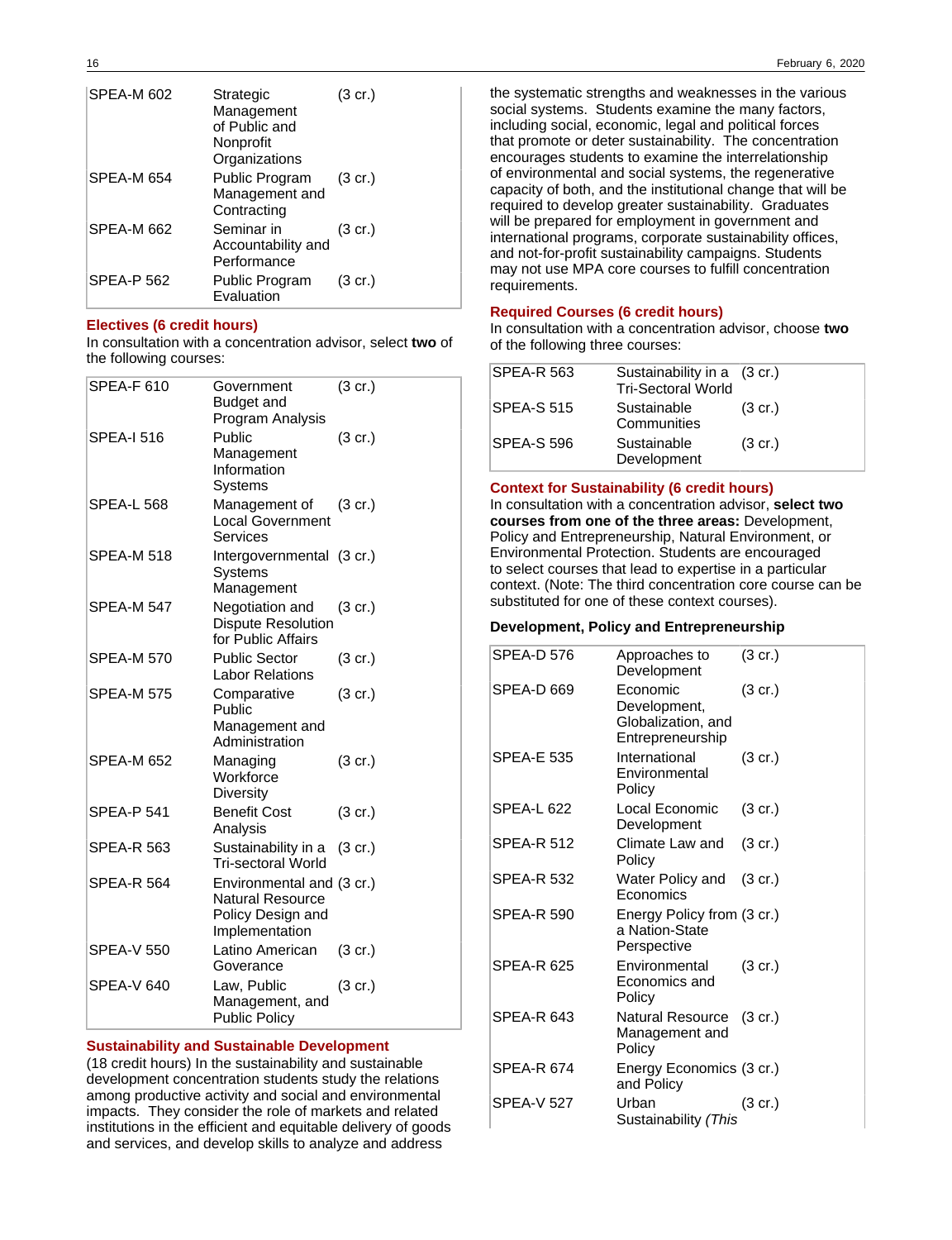| | | |
|---|---|---|
| SPEA-M 602 | Strategic Management of Public and Nonprofit Organizations | (3 cr.) |
| SPEA-M 654 | Public Program Management and Contracting | (3 cr.) |
| SPEA-M 662 | Seminar in Accountability and Performance | (3 cr.) |
| SPEA-P 562 | Public Program Evaluation | (3 cr.) |

### Electives (6 credit hours)

In consultation with a concentration advisor, select **two** of the following courses:

| | | |
|---|---|---|
| SPEA-F 610 | Government Budget and Program Analysis | (3 cr.) |
| SPEA-I 516 | Public Management Information Systems | (3 cr.) |
| SPEA-L 568 | Management of Local Government Services | (3 cr.) |
| SPEA-M 518 | Intergovernmental Systems Management | (3 cr.) |
| SPEA-M 547 | Negotiation and Dispute Resolution for Public Affairs | (3 cr.) |
| SPEA-M 570 | Public Sector Labor Relations | (3 cr.) |
| SPEA-M 575 | Comparative Public Management and Administration | (3 cr.) |
| SPEA-M 652 | Managing Workforce Diversity | (3 cr.) |
| SPEA-P 541 | Benefit Cost Analysis | (3 cr.) |
| SPEA-R 563 | Sustainability in a Tri-sectoral World | (3 cr.) |
| SPEA-R 564 | Environmental and Natural Resource Policy Design and Implementation | (3 cr.) |
| SPEA-V 550 | Latino American Goverance | (3 cr.) |
| SPEA-V 640 | Law, Public Management, and Public Policy | (3 cr.) |

### Sustainability and Sustainable Development

(18 credit hours) In the sustainability and sustainable development concentration students study the relations among productive activity and social and environmental impacts. They consider the role of markets and related institutions in the efficient and equitable delivery of goods and services, and develop skills to analyze and address the systematic strengths and weaknesses in the various social systems. Students examine the many factors, including social, economic, legal and political forces that promote or deter sustainability. The concentration encourages students to examine the interrelationship of environmental and social systems, the regenerative capacity of both, and the institutional change that will be required to develop greater sustainability. Graduates will be prepared for employment in government and international programs, corporate sustainability offices, and not-for-profit sustainability campaigns. Students may not use MPA core courses to fulfill concentration requirements.

### Required Courses (6 credit hours)

In consultation with a concentration advisor, choose **two** of the following three courses:

| | | |
|---|---|---|
| SPEA-R 563 | Sustainability in a Tri-Sectoral World | (3 cr.) |
| SPEA-S 515 | Sustainable Communities | (3 cr.) |
| SPEA-S 596 | Sustainable Development | (3 cr.) |

### Context for Sustainability (6 credit hours)

In consultation with a concentration advisor, **select two courses from one of the three areas:** Development, Policy and Entrepreneurship, Natural Environment, or Environmental Protection. Students are encouraged to select courses that lead to expertise in a particular context. (Note: The third concentration core course can be substituted for one of these context courses).

**Development, Policy and Entrepreneurship**

| | | |
|---|---|---|
| SPEA-D 576 | Approaches to Development | (3 cr.) |
| SPEA-D 669 | Economic Development, Globalization, and Entrepreneurship | (3 cr.) |
| SPEA-E 535 | International Environmental Policy | (3 cr.) |
| SPEA-L 622 | Local Economic Development | (3 cr.) |
| SPEA-R 512 | Climate Law and Policy | (3 cr.) |
| SPEA-R 532 | Water Policy and Economics | (3 cr.) |
| SPEA-R 590 | Energy Policy from a Nation-State Perspective | (3 cr.) |
| SPEA-R 625 | Environmental Economics and Policy | (3 cr.) |
| SPEA-R 643 | Natural Resource Management and Policy | (3 cr.) |
| SPEA-R 674 | Energy Economics and Policy | (3 cr.) |
| SPEA-V 527 | Urban Sustainability *(This* | (3 cr.) |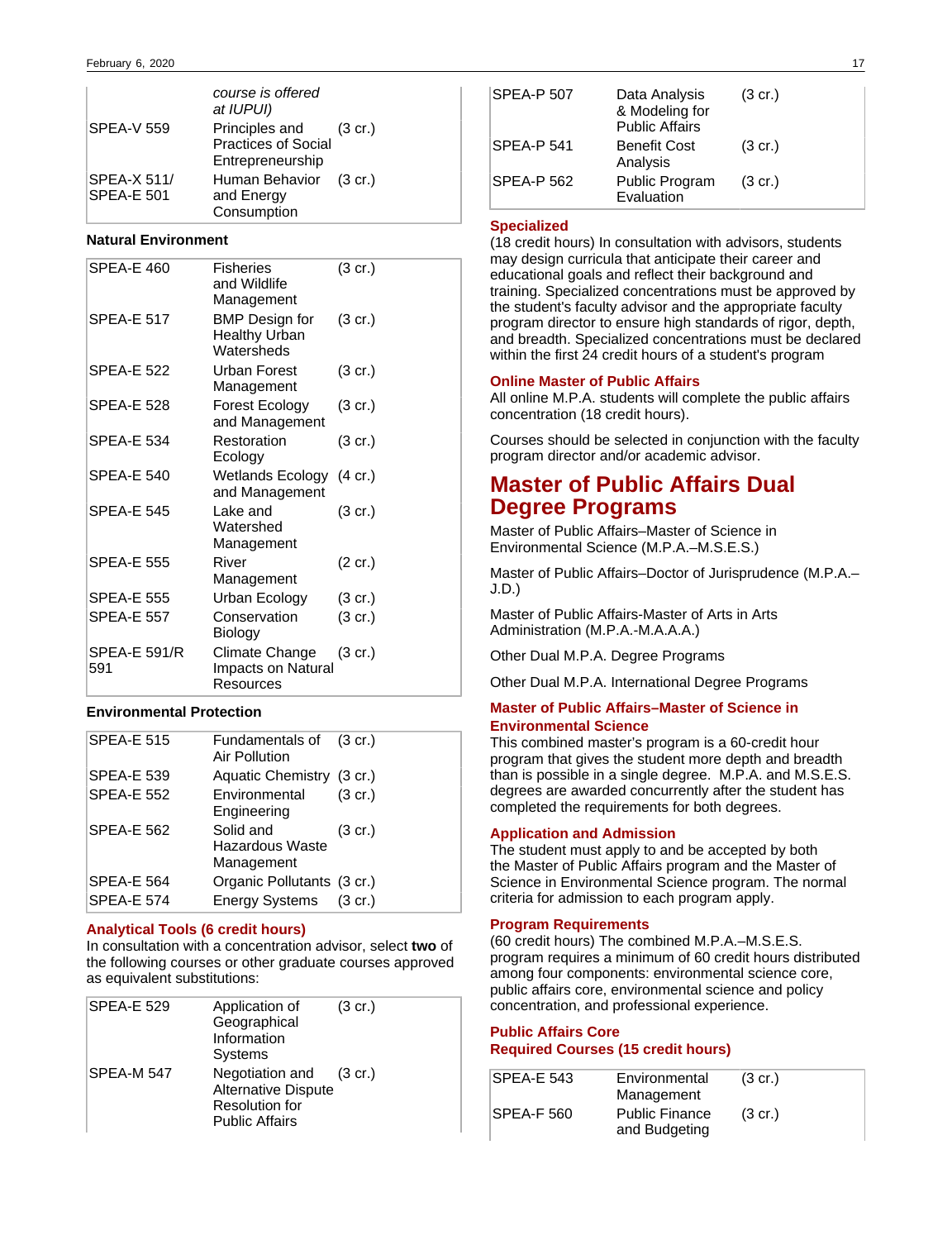| | | |
|---|---|---|
| | *course is offered at IUPUI)* | |
| SPEA-V 559 | Principles and Practices of Social Entrepreneurship | (3 cr.) |
| SPEA-X 511/ SPEA-E 501 | Human Behavior and Energy Consumption | (3 cr.) |

**Natural Environment**

| | | |
|---|---|---|
| SPEA-E 460 | Fisheries and Wildlife Management | (3 cr.) |
| SPEA-E 517 | BMP Design for Healthy Urban Watersheds | (3 cr.) |
| SPEA-E 522 | Urban Forest Management | (3 cr.) |
| SPEA-E 528 | Forest Ecology and Management | (3 cr.) |
| SPEA-E 534 | Restoration Ecology | (3 cr.) |
| SPEA-E 540 | Wetlands Ecology and Management | (4 cr.) |
| SPEA-E 545 | Lake and Watershed Management | (3 cr.) |
| SPEA-E 555 | River Management | (2 cr.) |
| SPEA-E 555 | Urban Ecology | (3 cr.) |
| SPEA-E 557 | Conservation Biology | (3 cr.) |
| SPEA-E 591/R 591 | Climate Change Impacts on Natural Resources | (3 cr.) |

**Environmental Protection**

| | | |
|---|---|---|
| SPEA-E 515 | Fundamentals of Air Pollution | (3 cr.) |
| SPEA-E 539 | Aquatic Chemistry | (3 cr.) |
| SPEA-E 552 | Environmental Engineering | (3 cr.) |
| SPEA-E 562 | Solid and Hazardous Waste Management | (3 cr.) |
| SPEA-E 564 | Organic Pollutants | (3 cr.) |
| SPEA-E 574 | Energy Systems | (3 cr.) |

#### Analytical Tools (6 credit hours)

In consultation with a concentration advisor, select **two** of the following courses or other graduate courses approved as equivalent substitutions:

| | | |
|---|---|---|
| SPEA-E 529 | Application of Geographical Information Systems | (3 cr.) |
| SPEA-M 547 | Negotiation and Alternative Dispute Resolution for Public Affairs | (3 cr.) |
| SPEA-P 507 | Data Analysis & Modeling for Public Affairs | (3 cr.) |
| SPEA-P 541 | Benefit Cost Analysis | (3 cr.) |
| SPEA-P 562 | Public Program Evaluation | (3 cr.) |

#### Specialized

(18 credit hours) In consultation with advisors, students may design curricula that anticipate their career and educational goals and reflect their background and training. Specialized concentrations must be approved by the student's faculty advisor and the appropriate faculty program director to ensure high standards of rigor, depth, and breadth. Specialized concentrations must be declared within the first 24 credit hours of a student's program

#### Online Master of Public Affairs

All online M.P.A. students will complete the public affairs concentration (18 credit hours).

Courses should be selected in conjunction with the faculty program director and/or academic advisor.

## Master of Public Affairs Dual Degree Programs

Master of Public Affairs–Master of Science in Environmental Science (M.P.A.–M.S.E.S.)

Master of Public Affairs–Doctor of Jurisprudence (M.P.A.–J.D.)

Master of Public Affairs-Master of Arts in Arts Administration (M.P.A.-M.A.A.A.)

Other Dual M.P.A. Degree Programs

Other Dual M.P.A. International Degree Programs

#### Master of Public Affairs–Master of Science in Environmental Science

This combined master's program is a 60-credit hour program that gives the student more depth and breadth than is possible in a single degree. M.P.A. and M.S.E.S. degrees are awarded concurrently after the student has completed the requirements for both degrees.

#### Application and Admission

The student must apply to and be accepted by both the Master of Public Affairs program and the Master of Science in Environmental Science program. The normal criteria for admission to each program apply.

#### Program Requirements

(60 credit hours) The combined M.P.A.–M.S.E.S. program requires a minimum of 60 credit hours distributed among four components: environmental science core, public affairs core, environmental science and policy concentration, and professional experience.

#### Public Affairs Core
#### Required Courses (15 credit hours)

| | | |
|---|---|---|
| SPEA-E 543 | Environmental Management | (3 cr.) |
| SPEA-F 560 | Public Finance and Budgeting | (3 cr.) |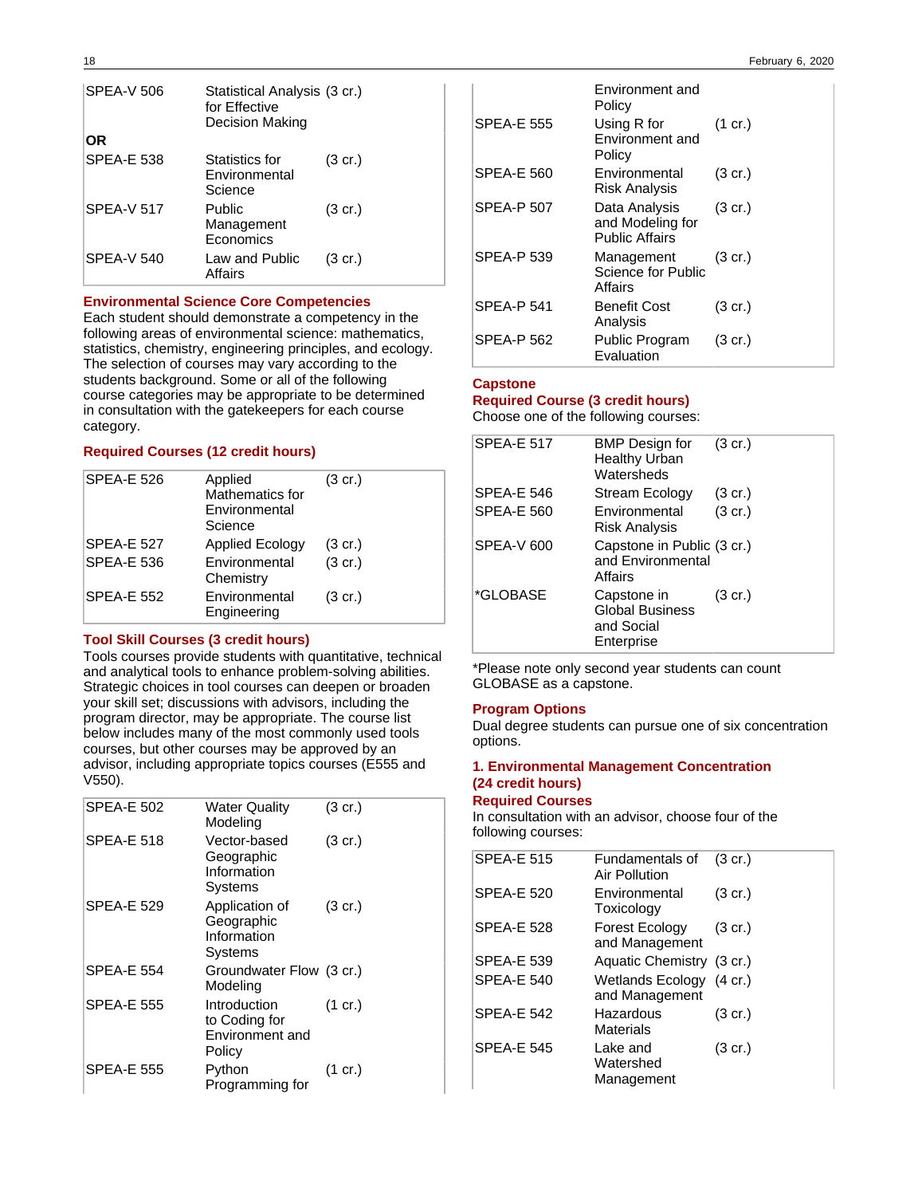| | | |
|---|---|---|
| SPEA-V 506 | Statistical Analysis for Effective Decision Making | (3 cr.) |
| **OR** | | |
| SPEA-E 538 | Statistics for Environmental Science | (3 cr.) |
| SPEA-V 517 | Public Management Economics | (3 cr.) |
| SPEA-V 540 | Law and Public Affairs | (3 cr.) |

### Environmental Science Core Competencies

Each student should demonstrate a competency in the following areas of environmental science: mathematics, statistics, chemistry, engineering principles, and ecology. The selection of courses may vary according to the students background. Some or all of the following course categories may be appropriate to be determined in consultation with the gatekeepers for each course category.

### Required Courses (12 credit hours)

| | | |
|---|---|---|
| SPEA-E 526 | Applied Mathematics for Environmental Science | (3 cr.) |
| SPEA-E 527 | Applied Ecology | (3 cr.) |
| SPEA-E 536 | Environmental Chemistry | (3 cr.) |
| SPEA-E 552 | Environmental Engineering | (3 cr.) |

### Tool Skill Courses (3 credit hours)

Tools courses provide students with quantitative, technical and analytical tools to enhance problem-solving abilities. Strategic choices in tool courses can deepen or broaden your skill set; discussions with advisors, including the program director, may be appropriate. The course list below includes many of the most commonly used tools courses, but other courses may be approved by an advisor, including appropriate topics courses (E555 and V550).

| | | |
|---|---|---|
| SPEA-E 502 | Water Quality Modeling | (3 cr.) |
| SPEA-E 518 | Vector-based Geographic Information Systems | (3 cr.) |
| SPEA-E 529 | Application of Geographic Information Systems | (3 cr.) |
| SPEA-E 554 | Groundwater Flow Modeling | (3 cr.) |
| SPEA-E 555 | Introduction to Coding for Environment and Policy | (1 cr.) |
| SPEA-E 555 | Python Programming for Environment and Policy | (1 cr.) |
| SPEA-E 555 | Using R for Environment and Policy | (1 cr.) |
| SPEA-E 560 | Environmental Risk Analysis | (3 cr.) |
| SPEA-P 507 | Data Analysis and Modeling for Public Affairs | (3 cr.) |
| SPEA-P 539 | Management Science for Public Affairs | (3 cr.) |
| SPEA-P 541 | Benefit Cost Analysis | (3 cr.) |
| SPEA-P 562 | Public Program Evaluation | (3 cr.) |

### Capstone

### Required Course (3 credit hours)

Choose one of the following courses:

| | | |
|---|---|---|
| SPEA-E 517 | BMP Design for Healthy Urban Watersheds | (3 cr.) |
| SPEA-E 546 | Stream Ecology | (3 cr.) |
| SPEA-E 560 | Environmental Risk Analysis | (3 cr.) |
| SPEA-V 600 | Capstone in Public and Environmental Affairs | (3 cr.) |
| *GLOBASE | Capstone in Global Business and Social Enterprise | (3 cr.) |

*Please note only second year students can count GLOBASE as a capstone.

### Program Options

Dual degree students can pursue one of six concentration options.

### 1. Environmental Management Concentration (24 credit hours)

### Required Courses

In consultation with an advisor, choose four of the following courses:

| | | |
|---|---|---|
| SPEA-E 515 | Fundamentals of Air Pollution | (3 cr.) |
| SPEA-E 520 | Environmental Toxicology | (3 cr.) |
| SPEA-E 528 | Forest Ecology and Management | (3 cr.) |
| SPEA-E 539 | Aquatic Chemistry | (3 cr.) |
| SPEA-E 540 | Wetlands Ecology and Management | (4 cr.) |
| SPEA-E 542 | Hazardous Materials | (3 cr.) |
| SPEA-E 545 | Lake and Watershed Management | (3 cr.) |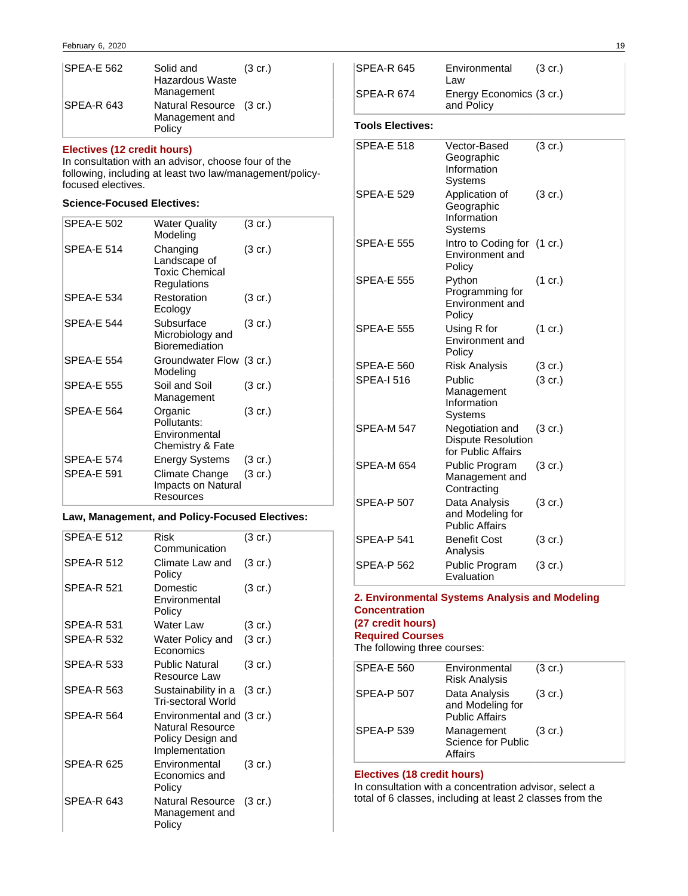| | | |
|---|---|---|
| SPEA-E 562 | Solid and Hazardous Waste Management | (3 cr.) |
| SPEA-R 643 | Natural Resource Management and Policy | (3 cr.) |

### Electives (12 credit hours)

In consultation with an advisor, choose four of the following, including at least two law/management/policy-focused electives.

**Science-Focused Electives:**

| | | |
|---|---|---|
| SPEA-E 502 | Water Quality Modeling | (3 cr.) |
| SPEA-E 514 | Changing Landscape of Toxic Chemical Regulations | (3 cr.) |
| SPEA-E 534 | Restoration Ecology | (3 cr.) |
| SPEA-E 544 | Subsurface Microbiology and Bioremediation | (3 cr.) |
| SPEA-E 554 | Groundwater Flow Modeling | (3 cr.) |
| SPEA-E 555 | Soil and Soil Management | (3 cr.) |
| SPEA-E 564 | Organic Pollutants: Environmental Chemistry & Fate | (3 cr.) |
| SPEA-E 574 | Energy Systems | (3 cr.) |
| SPEA-E 591 | Climate Change Impacts on Natural Resources | (3 cr.) |

**Law, Management, and Policy-Focused Electives:**

| | | |
|---|---|---|
| SPEA-E 512 | Risk Communication | (3 cr.) |
| SPEA-R 512 | Climate Law and Policy | (3 cr.) |
| SPEA-R 521 | Domestic Environmental Policy | (3 cr.) |
| SPEA-R 531 | Water Law | (3 cr.) |
| SPEA-R 532 | Water Policy and Economics | (3 cr.) |
| SPEA-R 533 | Public Natural Resource Law | (3 cr.) |
| SPEA-R 563 | Sustainability in a Tri-sectoral World | (3 cr.) |
| SPEA-R 564 | Environmental and Natural Resource Policy Design and Implementation | (3 cr.) |
| SPEA-R 625 | Environmental Economics and Policy | (3 cr.) |
| SPEA-R 643 | Natural Resource Management and Policy | (3 cr.) |
| SPEA-R 645 | Environmental Law | (3 cr.) |
| SPEA-R 674 | Energy Economics and Policy | (3 cr.) |

**Tools Electives:**

| | | |
|---|---|---|
| SPEA-E 518 | Vector-Based Geographic Information Systems | (3 cr.) |
| SPEA-E 529 | Application of Geographic Information Systems | (3 cr.) |
| SPEA-E 555 | Intro to Coding for Environment and Policy | (1 cr.) |
| SPEA-E 555 | Python Programming for Environment and Policy | (1 cr.) |
| SPEA-E 555 | Using R for Environment and Policy | (1 cr.) |
| SPEA-E 560 | Risk Analysis | (3 cr.) |
| SPEA-I 516 | Public Management Information Systems | (3 cr.) |
| SPEA-M 547 | Negotiation and Dispute Resolution for Public Affairs | (3 cr.) |
| SPEA-M 654 | Public Program Management and Contracting | (3 cr.) |
| SPEA-P 507 | Data Analysis and Modeling for Public Affairs | (3 cr.) |
| SPEA-P 541 | Benefit Cost Analysis | (3 cr.) |
| SPEA-P 562 | Public Program Evaluation | (3 cr.) |

## 2. Environmental Systems Analysis and Modeling Concentration

### (27 credit hours)

### Required Courses

The following three courses:

| | | |
|---|---|---|
| SPEA-E 560 | Environmental Risk Analysis | (3 cr.) |
| SPEA-P 507 | Data Analysis and Modeling for Public Affairs | (3 cr.) |
| SPEA-P 539 | Management Science for Public Affairs | (3 cr.) |

### Electives (18 credit hours)

In consultation with a concentration advisor, select a total of 6 classes, including at least 2 classes from the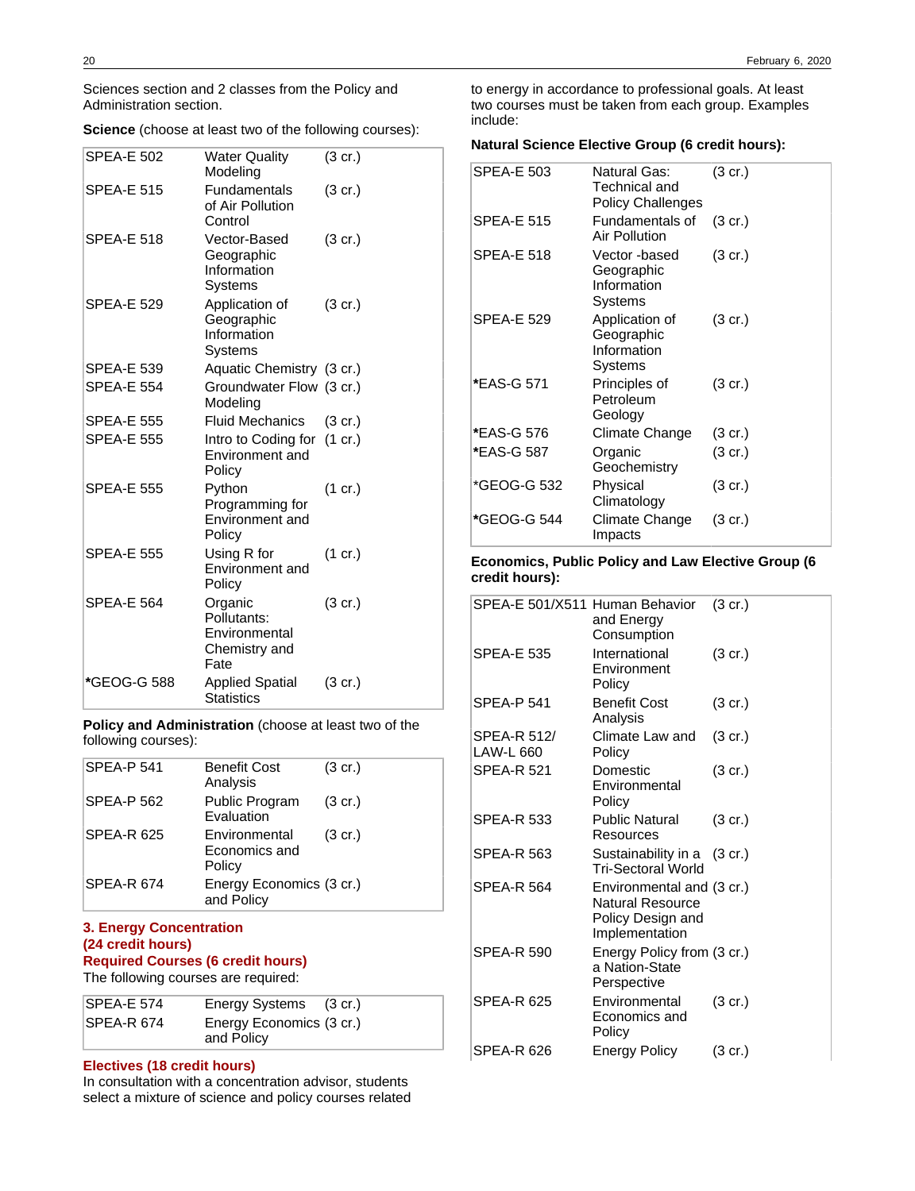Sciences section and 2 classes from the Policy and Administration section.

**Science** (choose at least two of the following courses):

| | | |
|---|---|---|
| SPEA-E 502 | Water Quality Modeling | (3 cr.) |
| SPEA-E 515 | Fundamentals of Air Pollution Control | (3 cr.) |
| SPEA-E 518 | Vector-Based Geographic Information Systems | (3 cr.) |
| SPEA-E 529 | Application of Geographic Information Systems | (3 cr.) |
| SPEA-E 539 | Aquatic Chemistry | (3 cr.) |
| SPEA-E 554 | Groundwater Flow Modeling | (3 cr.) |
| SPEA-E 555 | Fluid Mechanics | (3 cr.) |
| SPEA-E 555 | Intro to Coding for Environment and Policy | (1 cr.) |
| SPEA-E 555 | Python Programming for Environment and Policy | (1 cr.) |
| SPEA-E 555 | Using R for Environment and Policy | (1 cr.) |
| SPEA-E 564 | Organic Pollutants: Environmental Chemistry and Fate | (3 cr.) |
| *GEOG-G 588 | Applied Spatial Statistics | (3 cr.) |

**Policy and Administration** (choose at least two of the following courses):

| | | |
|---|---|---|
| SPEA-P 541 | Benefit Cost Analysis | (3 cr.) |
| SPEA-P 562 | Public Program Evaluation | (3 cr.) |
| SPEA-R 625 | Environmental Economics and Policy | (3 cr.) |
| SPEA-R 674 | Energy Economics and Policy | (3 cr.) |

## 3. Energy Concentration (24 credit hours)

### Required Courses (6 credit hours)

The following courses are required:

| | | |
|---|---|---|
| SPEA-E 574 | Energy Systems | (3 cr.) |
| SPEA-R 674 | Energy Economics and Policy | (3 cr.) |

### Electives (18 credit hours)

In consultation with a concentration advisor, students select a mixture of science and policy courses related to energy in accordance to professional goals. At least two courses must be taken from each group. Examples include:

**Natural Science Elective Group (6 credit hours):**

| | | |
|---|---|---|
| SPEA-E 503 | Natural Gas: Technical and Policy Challenges | (3 cr.) |
| SPEA-E 515 | Fundamentals of Air Pollution | (3 cr.) |
| SPEA-E 518 | Vector -based Geographic Information Systems | (3 cr.) |
| SPEA-E 529 | Application of Geographic Information Systems | (3 cr.) |
| *EAS-G 571 | Principles of Petroleum Geology | (3 cr.) |
| *EAS-G 576 | Climate Change | (3 cr.) |
| *EAS-G 587 | Organic Geochemistry | (3 cr.) |
| *GEOG-G 532 | Physical Climatology | (3 cr.) |
| *GEOG-G 544 | Climate Change Impacts | (3 cr.) |

**Economics, Public Policy and Law Elective Group (6 credit hours):**

| | | |
|---|---|---|
| SPEA-E 501/X511 | Human Behavior and Energy Consumption | (3 cr.) |
| SPEA-E 535 | International Environment Policy | (3 cr.) |
| SPEA-P 541 | Benefit Cost Analysis | (3 cr.) |
| SPEA-R 512/ LAW-L 660 | Climate Law and Policy | (3 cr.) |
| SPEA-R 521 | Domestic Environmental Policy | (3 cr.) |
| SPEA-R 533 | Public Natural Resources | (3 cr.) |
| SPEA-R 563 | Sustainability in a Tri-Sectoral World | (3 cr.) |
| SPEA-R 564 | Environmental and Natural Resource Policy Design and Implementation | (3 cr.) |
| SPEA-R 590 | Energy Policy from a Nation-State Perspective | (3 cr.) |
| SPEA-R 625 | Environmental Economics and Policy | (3 cr.) |
| SPEA-R 626 | Energy Policy | (3 cr.) |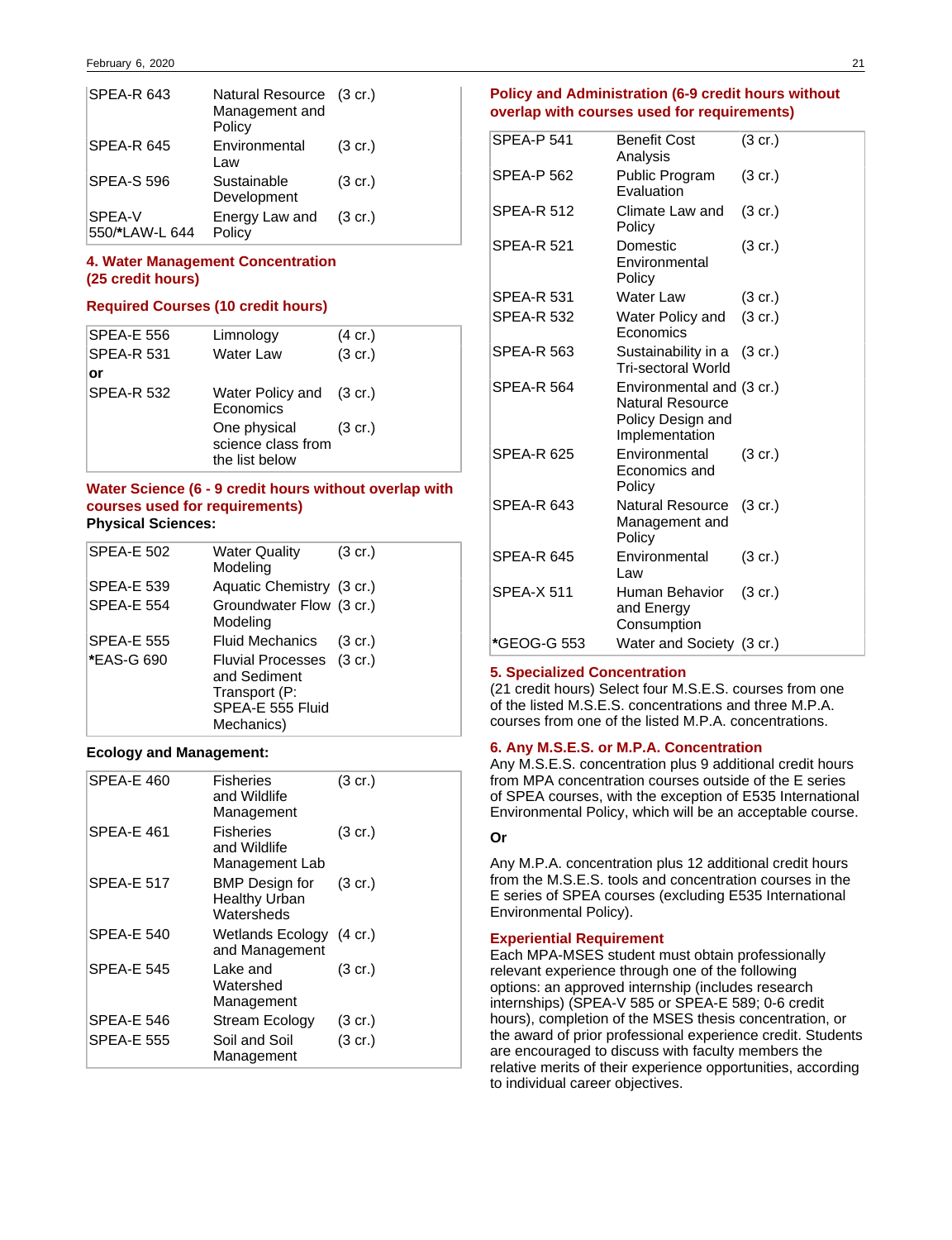| | | |
|---|---|---|
| SPEA-R 643 | Natural Resource Management and Policy | (3 cr.) |
| SPEA-R 645 | Environmental Law | (3 cr.) |
| SPEA-S 596 | Sustainable Development | (3 cr.) |
| SPEA-V 550/*LAW-L 644 | Energy Law and Policy | (3 cr.) |

### 4. Water Management Concentration (25 credit hours)

#### Required Courses (10 credit hours)

| | | |
|---|---|---|
| SPEA-E 556 | Limnology | (4 cr.) |
| SPEA-R 531 | Water Law | (3 cr.) |
| **or** | | |
| SPEA-R 532 | Water Policy and Economics | (3 cr.) |
| | One physical science class from the list below | (3 cr.) |

#### Water Science (6 - 9 credit hours without overlap with courses used for requirements)

**Physical Sciences:**

| | | |
|---|---|---|
| SPEA-E 502 | Water Quality Modeling | (3 cr.) |
| SPEA-E 539 | Aquatic Chemistry | (3 cr.) |
| SPEA-E 554 | Groundwater Flow Modeling | (3 cr.) |
| SPEA-E 555 | Fluid Mechanics | (3 cr.) |
| *EAS-G 690 | Fluvial Processes and Sediment Transport (P: SPEA-E 555 Fluid Mechanics) | (3 cr.) |

**Ecology and Management:**

| | | |
|---|---|---|
| SPEA-E 460 | Fisheries and Wildlife Management | (3 cr.) |
| SPEA-E 461 | Fisheries and Wildlife Management Lab | (3 cr.) |
| SPEA-E 517 | BMP Design for Healthy Urban Watersheds | (3 cr.) |
| SPEA-E 540 | Wetlands Ecology and Management | (4 cr.) |
| SPEA-E 545 | Lake and Watershed Management | (3 cr.) |
| SPEA-E 546 | Stream Ecology | (3 cr.) |
| SPEA-E 555 | Soil and Soil Management | (3 cr.) |

#### Policy and Administration (6-9 credit hours without overlap with courses used for requirements)

| | | |
|---|---|---|
| SPEA-P 541 | Benefit Cost Analysis | (3 cr.) |
| SPEA-P 562 | Public Program Evaluation | (3 cr.) |
| SPEA-R 512 | Climate Law and Policy | (3 cr.) |
| SPEA-R 521 | Domestic Environmental Policy | (3 cr.) |
| SPEA-R 531 | Water Law | (3 cr.) |
| SPEA-R 532 | Water Policy and Economics | (3 cr.) |
| SPEA-R 563 | Sustainability in a Tri-sectoral World | (3 cr.) |
| SPEA-R 564 | Environmental and Natural Resource Policy Design and Implementation | (3 cr.) |
| SPEA-R 625 | Environmental Economics and Policy | (3 cr.) |
| SPEA-R 643 | Natural Resource Management and Policy | (3 cr.) |
| SPEA-R 645 | Environmental Law | (3 cr.) |
| SPEA-X 511 | Human Behavior and Energy Consumption | (3 cr.) |
| *GEOG-G 553 | Water and Society | (3 cr.) |

### 5. Specialized Concentration

(21 credit hours) Select four M.S.E.S. courses from one of the listed M.S.E.S. concentrations and three M.P.A. courses from one of the listed M.P.A. concentrations.

### 6. Any M.S.E.S. or M.P.A. Concentration

Any M.S.E.S. concentration plus 9 additional credit hours from MPA concentration courses outside of the E series of SPEA courses, with the exception of E535 International Environmental Policy, which will be an acceptable course.

**Or**

Any M.P.A. concentration plus 12 additional credit hours from the M.S.E.S. tools and concentration courses in the E series of SPEA courses (excluding E535 International Environmental Policy).

### Experiential Requirement

Each MPA-MSES student must obtain professionally relevant experience through one of the following options: an approved internship (includes research internships) (SPEA-V 585 or SPEA-E 589; 0-6 credit hours), completion of the MSES thesis concentration, or the award of prior professional experience credit. Students are encouraged to discuss with faculty members the relative merits of their experience opportunities, according to individual career objectives.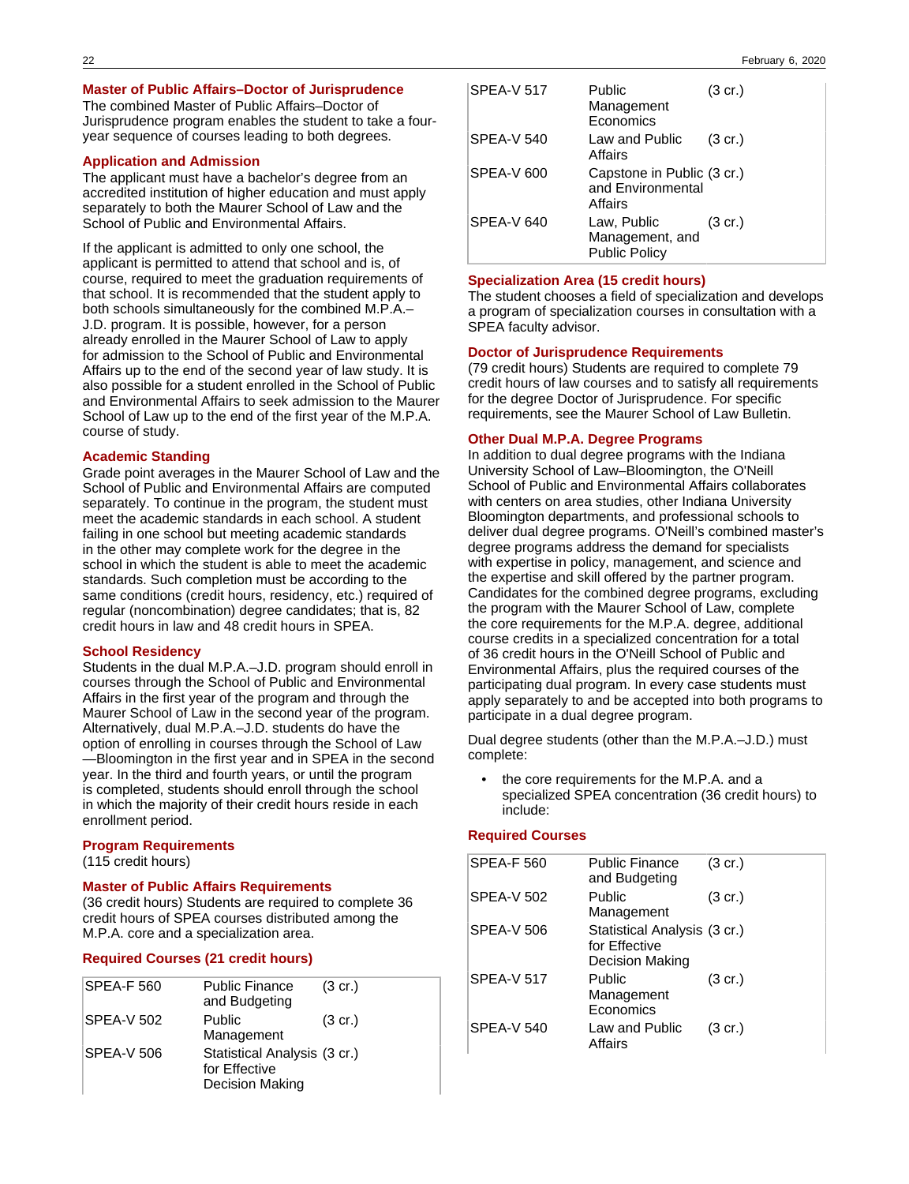## Master of Public Affairs–Doctor of Jurisprudence

The combined Master of Public Affairs–Doctor of Jurisprudence program enables the student to take a four-year sequence of courses leading to both degrees.

### Application and Admission

The applicant must have a bachelor's degree from an accredited institution of higher education and must apply separately to both the Maurer School of Law and the School of Public and Environmental Affairs.

If the applicant is admitted to only one school, the applicant is permitted to attend that school and is, of course, required to meet the graduation requirements of that school. It is recommended that the student apply to both schools simultaneously for the combined M.P.A.–J.D. program. It is possible, however, for a person already enrolled in the Maurer School of Law to apply for admission to the School of Public and Environmental Affairs up to the end of the second year of law study. It is also possible for a student enrolled in the School of Public and Environmental Affairs to seek admission to the Maurer School of Law up to the end of the first year of the M.P.A. course of study.

### Academic Standing

Grade point averages in the Maurer School of Law and the School of Public and Environmental Affairs are computed separately. To continue in the program, the student must meet the academic standards in each school. A student failing in one school but meeting academic standards in the other may complete work for the degree in the school in which the student is able to meet the academic standards. Such completion must be according to the same conditions (credit hours, residency, etc.) required of regular (noncombination) degree candidates; that is, 82 credit hours in law and 48 credit hours in SPEA.

### School Residency

Students in the dual M.P.A.–J.D. program should enroll in courses through the School of Public and Environmental Affairs in the first year of the program and through the Maurer School of Law in the second year of the program. Alternatively, dual M.P.A.–J.D. students do have the option of enrolling in courses through the School of Law—Bloomington in the first year and in SPEA in the second year. In the third and fourth years, or until the program is completed, students should enroll through the school in which the majority of their credit hours reside in each enrollment period.

### Program Requirements

(115 credit hours)

### Master of Public Affairs Requirements

(36 credit hours) Students are required to complete 36 credit hours of SPEA courses distributed among the M.P.A. core and a specialization area.

### Required Courses (21 credit hours)

| | | |
|---|---|---|
| SPEA-F 560 | Public Finance and Budgeting | (3 cr.) |
| SPEA-V 502 | Public Management | (3 cr.) |
| SPEA-V 506 | Statistical Analysis for Effective Decision Making | (3 cr.) |
| SPEA-V 517 | Public Management Economics | (3 cr.) |
| SPEA-V 540 | Law and Public Affairs | (3 cr.) |
| SPEA-V 600 | Capstone in Public and Environmental Affairs | (3 cr.) |
| SPEA-V 640 | Law, Public Management, and Public Policy | (3 cr.) |

### Specialization Area (15 credit hours)

The student chooses a field of specialization and develops a program of specialization courses in consultation with a SPEA faculty advisor.

### Doctor of Jurisprudence Requirements

(79 credit hours) Students are required to complete 79 credit hours of law courses and to satisfy all requirements for the degree Doctor of Jurisprudence. For specific requirements, see the Maurer School of Law Bulletin.

### Other Dual M.P.A. Degree Programs

In addition to dual degree programs with the Indiana University School of Law–Bloomington, the O'Neill School of Public and Environmental Affairs collaborates with centers on area studies, other Indiana University Bloomington departments, and professional schools to deliver dual degree programs. O'Neill's combined master's degree programs address the demand for specialists with expertise in policy, management, and science and the expertise and skill offered by the partner program. Candidates for the combined degree programs, excluding the program with the Maurer School of Law, complete the core requirements for the M.P.A. degree, additional course credits in a specialized concentration for a total of 36 credit hours in the O'Neill School of Public and Environmental Affairs, plus the required courses of the participating dual program. In every case students must apply separately to and be accepted into both programs to participate in a dual degree program.

Dual degree students (other than the M.P.A.–J.D.) must complete:

- the core requirements for the M.P.A. and a specialized SPEA concentration (36 credit hours) to include:

### Required Courses

| | | |
|---|---|---|
| SPEA-F 560 | Public Finance and Budgeting | (3 cr.) |
| SPEA-V 502 | Public Management | (3 cr.) |
| SPEA-V 506 | Statistical Analysis for Effective Decision Making | (3 cr.) |
| SPEA-V 517 | Public Management Economics | (3 cr.) |
| SPEA-V 540 | Law and Public Affairs | (3 cr.) |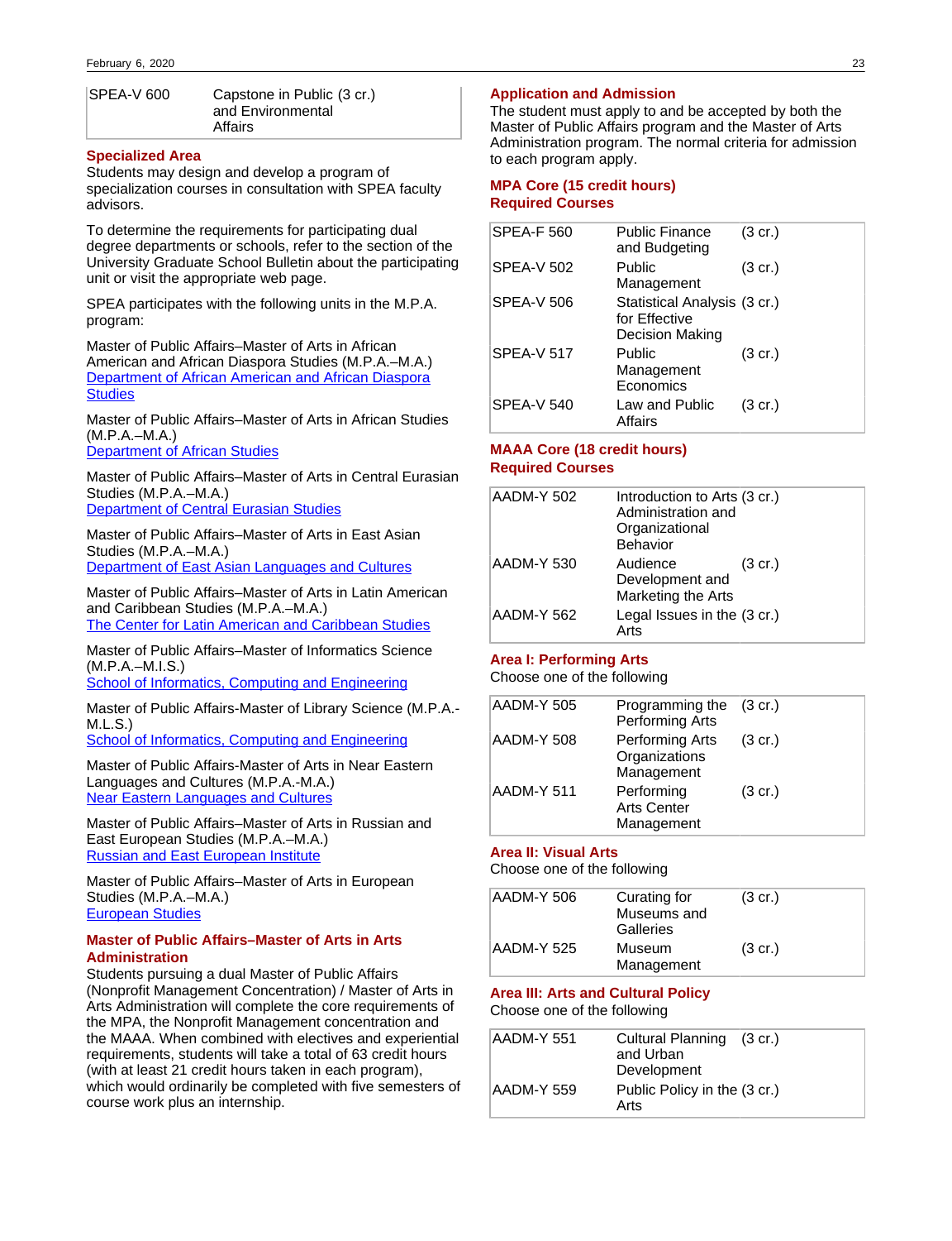| | | |
|---|---|---|
| SPEA-V 600 | Capstone in Public and Environmental Affairs | (3 cr.) |

## Specialized Area

Students may design and develop a program of specialization courses in consultation with SPEA faculty advisors.

To determine the requirements for participating dual degree departments or schools, refer to the section of the University Graduate School Bulletin about the participating unit or visit the appropriate web page.

SPEA participates with the following units in the M.P.A. program:

Master of Public Affairs–Master of Arts in African American and African Diaspora Studies (M.P.A.–M.A.)
Department of African American and African Diaspora Studies

Master of Public Affairs–Master of Arts in African Studies (M.P.A.–M.A.)
Department of African Studies

Master of Public Affairs–Master of Arts in Central Eurasian Studies (M.P.A.–M.A.)
Department of Central Eurasian Studies

Master of Public Affairs–Master of Arts in East Asian Studies (M.P.A.–M.A.)
Department of East Asian Languages and Cultures

Master of Public Affairs–Master of Arts in Latin American and Caribbean Studies (M.P.A.–M.A.)
The Center for Latin American and Caribbean Studies

Master of Public Affairs–Master of Informatics Science (M.P.A.–M.I.S.)
School of Informatics, Computing and Engineering

Master of Public Affairs-Master of Library Science (M.P.A.-M.L.S.)
School of Informatics, Computing and Engineering

Master of Public Affairs-Master of Arts in Near Eastern Languages and Cultures (M.P.A.-M.A.)
Near Eastern Languages and Cultures

Master of Public Affairs–Master of Arts in Russian and East European Studies (M.P.A.–M.A.)
Russian and East European Institute

Master of Public Affairs–Master of Arts in European Studies (M.P.A.–M.A.)
European Studies

## Master of Public Affairs–Master of Arts in Arts Administration

Students pursuing a dual Master of Public Affairs (Nonprofit Management Concentration) / Master of Arts in Arts Administration will complete the core requirements of the MPA, the Nonprofit Management concentration and the MAAA. When combined with electives and experiential requirements, students will take a total of 63 credit hours (with at least 21 credit hours taken in each program), which would ordinarily be completed with five semesters of course work plus an internship.

## Application and Admission

The student must apply to and be accepted by both the Master of Public Affairs program and the Master of Arts Administration program. The normal criteria for admission to each program apply.

## MPA Core (15 credit hours)

### Required Courses

| | | |
|---|---|---|
| SPEA-F 560 | Public Finance and Budgeting | (3 cr.) |
| SPEA-V 502 | Public Management | (3 cr.) |
| SPEA-V 506 | Statistical Analysis for Effective Decision Making | (3 cr.) |
| SPEA-V 517 | Public Management Economics | (3 cr.) |
| SPEA-V 540 | Law and Public Affairs | (3 cr.) |

## MAAA Core (18 credit hours)

### Required Courses

| | | |
|---|---|---|
| AADM-Y 502 | Introduction to Arts Administration and Organizational Behavior | (3 cr.) |
| AADM-Y 530 | Audience Development and Marketing the Arts | (3 cr.) |
| AADM-Y 562 | Legal Issues in the Arts | (3 cr.) |

## Area I: Performing Arts

Choose one of the following

| | | |
|---|---|---|
| AADM-Y 505 | Programming the Performing Arts | (3 cr.) |
| AADM-Y 508 | Performing Arts Organizations Management | (3 cr.) |
| AADM-Y 511 | Performing Arts Center Management | (3 cr.) |

## Area II: Visual Arts

Choose one of the following

| | | |
|---|---|---|
| AADM-Y 506 | Curating for Museums and Galleries | (3 cr.) |
| AADM-Y 525 | Museum Management | (3 cr.) |

## Area III: Arts and Cultural Policy

Choose one of the following

| | | |
|---|---|---|
| AADM-Y 551 | Cultural Planning and Urban Development | (3 cr.) |
| AADM-Y 559 | Public Policy in the Arts | (3 cr.) |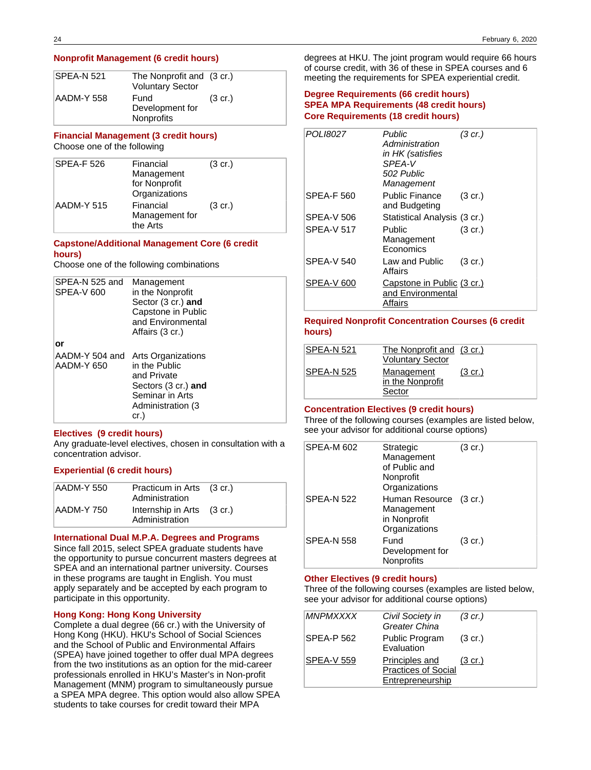### Nonprofit Management (6 credit hours)

| | | |
|---|---|---|
| SPEA-N 521 | The Nonprofit and Voluntary Sector | (3 cr.) |
| AADM-Y 558 | Fund Development for Nonprofits | (3 cr.) |

### Financial Management (3 credit hours)

Choose one of the following

| | | |
|---|---|---|
| SPEA-F 526 | Financial Management for Nonprofit Organizations | (3 cr.) |
| AADM-Y 515 | Financial Management for the Arts | (3 cr.) |

### Capstone/Additional Management Core (6 credit hours)

Choose one of the following combinations

| | |
|---|---|
| SPEA-N 525 and SPEA-V 600 | Management in the Nonprofit Sector (3 cr.) **and** Capstone in Public and Environmental Affairs (3 cr.) |
| **or** | |
| AADM-Y 504 and AADM-Y 650 | Arts Organizations in the Public and Private Sectors (3 cr.) **and** Seminar in Arts Administration (3 cr.) |

### Electives (9 credit hours)

Any graduate-level electives, chosen in consultation with a concentration advisor.

### Experiential (6 credit hours)

| | | |
|---|---|---|
| AADM-Y 550 | Practicum in Arts Administration | (3 cr.) |
| AADM-Y 750 | Internship in Arts Administration | (3 cr.) |

### International Dual M.P.A. Degrees and Programs

Since fall 2015, select SPEA graduate students have the opportunity to pursue concurrent masters degrees at SPEA and an international partner university. Courses in these programs are taught in English. You must apply separately and be accepted by each program to participate in this opportunity.

### Hong Kong: Hong Kong University

Complete a dual degree (66 cr.) with the University of Hong Kong (HKU). HKU's School of Social Sciences and the School of Public and Environmental Affairs (SPEA) have joined together to offer dual MPA degrees from the two institutions as an option for the mid-career professionals enrolled in HKU's Master's in Non-profit Management (MNM) program to simultaneously pursue a SPEA MPA degree. This option would also allow SPEA students to take courses for credit toward their MPA degrees at HKU. The joint program would require 66 hours of course credit, with 36 of these in SPEA courses and 6 meeting the requirements for SPEA experiential credit.

### Degree Requirements (66 credit hours)

### SPEA MPA Requirements (48 credit hours)

### Core Requirements (18 credit hours)

| | | |
|---|---|---|
| *POLI8027* | *Public Administration in HK (satisfies SPEA-V 502 Public Management* | *(3 cr.)* |
| SPEA-F 560 | Public Finance and Budgeting | (3 cr.) |
| SPEA-V 506 | Statistical Analysis | (3 cr.) |
| SPEA-V 517 | Public Management Economics | (3 cr.) |
| SPEA-V 540 | Law and Public Affairs | (3 cr.) |
| SPEA-V 600 | Capstone in Public and Environmental Affairs | (3 cr.) |

### Required Nonprofit Concentration Courses (6 credit hours)

| | | |
|---|---|---|
| SPEA-N 521 | The Nonprofit and Voluntary Sector | (3 cr.) |
| SPEA-N 525 | Management in the Nonprofit Sector | (3 cr.) |

### Concentration Electives (9 credit hours)

Three of the following courses (examples are listed below, see your advisor for additional course options)

| | | |
|---|---|---|
| SPEA-M 602 | Strategic Management of Public and Nonprofit Organizations | (3 cr.) |
| SPEA-N 522 | Human Resource Management in Nonprofit Organizations | (3 cr.) |
| SPEA-N 558 | Fund Development for Nonprofits | (3 cr.) |

### Other Electives (9 credit hours)

Three of the following courses (examples are listed below, see your advisor for additional course options)

| | | |
|---|---|---|
| *MNMPXXXX* | *Civil Society in Greater China* | *(3 cr.)* |
| SPEA-P 562 | Public Program Evaluation | (3 cr.) |
| SPEA-V 559 | Principles and Practices of Social Entrepreneurship | (3 cr.) |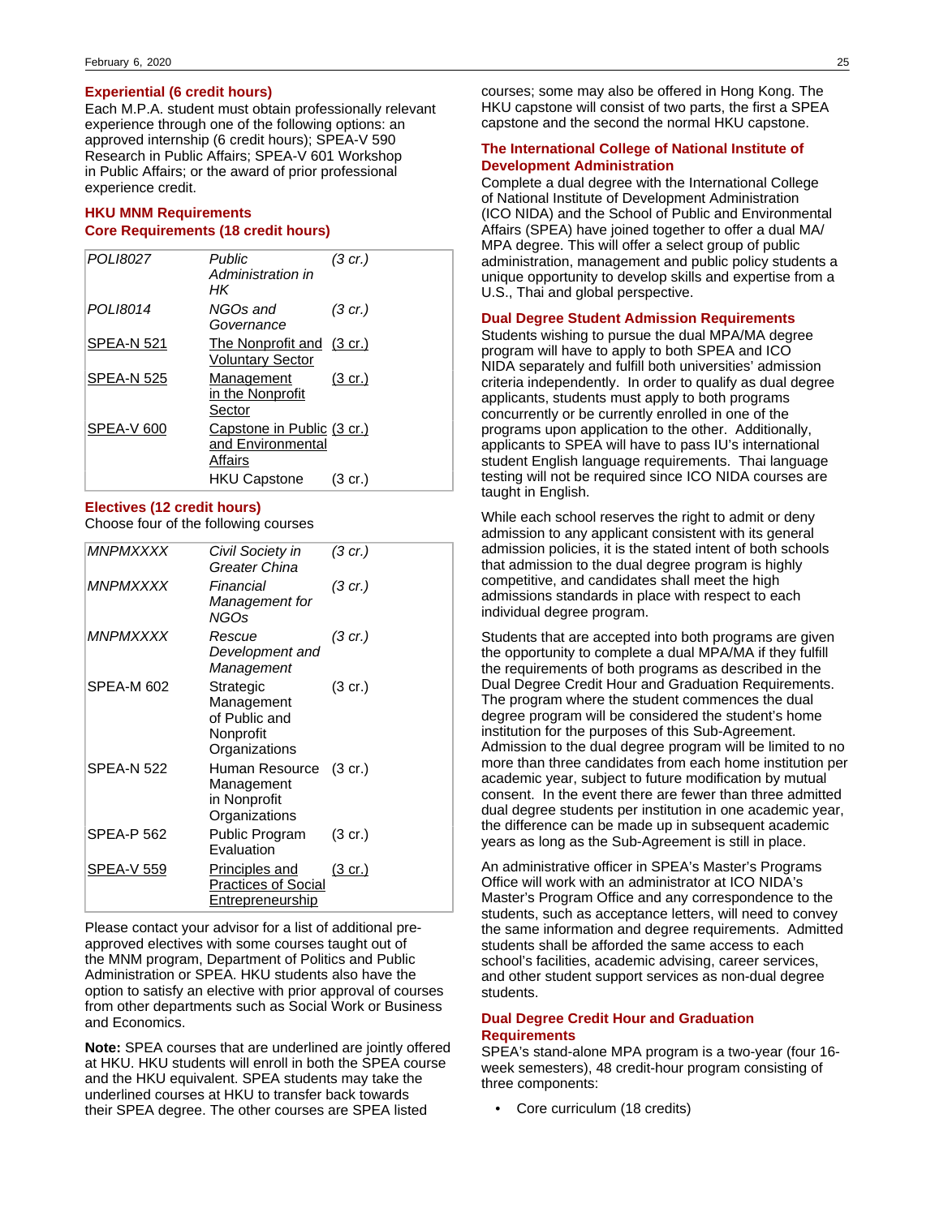### Experiential (6 credit hours)

Each M.P.A. student must obtain professionally relevant experience through one of the following options: an approved internship (6 credit hours); SPEA-V 590 Research in Public Affairs; SPEA-V 601 Workshop in Public Affairs; or the award of prior professional experience credit.

### HKU MNM Requirements

### Core Requirements (18 credit hours)

| | | |
|---|---|---|
| *POLI8027* | *Public Administration in HK* | *(3 cr.)* |
| *POLI8014* | *NGOs and Governance* | *(3 cr.)* |
| SPEA-N 521 | The Nonprofit and Voluntary Sector | (3 cr.) |
| SPEA-N 525 | Management in the Nonprofit Sector | (3 cr.) |
| SPEA-V 600 | Capstone in Public and Environmental Affairs | (3 cr.) |
| | HKU Capstone | (3 cr.) |

### Electives (12 credit hours)

Choose four of the following courses

| | | |
|---|---|---|
| *MNPMXXXX* | *Civil Society in Greater China* | *(3 cr.)* |
| *MNPMXXXX* | *Financial Management for NGOs* | *(3 cr.)* |
| *MNPMXXXX* | *Rescue Development and Management* | *(3 cr.)* |
| SPEA-M 602 | Strategic Management of Public and Nonprofit Organizations | (3 cr.) |
| SPEA-N 522 | Human Resource Management in Nonprofit Organizations | (3 cr.) |
| SPEA-P 562 | Public Program Evaluation | (3 cr.) |
| SPEA-V 559 | Principles and Practices of Social Entrepreneurship | (3 cr.) |

Please contact your advisor for a list of additional pre-approved electives with some courses taught out of the MNM program, Department of Politics and Public Administration or SPEA. HKU students also have the option to satisfy an elective with prior approval of courses from other departments such as Social Work or Business and Economics.

**Note:** SPEA courses that are underlined are jointly offered at HKU. HKU students will enroll in both the SPEA course and the HKU equivalent. SPEA students may take the underlined courses at HKU to transfer back towards their SPEA degree. The other courses are SPEA listed courses; some may also be offered in Hong Kong. The HKU capstone will consist of two parts, the first a SPEA capstone and the second the normal HKU capstone.

### The International College of National Institute of Development Administration

Complete a dual degree with the International College of National Institute of Development Administration (ICO NIDA) and the School of Public and Environmental Affairs (SPEA) have joined together to offer a dual MA/MPA degree. This will offer a select group of public administration, management and public policy students a unique opportunity to develop skills and expertise from a U.S., Thai and global perspective.

### Dual Degree Student Admission Requirements

Students wishing to pursue the dual MPA/MA degree program will have to apply to both SPEA and ICO NIDA separately and fulfill both universities' admission criteria independently. In order to qualify as dual degree applicants, students must apply to both programs concurrently or be currently enrolled in one of the programs upon application to the other. Additionally, applicants to SPEA will have to pass IU's international student English language requirements. Thai language testing will not be required since ICO NIDA courses are taught in English.

While each school reserves the right to admit or deny admission to any applicant consistent with its general admission policies, it is the stated intent of both schools that admission to the dual degree program is highly competitive, and candidates shall meet the high admissions standards in place with respect to each individual degree program.

Students that are accepted into both programs are given the opportunity to complete a dual MPA/MA if they fulfill the requirements of both programs as described in the Dual Degree Credit Hour and Graduation Requirements. The program where the student commences the dual degree program will be considered the student's home institution for the purposes of this Sub-Agreement. Admission to the dual degree program will be limited to no more than three candidates from each home institution per academic year, subject to future modification by mutual consent. In the event there are fewer than three admitted dual degree students per institution in one academic year, the difference can be made up in subsequent academic years as long as the Sub-Agreement is still in place.

An administrative officer in SPEA's Master's Programs Office will work with an administrator at ICO NIDA's Master's Program Office and any correspondence to the students, such as acceptance letters, will need to convey the same information and degree requirements. Admitted students shall be afforded the same access to each school's facilities, academic advising, career services, and other student support services as non-dual degree students.

### Dual Degree Credit Hour and Graduation Requirements

SPEA's stand-alone MPA program is a two-year (four 16-week semesters), 48 credit-hour program consisting of three components:

- Core curriculum (18 credits)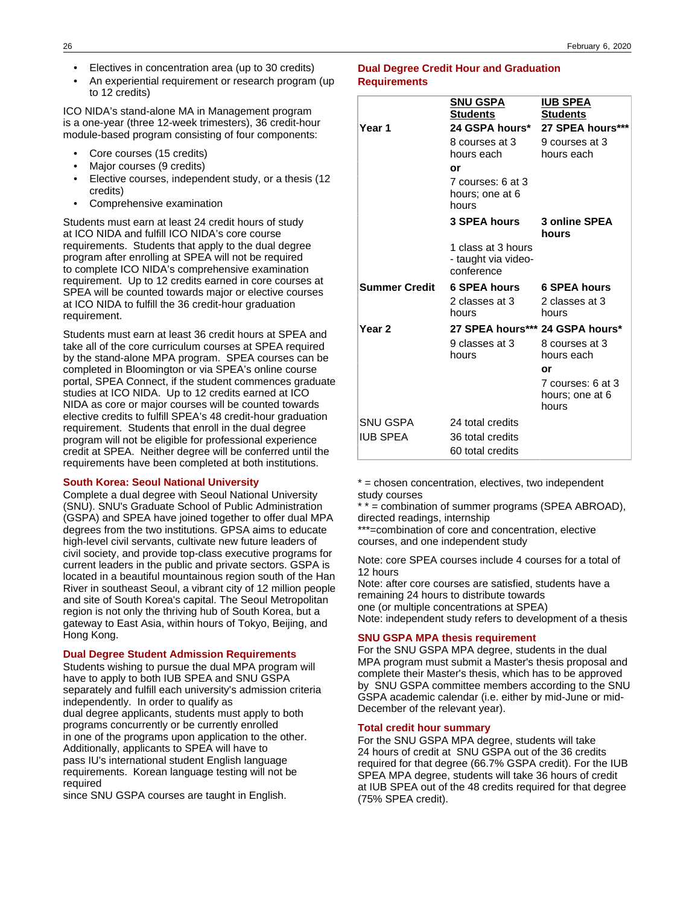- Electives in concentration area (up to 30 credits)
- An experiential requirement or research program (up to 12 credits)

ICO NIDA's stand-alone MA in Management program is a one-year (three 12-week trimesters), 36 credit-hour module-based program consisting of four components:

- Core courses (15 credits)
- Major courses (9 credits)
- Elective courses, independent study, or a thesis (12 credits)
- Comprehensive examination

Students must earn at least 24 credit hours of study at ICO NIDA and fulfill ICO NIDA's core course requirements. Students that apply to the dual degree program after enrolling at SPEA will not be required to complete ICO NIDA's comprehensive examination requirement. Up to 12 credits earned in core courses at SPEA will be counted towards major or elective courses at ICO NIDA to fulfill the 36 credit-hour graduation requirement.

Students must earn at least 36 credit hours at SPEA and take all of the core curriculum courses at SPEA required by the stand-alone MPA program. SPEA courses can be completed in Bloomington or via SPEA's online course portal, SPEA Connect, if the student commences graduate studies at ICO NIDA. Up to 12 credits earned at ICO NIDA as core or major courses will be counted towards elective credits to fulfill SPEA's 48 credit-hour graduation requirement. Students that enroll in the dual degree program will not be eligible for professional experience credit at SPEA. Neither degree will be conferred until the requirements have been completed at both institutions.

### South Korea: Seoul National University

Complete a dual degree with Seoul National University (SNU). SNU's Graduate School of Public Administration (GSPA) and SPEA have joined together to offer dual MPA degrees from the two institutions. GPSA aims to educate high-level civil servants, cultivate new future leaders of civil society, and provide top-class executive programs for current leaders in the public and private sectors. GSPA is located in a beautiful mountainous region south of the Han River in southeast Seoul, a vibrant city of 12 million people and site of South Korea's capital. The Seoul Metropolitan region is not only the thriving hub of South Korea, but a gateway to East Asia, within hours of Tokyo, Beijing, and Hong Kong.

### Dual Degree Student Admission Requirements

Students wishing to pursue the dual MPA program will have to apply to both IUB SPEA and SNU GSPA separately and fulfill each university's admission criteria independently. In order to qualify as dual degree applicants, students must apply to both programs concurrently or be currently enrolled in one of the programs upon application to the other. Additionally, applicants to SPEA will have to pass IU's international student English language requirements. Korean language testing will not be required since SNU GSPA courses are taught in English.

### Dual Degree Credit Hour and Graduation Requirements

| | **SNU GSPA Students** | **IUB SPEA Students** |
|---|---|---|
| **Year 1** | **24 GSPA hours*** | **27 SPEA hours***** |
| | 8 courses at 3 hours each **or** 7 courses: 6 at 3 hours; one at 6 hours | 9 courses at 3 hours each |
| | **3 SPEA hours** | **3 online SPEA hours** |
| | 1 class at 3 hours - taught via video-conference | |
| **Summer Credit** | **6 SPEA hours** | **6 SPEA hours** |
| | 2 classes at 3 hours | 2 classes at 3 hours |
| **Year 2** | **27 SPEA hours***** | **24 GSPA hours*** |
| | 9 classes at 3 hours | 8 courses at 3 hours each **or** 7 courses: 6 at 3 hours; one at 6 hours |
| SNU GSPA | 24 total credits | |
| IUB SPEA | 36 total credits | |
| | 60 total credits | |

* = chosen concentration, electives, two independent study courses
* * = combination of summer programs (SPEA ABROAD), directed readings, internship
***=combination of core and concentration, elective courses, and one independent study

Note: core SPEA courses include 4 courses for a total of 12 hours
Note: after core courses are satisfied, students have a remaining 24 hours to distribute towards one (or multiple concentrations at SPEA)
Note: independent study refers to development of a thesis

### SNU GSPA MPA thesis requirement

For the SNU GSPA MPA degree, students in the dual MPA program must submit a Master's thesis proposal and complete their Master's thesis, which has to be approved by SNU GSPA committee members according to the SNU GSPA academic calendar (i.e. either by mid-June or mid-December of the relevant year).

### Total credit hour summary

For the SNU GSPA MPA degree, students will take 24 hours of credit at SNU GSPA out of the 36 credits required for that degree (66.7% GSPA credit). For the IUB SPEA MPA degree, students will take 36 hours of credit at IUB SPEA out of the 48 credits required for that degree (75% SPEA credit).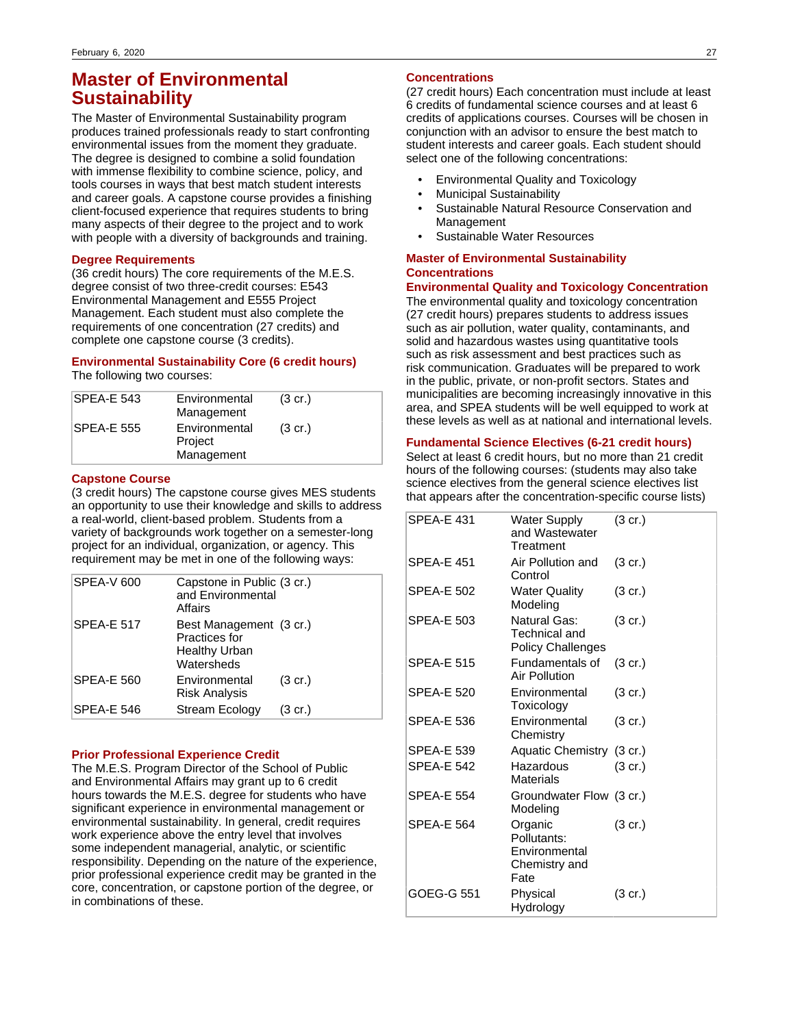# Master of Environmental Sustainability

The Master of Environmental Sustainability program produces trained professionals ready to start confronting environmental issues from the moment they graduate. The degree is designed to combine a solid foundation with immense flexibility to combine science, policy, and tools courses in ways that best match student interests and career goals. A capstone course provides a finishing client-focused experience that requires students to bring many aspects of their degree to the project and to work with people with a diversity of backgrounds and training.

### Degree Requirements

(36 credit hours) The core requirements of the M.E.S. degree consist of two three-credit courses: E543 Environmental Management and E555 Project Management. Each student must also complete the requirements of one concentration (27 credits) and complete one capstone course (3 credits).

### Environmental Sustainability Core (6 credit hours)

The following two courses:

| | | |
|---|---|---|
| SPEA-E 543 | Environmental Management | (3 cr.) |
| SPEA-E 555 | Environmental Project Management | (3 cr.) |

### Capstone Course

(3 credit hours) The capstone course gives MES students an opportunity to use their knowledge and skills to address a real-world, client-based problem. Students from a variety of backgrounds work together on a semester-long project for an individual, organization, or agency. This requirement may be met in one of the following ways:

| | | |
|---|---|---|
| SPEA-V 600 | Capstone in Public and Environmental Affairs | (3 cr.) |
| SPEA-E 517 | Best Management Practices for Healthy Urban Watersheds | (3 cr.) |
| SPEA-E 560 | Environmental Risk Analysis | (3 cr.) |
| SPEA-E 546 | Stream Ecology | (3 cr.) |

### Prior Professional Experience Credit

The M.E.S. Program Director of the School of Public and Environmental Affairs may grant up to 6 credit hours towards the M.E.S. degree for students who have significant experience in environmental management or environmental sustainability. In general, credit requires work experience above the entry level that involves some independent managerial, analytic, or scientific responsibility. Depending on the nature of the experience, prior professional experience credit may be granted in the core, concentration, or capstone portion of the degree, or in combinations of these.

### Concentrations

(27 credit hours) Each concentration must include at least 6 credits of fundamental science courses and at least 6 credits of applications courses. Courses will be chosen in conjunction with an advisor to ensure the best match to student interests and career goals. Each student should select one of the following concentrations:

- Environmental Quality and Toxicology
- Municipal Sustainability
- Sustainable Natural Resource Conservation and Management
- Sustainable Water Resources

### Master of Environmental Sustainability Concentrations

### Environmental Quality and Toxicology Concentration

The environmental quality and toxicology concentration (27 credit hours) prepares students to address issues such as air pollution, water quality, contaminants, and solid and hazardous wastes using quantitative tools such as risk assessment and best practices such as risk communication. Graduates will be prepared to work in the public, private, or non-profit sectors. States and municipalities are becoming increasingly innovative in this area, and SPEA students will be well equipped to work at these levels as well as at national and international levels.

### Fundamental Science Electives (6-21 credit hours)

Select at least 6 credit hours, but no more than 21 credit hours of the following courses: (students may also take science electives from the general science electives list that appears after the concentration-specific course lists)

| | | |
|---|---|---|
| SPEA-E 431 | Water Supply and Wastewater Treatment | (3 cr.) |
| SPEA-E 451 | Air Pollution and Control | (3 cr.) |
| SPEA-E 502 | Water Quality Modeling | (3 cr.) |
| SPEA-E 503 | Natural Gas: Technical and Policy Challenges | (3 cr.) |
| SPEA-E 515 | Fundamentals of Air Pollution | (3 cr.) |
| SPEA-E 520 | Environmental Toxicology | (3 cr.) |
| SPEA-E 536 | Environmental Chemistry | (3 cr.) |
| SPEA-E 539 | Aquatic Chemistry | (3 cr.) |
| SPEA-E 542 | Hazardous Materials | (3 cr.) |
| SPEA-E 554 | Groundwater Flow Modeling | (3 cr.) |
| SPEA-E 564 | Organic Pollutants: Environmental Chemistry and Fate | (3 cr.) |
| GOEG-G 551 | Physical Hydrology | (3 cr.) |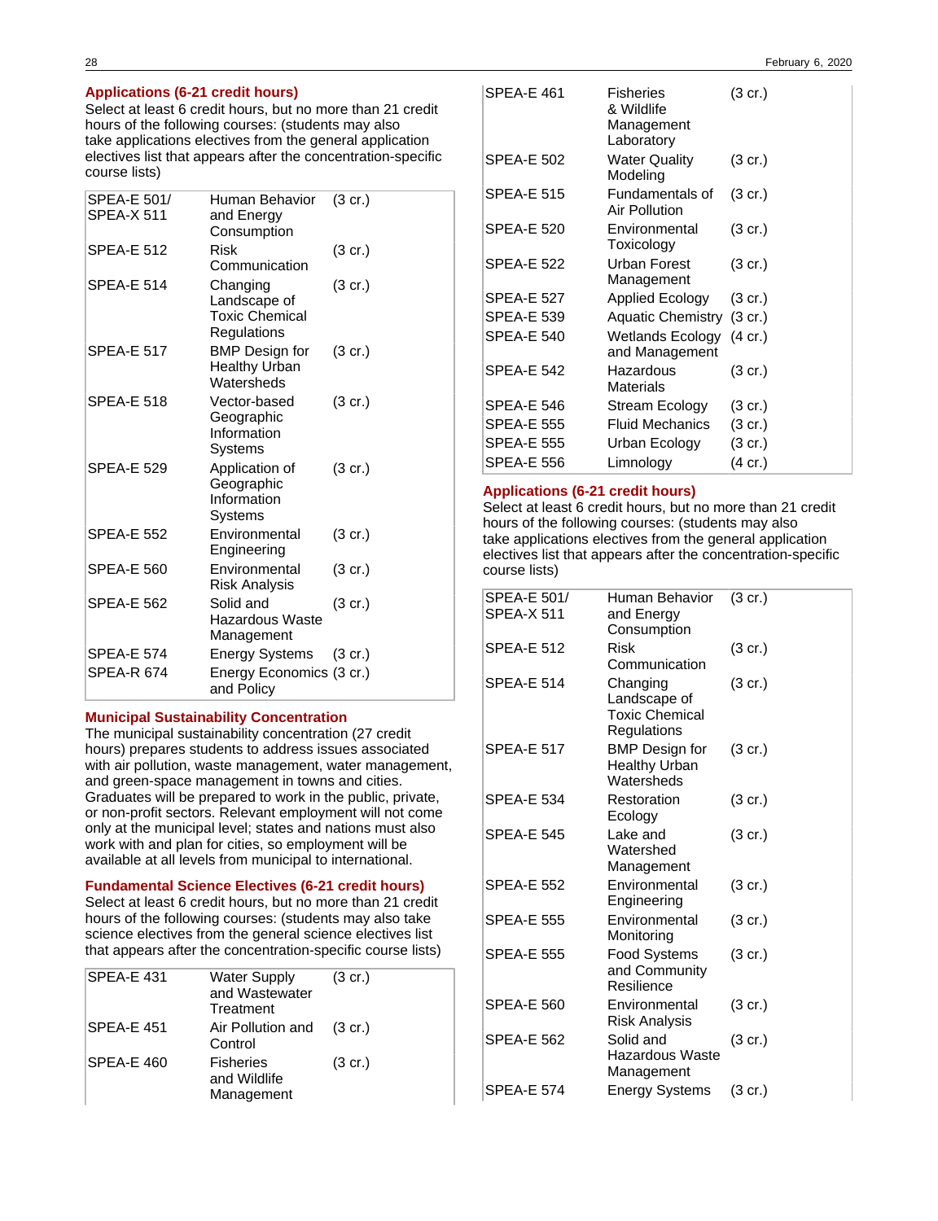### Applications (6-21 credit hours)

Select at least 6 credit hours, but no more than 21 credit hours of the following courses: (students may also take applications electives from the general application electives list that appears after the concentration-specific course lists)

| | | |
|---|---|---|
| SPEA-E 501/ SPEA-X 511 | Human Behavior and Energy Consumption | (3 cr.) |
| SPEA-E 512 | Risk Communication | (3 cr.) |
| SPEA-E 514 | Changing Landscape of Toxic Chemical Regulations | (3 cr.) |
| SPEA-E 517 | BMP Design for Healthy Urban Watersheds | (3 cr.) |
| SPEA-E 518 | Vector-based Geographic Information Systems | (3 cr.) |
| SPEA-E 529 | Application of Geographic Information Systems | (3 cr.) |
| SPEA-E 552 | Environmental Engineering | (3 cr.) |
| SPEA-E 560 | Environmental Risk Analysis | (3 cr.) |
| SPEA-E 562 | Solid and Hazardous Waste Management | (3 cr.) |
| SPEA-E 574 | Energy Systems | (3 cr.) |
| SPEA-R 674 | Energy Economics and Policy | (3 cr.) |

### Municipal Sustainability Concentration

The municipal sustainability concentration (27 credit hours) prepares students to address issues associated with air pollution, waste management, water management, and green-space management in towns and cities. Graduates will be prepared to work in the public, private, or non-profit sectors. Relevant employment will not come only at the municipal level; states and nations must also work with and plan for cities, so employment will be available at all levels from municipal to international.

### Fundamental Science Electives (6-21 credit hours)

Select at least 6 credit hours, but no more than 21 credit hours of the following courses: (students may also take science electives from the general science electives list that appears after the concentration-specific course lists)

| | | |
|---|---|---|
| SPEA-E 431 | Water Supply and Wastewater Treatment | (3 cr.) |
| SPEA-E 451 | Air Pollution and Control | (3 cr.) |
| SPEA-E 460 | Fisheries and Wildlife Management | (3 cr.) |
| SPEA-E 461 | Fisheries & Wildlife Management Laboratory | (3 cr.) |
| SPEA-E 502 | Water Quality Modeling | (3 cr.) |
| SPEA-E 515 | Fundamentals of Air Pollution | (3 cr.) |
| SPEA-E 520 | Environmental Toxicology | (3 cr.) |
| SPEA-E 522 | Urban Forest Management | (3 cr.) |
| SPEA-E 527 | Applied Ecology | (3 cr.) |
| SPEA-E 539 | Aquatic Chemistry | (3 cr.) |
| SPEA-E 540 | Wetlands Ecology and Management | (4 cr.) |
| SPEA-E 542 | Hazardous Materials | (3 cr.) |
| SPEA-E 546 | Stream Ecology | (3 cr.) |
| SPEA-E 555 | Fluid Mechanics | (3 cr.) |
| SPEA-E 555 | Urban Ecology | (3 cr.) |
| SPEA-E 556 | Limnology | (4 cr.) |

### Applications (6-21 credit hours)

Select at least 6 credit hours, but no more than 21 credit hours of the following courses: (students may also take applications electives from the general application electives list that appears after the concentration-specific course lists)

| | | |
|---|---|---|
| SPEA-E 501/ SPEA-X 511 | Human Behavior and Energy Consumption | (3 cr.) |
| SPEA-E 512 | Risk Communication | (3 cr.) |
| SPEA-E 514 | Changing Landscape of Toxic Chemical Regulations | (3 cr.) |
| SPEA-E 517 | BMP Design for Healthy Urban Watersheds | (3 cr.) |
| SPEA-E 534 | Restoration Ecology | (3 cr.) |
| SPEA-E 545 | Lake and Watershed Management | (3 cr.) |
| SPEA-E 552 | Environmental Engineering | (3 cr.) |
| SPEA-E 555 | Environmental Monitoring | (3 cr.) |
| SPEA-E 555 | Food Systems and Community Resilience | (3 cr.) |
| SPEA-E 560 | Environmental Risk Analysis | (3 cr.) |
| SPEA-E 562 | Solid and Hazardous Waste Management | (3 cr.) |
| SPEA-E 574 | Energy Systems | (3 cr.) |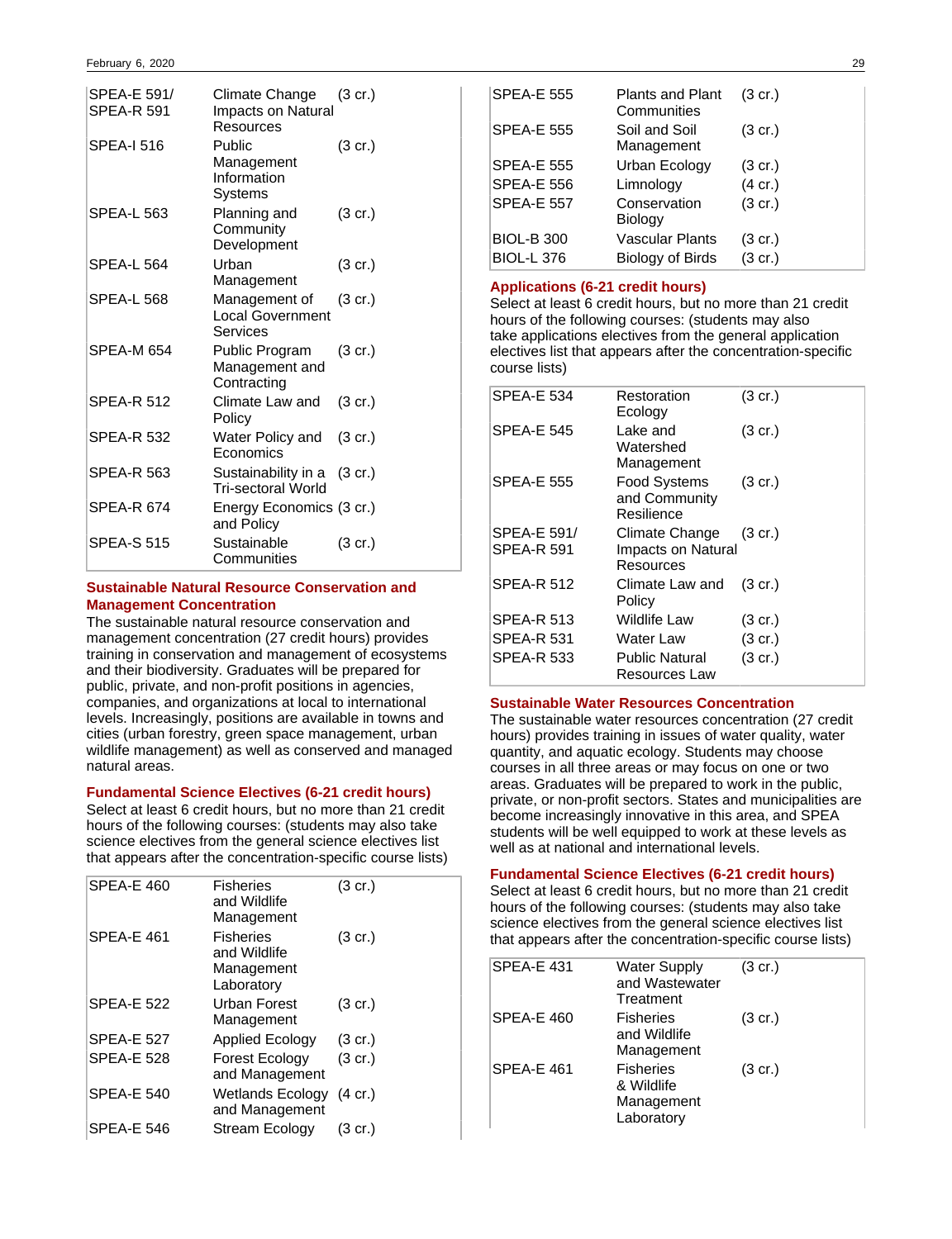| | | |
|---|---|---|
| SPEA-E 591/ SPEA-R 591 | Climate Change Impacts on Natural Resources | (3 cr.) |
| SPEA-I 516 | Public Management Information Systems | (3 cr.) |
| SPEA-L 563 | Planning and Community Development | (3 cr.) |
| SPEA-L 564 | Urban Management | (3 cr.) |
| SPEA-L 568 | Management of Local Government Services | (3 cr.) |
| SPEA-M 654 | Public Program Management and Contracting | (3 cr.) |
| SPEA-R 512 | Climate Law and Policy | (3 cr.) |
| SPEA-R 532 | Water Policy and Economics | (3 cr.) |
| SPEA-R 563 | Sustainability in a Tri-sectoral World | (3 cr.) |
| SPEA-R 674 | Energy Economics and Policy | (3 cr.) |
| SPEA-S 515 | Sustainable Communities | (3 cr.) |

## Sustainable Natural Resource Conservation and Management Concentration

The sustainable natural resource conservation and management concentration (27 credit hours) provides training in conservation and management of ecosystems and their biodiversity. Graduates will be prepared for public, private, and non-profit positions in agencies, companies, and organizations at local to international levels. Increasingly, positions are available in towns and cities (urban forestry, green space management, urban wildlife management) as well as conserved and managed natural areas.

### Fundamental Science Electives (6-21 credit hours)

Select at least 6 credit hours, but no more than 21 credit hours of the following courses: (students may also take science electives from the general science electives list that appears after the concentration-specific course lists)

| | | |
|---|---|---|
| SPEA-E 460 | Fisheries and Wildlife Management | (3 cr.) |
| SPEA-E 461 | Fisheries and Wildlife Management Laboratory | (3 cr.) |
| SPEA-E 522 | Urban Forest Management | (3 cr.) |
| SPEA-E 527 | Applied Ecology | (3 cr.) |
| SPEA-E 528 | Forest Ecology and Management | (3 cr.) |
| SPEA-E 540 | Wetlands Ecology and Management | (4 cr.) |
| SPEA-E 546 | Stream Ecology | (3 cr.) |
| SPEA-E 555 | Plants and Plant Communities | (3 cr.) |
| SPEA-E 555 | Soil and Soil Management | (3 cr.) |
| SPEA-E 555 | Urban Ecology | (3 cr.) |
| SPEA-E 556 | Limnology | (4 cr.) |
| SPEA-E 557 | Conservation Biology | (3 cr.) |
| BIOL-B 300 | Vascular Plants | (3 cr.) |
| BIOL-L 376 | Biology of Birds | (3 cr.) |

### Applications (6-21 credit hours)

Select at least 6 credit hours, but no more than 21 credit hours of the following courses: (students may also take applications electives from the general application electives list that appears after the concentration-specific course lists)

| | | |
|---|---|---|
| SPEA-E 534 | Restoration Ecology | (3 cr.) |
| SPEA-E 545 | Lake and Watershed Management | (3 cr.) |
| SPEA-E 555 | Food Systems and Community Resilience | (3 cr.) |
| SPEA-E 591/ SPEA-R 591 | Climate Change Impacts on Natural Resources | (3 cr.) |
| SPEA-R 512 | Climate Law and Policy | (3 cr.) |
| SPEA-R 513 | Wildlife Law | (3 cr.) |
| SPEA-R 531 | Water Law | (3 cr.) |
| SPEA-R 533 | Public Natural Resources Law | (3 cr.) |

## Sustainable Water Resources Concentration

The sustainable water resources concentration (27 credit hours) provides training in issues of water quality, water quantity, and aquatic ecology. Students may choose courses in all three areas or may focus on one or two areas. Graduates will be prepared to work in the public, private, or non-profit sectors. States and municipalities are become increasingly innovative in this area, and SPEA students will be well equipped to work at these levels as well as at national and international levels.

### Fundamental Science Electives (6-21 credit hours)

Select at least 6 credit hours, but no more than 21 credit hours of the following courses: (students may also take science electives from the general science electives list that appears after the concentration-specific course lists)

| | | |
|---|---|---|
| SPEA-E 431 | Water Supply and Wastewater Treatment | (3 cr.) |
| SPEA-E 460 | Fisheries and Wildlife Management | (3 cr.) |
| SPEA-E 461 | Fisheries & Wildlife Management Laboratory | (3 cr.) |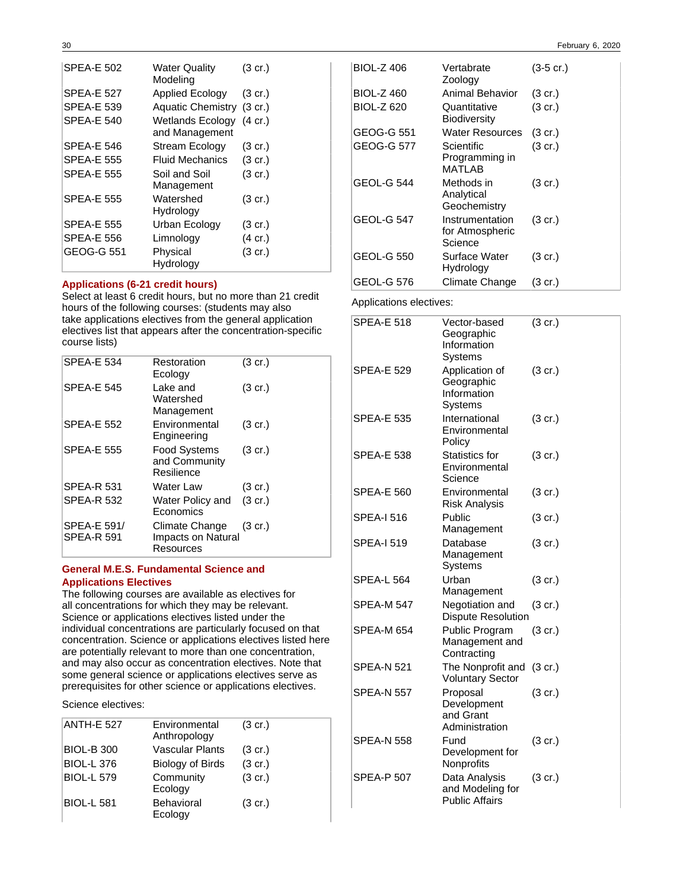| | | |
|---|---|---|
| SPEA-E 502 | Water Quality Modeling | (3 cr.) |
| SPEA-E 527 | Applied Ecology | (3 cr.) |
| SPEA-E 539 | Aquatic Chemistry | (3 cr.) |
| SPEA-E 540 | Wetlands Ecology and Management | (4 cr.) |
| SPEA-E 546 | Stream Ecology | (3 cr.) |
| SPEA-E 555 | Fluid Mechanics | (3 cr.) |
| SPEA-E 555 | Soil and Soil Management | (3 cr.) |
| SPEA-E 555 | Watershed Hydrology | (3 cr.) |
| SPEA-E 555 | Urban Ecology | (3 cr.) |
| SPEA-E 556 | Limnology | (4 cr.) |
| GEOG-G 551 | Physical Hydrology | (3 cr.) |

### Applications (6-21 credit hours)

Select at least 6 credit hours, but no more than 21 credit hours of the following courses: (students may also take applications electives from the general application electives list that appears after the concentration-specific course lists)

| | | |
|---|---|---|
| SPEA-E 534 | Restoration Ecology | (3 cr.) |
| SPEA-E 545 | Lake and Watershed Management | (3 cr.) |
| SPEA-E 552 | Environmental Engineering | (3 cr.) |
| SPEA-E 555 | Food Systems and Community Resilience | (3 cr.) |
| SPEA-R 531 | Water Law | (3 cr.) |
| SPEA-R 532 | Water Policy and Economics | (3 cr.) |
| SPEA-E 591/ SPEA-R 591 | Climate Change Impacts on Natural Resources | (3 cr.) |

### General M.E.S. Fundamental Science and Applications Electives

The following courses are available as electives for all concentrations for which they may be relevant. Science or applications electives listed under the individual concentrations are particularly focused on that concentration. Science or applications electives listed here are potentially relevant to more than one concentration, and may also occur as concentration electives. Note that some general science or applications electives serve as prerequisites for other science or applications electives.

Science electives:

| | | |
|---|---|---|
| ANTH-E 527 | Environmental Anthropology | (3 cr.) |
| BIOL-B 300 | Vascular Plants | (3 cr.) |
| BIOL-L 376 | Biology of Birds | (3 cr.) |
| BIOL-L 579 | Community Ecology | (3 cr.) |
| BIOL-L 581 | Behavioral Ecology | (3 cr.) |
| BIOL-Z 406 | Vertabrate Zoology | (3-5 cr.) |
| BIOL-Z 460 | Animal Behavior | (3 cr.) |
| BIOL-Z 620 | Quantitative Biodiversity | (3 cr.) |
| GEOG-G 551 | Water Resources | (3 cr.) |
| GEOG-G 577 | Scientific Programming in MATLAB | (3 cr.) |
| GEOL-G 544 | Methods in Analytical Geochemistry | (3 cr.) |
| GEOL-G 547 | Instrumentation for Atmospheric Science | (3 cr.) |
| GEOL-G 550 | Surface Water Hydrology | (3 cr.) |
| GEOL-G 576 | Climate Change | (3 cr.) |

Applications electives:

| | | |
|---|---|---|
| SPEA-E 518 | Vector-based Geographic Information Systems | (3 cr.) |
| SPEA-E 529 | Application of Geographic Information Systems | (3 cr.) |
| SPEA-E 535 | International Environmental Policy | (3 cr.) |
| SPEA-E 538 | Statistics for Environmental Science | (3 cr.) |
| SPEA-E 560 | Environmental Risk Analysis | (3 cr.) |
| SPEA-I 516 | Public Management | (3 cr.) |
| SPEA-I 519 | Database Management Systems | (3 cr.) |
| SPEA-L 564 | Urban Management | (3 cr.) |
| SPEA-M 547 | Negotiation and Dispute Resolution | (3 cr.) |
| SPEA-M 654 | Public Program Management and Contracting | (3 cr.) |
| SPEA-N 521 | The Nonprofit and Voluntary Sector | (3 cr.) |
| SPEA-N 557 | Proposal Development and Grant Administration | (3 cr.) |
| SPEA-N 558 | Fund Development for Nonprofits | (3 cr.) |
| SPEA-P 507 | Data Analysis and Modeling for Public Affairs | (3 cr.) |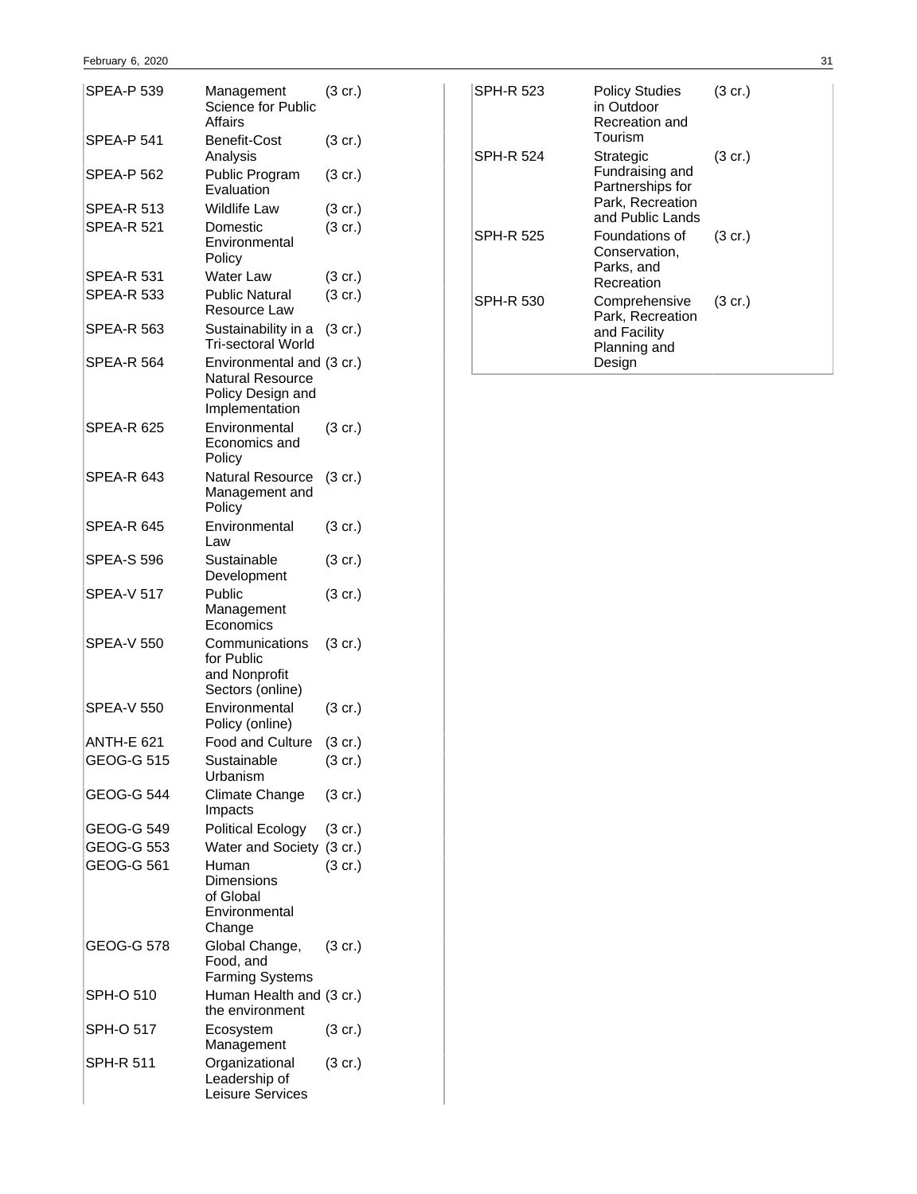| | | |
|---|---|---|
| SPEA-P 539 | Management Science for Public Affairs | (3 cr.) |
| SPEA-P 541 | Benefit-Cost Analysis | (3 cr.) |
| SPEA-P 562 | Public Program Evaluation | (3 cr.) |
| SPEA-R 513 | Wildlife Law | (3 cr.) |
| SPEA-R 521 | Domestic Environmental Policy | (3 cr.) |
| SPEA-R 531 | Water Law | (3 cr.) |
| SPEA-R 533 | Public Natural Resource Law | (3 cr.) |
| SPEA-R 563 | Sustainability in a Tri-sectoral World | (3 cr.) |
| SPEA-R 564 | Environmental and Natural Resource Policy Design and Implementation | (3 cr.) |
| SPEA-R 625 | Environmental Economics and Policy | (3 cr.) |
| SPEA-R 643 | Natural Resource Management and Policy | (3 cr.) |
| SPEA-R 645 | Environmental Law | (3 cr.) |
| SPEA-S 596 | Sustainable Development | (3 cr.) |
| SPEA-V 517 | Public Management Economics | (3 cr.) |
| SPEA-V 550 | Communications for Public and Nonprofit Sectors (online) | (3 cr.) |
| SPEA-V 550 | Environmental Policy (online) | (3 cr.) |
| ANTH-E 621 | Food and Culture | (3 cr.) |
| GEOG-G 515 | Sustainable Urbanism | (3 cr.) |
| GEOG-G 544 | Climate Change Impacts | (3 cr.) |
| GEOG-G 549 | Political Ecology | (3 cr.) |
| GEOG-G 553 | Water and Society | (3 cr.) |
| GEOG-G 561 | Human Dimensions of Global Environmental Change | (3 cr.) |
| GEOG-G 578 | Global Change, Food, and Farming Systems | (3 cr.) |
| SPH-O 510 | Human Health and the environment | (3 cr.) |
| SPH-O 517 | Ecosystem Management | (3 cr.) |
| SPH-R 511 | Organizational Leadership of Leisure Services | (3 cr.) |
| SPH-R 523 | Policy Studies in Outdoor Recreation and Tourism | (3 cr.) |
| SPH-R 524 | Strategic Fundraising and Partnerships for Park, Recreation and Public Lands | (3 cr.) |
| SPH-R 525 | Foundations of Conservation, Parks, and Recreation | (3 cr.) |
| SPH-R 530 | Comprehensive Park, Recreation and Facility Planning and Design | (3 cr.) |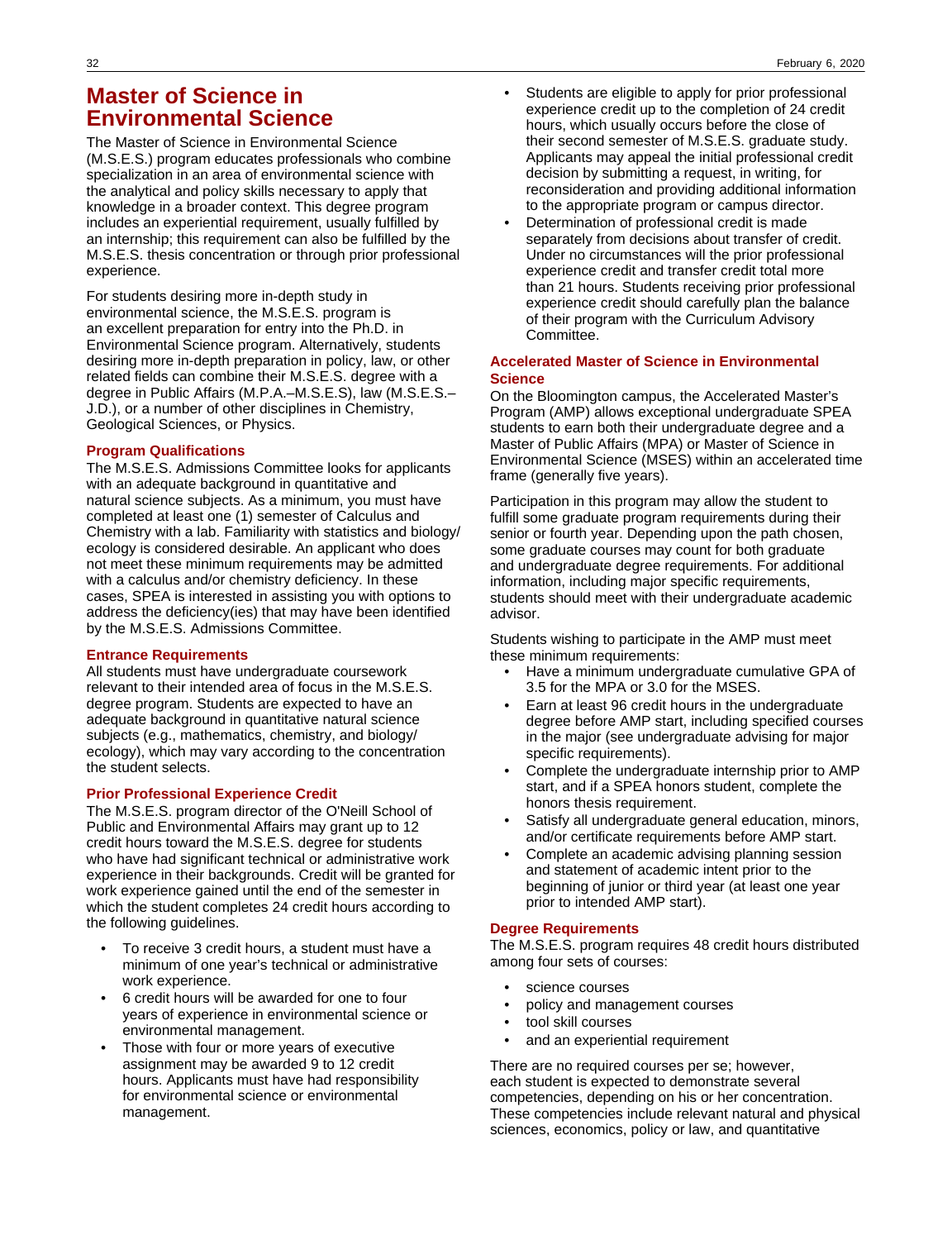# Master of Science in Environmental Science

The Master of Science in Environmental Science (M.S.E.S.) program educates professionals who combine specialization in an area of environmental science with the analytical and policy skills necessary to apply that knowledge in a broader context. This degree program includes an experiential requirement, usually fulfilled by an internship; this requirement can also be fulfilled by the M.S.E.S. thesis concentration or through prior professional experience.

For students desiring more in-depth study in environmental science, the M.S.E.S. program is an excellent preparation for entry into the Ph.D. in Environmental Science program. Alternatively, students desiring more in-depth preparation in policy, law, or other related fields can combine their M.S.E.S. degree with a degree in Public Affairs (M.P.A.–M.S.E.S), law (M.S.E.S.–J.D.), or a number of other disciplines in Chemistry, Geological Sciences, or Physics.

### Program Qualifications

The M.S.E.S. Admissions Committee looks for applicants with an adequate background in quantitative and natural science subjects. As a minimum, you must have completed at least one (1) semester of Calculus and Chemistry with a lab. Familiarity with statistics and biology/ecology is considered desirable. An applicant who does not meet these minimum requirements may be admitted with a calculus and/or chemistry deficiency. In these cases, SPEA is interested in assisting you with options to address the deficiency(ies) that may have been identified by the M.S.E.S. Admissions Committee.

### Entrance Requirements

All students must have undergraduate coursework relevant to their intended area of focus in the M.S.E.S. degree program. Students are expected to have an adequate background in quantitative natural science subjects (e.g., mathematics, chemistry, and biology/ecology), which may vary according to the concentration the student selects.

### Prior Professional Experience Credit

The M.S.E.S. program director of the O'Neill School of Public and Environmental Affairs may grant up to 12 credit hours toward the M.S.E.S. degree for students who have had significant technical or administrative work experience in their backgrounds. Credit will be granted for work experience gained until the end of the semester in which the student completes 24 credit hours according to the following guidelines.

- To receive 3 credit hours, a student must have a minimum of one year's technical or administrative work experience.
- 6 credit hours will be awarded for one to four years of experience in environmental science or environmental management.
- Those with four or more years of executive assignment may be awarded 9 to 12 credit hours. Applicants must have had responsibility for environmental science or environmental management.
- Students are eligible to apply for prior professional experience credit up to the completion of 24 credit hours, which usually occurs before the close of their second semester of M.S.E.S. graduate study. Applicants may appeal the initial professional credit decision by submitting a request, in writing, for reconsideration and providing additional information to the appropriate program or campus director.
- Determination of professional credit is made separately from decisions about transfer of credit. Under no circumstances will the prior professional experience credit and transfer credit total more than 21 hours. Students receiving prior professional experience credit should carefully plan the balance of their program with the Curriculum Advisory Committee.

### Accelerated Master of Science in Environmental Science

On the Bloomington campus, the Accelerated Master's Program (AMP) allows exceptional undergraduate SPEA students to earn both their undergraduate degree and a Master of Public Affairs (MPA) or Master of Science in Environmental Science (MSES) within an accelerated time frame (generally five years).

Participation in this program may allow the student to fulfill some graduate program requirements during their senior or fourth year. Depending upon the path chosen, some graduate courses may count for both graduate and undergraduate degree requirements. For additional information, including major specific requirements, students should meet with their undergraduate academic advisor.

Students wishing to participate in the AMP must meet these minimum requirements:

- Have a minimum undergraduate cumulative GPA of 3.5 for the MPA or 3.0 for the MSES.
- Earn at least 96 credit hours in the undergraduate degree before AMP start, including specified courses in the major (see undergraduate advising for major specific requirements).
- Complete the undergraduate internship prior to AMP start, and if a SPEA honors student, complete the honors thesis requirement.
- Satisfy all undergraduate general education, minors, and/or certificate requirements before AMP start.
- Complete an academic advising planning session and statement of academic intent prior to the beginning of junior or third year (at least one year prior to intended AMP start).

### Degree Requirements

The M.S.E.S. program requires 48 credit hours distributed among four sets of courses:

- science courses
- policy and management courses
- tool skill courses
- and an experiential requirement

There are no required courses per se; however, each student is expected to demonstrate several competencies, depending on his or her concentration. These competencies include relevant natural and physical sciences, economics, policy or law, and quantitative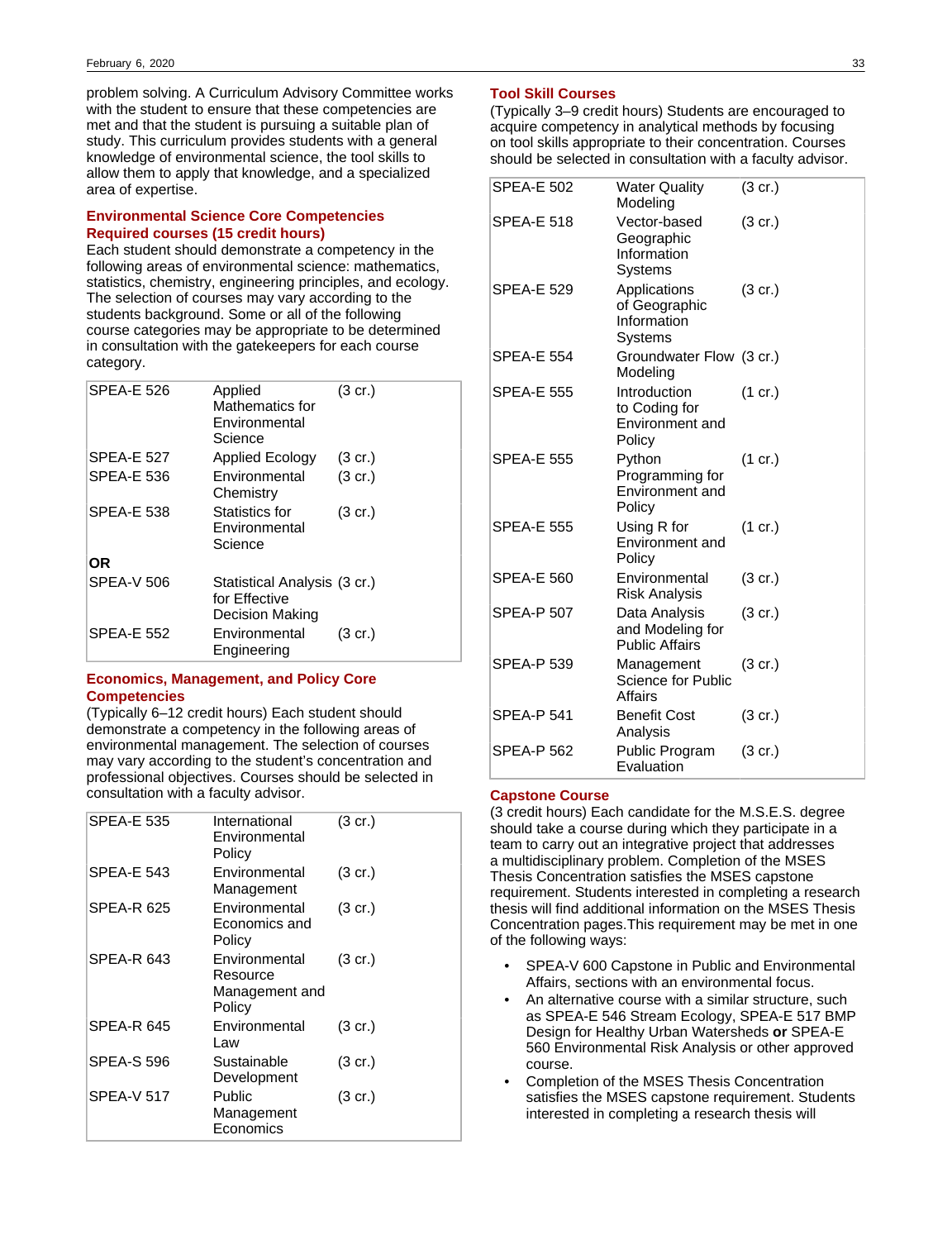problem solving. A Curriculum Advisory Committee works with the student to ensure that these competencies are met and that the student is pursuing a suitable plan of study. This curriculum provides students with a general knowledge of environmental science, the tool skills to allow them to apply that knowledge, and a specialized area of expertise.

### Environmental Science Core Competencies Required courses (15 credit hours)

Each student should demonstrate a competency in the following areas of environmental science: mathematics, statistics, chemistry, engineering principles, and ecology. The selection of courses may vary according to the students background. Some or all of the following course categories may be appropriate to be determined in consultation with the gatekeepers for each course category.

| | | |
|---|---|---|
| SPEA-E 526 | Applied Mathematics for Environmental Science | (3 cr.) |
| SPEA-E 527 | Applied Ecology | (3 cr.) |
| SPEA-E 536 | Environmental Chemistry | (3 cr.) |
| SPEA-E 538 | Statistics for Environmental Science | (3 cr.) |
| **OR** | | |
| SPEA-V 506 | Statistical Analysis for Effective Decision Making | (3 cr.) |
| SPEA-E 552 | Environmental Engineering | (3 cr.) |

### Economics, Management, and Policy Core Competencies

(Typically 6–12 credit hours) Each student should demonstrate a competency in the following areas of environmental management. The selection of courses may vary according to the student's concentration and professional objectives. Courses should be selected in consultation with a faculty advisor.

| | | |
|---|---|---|
| SPEA-E 535 | International Environmental Policy | (3 cr.) |
| SPEA-E 543 | Environmental Management | (3 cr.) |
| SPEA-R 625 | Environmental Economics and Policy | (3 cr.) |
| SPEA-R 643 | Environmental Resource Management and Policy | (3 cr.) |
| SPEA-R 645 | Environmental Law | (3 cr.) |
| SPEA-S 596 | Sustainable Development | (3 cr.) |
| SPEA-V 517 | Public Management Economics | (3 cr.) |

### Tool Skill Courses

(Typically 3–9 credit hours) Students are encouraged to acquire competency in analytical methods by focusing on tool skills appropriate to their concentration. Courses should be selected in consultation with a faculty advisor.

| | | |
|---|---|---|
| SPEA-E 502 | Water Quality Modeling | (3 cr.) |
| SPEA-E 518 | Vector-based Geographic Information Systems | (3 cr.) |
| SPEA-E 529 | Applications of Geographic Information Systems | (3 cr.) |
| SPEA-E 554 | Groundwater Flow Modeling | (3 cr.) |
| SPEA-E 555 | Introduction to Coding for Environment and Policy | (1 cr.) |
| SPEA-E 555 | Python Programming for Environment and Policy | (1 cr.) |
| SPEA-E 555 | Using R for Environment and Policy | (1 cr.) |
| SPEA-E 560 | Environmental Risk Analysis | (3 cr.) |
| SPEA-P 507 | Data Analysis and Modeling for Public Affairs | (3 cr.) |
| SPEA-P 539 | Management Science for Public Affairs | (3 cr.) |
| SPEA-P 541 | Benefit Cost Analysis | (3 cr.) |
| SPEA-P 562 | Public Program Evaluation | (3 cr.) |

### Capstone Course

(3 credit hours) Each candidate for the M.S.E.S. degree should take a course during which they participate in a team to carry out an integrative project that addresses a multidisciplinary problem. Completion of the MSES Thesis Concentration satisfies the MSES capstone requirement. Students interested in completing a research thesis will find additional information on the MSES Thesis Concentration pages.This requirement may be met in one of the following ways:

- SPEA-V 600 Capstone in Public and Environmental Affairs, sections with an environmental focus.
- An alternative course with a similar structure, such as SPEA-E 546 Stream Ecology, SPEA-E 517 BMP Design for Healthy Urban Watersheds **or** SPEA-E 560 Environmental Risk Analysis or other approved course.
- Completion of the MSES Thesis Concentration satisfies the MSES capstone requirement. Students interested in completing a research thesis will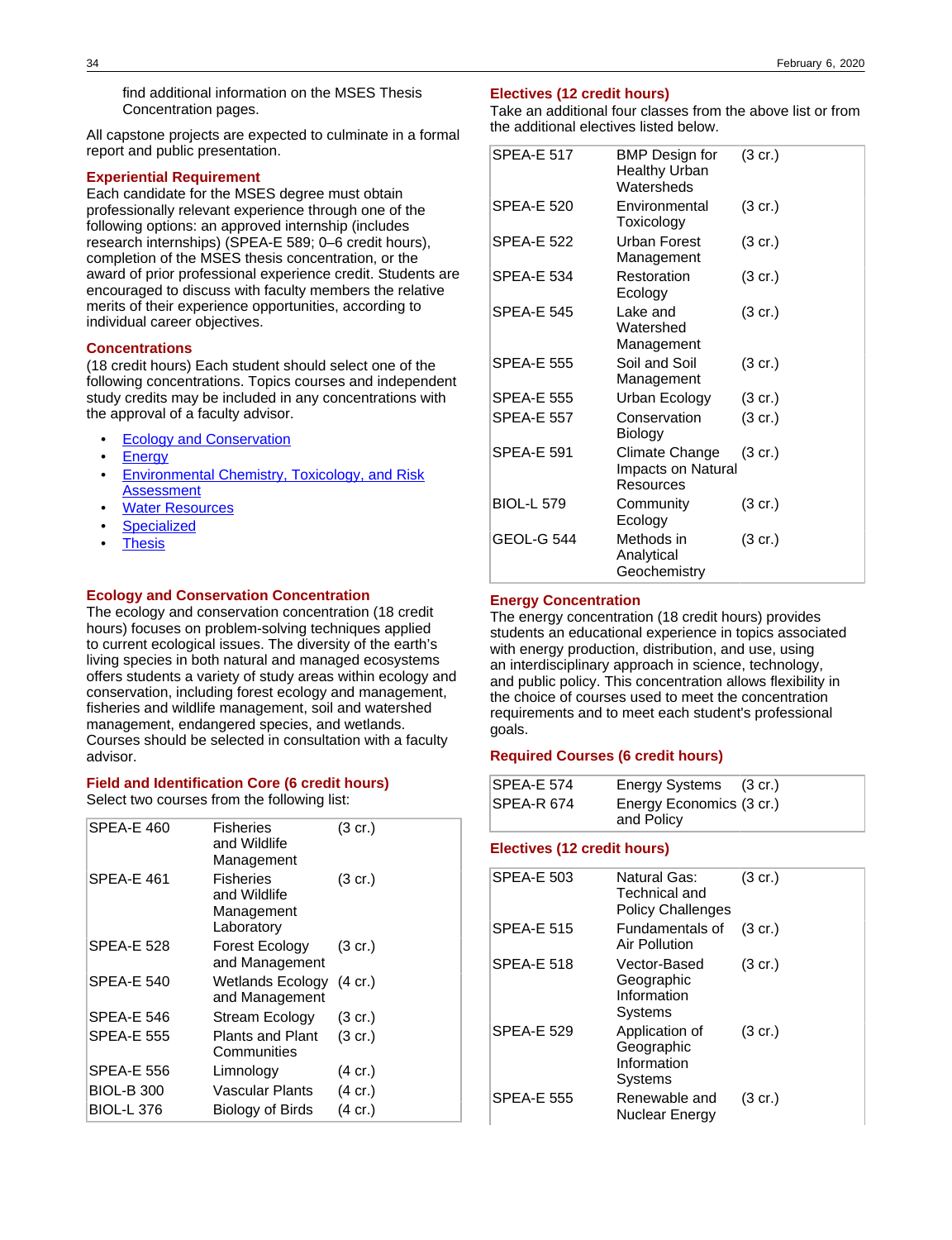find additional information on the MSES Thesis Concentration pages.

All capstone projects are expected to culminate in a formal report and public presentation.

### Experiential Requirement

Each candidate for the MSES degree must obtain professionally relevant experience through one of the following options: an approved internship (includes research internships) (SPEA-E 589; 0–6 credit hours), completion of the MSES thesis concentration, or the award of prior professional experience credit. Students are encouraged to discuss with faculty members the relative merits of their experience opportunities, according to individual career objectives.

### Concentrations

(18 credit hours) Each student should select one of the following concentrations. Topics courses and independent study credits may be included in any concentrations with the approval of a faculty advisor.

- Ecology and Conservation
- Energy
- Environmental Chemistry, Toxicology, and Risk Assessment
- Water Resources
- Specialized
- Thesis

### Ecology and Conservation Concentration

The ecology and conservation concentration (18 credit hours) focuses on problem-solving techniques applied to current ecological issues. The diversity of the earth's living species in both natural and managed ecosystems offers students a variety of study areas within ecology and conservation, including forest ecology and management, fisheries and wildlife management, soil and watershed management, endangered species, and wetlands. Courses should be selected in consultation with a faculty advisor.

#### Field and Identification Core (6 credit hours)

Select two courses from the following list:

| | | |
|---|---|---|
| SPEA-E 460 | Fisheries and Wildlife Management | (3 cr.) |
| SPEA-E 461 | Fisheries and Wildlife Management Laboratory | (3 cr.) |
| SPEA-E 528 | Forest Ecology and Management | (3 cr.) |
| SPEA-E 540 | Wetlands Ecology and Management | (4 cr.) |
| SPEA-E 546 | Stream Ecology | (3 cr.) |
| SPEA-E 555 | Plants and Plant Communities | (3 cr.) |
| SPEA-E 556 | Limnology | (4 cr.) |
| BIOL-B 300 | Vascular Plants | (4 cr.) |
| BIOL-L 376 | Biology of Birds | (4 cr.) |

#### Electives (12 credit hours)

Take an additional four classes from the above list or from the additional electives listed below.

| | | |
|---|---|---|
| SPEA-E 517 | BMP Design for Healthy Urban Watersheds | (3 cr.) |
| SPEA-E 520 | Environmental Toxicology | (3 cr.) |
| SPEA-E 522 | Urban Forest Management | (3 cr.) |
| SPEA-E 534 | Restoration Ecology | (3 cr.) |
| SPEA-E 545 | Lake and Watershed Management | (3 cr.) |
| SPEA-E 555 | Soil and Soil Management | (3 cr.) |
| SPEA-E 555 | Urban Ecology | (3 cr.) |
| SPEA-E 557 | Conservation Biology | (3 cr.) |
| SPEA-E 591 | Climate Change Impacts on Natural Resources | (3 cr.) |
| BIOL-L 579 | Community Ecology | (3 cr.) |
| GEOL-G 544 | Methods in Analytical Geochemistry | (3 cr.) |

### Energy Concentration

The energy concentration (18 credit hours) provides students an educational experience in topics associated with energy production, distribution, and use, using an interdisciplinary approach in science, technology, and public policy. This concentration allows flexibility in the choice of courses used to meet the concentration requirements and to meet each student's professional goals.

#### Required Courses (6 credit hours)

| | | |
|---|---|---|
| SPEA-E 574 | Energy Systems | (3 cr.) |
| SPEA-R 674 | Energy Economics and Policy | (3 cr.) |

#### Electives (12 credit hours)

| | | |
|---|---|---|
| SPEA-E 503 | Natural Gas: Technical and Policy Challenges | (3 cr.) |
| SPEA-E 515 | Fundamentals of Air Pollution | (3 cr.) |
| SPEA-E 518 | Vector-Based Geographic Information Systems | (3 cr.) |
| SPEA-E 529 | Application of Geographic Information Systems | (3 cr.) |
| SPEA-E 555 | Renewable and Nuclear Energy | (3 cr.) |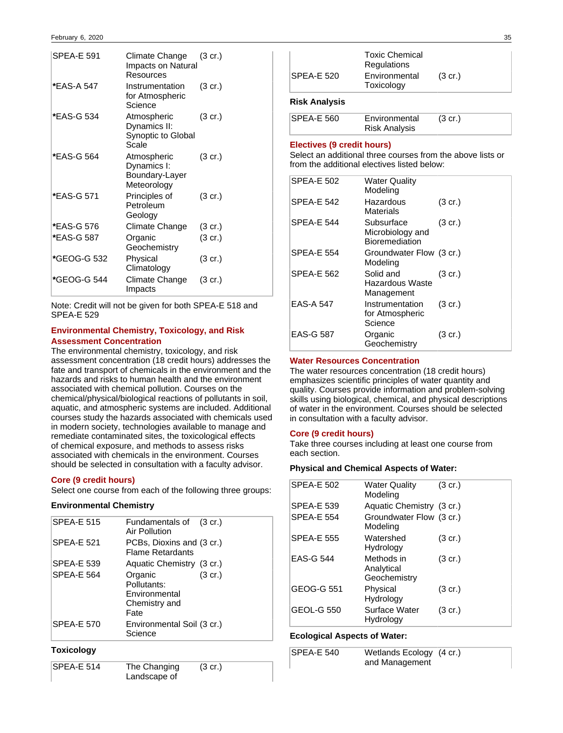| | | |
|---|---|---|
| SPEA-E 591 | Climate Change Impacts on Natural Resources | (3 cr.) |
| *EAS-A 547 | Instrumentation for Atmospheric Science | (3 cr.) |
| *EAS-G 534 | Atmospheric Dynamics II: Synoptic to Global Scale | (3 cr.) |
| *EAS-G 564 | Atmospheric Dynamics I: Boundary-Layer Meteorology | (3 cr.) |
| *EAS-G 571 | Principles of Petroleum Geology | (3 cr.) |
| *EAS-G 576 | Climate Change | (3 cr.) |
| *EAS-G 587 | Organic Geochemistry | (3 cr.) |
| *GEOG-G 532 | Physical Climatology | (3 cr.) |
| *GEOG-G 544 | Climate Change Impacts | (3 cr.) |

Note: Credit will not be given for both SPEA-E 518 and SPEA-E 529

### Environmental Chemistry, Toxicology, and Risk Assessment Concentration

The environmental chemistry, toxicology, and risk assessment concentration (18 credit hours) addresses the fate and transport of chemicals in the environment and the hazards and risks to human health and the environment associated with chemical pollution. Courses on the chemical/physical/biological reactions of pollutants in soil, aquatic, and atmospheric systems are included. Additional courses study the hazards associated with chemicals used in modern society, technologies available to manage and remediate contaminated sites, the toxicological effects of chemical exposure, and methods to assess risks associated with chemicals in the environment. Courses should be selected in consultation with a faculty advisor.

#### Core (9 credit hours)

Select one course from each of the following three groups:

**Environmental Chemistry**

| | | |
|---|---|---|
| SPEA-E 515 | Fundamentals of Air Pollution | (3 cr.) |
| SPEA-E 521 | PCBs, Dioxins and Flame Retardants | (3 cr.) |
| SPEA-E 539 | Aquatic Chemistry | (3 cr.) |
| SPEA-E 564 | Organic Pollutants: Environmental Chemistry and Fate | (3 cr.) |
| SPEA-E 570 | Environmental Soil Science | (3 cr.) |

**Toxicology**

| | | |
|---|---|---|
| SPEA-E 514 | The Changing Landscape of Toxic Chemical Regulations | (3 cr.) |
| SPEA-E 520 | Environmental Toxicology | (3 cr.) |

**Risk Analysis**

| | | |
|---|---|---|
| SPEA-E 560 | Environmental Risk Analysis | (3 cr.) |

#### Electives (9 credit hours)

Select an additional three courses from the above lists or from the additional electives listed below:

| | | |
|---|---|---|
| SPEA-E 502 | Water Quality Modeling | |
| SPEA-E 542 | Hazardous Materials | (3 cr.) |
| SPEA-E 544 | Subsurface Microbiology and Bioremediation | (3 cr.) |
| SPEA-E 554 | Groundwater Flow Modeling | (3 cr.) |
| SPEA-E 562 | Solid and Hazardous Waste Management | (3 cr.) |
| EAS-A 547 | Instrumentation for Atmospheric Science | (3 cr.) |
| EAS-G 587 | Organic Geochemistry | (3 cr.) |

### Water Resources Concentration

The water resources concentration (18 credit hours) emphasizes scientific principles of water quantity and quality. Courses provide information and problem-solving skills using biological, chemical, and physical descriptions of water in the environment. Courses should be selected in consultation with a faculty advisor.

#### Core (9 credit hours)

Take three courses including at least one course from each section.

**Physical and Chemical Aspects of Water:**

| | | |
|---|---|---|
| SPEA-E 502 | Water Quality Modeling | (3 cr.) |
| SPEA-E 539 | Aquatic Chemistry | (3 cr.) |
| SPEA-E 554 | Groundwater Flow Modeling | (3 cr.) |
| SPEA-E 555 | Watershed Hydrology | (3 cr.) |
| EAS-G 544 | Methods in Analytical Geochemistry | (3 cr.) |
| GEOG-G 551 | Physical Hydrology | (3 cr.) |
| GEOL-G 550 | Surface Water Hydrology | (3 cr.) |

**Ecological Aspects of Water:**

| | | |
|---|---|---|
| SPEA-E 540 | Wetlands Ecology and Management | (4 cr.) |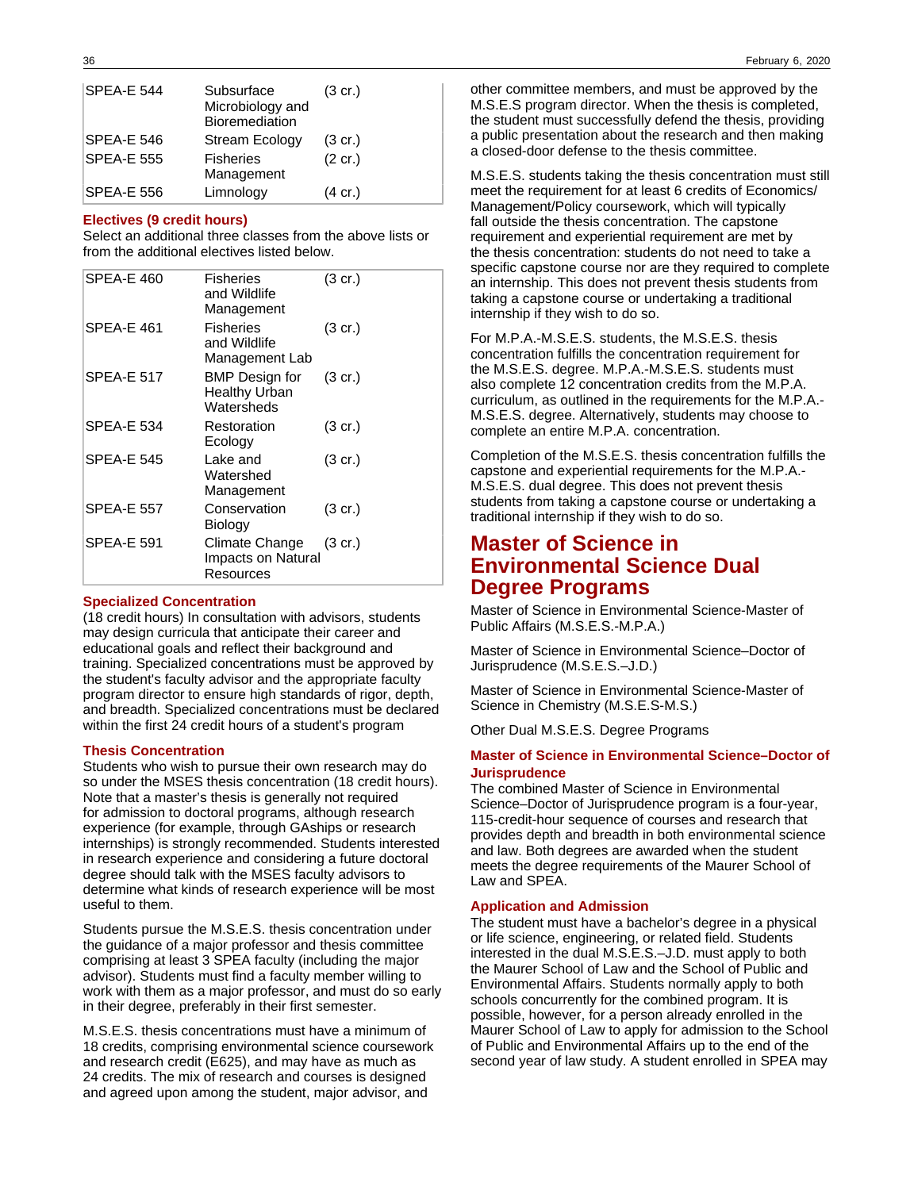| | | |
|---|---|---|
| SPEA-E 544 | Subsurface Microbiology and Bioremediation | (3 cr.) |
| SPEA-E 546 | Stream Ecology | (3 cr.) |
| SPEA-E 555 | Fisheries Management | (2 cr.) |
| SPEA-E 556 | Limnology | (4 cr.) |

#### Electives (9 credit hours)

Select an additional three classes from the above lists or from the additional electives listed below.

| | | |
|---|---|---|
| SPEA-E 460 | Fisheries and Wildlife Management | (3 cr.) |
| SPEA-E 461 | Fisheries and Wildlife Management Lab | (3 cr.) |
| SPEA-E 517 | BMP Design for Healthy Urban Watersheds | (3 cr.) |
| SPEA-E 534 | Restoration Ecology | (3 cr.) |
| SPEA-E 545 | Lake and Watershed Management | (3 cr.) |
| SPEA-E 557 | Conservation Biology | (3 cr.) |
| SPEA-E 591 | Climate Change Impacts on Natural Resources | (3 cr.) |

#### Specialized Concentration

(18 credit hours) In consultation with advisors, students may design curricula that anticipate their career and educational goals and reflect their background and training. Specialized concentrations must be approved by the student's faculty advisor and the appropriate faculty program director to ensure high standards of rigor, depth, and breadth. Specialized concentrations must be declared within the first 24 credit hours of a student's program

#### Thesis Concentration

Students who wish to pursue their own research may do so under the MSES thesis concentration (18 credit hours). Note that a master's thesis is generally not required for admission to doctoral programs, although research experience (for example, through GAships or research internships) is strongly recommended. Students interested in research experience and considering a future doctoral degree should talk with the MSES faculty advisors to determine what kinds of research experience will be most useful to them.

Students pursue the M.S.E.S. thesis concentration under the guidance of a major professor and thesis committee comprising at least 3 SPEA faculty (including the major advisor). Students must find a faculty member willing to work with them as a major professor, and must do so early in their degree, preferably in their first semester.

M.S.E.S. thesis concentrations must have a minimum of 18 credits, comprising environmental science coursework and research credit (E625), and may have as much as 24 credits. The mix of research and courses is designed and agreed upon among the student, major advisor, and other committee members, and must be approved by the M.S.E.S program director. When the thesis is completed, the student must successfully defend the thesis, providing a public presentation about the research and then making a closed-door defense to the thesis committee.

M.S.E.S. students taking the thesis concentration must still meet the requirement for at least 6 credits of Economics/Management/Policy coursework, which will typically fall outside the thesis concentration. The capstone requirement and experiential requirement are met by the thesis concentration: students do not need to take a specific capstone course nor are they required to complete an internship. This does not prevent thesis students from taking a capstone course or undertaking a traditional internship if they wish to do so.

For M.P.A.-M.S.E.S. students, the M.S.E.S. thesis concentration fulfills the concentration requirement for the M.S.E.S. degree. M.P.A.-M.S.E.S. students must also complete 12 concentration credits from the M.P.A. curriculum, as outlined in the requirements for the M.P.A.-M.S.E.S. degree. Alternatively, students may choose to complete an entire M.P.A. concentration.

Completion of the M.S.E.S. thesis concentration fulfills the capstone and experiential requirements for the M.P.A.-M.S.E.S. dual degree. This does not prevent thesis students from taking a capstone course or undertaking a traditional internship if they wish to do so.

## Master of Science in Environmental Science Dual Degree Programs

Master of Science in Environmental Science-Master of Public Affairs (M.S.E.S.-M.P.A.)

Master of Science in Environmental Science–Doctor of Jurisprudence (M.S.E.S.–J.D.)

Master of Science in Environmental Science-Master of Science in Chemistry (M.S.E.S-M.S.)

Other Dual M.S.E.S. Degree Programs

### Master of Science in Environmental Science–Doctor of Jurisprudence

The combined Master of Science in Environmental Science–Doctor of Jurisprudence program is a four-year, 115-credit-hour sequence of courses and research that provides depth and breadth in both environmental science and law. Both degrees are awarded when the student meets the degree requirements of the Maurer School of Law and SPEA.

#### Application and Admission

The student must have a bachelor's degree in a physical or life science, engineering, or related field. Students interested in the dual M.S.E.S.–J.D. must apply to both the Maurer School of Law and the School of Public and Environmental Affairs. Students normally apply to both schools concurrently for the combined program. It is possible, however, for a person already enrolled in the Maurer School of Law to apply for admission to the School of Public and Environmental Affairs up to the end of the second year of law study. A student enrolled in SPEA may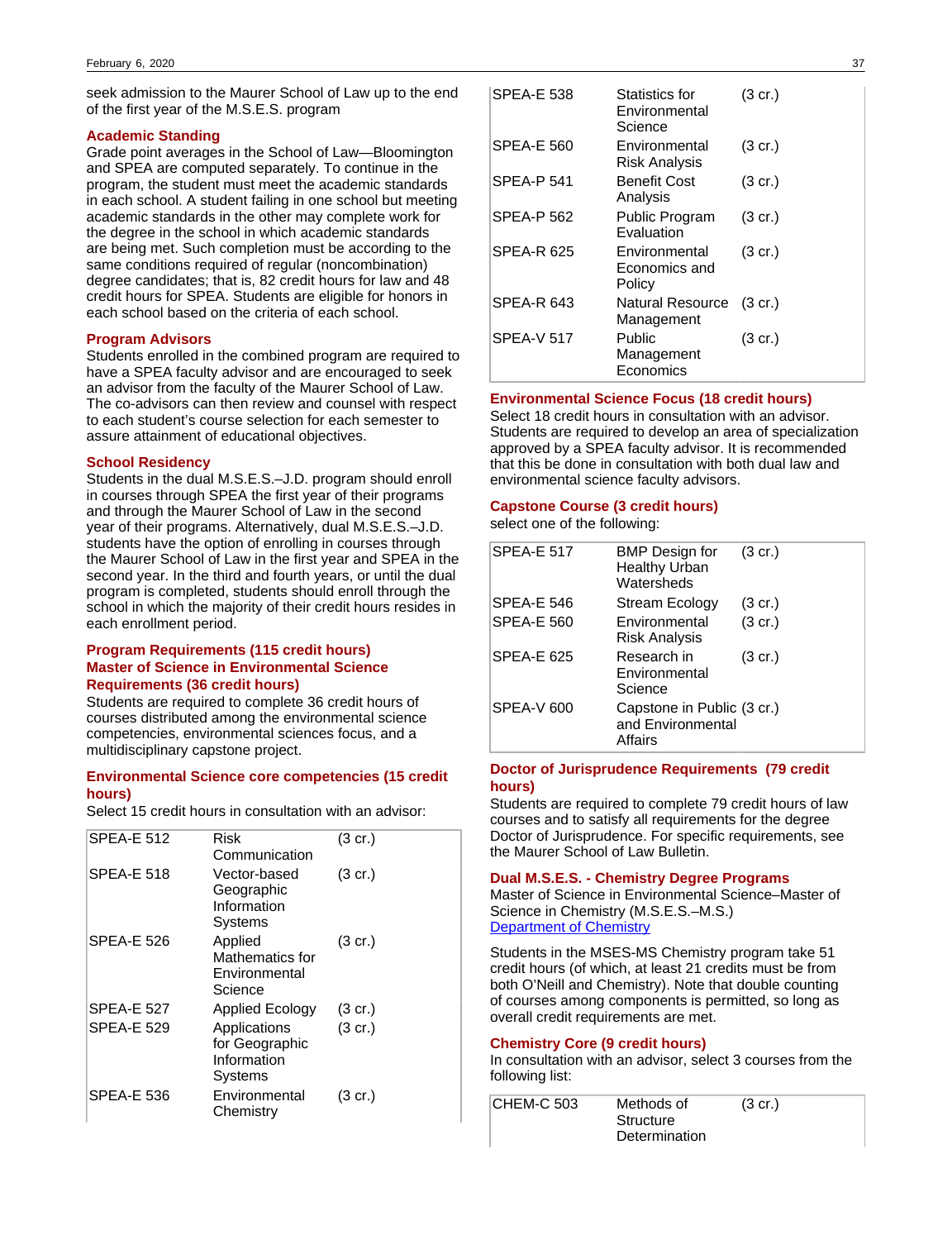seek admission to the Maurer School of Law up to the end of the first year of the M.S.E.S. program

### Academic Standing

Grade point averages in the School of Law—Bloomington and SPEA are computed separately. To continue in the program, the student must meet the academic standards in each school. A student failing in one school but meeting academic standards in the other may complete work for the degree in the school in which academic standards are being met. Such completion must be according to the same conditions required of regular (noncombination) degree candidates; that is, 82 credit hours for law and 48 credit hours for SPEA. Students are eligible for honors in each school based on the criteria of each school.

### Program Advisors

Students enrolled in the combined program are required to have a SPEA faculty advisor and are encouraged to seek an advisor from the faculty of the Maurer School of Law. The co-advisors can then review and counsel with respect to each student's course selection for each semester to assure attainment of educational objectives.

### School Residency

Students in the dual M.S.E.S.–J.D. program should enroll in courses through SPEA the first year of their programs and through the Maurer School of Law in the second year of their programs. Alternatively, dual M.S.E.S.–J.D. students have the option of enrolling in courses through the Maurer School of Law in the first year and SPEA in the second year. In the third and fourth years, or until the dual program is completed, students should enroll through the school in which the majority of their credit hours resides in each enrollment period.

### Program Requirements (115 credit hours)

### Master of Science in Environmental Science Requirements (36 credit hours)

Students are required to complete 36 credit hours of courses distributed among the environmental science competencies, environmental sciences focus, and a multidisciplinary capstone project.

### Environmental Science core competencies (15 credit hours)

Select 15 credit hours in consultation with an advisor:

| | | |
|---|---|---|
| SPEA-E 512 | Risk Communication | (3 cr.) |
| SPEA-E 518 | Vector-based Geographic Information Systems | (3 cr.) |
| SPEA-E 526 | Applied Mathematics for Environmental Science | (3 cr.) |
| SPEA-E 527 | Applied Ecology | (3 cr.) |
| SPEA-E 529 | Applications for Geographic Information Systems | (3 cr.) |
| SPEA-E 536 | Environmental Chemistry | (3 cr.) |
| SPEA-E 538 | Statistics for Environmental Science | (3 cr.) |
| SPEA-E 560 | Environmental Risk Analysis | (3 cr.) |
| SPEA-P 541 | Benefit Cost Analysis | (3 cr.) |
| SPEA-P 562 | Public Program Evaluation | (3 cr.) |
| SPEA-R 625 | Environmental Economics and Policy | (3 cr.) |
| SPEA-R 643 | Natural Resource Management | (3 cr.) |
| SPEA-V 517 | Public Management Economics | (3 cr.) |

### Environmental Science Focus (18 credit hours)

Select 18 credit hours in consultation with an advisor. Students are required to develop an area of specialization approved by a SPEA faculty advisor. It is recommended that this be done in consultation with both dual law and environmental science faculty advisors.

### Capstone Course (3 credit hours)

select one of the following:

| | | |
|---|---|---|
| SPEA-E 517 | BMP Design for Healthy Urban Watersheds | (3 cr.) |
| SPEA-E 546 | Stream Ecology | (3 cr.) |
| SPEA-E 560 | Environmental Risk Analysis | (3 cr.) |
| SPEA-E 625 | Research in Environmental Science | (3 cr.) |
| SPEA-V 600 | Capstone in Public and Environmental Affairs | (3 cr.) |

### Doctor of Jurisprudence Requirements (79 credit hours)

Students are required to complete 79 credit hours of law courses and to satisfy all requirements for the degree Doctor of Jurisprudence. For specific requirements, see the Maurer School of Law Bulletin.

### Dual M.S.E.S. - Chemistry Degree Programs

Master of Science in Environmental Science–Master of Science in Chemistry (M.S.E.S.–M.S.)
[Department of Chemistry]

Students in the MSES-MS Chemistry program take 51 credit hours (of which, at least 21 credits must be from both O'Neill and Chemistry). Note that double counting of courses among components is permitted, so long as overall credit requirements are met.

### Chemistry Core (9 credit hours)

In consultation with an advisor, select 3 courses from the following list:

| | | |
|---|---|---|
| CHEM-C 503 | Methods of Structure Determination | (3 cr.) |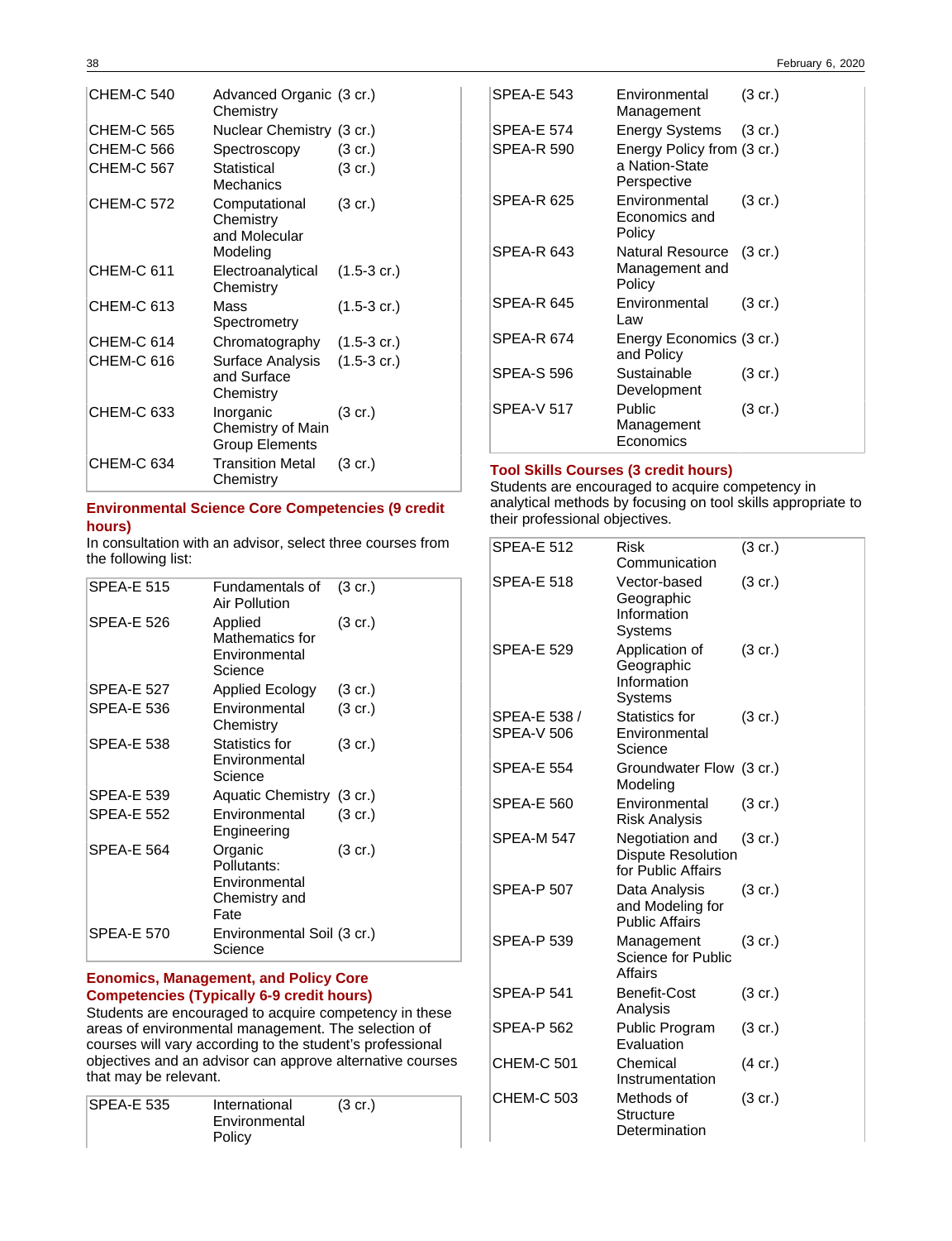| | | |
|---|---|---|
| CHEM-C 540 | Advanced Organic Chemistry | (3 cr.) |
| CHEM-C 565 | Nuclear Chemistry | (3 cr.) |
| CHEM-C 566 | Spectroscopy | (3 cr.) |
| CHEM-C 567 | Statistical Mechanics | (3 cr.) |
| CHEM-C 572 | Computational Chemistry and Molecular Modeling | (3 cr.) |
| CHEM-C 611 | Electroanalytical Chemistry | (1.5-3 cr.) |
| CHEM-C 613 | Mass Spectrometry | (1.5-3 cr.) |
| CHEM-C 614 | Chromatography | (1.5-3 cr.) |
| CHEM-C 616 | Surface Analysis and Surface Chemistry | (1.5-3 cr.) |
| CHEM-C 633 | Inorganic Chemistry of Main Group Elements | (3 cr.) |
| CHEM-C 634 | Transition Metal Chemistry | (3 cr.) |

### Environmental Science Core Competencies (9 credit hours)

In consultation with an advisor, select three courses from the following list:

| | | |
|---|---|---|
| SPEA-E 515 | Fundamentals of Air Pollution | (3 cr.) |
| SPEA-E 526 | Applied Mathematics for Environmental Science | (3 cr.) |
| SPEA-E 527 | Applied Ecology | (3 cr.) |
| SPEA-E 536 | Environmental Chemistry | (3 cr.) |
| SPEA-E 538 | Statistics for Environmental Science | (3 cr.) |
| SPEA-E 539 | Aquatic Chemistry | (3 cr.) |
| SPEA-E 552 | Environmental Engineering | (3 cr.) |
| SPEA-E 564 | Organic Pollutants: Environmental Chemistry and Fate | (3 cr.) |
| SPEA-E 570 | Environmental Soil Science | (3 cr.) |

### Eonomics, Management, and Policy Core Competencies (Typically 6-9 credit hours)

Students are encouraged to acquire competency in these areas of environmental management. The selection of courses will vary according to the student's professional objectives and an advisor can approve alternative courses that may be relevant.

| | | |
|---|---|---|
| SPEA-E 535 | International Environmental Policy | (3 cr.) |
| SPEA-E 543 | Environmental Management | (3 cr.) |
| SPEA-E 574 | Energy Systems | (3 cr.) |
| SPEA-R 590 | Energy Policy from a Nation-State Perspective | (3 cr.) |
| SPEA-R 625 | Environmental Economics and Policy | (3 cr.) |
| SPEA-R 643 | Natural Resource Management and Policy | (3 cr.) |
| SPEA-R 645 | Environmental Law | (3 cr.) |
| SPEA-R 674 | Energy Economics and Policy | (3 cr.) |
| SPEA-S 596 | Sustainable Development | (3 cr.) |
| SPEA-V 517 | Public Management Economics | (3 cr.) |

### Tool Skills Courses (3 credit hours)

Students are encouraged to acquire competency in analytical methods by focusing on tool skills appropriate to their professional objectives.

| | | |
|---|---|---|
| SPEA-E 512 | Risk Communication | (3 cr.) |
| SPEA-E 518 | Vector-based Geographic Information Systems | (3 cr.) |
| SPEA-E 529 | Application of Geographic Information Systems | (3 cr.) |
| SPEA-E 538 / SPEA-V 506 | Statistics for Environmental Science | (3 cr.) |
| SPEA-E 554 | Groundwater Flow Modeling | (3 cr.) |
| SPEA-E 560 | Environmental Risk Analysis | (3 cr.) |
| SPEA-M 547 | Negotiation and Dispute Resolution for Public Affairs | (3 cr.) |
| SPEA-P 507 | Data Analysis and Modeling for Public Affairs | (3 cr.) |
| SPEA-P 539 | Management Science for Public Affairs | (3 cr.) |
| SPEA-P 541 | Benefit-Cost Analysis | (3 cr.) |
| SPEA-P 562 | Public Program Evaluation | (3 cr.) |
| CHEM-C 501 | Chemical Instrumentation | (4 cr.) |
| CHEM-C 503 | Methods of Structure Determination | (3 cr.) |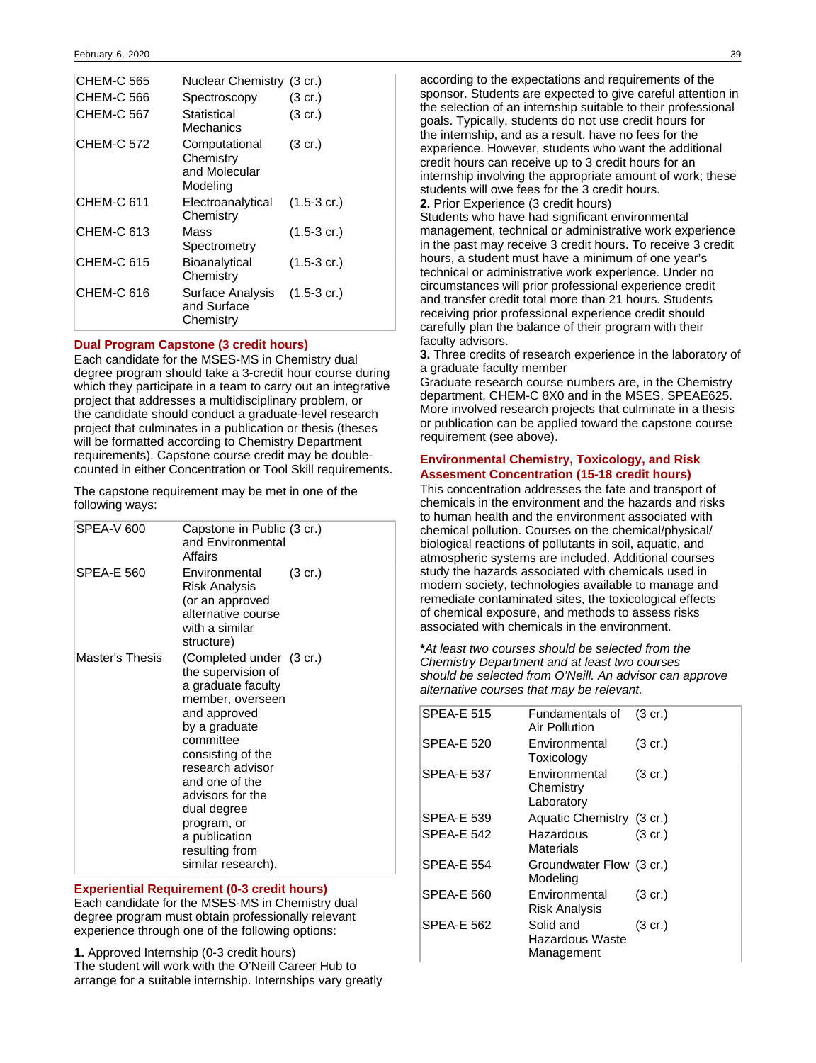| | | |
|---|---|---|
| CHEM-C 565 | Nuclear Chemistry | (3 cr.) |
| CHEM-C 566 | Spectroscopy | (3 cr.) |
| CHEM-C 567 | Statistical Mechanics | (3 cr.) |
| CHEM-C 572 | Computational Chemistry and Molecular Modeling | (3 cr.) |
| CHEM-C 611 | Electroanalytical Chemistry | (1.5-3 cr.) |
| CHEM-C 613 | Mass Spectrometry | (1.5-3 cr.) |
| CHEM-C 615 | Bioanalytical Chemistry | (1.5-3 cr.) |
| CHEM-C 616 | Surface Analysis and Surface Chemistry | (1.5-3 cr.) |

## Dual Program Capstone (3 credit hours)

Each candidate for the MSES-MS in Chemistry dual degree program should take a 3-credit hour course during which they participate in a team to carry out an integrative project that addresses a multidisciplinary problem, or the candidate should conduct a graduate-level research project that culminates in a publication or thesis (theses will be formatted according to Chemistry Department requirements). Capstone course credit may be double-counted in either Concentration or Tool Skill requirements.

The capstone requirement may be met in one of the following ways:

| | | |
|---|---|---|
| SPEA-V 600 | Capstone in Public and Environmental Affairs | (3 cr.) |
| SPEA-E 560 | Environmental Risk Analysis (or an approved alternative course with a similar structure) | (3 cr.) |
| Master's Thesis | (Completed under the supervision of a graduate faculty member, overseen and approved by a graduate committee consisting of the research advisor and one of the advisors for the dual degree program, or a publication resulting from similar research). | (3 cr.) |

## Experiential Requirement (0-3 credit hours)

Each candidate for the MSES-MS in Chemistry dual degree program must obtain professionally relevant experience through one of the following options:

**1.** Approved Internship (0-3 credit hours)
The student will work with the O'Neill Career Hub to arrange for a suitable internship. Internships vary greatly according to the expectations and requirements of the sponsor. Students are expected to give careful attention in the selection of an internship suitable to their professional goals. Typically, students do not use credit hours for the internship, and as a result, have no fees for the experience. However, students who want the additional credit hours can receive up to 3 credit hours for an internship involving the appropriate amount of work; these students will owe fees for the 3 credit hours.

**2.** Prior Experience (3 credit hours)
Students who have had significant environmental management, technical or administrative work experience in the past may receive 3 credit hours. To receive 3 credit hours, a student must have a minimum of one year's technical or administrative work experience. Under no circumstances will prior professional experience credit and transfer credit total more than 21 hours. Students receiving prior professional experience credit should carefully plan the balance of their program with their faculty advisors.

**3.** Three credits of research experience in the laboratory of a graduate faculty member
Graduate research course numbers are, in the Chemistry department, CHEM-C 8X0 and in the MSES, SPEAE625. More involved research projects that culminate in a thesis or publication can be applied toward the capstone course requirement (see above).

## Environmental Chemistry, Toxicology, and Risk Assesment Concentration (15-18 credit hours)

This concentration addresses the fate and transport of chemicals in the environment and the hazards and risks to human health and the environment associated with chemical pollution. Courses on the chemical/physical/biological reactions of pollutants in soil, aquatic, and atmospheric systems are included. Additional courses study the hazards associated with chemicals used in modern society, technologies available to manage and remediate contaminated sites, the toxicological effects of chemical exposure, and methods to assess risks associated with chemicals in the environment.

***At least two courses should be selected from the Chemistry Department and at least two courses should be selected from O'Neill. An advisor can approve alternative courses that may be relevant.***

| | | |
|---|---|---|
| SPEA-E 515 | Fundamentals of Air Pollution | (3 cr.) |
| SPEA-E 520 | Environmental Toxicology | (3 cr.) |
| SPEA-E 537 | Environmental Chemistry Laboratory | (3 cr.) |
| SPEA-E 539 | Aquatic Chemistry | (3 cr.) |
| SPEA-E 542 | Hazardous Materials | (3 cr.) |
| SPEA-E 554 | Groundwater Flow Modeling | (3 cr.) |
| SPEA-E 560 | Environmental Risk Analysis | (3 cr.) |
| SPEA-E 562 | Solid and Hazardous Waste Management | (3 cr.) |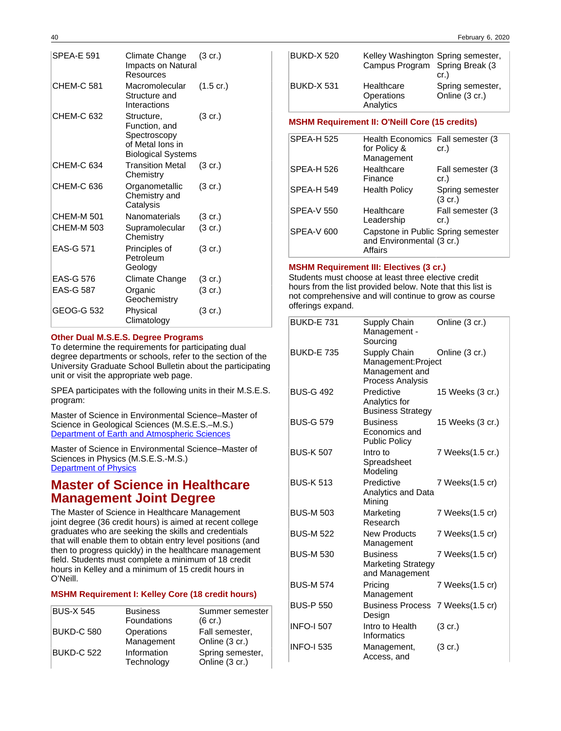| | | |
|---|---|---|
| SPEA-E 591 | Climate Change Impacts on Natural Resources | (3 cr.) |
| CHEM-C 581 | Macromolecular Structure and Interactions | (1.5 cr.) |
| CHEM-C 632 | Structure, Function, and Spectroscopy of Metal Ions in Biological Systems | (3 cr.) |
| CHEM-C 634 | Transition Metal Chemistry | (3 cr.) |
| CHEM-C 636 | Organometallic Chemistry and Catalysis | (3 cr.) |
| CHEM-M 501 | Nanomaterials | (3 cr.) |
| CHEM-M 503 | Supramolecular Chemistry | (3 cr.) |
| EAS-G 571 | Principles of Petroleum Geology | (3 cr.) |
| EAS-G 576 | Climate Change | (3 cr.) |
| EAS-G 587 | Organic Geochemistry | (3 cr.) |
| GEOG-G 532 | Physical Climatology | (3 cr.) |

### Other Dual M.S.E.S. Degree Programs

To determine the requirements for participating dual degree departments or schools, refer to the section of the University Graduate School Bulletin about the participating unit or visit the appropriate web page.

SPEA participates with the following units in their M.S.E.S. program:

Master of Science in Environmental Science–Master of Science in Geological Sciences (M.S.E.S.–M.S.)
Department of Earth and Atmospheric Sciences

Master of Science in Environmental Science–Master of Sciences in Physics (M.S.E.S.-M.S.)
Department of Physics

## Master of Science in Healthcare Management Joint Degree

The Master of Science in Healthcare Management joint degree (36 credit hours) is aimed at recent college graduates who are seeking the skills and credentials that will enable them to obtain entry level positions (and then to progress quickly) in the healthcare management field. Students must complete a minimum of 18 credit hours in Kelley and a minimum of 15 credit hours in O'Neill.

### MSHM Requirement I: Kelley Core (18 credit hours)

| | | |
|---|---|---|
| BUS-X 545 | Business Foundations | Summer semester (6 cr.) |
| BUKD-C 580 | Operations Management | Fall semester, Online (3 cr.) |
| BUKD-C 522 | Information Technology | Spring semester, Online (3 cr.) |
| BUKD-X 520 | Kelley Washington Campus Program | Spring semester, Spring Break (3 cr.) |
| BUKD-X 531 | Healthcare Operations Analytics | Spring semester, Online (3 cr.) |

### MSHM Requirement II: O'Neill Core (15 credits)

| | | |
|---|---|---|
| SPEA-H 525 | Health Economics for Policy & Management | Fall semester (3 cr.) |
| SPEA-H 526 | Healthcare Finance | Fall semester (3 cr.) |
| SPEA-H 549 | Health Policy | Spring semester (3 cr.) |
| SPEA-V 550 | Healthcare Leadership | Fall semester (3 cr.) |
| SPEA-V 600 | Capstone in Public and Environmental Affairs | Spring semester (3 cr.) |

### MSHM Requirement III: Electives (3 cr.)

Students must choose at least three elective credit hours from the list provided below. Note that this list is not comprehensive and will continue to grow as course offerings expand.

| | | |
|---|---|---|
| BUKD-E 731 | Supply Chain Management - Sourcing | Online (3 cr.) |
| BUKD-E 735 | Supply Chain Management:Project Management and Process Analysis | Online (3 cr.) |
| BUS-G 492 | Predictive Analytics for Business Strategy | 15 Weeks (3 cr.) |
| BUS-G 579 | Business Economics and Public Policy | 15 Weeks (3 cr.) |
| BUS-K 507 | Intro to Spreadsheet Modeling | 7 Weeks(1.5 cr.) |
| BUS-K 513 | Predictive Analytics and Data Mining | 7 Weeks(1.5 cr) |
| BUS-M 503 | Marketing Research | 7 Weeks(1.5 cr) |
| BUS-M 522 | New Products Management | 7 Weeks(1.5 cr) |
| BUS-M 530 | Business Marketing Strategy and Management | 7 Weeks(1.5 cr) |
| BUS-M 574 | Pricing Management | 7 Weeks(1.5 cr) |
| BUS-P 550 | Business Process Design | 7 Weeks(1.5 cr) |
| INFO-I 507 | Intro to Health Informatics | (3 cr.) |
| INFO-I 535 | Management, Access, and | (3 cr.) |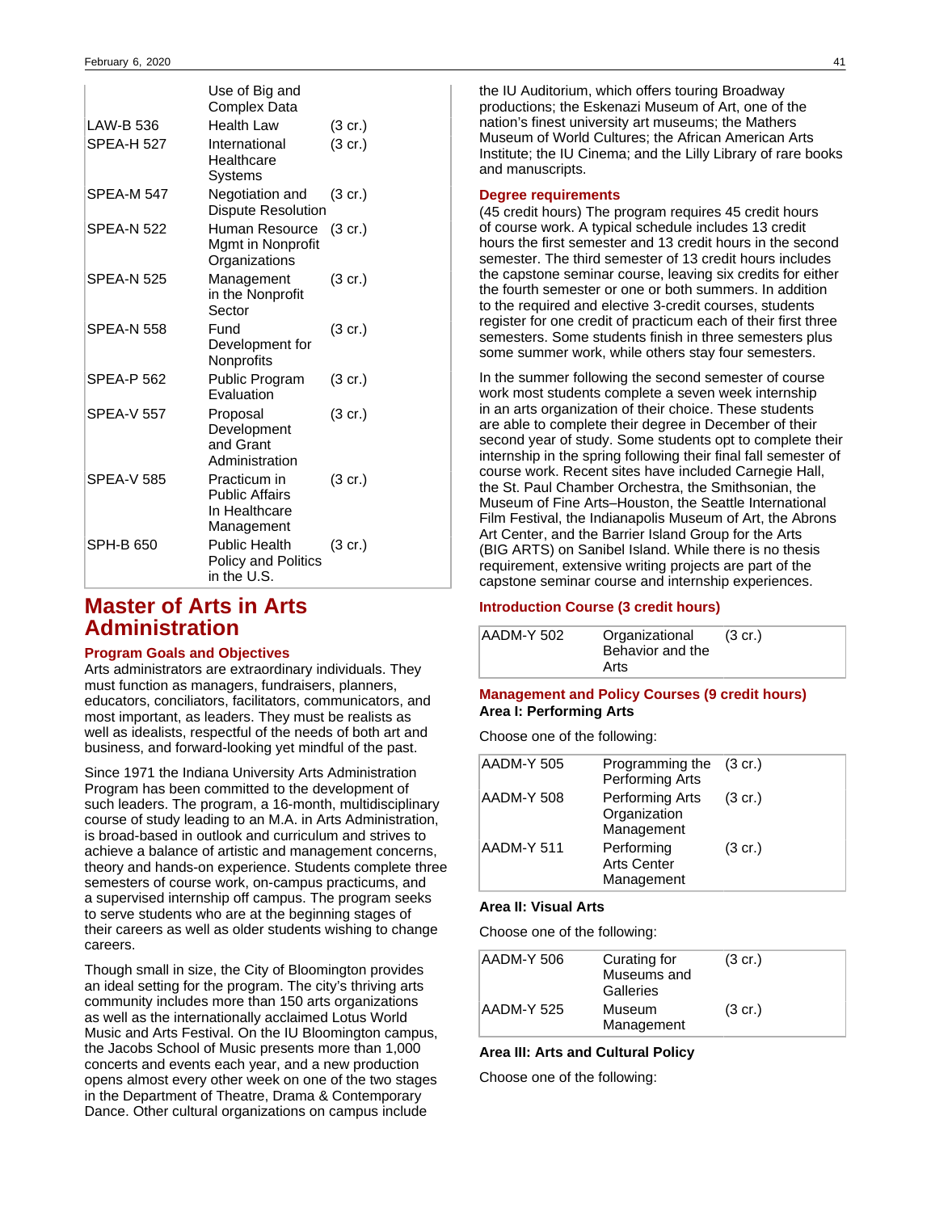| | | |
|---|---|---|
| | Use of Big and Complex Data | |
| LAW-B 536 | Health Law | (3 cr.) |
| SPEA-H 527 | International Healthcare Systems | (3 cr.) |
| SPEA-M 547 | Negotiation and Dispute Resolution | (3 cr.) |
| SPEA-N 522 | Human Resource Mgmt in Nonprofit Organizations | (3 cr.) |
| SPEA-N 525 | Management in the Nonprofit Sector | (3 cr.) |
| SPEA-N 558 | Fund Development for Nonprofits | (3 cr.) |
| SPEA-P 562 | Public Program Evaluation | (3 cr.) |
| SPEA-V 557 | Proposal Development and Grant Administration | (3 cr.) |
| SPEA-V 585 | Practicum in Public Affairs In Healthcare Management | (3 cr.) |
| SPH-B 650 | Public Health Policy and Politics in the U.S. | (3 cr.) |

# Master of Arts in Arts Administration

### Program Goals and Objectives

Arts administrators are extraordinary individuals. They must function as managers, fundraisers, planners, educators, conciliators, facilitators, communicators, and most important, as leaders. They must be realists as well as idealists, respectful of the needs of both art and business, and forward-looking yet mindful of the past.

Since 1971 the Indiana University Arts Administration Program has been committed to the development of such leaders. The program, a 16-month, multidisciplinary course of study leading to an M.A. in Arts Administration, is broad-based in outlook and curriculum and strives to achieve a balance of artistic and management concerns, theory and hands-on experience. Students complete three semesters of course work, on-campus practicums, and a supervised internship off campus. The program seeks to serve students who are at the beginning stages of their careers as well as older students wishing to change careers.

Though small in size, the City of Bloomington provides an ideal setting for the program. The city's thriving arts community includes more than 150 arts organizations as well as the internationally acclaimed Lotus World Music and Arts Festival. On the IU Bloomington campus, the Jacobs School of Music presents more than 1,000 concerts and events each year, and a new production opens almost every other week on one of the two stages in the Department of Theatre, Drama & Contemporary Dance. Other cultural organizations on campus include the IU Auditorium, which offers touring Broadway productions; the Eskenazi Museum of Art, one of the nation's finest university art museums; the Mathers Museum of World Cultures; the African American Arts Institute; the IU Cinema; and the Lilly Library of rare books and manuscripts.

### Degree requirements

(45 credit hours) The program requires 45 credit hours of course work. A typical schedule includes 13 credit hours the first semester and 13 credit hours in the second semester. The third semester of 13 credit hours includes the capstone seminar course, leaving six credits for either the fourth semester or one or both summers. In addition to the required and elective 3-credit courses, students register for one credit of practicum each of their first three semesters. Some students finish in three semesters plus some summer work, while others stay four semesters.

In the summer following the second semester of course work most students complete a seven week internship in an arts organization of their choice. These students are able to complete their degree in December of their second year of study. Some students opt to complete their internship in the spring following their final fall semester of course work. Recent sites have included Carnegie Hall, the St. Paul Chamber Orchestra, the Smithsonian, the Museum of Fine Arts–Houston, the Seattle International Film Festival, the Indianapolis Museum of Art, the Abrons Art Center, and the Barrier Island Group for the Arts (BIG ARTS) on Sanibel Island. While there is no thesis requirement, extensive writing projects are part of the capstone seminar course and internship experiences.

### Introduction Course (3 credit hours)

| | | |
|---|---|---|
| AADM-Y 502 | Organizational Behavior and the Arts | (3 cr.) |

### Management and Policy Courses (9 credit hours)

**Area I: Performing Arts**

Choose one of the following:

| | | |
|---|---|---|
| AADM-Y 505 | Programming the Performing Arts | (3 cr.) |
| AADM-Y 508 | Performing Arts Organization Management | (3 cr.) |
| AADM-Y 511 | Performing Arts Center Management | (3 cr.) |

**Area II: Visual Arts**

Choose one of the following:

| | | |
|---|---|---|
| AADM-Y 506 | Curating for Museums and Galleries | (3 cr.) |
| AADM-Y 525 | Museum Management | (3 cr.) |

**Area III: Arts and Cultural Policy**

Choose one of the following: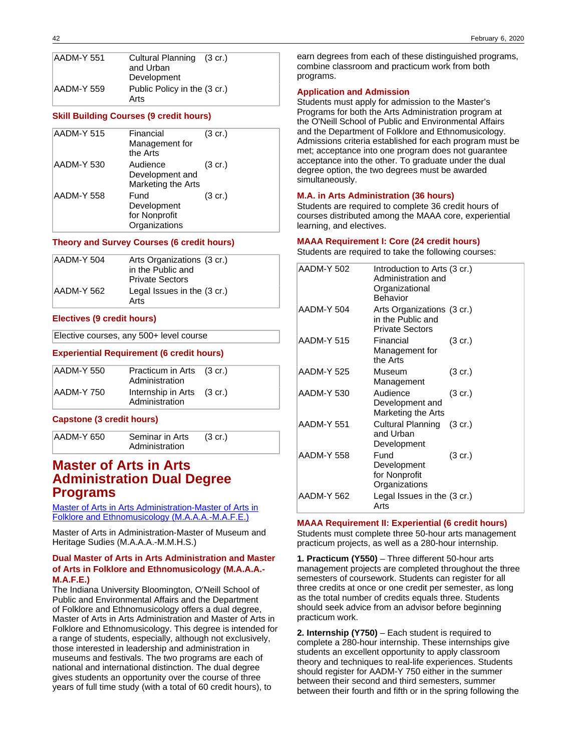| | | |
|---|---|---|
| AADM-Y 551 | Cultural Planning and Urban Development | (3 cr.) |
| AADM-Y 559 | Public Policy in the Arts | (3 cr.) |

### Skill Building Courses (9 credit hours)

| | | |
|---|---|---|
| AADM-Y 515 | Financial Management for the Arts | (3 cr.) |
| AADM-Y 530 | Audience Development and Marketing the Arts | (3 cr.) |
| AADM-Y 558 | Fund Development for Nonprofit Organizations | (3 cr.) |

### Theory and Survey Courses (6 credit hours)

| | | |
|---|---|---|
| AADM-Y 504 | Arts Organizations in the Public and Private Sectors | (3 cr.) |
| AADM-Y 562 | Legal Issues in the Arts | (3 cr.) |

### Electives (9 credit hours)

| |
|---|
| Elective courses, any 500+ level course |

### Experiential Requirement (6 credit hours)

| | | |
|---|---|---|
| AADM-Y 550 | Practicum in Arts Administration | (3 cr.) |
| AADM-Y 750 | Internship in Arts Administration | (3 cr.) |

### Capstone (3 credit hours)

| | | |
|---|---|---|
| AADM-Y 650 | Seminar in Arts Administration | (3 cr.) |

# Master of Arts in Arts Administration Dual Degree Programs

[Master of Arts in Arts Administration-Master of Arts in Folklore and Ethnomusicology (M.A.A.A.-M.A.F.E.)]

Master of Arts in Administration-Master of Museum and Heritage Sudies (M.A.A.A.-M.M.H.S.)

### Dual Master of Arts in Arts Administration and Master of Arts in Folklore and Ethnomusicology (M.A.A.A.-M.A.F.E.)

The Indiana University Bloomington, O'Neill School of Public and Environmental Affairs and the Department of Folklore and Ethnomusicology offers a dual degree, Master of Arts in Arts Administration and Master of Arts in Folklore and Ethnomusicology. This degree is intended for a range of students, especially, although not exclusively, those interested in leadership and administration in museums and festivals. The two programs are each of national and international distinction. The dual degree gives students an opportunity over the course of three years of full time study (with a total of 60 credit hours), to earn degrees from each of these distinguished programs, combine classroom and practicum work from both programs.

### Application and Admission

Students must apply for admission to the Master's Programs for both the Arts Administration program at the O'Neill School of Public and Environmental Affairs and the Department of Folklore and Ethnomusicology. Admissions criteria established for each program must be met; acceptance into one program does not guarantee acceptance into the other. To graduate under the dual degree option, the two degrees must be awarded simultaneously.

### M.A. in Arts Administration (36 hours)

Students are required to complete 36 credit hours of courses distributed among the MAAA core, experiential learning, and electives.

### MAAA Requirement I: Core (24 credit hours)

Students are required to take the following courses:

| | | |
|---|---|---|
| AADM-Y 502 | Introduction to Arts Administration and Organizational Behavior | (3 cr.) |
| AADM-Y 504 | Arts Organizations in the Public and Private Sectors | (3 cr.) |
| AADM-Y 515 | Financial Management for the Arts | (3 cr.) |
| AADM-Y 525 | Museum Management | (3 cr.) |
| AADM-Y 530 | Audience Development and Marketing the Arts | (3 cr.) |
| AADM-Y 551 | Cultural Planning and Urban Development | (3 cr.) |
| AADM-Y 558 | Fund Development for Nonprofit Organizations | (3 cr.) |
| AADM-Y 562 | Legal Issues in the Arts | (3 cr.) |

### MAAA Requirement II: Experiential (6 credit hours)

Students must complete three 50-hour arts management practicum projects, as well as a 280-hour internship.

**1. Practicum (Y550)** – Three different 50-hour arts management projects are completed throughout the three semesters of coursework. Students can register for all three credits at once or one credit per semester, as long as the total number of credits equals three. Students should seek advice from an advisor before beginning practicum work.

**2. Internship (Y750)** – Each student is required to complete a 280-hour internship. These internships give students an excellent opportunity to apply classroom theory and techniques to real-life experiences. Students should register for AADM-Y 750 either in the summer between their second and third semesters, summer between their fourth and fifth or in the spring following the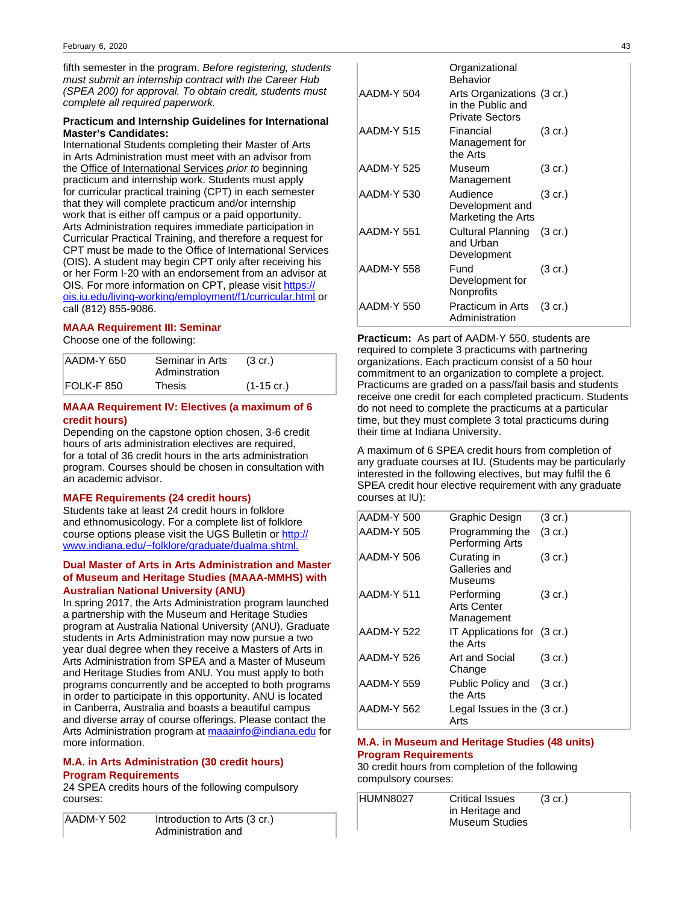fifth semester in the program. *Before registering, students must submit an internship contract with the Career Hub (SPEA 200) for approval. To obtain credit, students must complete all required paperwork.*

**Practicum and Internship Guidelines for International Master's Candidates:**
International Students completing their Master of Arts in Arts Administration must meet with an advisor from the Office of International Services *prior to* beginning practicum and internship work. Students must apply for curricular practical training (CPT) in each semester that they will complete practicum and/or internship work that is either off campus or a paid opportunity. Arts Administration requires immediate participation in Curricular Practical Training, and therefore a request for CPT must be made to the Office of International Services (OIS). A student may begin CPT only after receiving his or her Form I-20 with an endorsement from an advisor at OIS. For more information on CPT, please visit https://ois.iu.edu/living-working/employment/f1/curricular.html or call (812) 855-9086.

### MAAA Requirement III: Seminar

Choose one of the following:

| | | |
|---|---|---|
| AADM-Y 650 | Seminar in Arts Adminstration | (3 cr.) |
| FOLK-F 850 | Thesis | (1-15 cr.) |

### MAAA Requirement IV: Electives (a maximum of 6 credit hours)

Depending on the capstone option chosen, 3-6 credit hours of arts administration electives are required, for a total of 36 credit hours in the arts administration program. Courses should be chosen in consultation with an academic advisor.

### MAFE Requirements (24 credit hours)

Students take at least 24 credit hours in folklore and ethnomusicology. For a complete list of folklore course options please visit the UGS Bulletin or http://www.indiana.edu/~folklore/graduate/dualma.shtml.

### Dual Master of Arts in Arts Administration and Master of Museum and Heritage Studies (MAAA-MMHS) with Australian National University (ANU)

In spring 2017, the Arts Administration program launched a partnership with the Museum and Heritage Studies program at Australia National University (ANU). Graduate students in Arts Administration may now pursue a two year dual degree when they receive a Masters of Arts in Arts Administration from SPEA and a Master of Museum and Heritage Studies from ANU. You must apply to both programs concurrently and be accepted to both programs in order to participate in this opportunity. ANU is located in Canberra, Australia and boasts a beautiful campus and diverse array of course offerings. Please contact the Arts Administration program at maaainfo@indiana.edu for more information.

### M.A. in Arts Administration (30 credit hours) Program Requirements

24 SPEA credits hours of the following compulsory courses:

| | | |
|---|---|---|
| AADM-Y 502 | Introduction to Arts Administration and Organizational Behavior | (3 cr.) |
| AADM-Y 504 | Arts Organizations in the Public and Private Sectors | (3 cr.) |
| AADM-Y 515 | Financial Management for the Arts | (3 cr.) |
| AADM-Y 525 | Museum Management | (3 cr.) |
| AADM-Y 530 | Audience Development and Marketing the Arts | (3 cr.) |
| AADM-Y 551 | Cultural Planning and Urban Development | (3 cr.) |
| AADM-Y 558 | Fund Development for Nonprofits | (3 cr.) |
| AADM-Y 550 | Practicum in Arts Administration | (3 cr.) |

**Practicum:** As part of AADM-Y 550, students are required to complete 3 practicums with partnering organizations. Each practicum consist of a 50 hour commitment to an organization to complete a project. Practicums are graded on a pass/fail basis and students receive one credit for each completed practicum. Students do not need to complete the practicums at a particular time, but they must complete 3 total practicums during their time at Indiana University.

A maximum of 6 SPEA credit hours from completion of any graduate courses at IU. (Students may be particularly interested in the following electives, but may fulfil the 6 SPEA credit hour elective requirement with any graduate courses at IU):

| | | |
|---|---|---|
| AADM-Y 500 | Graphic Design | (3 cr.) |
| AADM-Y 505 | Programming the Performing Arts | (3 cr.) |
| AADM-Y 506 | Curating in Galleries and Museums | (3 cr.) |
| AADM-Y 511 | Performing Arts Center Management | (3 cr.) |
| AADM-Y 522 | IT Applications for the Arts | (3 cr.) |
| AADM-Y 526 | Art and Social Change | (3 cr.) |
| AADM-Y 559 | Public Policy and the Arts | (3 cr.) |
| AADM-Y 562 | Legal Issues in the Arts | (3 cr.) |

### M.A. in Museum and Heritage Studies (48 units) Program Requirements

30 credit hours from completion of the following compulsory courses:

| | | |
|---|---|---|
| HUMN8027 | Critical Issues in Heritage and Museum Studies | (3 cr.) |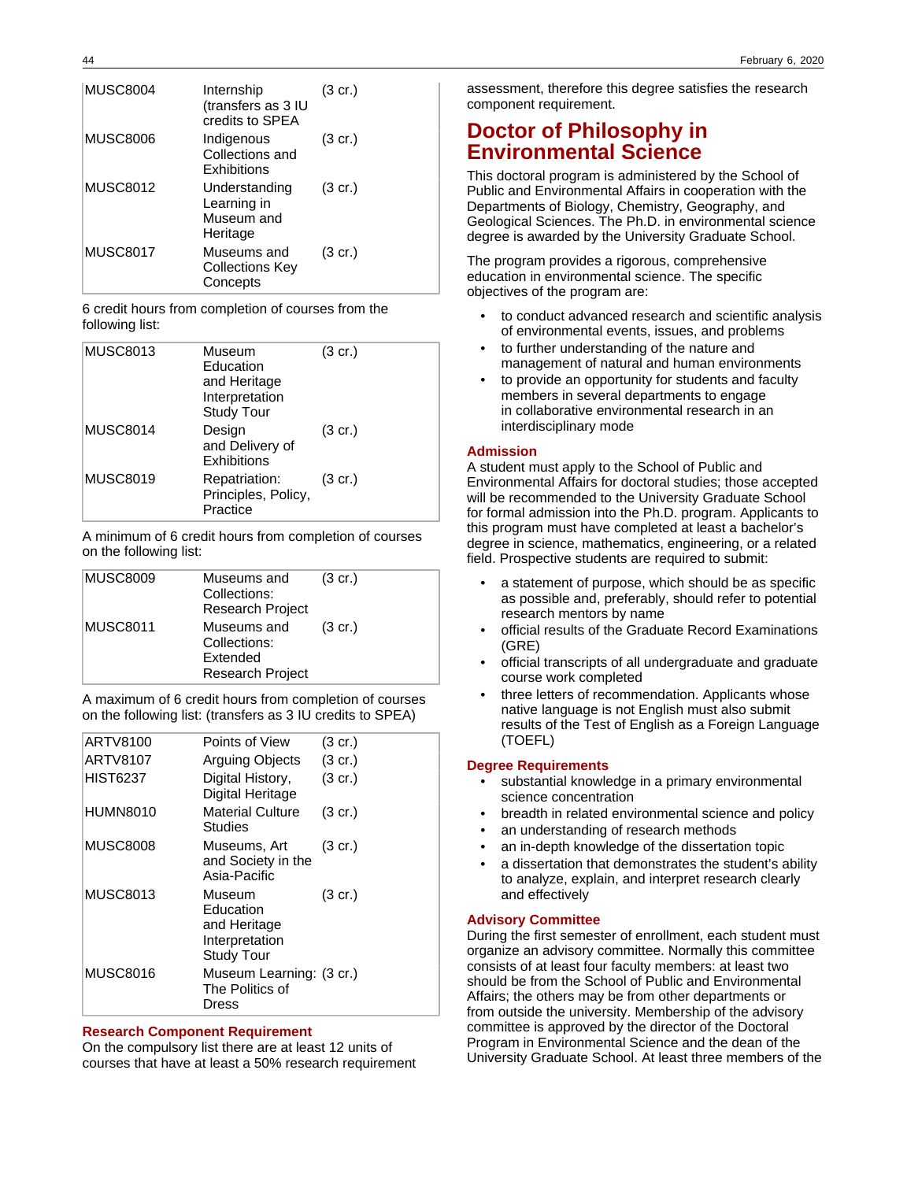| | | |
|---|---|---|
| MUSC8004 | Internship (transfers as 3 IU credits to SPEA | (3 cr.) |
| MUSC8006 | Indigenous Collections and Exhibitions | (3 cr.) |
| MUSC8012 | Understanding Learning in Museum and Heritage | (3 cr.) |
| MUSC8017 | Museums and Collections Key Concepts | (3 cr.) |

6 credit hours from completion of courses from the following list:

| | | |
|---|---|---|
| MUSC8013 | Museum Education and Heritage Interpretation Study Tour | (3 cr.) |
| MUSC8014 | Design and Delivery of Exhibitions | (3 cr.) |
| MUSC8019 | Repatriation: Principles, Policy, Practice | (3 cr.) |

A minimum of 6 credit hours from completion of courses on the following list:

| | | |
|---|---|---|
| MUSC8009 | Museums and Collections: Research Project | (3 cr.) |
| MUSC8011 | Museums and Collections: Extended Research Project | (3 cr.) |

A maximum of 6 credit hours from completion of courses on the following list: (transfers as 3 IU credits to SPEA)

| | | |
|---|---|---|
| ARTV8100 | Points of View | (3 cr.) |
| ARTV8107 | Arguing Objects | (3 cr.) |
| HIST6237 | Digital History, Digital Heritage | (3 cr.) |
| HUMN8010 | Material Culture Studies | (3 cr.) |
| MUSC8008 | Museums, Art and Society in the Asia-Pacific | (3 cr.) |
| MUSC8013 | Museum Education and Heritage Interpretation Study Tour | (3 cr.) |
| MUSC8016 | Museum Learning: The Politics of Dress | (3 cr.) |

### Research Component Requirement

On the compulsory list there are at least 12 units of courses that have at least a 50% research requirement assessment, therefore this degree satisfies the research component requirement.

# Doctor of Philosophy in Environmental Science

This doctoral program is administered by the School of Public and Environmental Affairs in cooperation with the Departments of Biology, Chemistry, Geography, and Geological Sciences. The Ph.D. in environmental science degree is awarded by the University Graduate School.

The program provides a rigorous, comprehensive education in environmental science. The specific objectives of the program are:

- to conduct advanced research and scientific analysis of environmental events, issues, and problems
- to further understanding of the nature and management of natural and human environments
- to provide an opportunity for students and faculty members in several departments to engage in collaborative environmental research in an interdisciplinary mode

### Admission

A student must apply to the School of Public and Environmental Affairs for doctoral studies; those accepted will be recommended to the University Graduate School for formal admission into the Ph.D. program. Applicants to this program must have completed at least a bachelor's degree in science, mathematics, engineering, or a related field. Prospective students are required to submit:

- a statement of purpose, which should be as specific as possible and, preferably, should refer to potential research mentors by name
- official results of the Graduate Record Examinations (GRE)
- official transcripts of all undergraduate and graduate course work completed
- three letters of recommendation. Applicants whose native language is not English must also submit results of the Test of English as a Foreign Language (TOEFL)

### Degree Requirements

- substantial knowledge in a primary environmental science concentration
- breadth in related environmental science and policy
- an understanding of research methods
- an in-depth knowledge of the dissertation topic
- a dissertation that demonstrates the student's ability to analyze, explain, and interpret research clearly and effectively

### Advisory Committee

During the first semester of enrollment, each student must organize an advisory committee. Normally this committee consists of at least four faculty members: at least two should be from the School of Public and Environmental Affairs; the others may be from other departments or from outside the university. Membership of the advisory committee is approved by the director of the Doctoral Program in Environmental Science and the dean of the University Graduate School. At least three members of the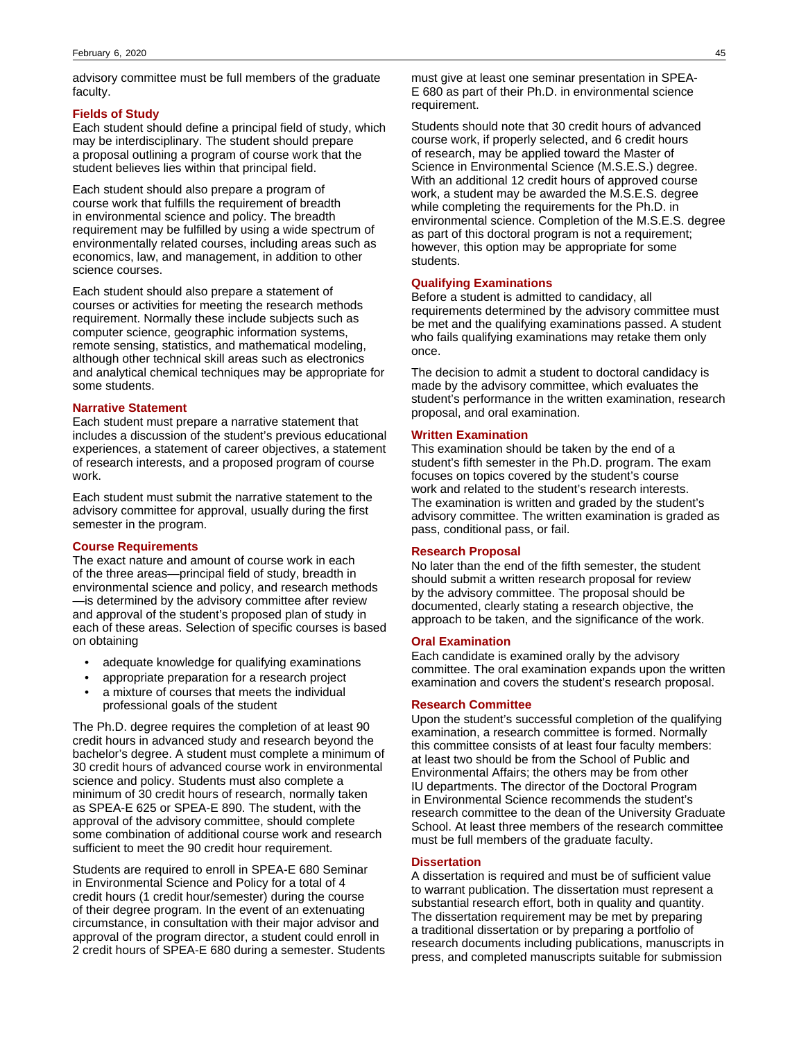advisory committee must be full members of the graduate faculty.

### Fields of Study

Each student should define a principal field of study, which may be interdisciplinary. The student should prepare a proposal outlining a program of course work that the student believes lies within that principal field.

Each student should also prepare a program of course work that fulfills the requirement of breadth in environmental science and policy. The breadth requirement may be fulfilled by using a wide spectrum of environmentally related courses, including areas such as economics, law, and management, in addition to other science courses.

Each student should also prepare a statement of courses or activities for meeting the research methods requirement. Normally these include subjects such as computer science, geographic information systems, remote sensing, statistics, and mathematical modeling, although other technical skill areas such as electronics and analytical chemical techniques may be appropriate for some students.

### Narrative Statement

Each student must prepare a narrative statement that includes a discussion of the student's previous educational experiences, a statement of career objectives, a statement of research interests, and a proposed program of course work.

Each student must submit the narrative statement to the advisory committee for approval, usually during the first semester in the program.

### Course Requirements

The exact nature and amount of course work in each of the three areas—principal field of study, breadth in environmental science and policy, and research methods—is determined by the advisory committee after review and approval of the student's proposed plan of study in each of these areas. Selection of specific courses is based on obtaining

- adequate knowledge for qualifying examinations
- appropriate preparation for a research project
- a mixture of courses that meets the individual professional goals of the student

The Ph.D. degree requires the completion of at least 90 credit hours in advanced study and research beyond the bachelor's degree. A student must complete a minimum of 30 credit hours of advanced course work in environmental science and policy. Students must also complete a minimum of 30 credit hours of research, normally taken as SPEA-E 625 or SPEA-E 890. The student, with the approval of the advisory committee, should complete some combination of additional course work and research sufficient to meet the 90 credit hour requirement.

Students are required to enroll in SPEA-E 680 Seminar in Environmental Science and Policy for a total of 4 credit hours (1 credit hour/semester) during the course of their degree program. In the event of an extenuating circumstance, in consultation with their major advisor and approval of the program director, a student could enroll in 2 credit hours of SPEA-E 680 during a semester. Students must give at least one seminar presentation in SPEA-E 680 as part of their Ph.D. in environmental science requirement.

Students should note that 30 credit hours of advanced course work, if properly selected, and 6 credit hours of research, may be applied toward the Master of Science in Environmental Science (M.S.E.S.) degree. With an additional 12 credit hours of approved course work, a student may be awarded the M.S.E.S. degree while completing the requirements for the Ph.D. in environmental science. Completion of the M.S.E.S. degree as part of this doctoral program is not a requirement; however, this option may be appropriate for some students.

### Qualifying Examinations

Before a student is admitted to candidacy, all requirements determined by the advisory committee must be met and the qualifying examinations passed. A student who fails qualifying examinations may retake them only once.

The decision to admit a student to doctoral candidacy is made by the advisory committee, which evaluates the student's performance in the written examination, research proposal, and oral examination.

### Written Examination

This examination should be taken by the end of a student's fifth semester in the Ph.D. program. The exam focuses on topics covered by the student's course work and related to the student's research interests. The examination is written and graded by the student's advisory committee. The written examination is graded as pass, conditional pass, or fail.

### Research Proposal

No later than the end of the fifth semester, the student should submit a written research proposal for review by the advisory committee. The proposal should be documented, clearly stating a research objective, the approach to be taken, and the significance of the work.

### Oral Examination

Each candidate is examined orally by the advisory committee. The oral examination expands upon the written examination and covers the student's research proposal.

### Research Committee

Upon the student's successful completion of the qualifying examination, a research committee is formed. Normally this committee consists of at least four faculty members: at least two should be from the School of Public and Environmental Affairs; the others may be from other IU departments. The director of the Doctoral Program in Environmental Science recommends the student's research committee to the dean of the University Graduate School. At least three members of the research committee must be full members of the graduate faculty.

### Dissertation

A dissertation is required and must be of sufficient value to warrant publication. The dissertation must represent a substantial research effort, both in quality and quantity. The dissertation requirement may be met by preparing a traditional dissertation or by preparing a portfolio of research documents including publications, manuscripts in press, and completed manuscripts suitable for submission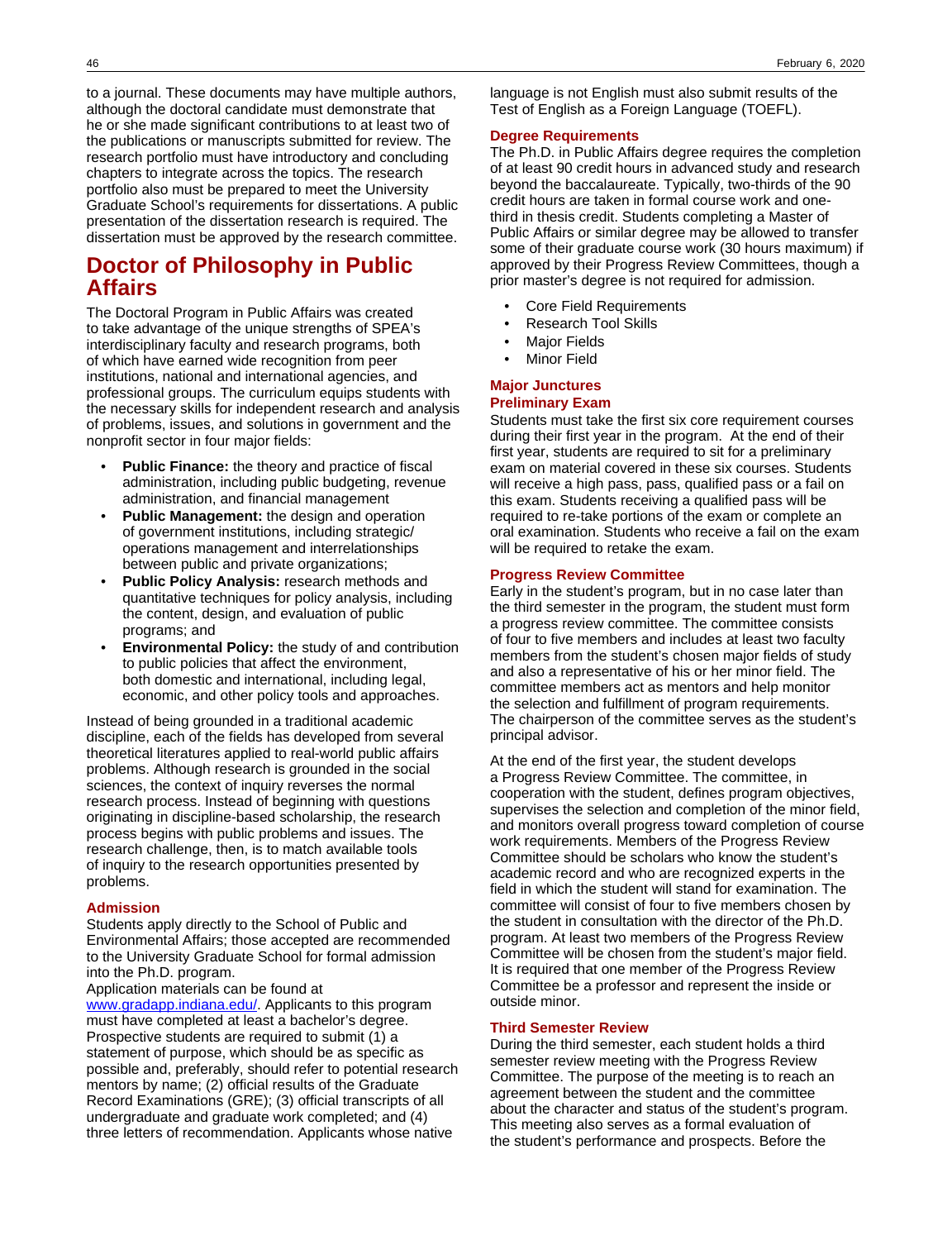to a journal. These documents may have multiple authors, although the doctoral candidate must demonstrate that he or she made significant contributions to at least two of the publications or manuscripts submitted for review. The research portfolio must have introductory and concluding chapters to integrate across the topics. The research portfolio also must be prepared to meet the University Graduate School's requirements for dissertations. A public presentation of the dissertation research is required. The dissertation must be approved by the research committee.

# Doctor of Philosophy in Public Affairs

The Doctoral Program in Public Affairs was created to take advantage of the unique strengths of SPEA's interdisciplinary faculty and research programs, both of which have earned wide recognition from peer institutions, national and international agencies, and professional groups. The curriculum equips students with the necessary skills for independent research and analysis of problems, issues, and solutions in government and the nonprofit sector in four major fields:

- **Public Finance:** the theory and practice of fiscal administration, including public budgeting, revenue administration, and financial management
- **Public Management:** the design and operation of government institutions, including strategic/ operations management and interrelationships between public and private organizations;
- **Public Policy Analysis:** research methods and quantitative techniques for policy analysis, including the content, design, and evaluation of public programs; and
- **Environmental Policy:** the study of and contribution to public policies that affect the environment, both domestic and international, including legal, economic, and other policy tools and approaches.

Instead of being grounded in a traditional academic discipline, each of the fields has developed from several theoretical literatures applied to real-world public affairs problems. Although research is grounded in the social sciences, the context of inquiry reverses the normal research process. Instead of beginning with questions originating in discipline-based scholarship, the research process begins with public problems and issues. The research challenge, then, is to match available tools of inquiry to the research opportunities presented by problems.

### Admission

Students apply directly to the School of Public and Environmental Affairs; those accepted are recommended to the University Graduate School for formal admission into the Ph.D. program.

Application materials can be found at www.gradapp.indiana.edu/. Applicants to this program must have completed at least a bachelor's degree. Prospective students are required to submit (1) a statement of purpose, which should be as specific as possible and, preferably, should refer to potential research mentors by name; (2) official results of the Graduate Record Examinations (GRE); (3) official transcripts of all undergraduate and graduate work completed; and (4) three letters of recommendation. Applicants whose native language is not English must also submit results of the Test of English as a Foreign Language (TOEFL).

### Degree Requirements

The Ph.D. in Public Affairs degree requires the completion of at least 90 credit hours in advanced study and research beyond the baccalaureate. Typically, two-thirds of the 90 credit hours are taken in formal course work and one-third in thesis credit. Students completing a Master of Public Affairs or similar degree may be allowed to transfer some of their graduate course work (30 hours maximum) if approved by their Progress Review Committees, though a prior master's degree is not required for admission.

- Core Field Requirements
- Research Tool Skills
- Major Fields
- Minor Field

### Major Junctures

### Preliminary Exam

Students must take the first six core requirement courses during their first year in the program. At the end of their first year, students are required to sit for a preliminary exam on material covered in these six courses. Students will receive a high pass, pass, qualified pass or a fail on this exam. Students receiving a qualified pass will be required to re-take portions of the exam or complete an oral examination. Students who receive a fail on the exam will be required to retake the exam.

### Progress Review Committee

Early in the student's program, but in no case later than the third semester in the program, the student must form a progress review committee. The committee consists of four to five members and includes at least two faculty members from the student's chosen major fields of study and also a representative of his or her minor field. The committee members act as mentors and help monitor the selection and fulfillment of program requirements. The chairperson of the committee serves as the student's principal advisor.

At the end of the first year, the student develops a Progress Review Committee. The committee, in cooperation with the student, defines program objectives, supervises the selection and completion of the minor field, and monitors overall progress toward completion of course work requirements. Members of the Progress Review Committee should be scholars who know the student's academic record and who are recognized experts in the field in which the student will stand for examination. The committee will consist of four to five members chosen by the student in consultation with the director of the Ph.D. program. At least two members of the Progress Review Committee will be chosen from the student's major field. It is required that one member of the Progress Review Committee be a professor and represent the inside or outside minor.

### Third Semester Review

During the third semester, each student holds a third semester review meeting with the Progress Review Committee. The purpose of the meeting is to reach an agreement between the student and the committee about the character and status of the student's program. This meeting also serves as a formal evaluation of the student's performance and prospects. Before the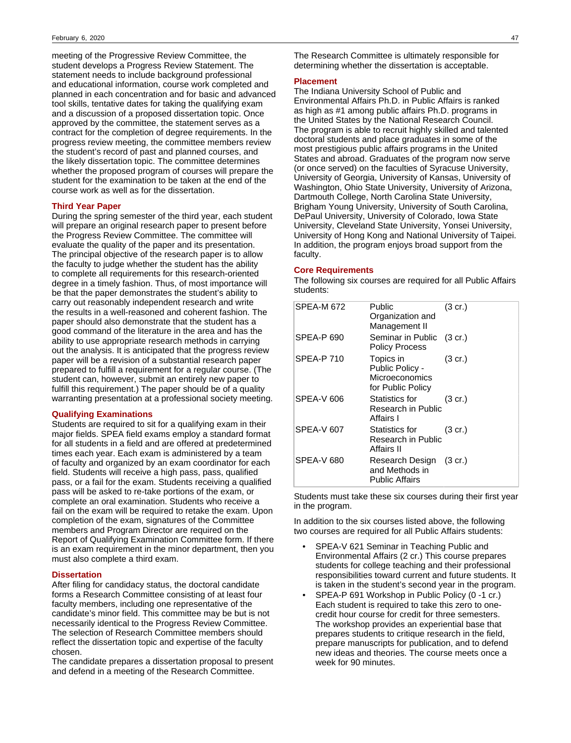meeting of the Progressive Review Committee, the student develops a Progress Review Statement. The statement needs to include background professional and educational information, course work completed and planned in each concentration and for basic and advanced tool skills, tentative dates for taking the qualifying exam and a discussion of a proposed dissertation topic. Once approved by the committee, the statement serves as a contract for the completion of degree requirements. In the progress review meeting, the committee members review the student's record of past and planned courses, and the likely dissertation topic. The committee determines whether the proposed program of courses will prepare the student for the examination to be taken at the end of the course work as well as for the dissertation.

### Third Year Paper

During the spring semester of the third year, each student will prepare an original research paper to present before the Progress Review Committee. The committee will evaluate the quality of the paper and its presentation. The principal objective of the research paper is to allow the faculty to judge whether the student has the ability to complete all requirements for this research-oriented degree in a timely fashion. Thus, of most importance will be that the paper demonstrates the student's ability to carry out reasonably independent research and write the results in a well-reasoned and coherent fashion. The paper should also demonstrate that the student has a good command of the literature in the area and has the ability to use appropriate research methods in carrying out the analysis. It is anticipated that the progress review paper will be a revision of a substantial research paper prepared to fulfill a requirement for a regular course. (The student can, however, submit an entirely new paper to fulfill this requirement.) The paper should be of a quality warranting presentation at a professional society meeting.

### Qualifying Examinations

Students are required to sit for a qualifying exam in their major fields. SPEA field exams employ a standard format for all students in a field and are offered at predetermined times each year. Each exam is administered by a team of faculty and organized by an exam coordinator for each field. Students will receive a high pass, pass, qualified pass, or a fail for the exam. Students receiving a qualified pass will be asked to re-take portions of the exam, or complete an oral examination. Students who receive a fail on the exam will be required to retake the exam. Upon completion of the exam, signatures of the Committee members and Program Director are required on the Report of Qualifying Examination Committee form. If there is an exam requirement in the minor department, then you must also complete a third exam.

### Dissertation

After filing for candidacy status, the doctoral candidate forms a Research Committee consisting of at least four faculty members, including one representative of the candidate's minor field. This committee may be but is not necessarily identical to the Progress Review Committee. The selection of Research Committee members should reflect the dissertation topic and expertise of the faculty chosen.

The candidate prepares a dissertation proposal to present and defend in a meeting of the Research Committee.

The Research Committee is ultimately responsible for determining whether the dissertation is acceptable.

### Placement

The Indiana University School of Public and Environmental Affairs Ph.D. in Public Affairs is ranked as high as #1 among public affairs Ph.D. programs in the United States by the National Research Council. The program is able to recruit highly skilled and talented doctoral students and place graduates in some of the most prestigious public affairs programs in the United States and abroad. Graduates of the program now serve (or once served) on the faculties of Syracuse University, University of Georgia, University of Kansas, University of Washington, Ohio State University, University of Arizona, Dartmouth College, North Carolina State University, Brigham Young University, University of South Carolina, DePaul University, University of Colorado, Iowa State University, Cleveland State University, Yonsei University, University of Hong Kong and National University of Taipei. In addition, the program enjoys broad support from the faculty.

### Core Requirements

The following six courses are required for all Public Affairs students:

| | | |
|---|---|---|
| SPEA-M 672 | Public Organization and Management II | (3 cr.) |
| SPEA-P 690 | Seminar in Public Policy Process | (3 cr.) |
| SPEA-P 710 | Topics in Public Policy - Microeconomics for Public Policy | (3 cr.) |
| SPEA-V 606 | Statistics for Research in Public Affairs I | (3 cr.) |
| SPEA-V 607 | Statistics for Research in Public Affairs II | (3 cr.) |
| SPEA-V 680 | Research Design and Methods in Public Affairs | (3 cr.) |

Students must take these six courses during their first year in the program.

In addition to the six courses listed above, the following two courses are required for all Public Affairs students:

- SPEA-V 621 Seminar in Teaching Public and Environmental Affairs (2 cr.) This course prepares students for college teaching and their professional responsibilities toward current and future students. It is taken in the student's second year in the program.
- SPEA-P 691 Workshop in Public Policy (0 -1 cr.) Each student is required to take this zero to one-credit hour course for credit for three semesters. The workshop provides an experiential base that prepares students to critique research in the field, prepare manuscripts for publication, and to defend new ideas and theories. The course meets once a week for 90 minutes.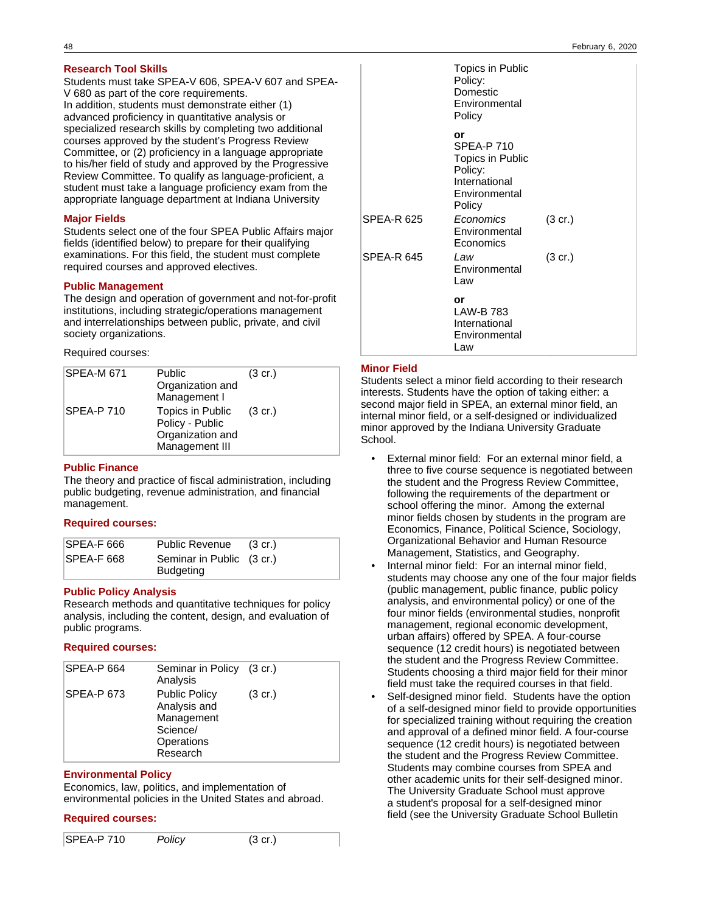### Research Tool Skills

Students must take SPEA-V 606, SPEA-V 607 and SPEA-V 680 as part of the core requirements.

In addition, students must demonstrate either (1) advanced proficiency in quantitative analysis or specialized research skills by completing two additional courses approved by the student's Progress Review Committee, or (2) proficiency in a language appropriate to his/her field of study and approved by the Progressive Review Committee. To qualify as language-proficient, a student must take a language proficiency exam from the appropriate language department at Indiana University

### Major Fields

Students select one of the four SPEA Public Affairs major fields (identified below) to prepare for their qualifying examinations. For this field, the student must complete required courses and approved electives.

### Public Management

The design and operation of government and not-for-profit institutions, including strategic/operations management and interrelationships between public, private, and civil society organizations.

Required courses:

| | | |
|---|---|---|
| SPEA-M 671 | Public Organization and Management I | (3 cr.) |
| SPEA-P 710 | Topics in Public Policy - Public Organization and Management III | (3 cr.) |

### Public Finance

The theory and practice of fiscal administration, including public budgeting, revenue administration, and financial management.

**Required courses:**

| | | |
|---|---|---|
| SPEA-F 666 | Public Revenue | (3 cr.) |
| SPEA-F 668 | Seminar in Public Budgeting | (3 cr.) |

### Public Policy Analysis

Research methods and quantitative techniques for policy analysis, including the content, design, and evaluation of public programs.

**Required courses:**

| | | |
|---|---|---|
| SPEA-P 664 | Seminar in Policy Analysis | (3 cr.) |
| SPEA-P 673 | Public Policy Analysis and Management Science/ Operations Research | (3 cr.) |

### Environmental Policy

Economics, law, politics, and implementation of environmental policies in the United States and abroad.

**Required courses:**

| | | |
|---|---|---|
| SPEA-P 710 | *Policy*<br>Topics in Public Policy: Domestic Environmental Policy<br>**or**<br>SPEA-P 710 Topics in Public Policy: International Environmental Policy | (3 cr.) |
| SPEA-R 625 | *Economics*<br>Environmental Economics | (3 cr.) |
| SPEA-R 645 | *Law*<br>Environmental Law<br>**or**<br>LAW-B 783 International Environmental Law | (3 cr.) |

### Minor Field

Students select a minor field according to their research interests. Students have the option of taking either: a second major field in SPEA, an external minor field, an internal minor field, or a self-designed or individualized minor approved by the Indiana University Graduate School.

- External minor field: For an external minor field, a three to five course sequence is negotiated between the student and the Progress Review Committee, following the requirements of the department or school offering the minor. Among the external minor fields chosen by students in the program are Economics, Finance, Political Science, Sociology, Organizational Behavior and Human Resource Management, Statistics, and Geography.
- Internal minor field: For an internal minor field, students may choose any one of the four major fields (public management, public finance, public policy analysis, and environmental policy) or one of the four minor fields (environmental studies, nonprofit management, regional economic development, urban affairs) offered by SPEA. A four-course sequence (12 credit hours) is negotiated between the student and the Progress Review Committee. Students choosing a third major field for their minor field must take the required courses in that field.
- Self-designed minor field. Students have the option of a self-designed minor field to provide opportunities for specialized training without requiring the creation and approval of a defined minor field. A four-course sequence (12 credit hours) is negotiated between the student and the Progress Review Committee. Students may combine courses from SPEA and other academic units for their self-designed minor. The University Graduate School must approve a student's proposal for a self-designed minor field (see the University Graduate School Bulletin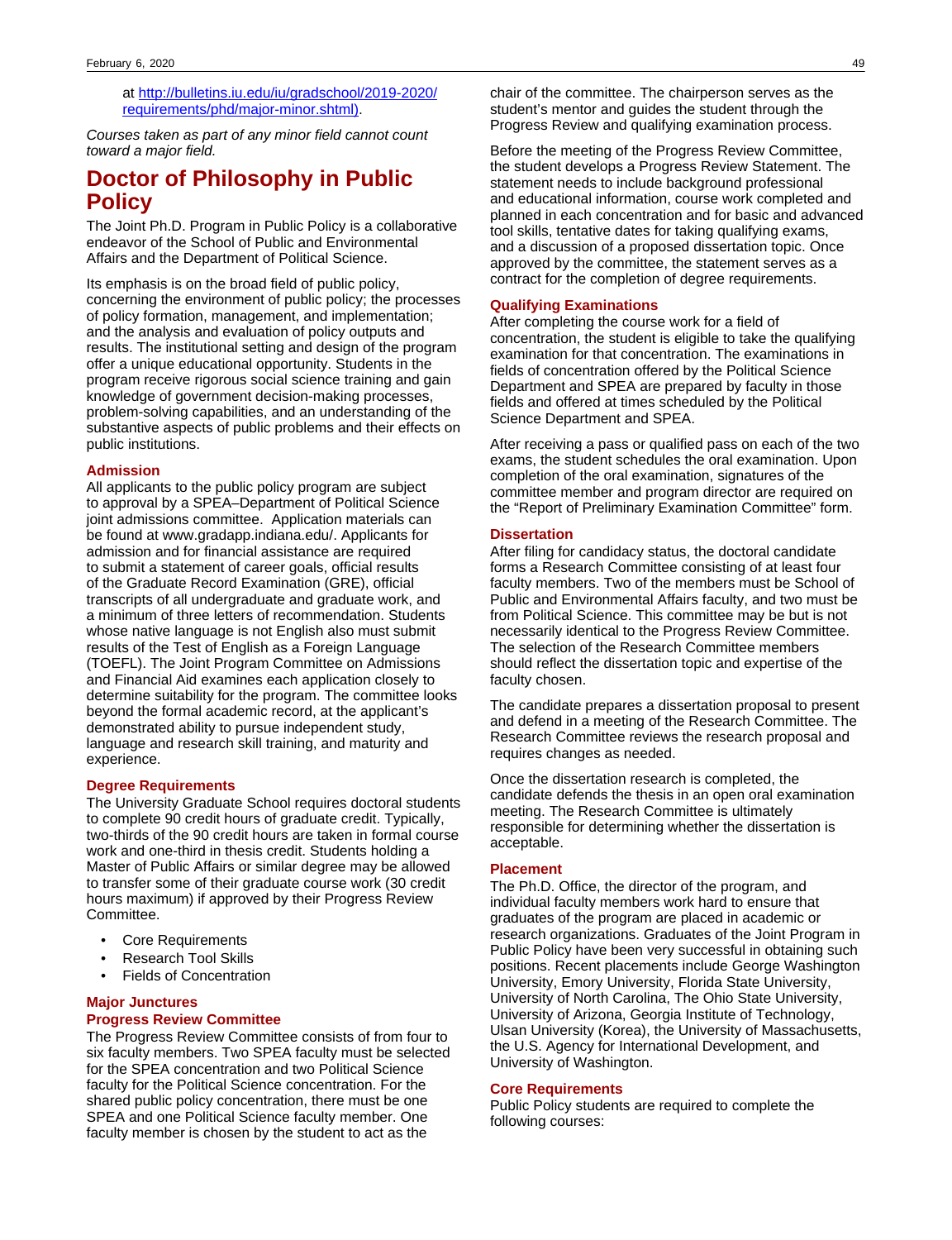at [http://bulletins.iu.edu/iu/gradschool/2019-2020/requirements/phd/major-minor.shtml)](http://bulletins.iu.edu/iu/gradschool/2019-2020/requirements/phd/major-minor.shtml).

*Courses taken as part of any minor field cannot count toward a major field.*

# Doctor of Philosophy in Public Policy

The Joint Ph.D. Program in Public Policy is a collaborative endeavor of the School of Public and Environmental Affairs and the Department of Political Science.

Its emphasis is on the broad field of public policy, concerning the environment of public policy; the processes of policy formation, management, and implementation; and the analysis and evaluation of policy outputs and results. The institutional setting and design of the program offer a unique educational opportunity. Students in the program receive rigorous social science training and gain knowledge of government decision-making processes, problem-solving capabilities, and an understanding of the substantive aspects of public problems and their effects on public institutions.

### Admission

All applicants to the public policy program are subject to approval by a SPEA–Department of Political Science joint admissions committee. Application materials can be found at www.gradapp.indiana.edu/. Applicants for admission and for financial assistance are required to submit a statement of career goals, official results of the Graduate Record Examination (GRE), official transcripts of all undergraduate and graduate work, and a minimum of three letters of recommendation. Students whose native language is not English also must submit results of the Test of English as a Foreign Language (TOEFL). The Joint Program Committee on Admissions and Financial Aid examines each application closely to determine suitability for the program. The committee looks beyond the formal academic record, at the applicant's demonstrated ability to pursue independent study, language and research skill training, and maturity and experience.

### Degree Requirements

The University Graduate School requires doctoral students to complete 90 credit hours of graduate credit. Typically, two-thirds of the 90 credit hours are taken in formal course work and one-third in thesis credit. Students holding a Master of Public Affairs or similar degree may be allowed to transfer some of their graduate course work (30 credit hours maximum) if approved by their Progress Review Committee.

- Core Requirements
- Research Tool Skills
- Fields of Concentration

### Major Junctures

### Progress Review Committee

The Progress Review Committee consists of from four to six faculty members. Two SPEA faculty must be selected for the SPEA concentration and two Political Science faculty for the Political Science concentration. For the shared public policy concentration, there must be one SPEA and one Political Science faculty member. One faculty member is chosen by the student to act as the chair of the committee. The chairperson serves as the student's mentor and guides the student through the Progress Review and qualifying examination process.

Before the meeting of the Progress Review Committee, the student develops a Progress Review Statement. The statement needs to include background professional and educational information, course work completed and planned in each concentration and for basic and advanced tool skills, tentative dates for taking qualifying exams, and a discussion of a proposed dissertation topic. Once approved by the committee, the statement serves as a contract for the completion of degree requirements.

### Qualifying Examinations

After completing the course work for a field of concentration, the student is eligible to take the qualifying examination for that concentration. The examinations in fields of concentration offered by the Political Science Department and SPEA are prepared by faculty in those fields and offered at times scheduled by the Political Science Department and SPEA.

After receiving a pass or qualified pass on each of the two exams, the student schedules the oral examination. Upon completion of the oral examination, signatures of the committee member and program director are required on the "Report of Preliminary Examination Committee" form.

### Dissertation

After filing for candidacy status, the doctoral candidate forms a Research Committee consisting of at least four faculty members. Two of the members must be School of Public and Environmental Affairs faculty, and two must be from Political Science. This committee may be but is not necessarily identical to the Progress Review Committee. The selection of the Research Committee members should reflect the dissertation topic and expertise of the faculty chosen.

The candidate prepares a dissertation proposal to present and defend in a meeting of the Research Committee. The Research Committee reviews the research proposal and requires changes as needed.

Once the dissertation research is completed, the candidate defends the thesis in an open oral examination meeting. The Research Committee is ultimately responsible for determining whether the dissertation is acceptable.

### Placement

The Ph.D. Office, the director of the program, and individual faculty members work hard to ensure that graduates of the program are placed in academic or research organizations. Graduates of the Joint Program in Public Policy have been very successful in obtaining such positions. Recent placements include George Washington University, Emory University, Florida State University, University of North Carolina, The Ohio State University, University of Arizona, Georgia Institute of Technology, Ulsan University (Korea), the University of Massachusetts, the U.S. Agency for International Development, and University of Washington.

### Core Requirements

Public Policy students are required to complete the following courses: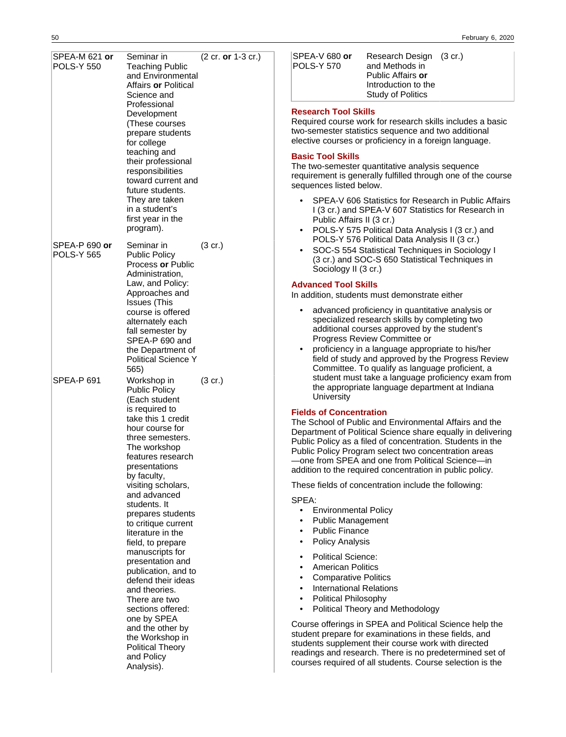| | | |
|---|---|---|
| SPEA-M 621 **or** POLS-Y 550 | Seminar in Teaching Public and Environmental Affairs **or** Political Science and Professional Development (These courses prepare students for college teaching and their professional responsibilities toward current and future students. They are taken in a student's first year in the program). | (2 cr. **or** 1-3 cr.) |
| SPEA-P 690 **or** POLS-Y 565 | Seminar in Public Policy Process **or** Public Administration, Law, and Policy: Approaches and Issues (This course is offered alternately each fall semester by SPEA-P 690 and the Department of Political Science Y 565) | (3 cr.) |
| SPEA-P 691 | Workshop in Public Policy (Each student is required to take this 1 credit hour course for three semesters. The workshop features research presentations by faculty, visiting scholars, and advanced students. It prepares students to critique current literature in the field, to prepare manuscripts for presentation and publication, and to defend their ideas and theories. There are two sections offered: one by SPEA and the other by the Workshop in Political Theory and Policy Analysis). | (3 cr.) |
| SPEA-V 680 **or** POLS-Y 570 | Research Design and Methods in Public Affairs **or** Introduction to the Study of Politics | (3 cr.) |

### Research Tool Skills

Required course work for research skills includes a basic two-semester statistics sequence and two additional elective courses or proficiency in a foreign language.

### Basic Tool Skills

The two-semester quantitative analysis sequence requirement is generally fulfilled through one of the course sequences listed below.

- SPEA-V 606 Statistics for Research in Public Affairs I (3 cr.) and SPEA-V 607 Statistics for Research in Public Affairs II (3 cr.)
- POLS-Y 575 Political Data Analysis I (3 cr.) and POLS-Y 576 Political Data Analysis II (3 cr.)
- SOC-S 554 Statistical Techniques in Sociology I (3 cr.) and SOC-S 650 Statistical Techniques in Sociology II (3 cr.)

### Advanced Tool Skills

In addition, students must demonstrate either

- advanced proficiency in quantitative analysis or specialized research skills by completing two additional courses approved by the student's Progress Review Committee or
- proficiency in a language appropriate to his/her field of study and approved by the Progress Review Committee. To qualify as language proficient, a student must take a language proficiency exam from the appropriate language department at Indiana University

### Fields of Concentration

The School of Public and Environmental Affairs and the Department of Political Science share equally in delivering Public Policy as a filed of concentration. Students in the Public Policy Program select two concentration areas —one from SPEA and one from Political Science—in addition to the required concentration in public policy.

These fields of concentration include the following:

SPEA:

- Environmental Policy
- Public Management
- Public Finance
- Policy Analysis

- Political Science:
- American Politics
- Comparative Politics
- International Relations
- Political Philosophy
- Political Theory and Methodology

Course offerings in SPEA and Political Science help the student prepare for examinations in these fields, and students supplement their course work with directed readings and research. There is no predetermined set of courses required of all students. Course selection is the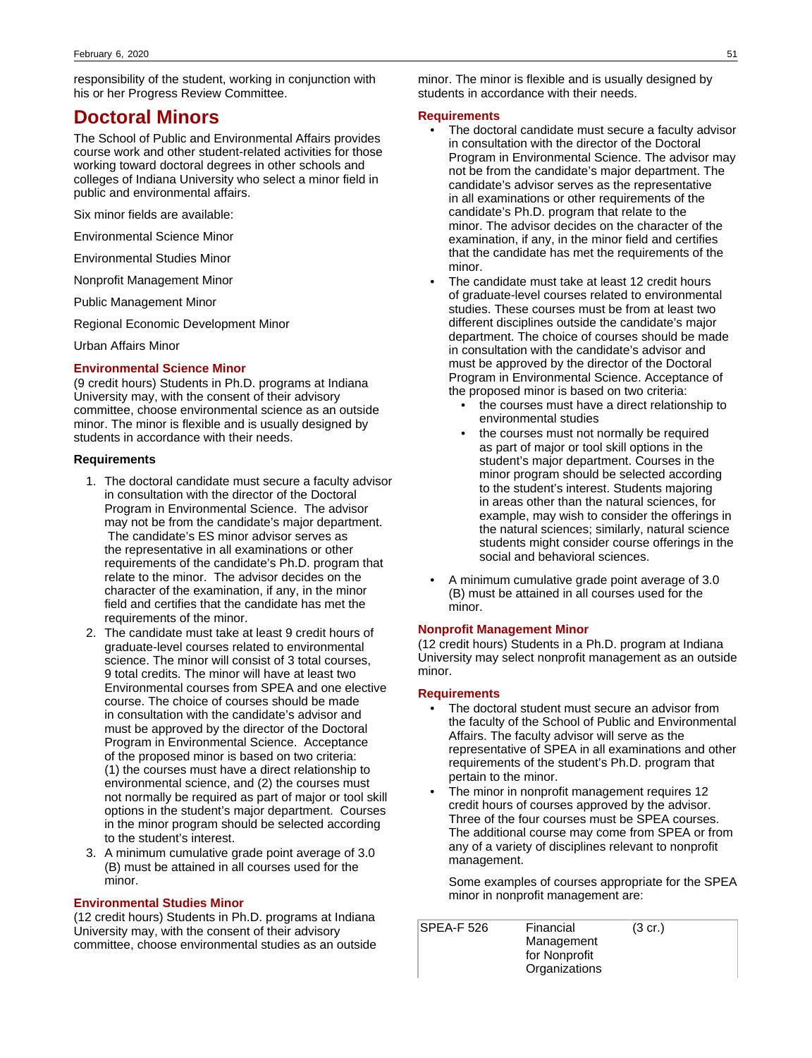responsibility of the student, working in conjunction with his or her Progress Review Committee.

# Doctoral Minors

The School of Public and Environmental Affairs provides course work and other student-related activities for those working toward doctoral degrees in other schools and colleges of Indiana University who select a minor field in public and environmental affairs.

Six minor fields are available:

Environmental Science Minor

Environmental Studies Minor

Nonprofit Management Minor

Public Management Minor

Regional Economic Development Minor

Urban Affairs Minor

### Environmental Science Minor

(9 credit hours) Students in Ph.D. programs at Indiana University may, with the consent of their advisory committee, choose environmental science as an outside minor. The minor is flexible and is usually designed by students in accordance with their needs.

**Requirements**

1. The doctoral candidate must secure a faculty advisor in consultation with the director of the Doctoral Program in Environmental Science. The advisor may not be from the candidate's major department. The candidate's ES minor advisor serves as the representative in all examinations or other requirements of the candidate's Ph.D. program that relate to the minor. The advisor decides on the character of the examination, if any, in the minor field and certifies that the candidate has met the requirements of the minor.
2. The candidate must take at least 9 credit hours of graduate-level courses related to environmental science. The minor will consist of 3 total courses, 9 total credits. The minor will have at least two Environmental courses from SPEA and one elective course. The choice of courses should be made in consultation with the candidate's advisor and must be approved by the director of the Doctoral Program in Environmental Science. Acceptance of the proposed minor is based on two criteria: (1) the courses must have a direct relationship to environmental science, and (2) the courses must not normally be required as part of major or tool skill options in the student's major department. Courses in the minor program should be selected according to the student's interest.
3. A minimum cumulative grade point average of 3.0 (B) must be attained in all courses used for the minor.

### Environmental Studies Minor

(12 credit hours) Students in Ph.D. programs at Indiana University may, with the consent of their advisory committee, choose environmental studies as an outside minor. The minor is flexible and is usually designed by students in accordance with their needs.

#### Requirements

- The doctoral candidate must secure a faculty advisor in consultation with the director of the Doctoral Program in Environmental Science. The advisor may not be from the candidate's major department. The candidate's advisor serves as the representative in all examinations or other requirements of the candidate's Ph.D. program that relate to the minor. The advisor decides on the character of the examination, if any, in the minor field and certifies that the candidate has met the requirements of the minor.
- The candidate must take at least 12 credit hours of graduate-level courses related to environmental studies. These courses must be from at least two different disciplines outside the candidate's major department. The choice of courses should be made in consultation with the candidate's advisor and must be approved by the director of the Doctoral Program in Environmental Science. Acceptance of the proposed minor is based on two criteria:
    - the courses must have a direct relationship to environmental studies
    - the courses must not normally be required as part of major or tool skill options in the student's major department. Courses in the minor program should be selected according to the student's interest. Students majoring in areas other than the natural sciences, for example, may wish to consider the offerings in the natural sciences; similarly, natural science students might consider course offerings in the social and behavioral sciences.
- A minimum cumulative grade point average of 3.0 (B) must be attained in all courses used for the minor.

### Nonprofit Management Minor

(12 credit hours) Students in a Ph.D. program at Indiana University may select nonprofit management as an outside minor.

#### Requirements

- The doctoral student must secure an advisor from the faculty of the School of Public and Environmental Affairs. The faculty advisor will serve as the representative of SPEA in all examinations and other requirements of the student's Ph.D. program that pertain to the minor.
- The minor in nonprofit management requires 12 credit hours of courses approved by the advisor. Three of the four courses must be SPEA courses. The additional course may come from SPEA or from any of a variety of disciplines relevant to nonprofit management.

  Some examples of courses appropriate for the SPEA minor in nonprofit management are:

| | | |
|---|---|---|
| SPEA-F 526 | Financial Management for Nonprofit Organizations | (3 cr.) |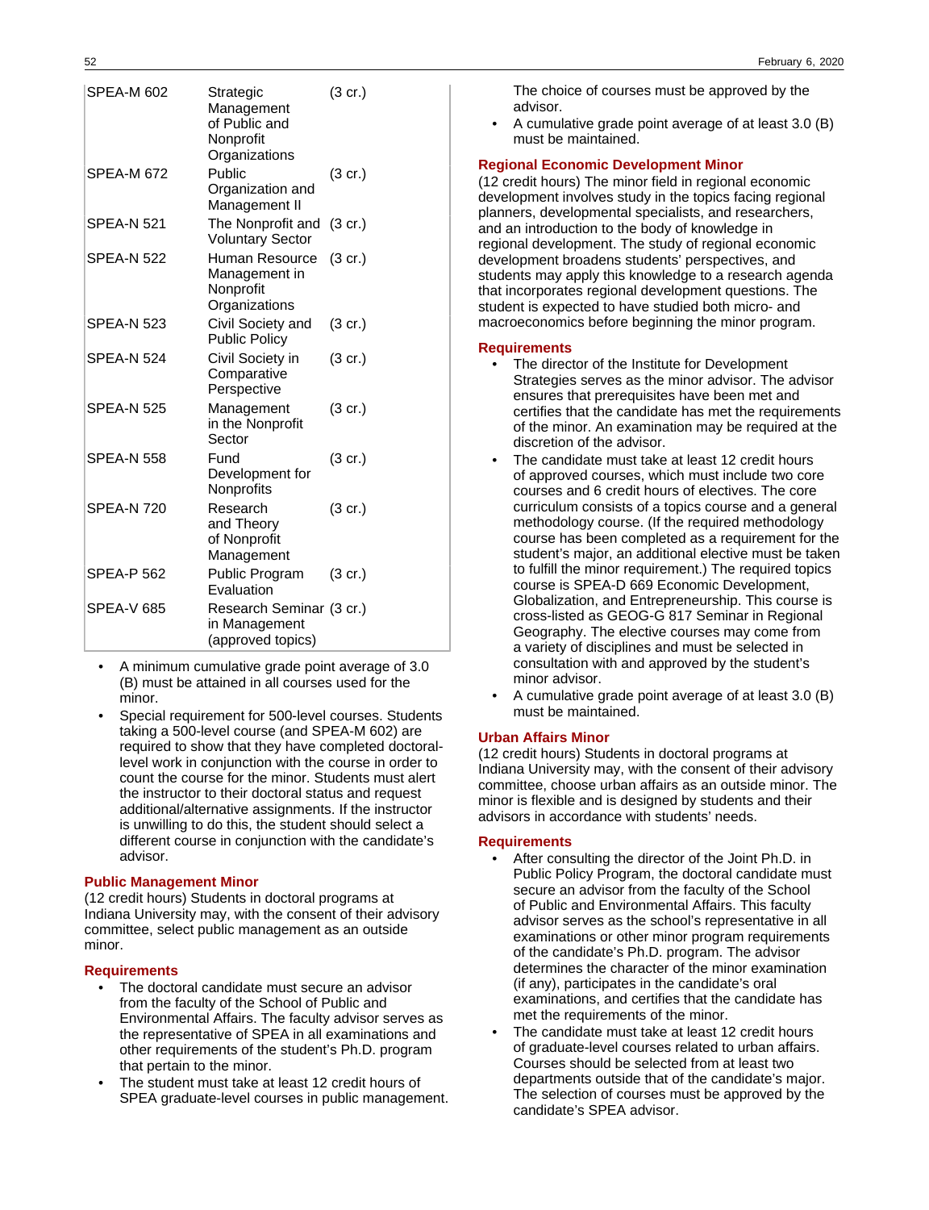| | | |
|---|---|---|
| SPEA-M 602 | Strategic Management of Public and Nonprofit Organizations | (3 cr.) |
| SPEA-M 672 | Public Organization and Management II | (3 cr.) |
| SPEA-N 521 | The Nonprofit and Voluntary Sector | (3 cr.) |
| SPEA-N 522 | Human Resource Management in Nonprofit Organizations | (3 cr.) |
| SPEA-N 523 | Civil Society and Public Policy | (3 cr.) |
| SPEA-N 524 | Civil Society in Comparative Perspective | (3 cr.) |
| SPEA-N 525 | Management in the Nonprofit Sector | (3 cr.) |
| SPEA-N 558 | Fund Development for Nonprofits | (3 cr.) |
| SPEA-N 720 | Research and Theory of Nonprofit Management | (3 cr.) |
| SPEA-P 562 | Public Program Evaluation | (3 cr.) |
| SPEA-V 685 | Research Seminar in Management (approved topics) | (3 cr.) |

- A minimum cumulative grade point average of 3.0 (B) must be attained in all courses used for the minor.
- Special requirement for 500-level courses. Students taking a 500-level course (and SPEA-M 602) are required to show that they have completed doctoral-level work in conjunction with the course in order to count the course for the minor. Students must alert the instructor to their doctoral status and request additional/alternative assignments. If the instructor is unwilling to do this, the student should select a different course in conjunction with the candidate's advisor.

### Public Management Minor

(12 credit hours) Students in doctoral programs at Indiana University may, with the consent of their advisory committee, select public management as an outside minor.

#### Requirements

- The doctoral candidate must secure an advisor from the faculty of the School of Public and Environmental Affairs. The faculty advisor serves as the representative of SPEA in all examinations and other requirements of the student's Ph.D. program that pertain to the minor.
- The student must take at least 12 credit hours of SPEA graduate-level courses in public management. The choice of courses must be approved by the advisor.
- A cumulative grade point average of at least 3.0 (B) must be maintained.

### Regional Economic Development Minor

(12 credit hours) The minor field in regional economic development involves study in the topics facing regional planners, developmental specialists, and researchers, and an introduction to the body of knowledge in regional development. The study of regional economic development broadens students' perspectives, and students may apply this knowledge to a research agenda that incorporates regional development questions. The student is expected to have studied both micro- and macroeconomics before beginning the minor program.

#### Requirements

- The director of the Institute for Development Strategies serves as the minor advisor. The advisor ensures that prerequisites have been met and certifies that the candidate has met the requirements of the minor. An examination may be required at the discretion of the advisor.
- The candidate must take at least 12 credit hours of approved courses, which must include two core courses and 6 credit hours of electives. The core curriculum consists of a topics course and a general methodology course. (If the required methodology course has been completed as a requirement for the student's major, an additional elective must be taken to fulfill the minor requirement.) The required topics course is SPEA-D 669 Economic Development, Globalization, and Entrepreneurship. This course is cross-listed as GEOG-G 817 Seminar in Regional Geography. The elective courses may come from a variety of disciplines and must be selected in consultation with and approved by the student's minor advisor.
- A cumulative grade point average of at least 3.0 (B) must be maintained.

### Urban Affairs Minor

(12 credit hours) Students in doctoral programs at Indiana University may, with the consent of their advisory committee, choose urban affairs as an outside minor. The minor is flexible and is designed by students and their advisors in accordance with students' needs.

#### Requirements

- After consulting the director of the Joint Ph.D. in Public Policy Program, the doctoral candidate must secure an advisor from the faculty of the School of Public and Environmental Affairs. This faculty advisor serves as the school's representative in all examinations or other minor program requirements of the candidate's Ph.D. program. The advisor determines the character of the minor examination (if any), participates in the candidate's oral examinations, and certifies that the candidate has met the requirements of the minor.
- The candidate must take at least 12 credit hours of graduate-level courses related to urban affairs. Courses should be selected from at least two departments outside that of the candidate's major. The selection of courses must be approved by the candidate's SPEA advisor.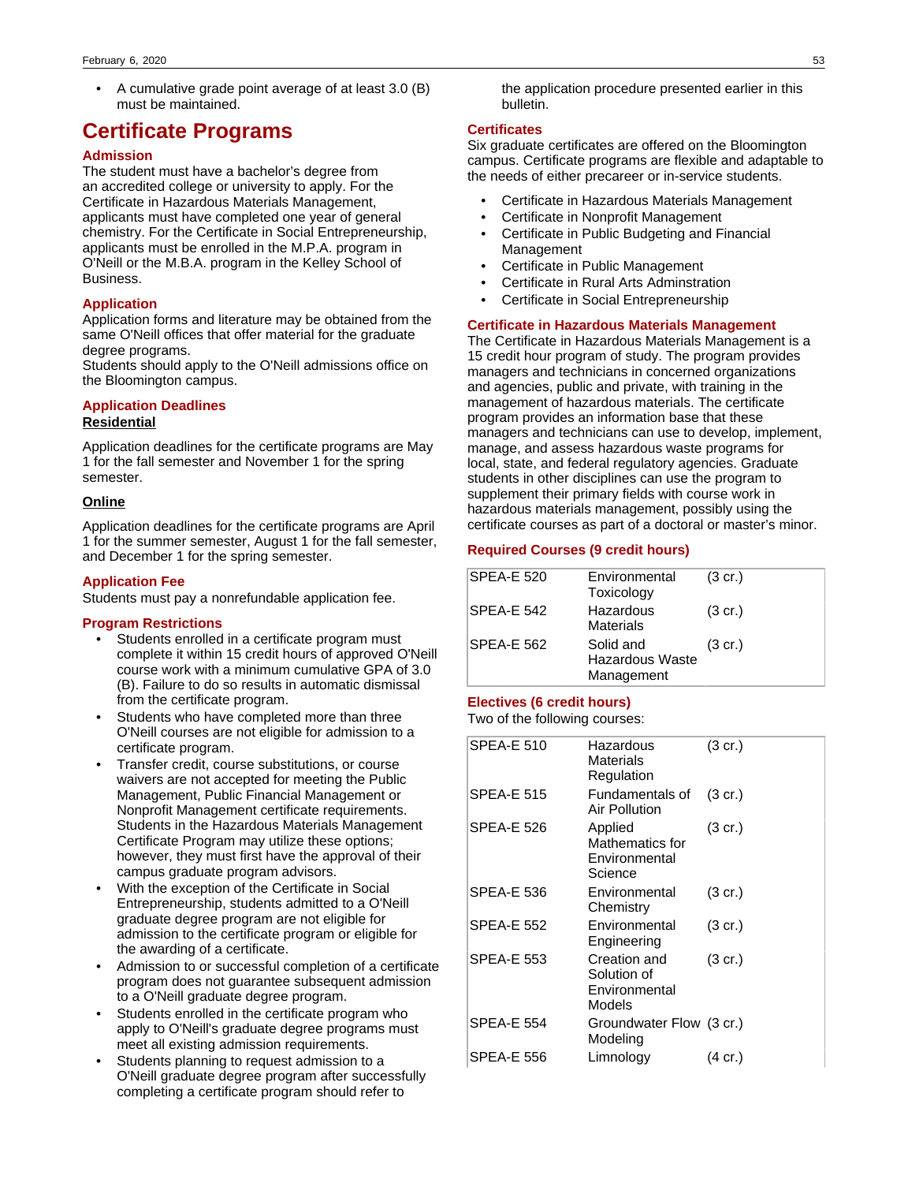- A cumulative grade point average of at least 3.0 (B) must be maintained.

# Certificate Programs

### Admission

The student must have a bachelor's degree from an accredited college or university to apply. For the Certificate in Hazardous Materials Management, applicants must have completed one year of general chemistry. For the Certificate in Social Entrepreneurship, applicants must be enrolled in the M.P.A. program in O'Neill or the M.B.A. program in the Kelley School of Business.

### Application

Application forms and literature may be obtained from the same O'Neill offices that offer material for the graduate degree programs.
Students should apply to the O'Neill admissions office on the Bloomington campus.

### Application Deadlines

**Residential**

Application deadlines for the certificate programs are May 1 for the fall semester and November 1 for the spring semester.

**Online**

Application deadlines for the certificate programs are April 1 for the summer semester, August 1 for the fall semester, and December 1 for the spring semester.

### Application Fee

Students must pay a nonrefundable application fee.

### Program Restrictions

- Students enrolled in a certificate program must complete it within 15 credit hours of approved O'Neill course work with a minimum cumulative GPA of 3.0 (B). Failure to do so results in automatic dismissal from the certificate program.
- Students who have completed more than three O'Neill courses are not eligible for admission to a certificate program.
- Transfer credit, course substitutions, or course waivers are not accepted for meeting the Public Management, Public Financial Management or Nonprofit Management certificate requirements. Students in the Hazardous Materials Management Certificate Program may utilize these options; however, they must first have the approval of their campus graduate program advisors.
- With the exception of the Certificate in Social Entrepreneurship, students admitted to a O'Neill graduate degree program are not eligible for admission to the certificate program or eligible for the awarding of a certificate.
- Admission to or successful completion of a certificate program does not guarantee subsequent admission to a O'Neill graduate degree program.
- Students enrolled in the certificate program who apply to O'Neill's graduate degree programs must meet all existing admission requirements.
- Students planning to request admission to a O'Neill graduate degree program after successfully completing a certificate program should refer to the application procedure presented earlier in this bulletin.

### Certificates

Six graduate certificates are offered on the Bloomington campus. Certificate programs are flexible and adaptable to the needs of either precareer or in-service students.

- Certificate in Hazardous Materials Management
- Certificate in Nonprofit Management
- Certificate in Public Budgeting and Financial Management
- Certificate in Public Management
- Certificate in Rural Arts Adminstration
- Certificate in Social Entrepreneurship

### Certificate in Hazardous Materials Management

The Certificate in Hazardous Materials Management is a 15 credit hour program of study. The program provides managers and technicians in concerned organizations and agencies, public and private, with training in the management of hazardous materials. The certificate program provides an information base that these managers and technicians can use to develop, implement, manage, and assess hazardous waste programs for local, state, and federal regulatory agencies. Graduate students in other disciplines can use the program to supplement their primary fields with course work in hazardous materials management, possibly using the certificate courses as part of a doctoral or master's minor.

### Required Courses (9 credit hours)

| | | |
|---|---|---|
| SPEA-E 520 | Environmental Toxicology | (3 cr.) |
| SPEA-E 542 | Hazardous Materials | (3 cr.) |
| SPEA-E 562 | Solid and Hazardous Waste Management | (3 cr.) |

### Electives (6 credit hours)

Two of the following courses:

| | | |
|---|---|---|
| SPEA-E 510 | Hazardous Materials Regulation | (3 cr.) |
| SPEA-E 515 | Fundamentals of Air Pollution | (3 cr.) |
| SPEA-E 526 | Applied Mathematics for Environmental Science | (3 cr.) |
| SPEA-E 536 | Environmental Chemistry | (3 cr.) |
| SPEA-E 552 | Environmental Engineering | (3 cr.) |
| SPEA-E 553 | Creation and Solution of Environmental Models | (3 cr.) |
| SPEA-E 554 | Groundwater Flow Modeling | (3 cr.) |
| SPEA-E 556 | Limnology | (4 cr.) |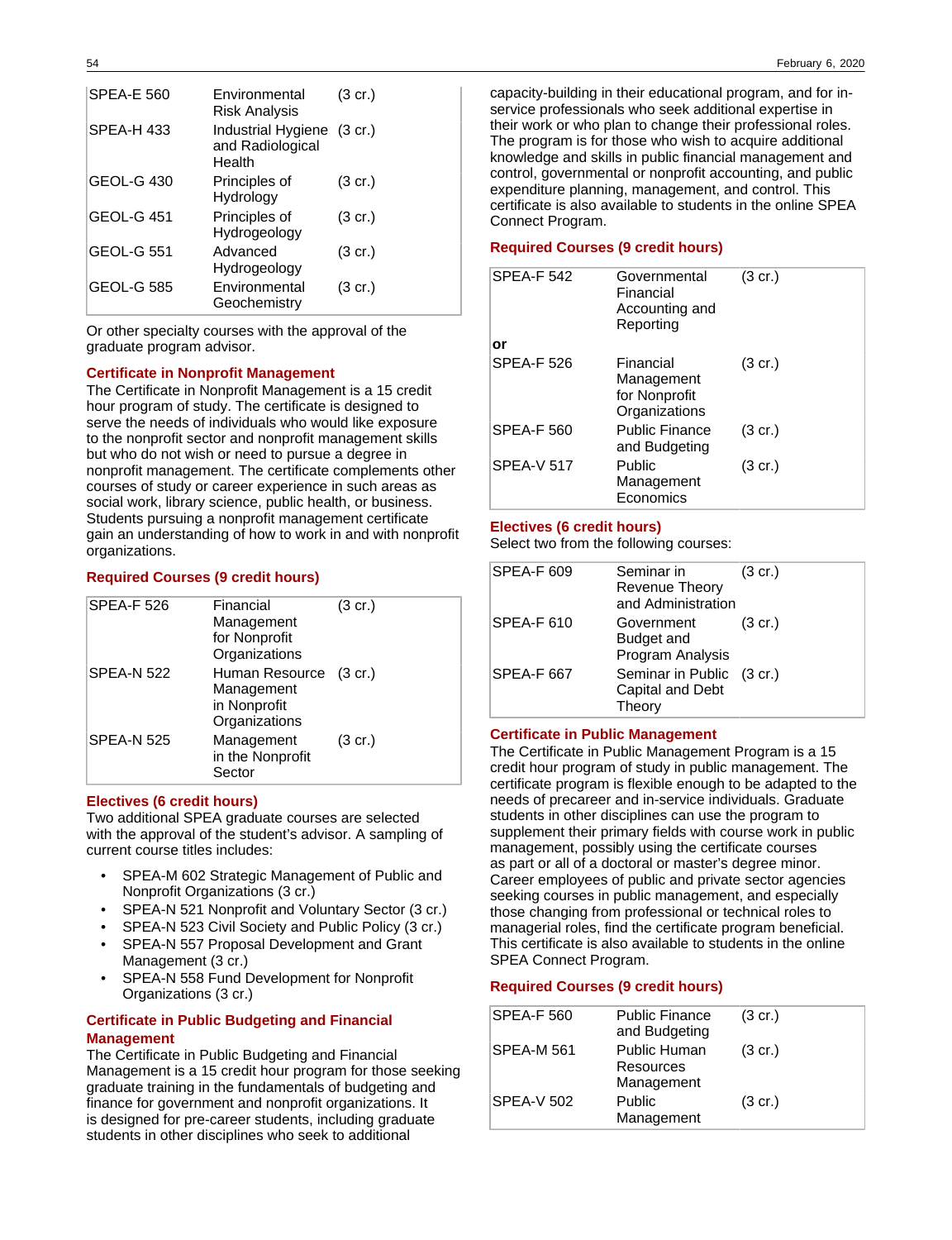| | | |
|---|---|---|
| SPEA-E 560 | Environmental Risk Analysis | (3 cr.) |
| SPEA-H 433 | Industrial Hygiene and Radiological Health | (3 cr.) |
| GEOL-G 430 | Principles of Hydrology | (3 cr.) |
| GEOL-G 451 | Principles of Hydrogeology | (3 cr.) |
| GEOL-G 551 | Advanced Hydrogeology | (3 cr.) |
| GEOL-G 585 | Environmental Geochemistry | (3 cr.) |

Or other specialty courses with the approval of the graduate program advisor.

### Certificate in Nonprofit Management

The Certificate in Nonprofit Management is a 15 credit hour program of study. The certificate is designed to serve the needs of individuals who would like exposure to the nonprofit sector and nonprofit management skills but who do not wish or need to pursue a degree in nonprofit management. The certificate complements other courses of study or career experience in such areas as social work, library science, public health, or business. Students pursuing a nonprofit management certificate gain an understanding of how to work in and with nonprofit organizations.

#### Required Courses (9 credit hours)

| | | |
|---|---|---|
| SPEA-F 526 | Financial Management for Nonprofit Organizations | (3 cr.) |
| SPEA-N 522 | Human Resource Management in Nonprofit Organizations | (3 cr.) |
| SPEA-N 525 | Management in the Nonprofit Sector | (3 cr.) |

#### Electives (6 credit hours)

Two additional SPEA graduate courses are selected with the approval of the student's advisor. A sampling of current course titles includes:

- SPEA-M 602 Strategic Management of Public and Nonprofit Organizations (3 cr.)
- SPEA-N 521 Nonprofit and Voluntary Sector (3 cr.)
- SPEA-N 523 Civil Society and Public Policy (3 cr.)
- SPEA-N 557 Proposal Development and Grant Management (3 cr.)
- SPEA-N 558 Fund Development for Nonprofit Organizations (3 cr.)

### Certificate in Public Budgeting and Financial Management

The Certificate in Public Budgeting and Financial Management is a 15 credit hour program for those seeking graduate training in the fundamentals of budgeting and finance for government and nonprofit organizations. It is designed for pre-career students, including graduate students in other disciplines who seek to additional capacity-building in their educational program, and for in-service professionals who seek additional expertise in their work or who plan to change their professional roles. The program is for those who wish to acquire additional knowledge and skills in public financial management and control, governmental or nonprofit accounting, and public expenditure planning, management, and control. This certificate is also available to students in the online SPEA Connect Program.

#### Required Courses (9 credit hours)

| | | |
|---|---|---|
| SPEA-F 542 | Governmental Financial Accounting and Reporting | (3 cr.) |
| **or** | | |
| SPEA-F 526 | Financial Management for Nonprofit Organizations | (3 cr.) |
| SPEA-F 560 | Public Finance and Budgeting | (3 cr.) |
| SPEA-V 517 | Public Management Economics | (3 cr.) |

#### Electives (6 credit hours)

Select two from the following courses:

| | | |
|---|---|---|
| SPEA-F 609 | Seminar in Revenue Theory and Administration | (3 cr.) |
| SPEA-F 610 | Government Budget and Program Analysis | (3 cr.) |
| SPEA-F 667 | Seminar in Public Capital and Debt Theory | (3 cr.) |

### Certificate in Public Management

The Certificate in Public Management Program is a 15 credit hour program of study in public management. The certificate program is flexible enough to be adapted to the needs of precareer and in-service individuals. Graduate students in other disciplines can use the program to supplement their primary fields with course work in public management, possibly using the certificate courses as part or all of a doctoral or master's degree minor. Career employees of public and private sector agencies seeking courses in public management, and especially those changing from professional or technical roles to managerial roles, find the certificate program beneficial. This certificate is also available to students in the online SPEA Connect Program.

#### Required Courses (9 credit hours)

| | | |
|---|---|---|
| SPEA-F 560 | Public Finance and Budgeting | (3 cr.) |
| SPEA-M 561 | Public Human Resources Management | (3 cr.) |
| SPEA-V 502 | Public Management | (3 cr.) |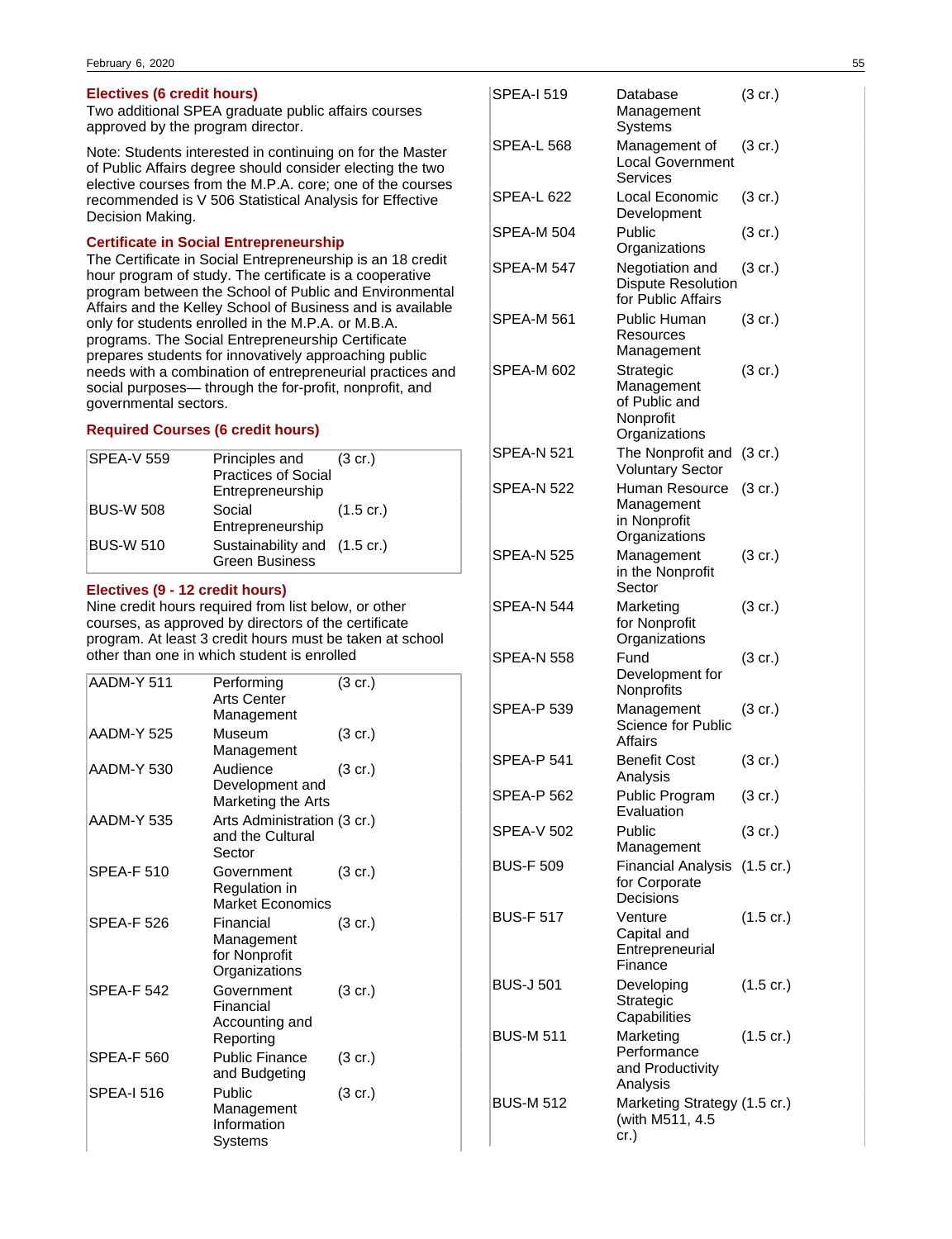### Electives (6 credit hours)

Two additional SPEA graduate public affairs courses approved by the program director.

Note: Students interested in continuing on for the Master of Public Affairs degree should consider electing the two elective courses from the M.P.A. core; one of the courses recommended is V 506 Statistical Analysis for Effective Decision Making.

### Certificate in Social Entrepreneurship

The Certificate in Social Entrepreneurship is an 18 credit hour program of study. The certificate is a cooperative program between the School of Public and Environmental Affairs and the Kelley School of Business and is available only for students enrolled in the M.P.A. or M.B.A. programs. The Social Entrepreneurship Certificate prepares students for innovatively approaching public needs with a combination of entrepreneurial practices and social purposes— through the for-profit, nonprofit, and governmental sectors.

### Required Courses (6 credit hours)

| | | |
|---|---|---|
| SPEA-V 559 | Principles and Practices of Social Entrepreneurship | (3 cr.) |
| BUS-W 508 | Social Entrepreneurship | (1.5 cr.) |
| BUS-W 510 | Sustainability and Green Business | (1.5 cr.) |

### Electives (9 - 12 credit hours)

Nine credit hours required from list below, or other courses, as approved by directors of the certificate program. At least 3 credit hours must be taken at school other than one in which student is enrolled

| | | |
|---|---|---|
| AADM-Y 511 | Performing Arts Center Management | (3 cr.) |
| AADM-Y 525 | Museum Management | (3 cr.) |
| AADM-Y 530 | Audience Development and Marketing the Arts | (3 cr.) |
| AADM-Y 535 | Arts Administration and the Cultural Sector | (3 cr.) |
| SPEA-F 510 | Government Regulation in Market Economics | (3 cr.) |
| SPEA-F 526 | Financial Management for Nonprofit Organizations | (3 cr.) |
| SPEA-F 542 | Government Financial Accounting and Reporting | (3 cr.) |
| SPEA-F 560 | Public Finance and Budgeting | (3 cr.) |
| SPEA-I 516 | Public Management Information Systems | (3 cr.) |
| SPEA-I 519 | Database Management Systems | (3 cr.) |
| SPEA-L 568 | Management of Local Government Services | (3 cr.) |
| SPEA-L 622 | Local Economic Development | (3 cr.) |
| SPEA-M 504 | Public Organizations | (3 cr.) |
| SPEA-M 547 | Negotiation and Dispute Resolution for Public Affairs | (3 cr.) |
| SPEA-M 561 | Public Human Resources Management | (3 cr.) |
| SPEA-M 602 | Strategic Management of Public and Nonprofit Organizations | (3 cr.) |
| SPEA-N 521 | The Nonprofit and Voluntary Sector | (3 cr.) |
| SPEA-N 522 | Human Resource Management in Nonprofit Organizations | (3 cr.) |
| SPEA-N 525 | Management in the Nonprofit Sector | (3 cr.) |
| SPEA-N 544 | Marketing for Nonprofit Organizations | (3 cr.) |
| SPEA-N 558 | Fund Development for Nonprofits | (3 cr.) |
| SPEA-P 539 | Management Science for Public Affairs | (3 cr.) |
| SPEA-P 541 | Benefit Cost Analysis | (3 cr.) |
| SPEA-P 562 | Public Program Evaluation | (3 cr.) |
| SPEA-V 502 | Public Management | (3 cr.) |
| BUS-F 509 | Financial Analysis for Corporate Decisions | (1.5 cr.) |
| BUS-F 517 | Venture Capital and Entrepreneurial Finance | (1.5 cr.) |
| BUS-J 501 | Developing Strategic Capabilities | (1.5 cr.) |
| BUS-M 511 | Marketing Performance and Productivity Analysis | (1.5 cr.) |
| BUS-M 512 | Marketing Strategy (with M511, 4.5 cr.) | (1.5 cr.) |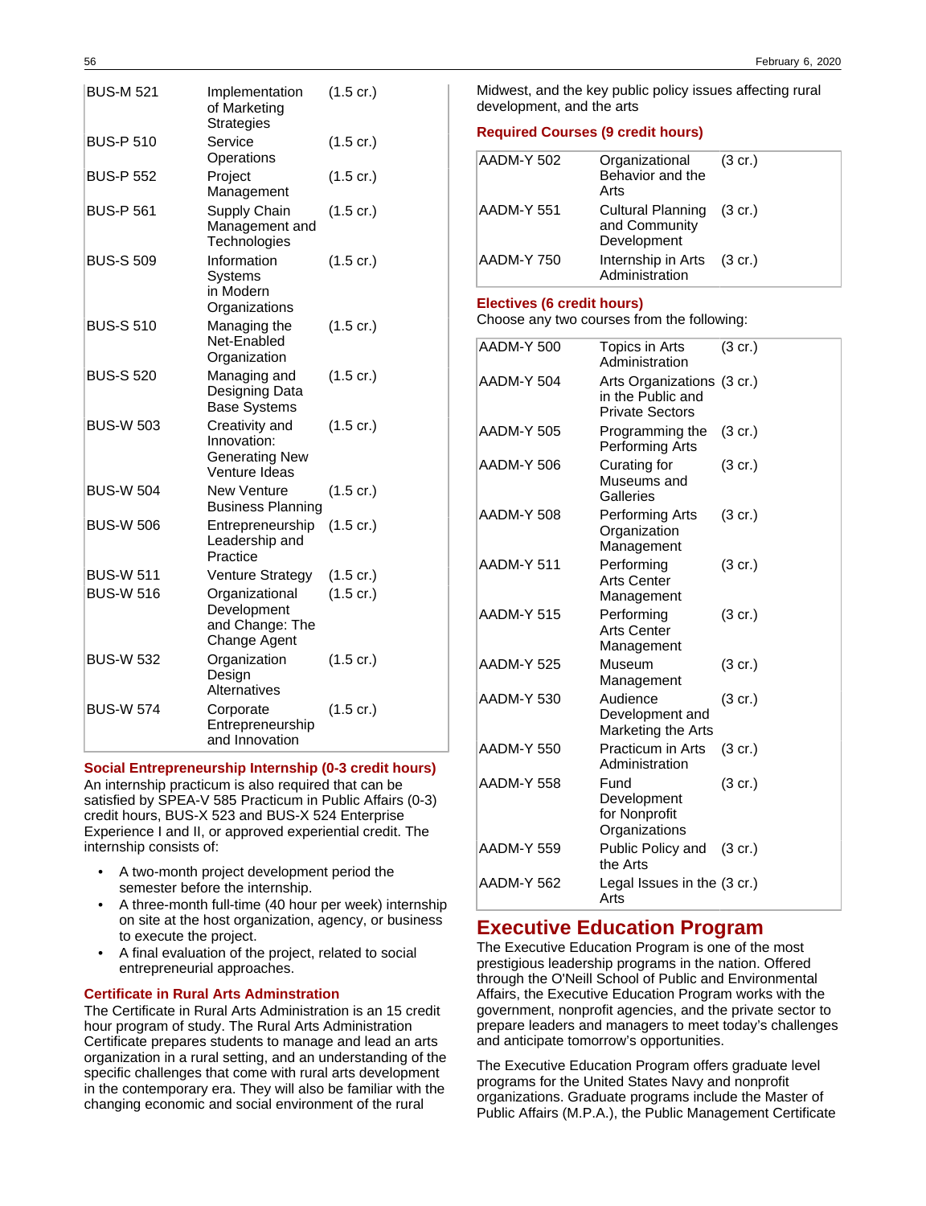| | | |
|---|---|---|
| BUS-M 521 | Implementation of Marketing Strategies | (1.5 cr.) |
| BUS-P 510 | Service Operations | (1.5 cr.) |
| BUS-P 552 | Project Management | (1.5 cr.) |
| BUS-P 561 | Supply Chain Management and Technologies | (1.5 cr.) |
| BUS-S 509 | Information Systems in Modern Organizations | (1.5 cr.) |
| BUS-S 510 | Managing the Net-Enabled Organization | (1.5 cr.) |
| BUS-S 520 | Managing and Designing Data Base Systems | (1.5 cr.) |
| BUS-W 503 | Creativity and Innovation: Generating New Venture Ideas | (1.5 cr.) |
| BUS-W 504 | New Venture Business Planning | (1.5 cr.) |
| BUS-W 506 | Entrepreneurship Leadership and Practice | (1.5 cr.) |
| BUS-W 511 | Venture Strategy | (1.5 cr.) |
| BUS-W 516 | Organizational Development and Change: The Change Agent | (1.5 cr.) |
| BUS-W 532 | Organization Design Alternatives | (1.5 cr.) |
| BUS-W 574 | Corporate Entrepreneurship and Innovation | (1.5 cr.) |

### Social Entrepreneurship Internship (0-3 credit hours)

An internship practicum is also required that can be satisfied by SPEA-V 585 Practicum in Public Affairs (0-3) credit hours, BUS-X 523 and BUS-X 524 Enterprise Experience I and II, or approved experiential credit. The internship consists of:

- A two-month project development period the semester before the internship.
- A three-month full-time (40 hour per week) internship on site at the host organization, agency, or business to execute the project.
- A final evaluation of the project, related to social entrepreneurial approaches.

### Certificate in Rural Arts Adminstration

The Certificate in Rural Arts Administration is an 15 credit hour program of study. The Rural Arts Administration Certificate prepares students to manage and lead an arts organization in a rural setting, and an understanding of the specific challenges that come with rural arts development in the contemporary era. They will also be familiar with the changing economic and social environment of the rural Midwest, and the key public policy issues affecting rural development, and the arts

### Required Courses (9 credit hours)

| | | |
|---|---|---|
| AADM-Y 502 | Organizational Behavior and the Arts | (3 cr.) |
| AADM-Y 551 | Cultural Planning and Community Development | (3 cr.) |
| AADM-Y 750 | Internship in Arts Administration | (3 cr.) |

### Electives (6 credit hours)

Choose any two courses from the following:

| | | |
|---|---|---|
| AADM-Y 500 | Topics in Arts Administration | (3 cr.) |
| AADM-Y 504 | Arts Organizations in the Public and Private Sectors | (3 cr.) |
| AADM-Y 505 | Programming the Performing Arts | (3 cr.) |
| AADM-Y 506 | Curating for Museums and Galleries | (3 cr.) |
| AADM-Y 508 | Performing Arts Organization Management | (3 cr.) |
| AADM-Y 511 | Performing Arts Center Management | (3 cr.) |
| AADM-Y 515 | Performing Arts Center Management | (3 cr.) |
| AADM-Y 525 | Museum Management | (3 cr.) |
| AADM-Y 530 | Audience Development and Marketing the Arts | (3 cr.) |
| AADM-Y 550 | Practicum in Arts Administration | (3 cr.) |
| AADM-Y 558 | Fund Development for Nonprofit Organizations | (3 cr.) |
| AADM-Y 559 | Public Policy and the Arts | (3 cr.) |
| AADM-Y 562 | Legal Issues in the Arts | (3 cr.) |

## Executive Education Program

The Executive Education Program is one of the most prestigious leadership programs in the nation. Offered through the O'Neill School of Public and Environmental Affairs, the Executive Education Program works with the government, nonprofit agencies, and the private sector to prepare leaders and managers to meet today's challenges and anticipate tomorrow's opportunities.

The Executive Education Program offers graduate level programs for the United States Navy and nonprofit organizations. Graduate programs include the Master of Public Affairs (M.P.A.), the Public Management Certificate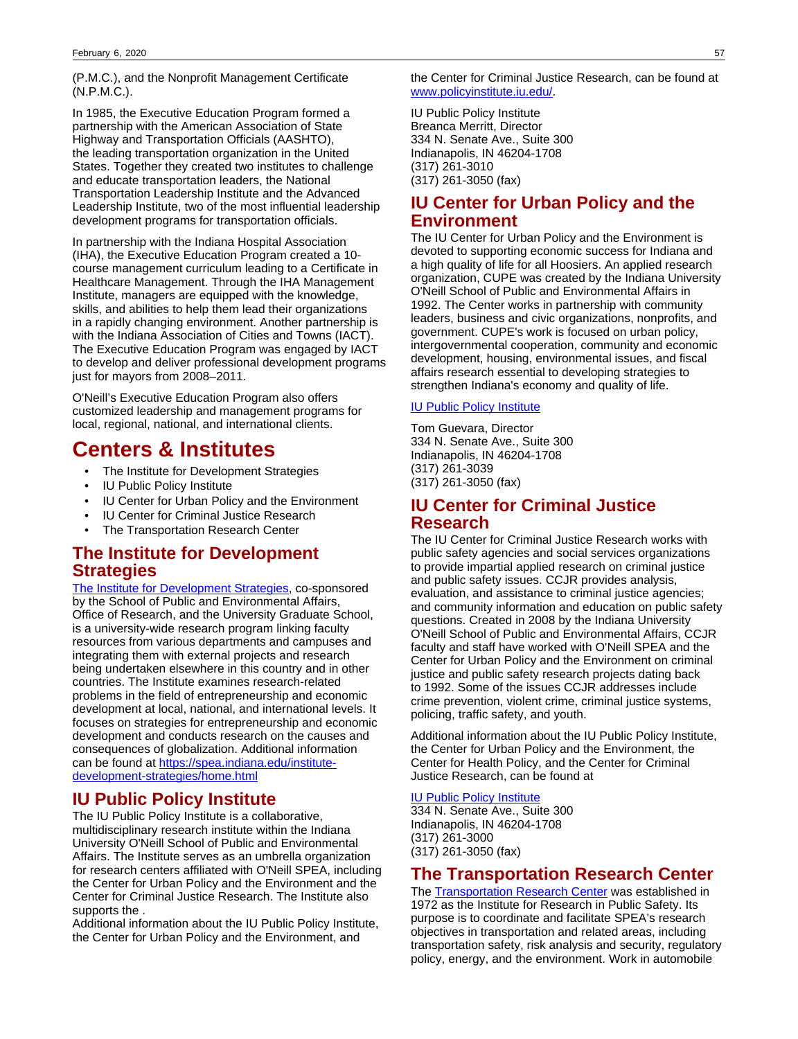(P.M.C.), and the Nonprofit Management Certificate (N.P.M.C.).

In 1985, the Executive Education Program formed a partnership with the American Association of State Highway and Transportation Officials (AASHTO), the leading transportation organization in the United States. Together they created two institutes to challenge and educate transportation leaders, the National Transportation Leadership Institute and the Advanced Leadership Institute, two of the most influential leadership development programs for transportation officials.

In partnership with the Indiana Hospital Association (IHA), the Executive Education Program created a 10-course management curriculum leading to a Certificate in Healthcare Management. Through the IHA Management Institute, managers are equipped with the knowledge, skills, and abilities to help them lead their organizations in a rapidly changing environment. Another partnership is with the Indiana Association of Cities and Towns (IACT). The Executive Education Program was engaged by IACT to develop and deliver professional development programs just for mayors from 2008–2011.

O'Neill's Executive Education Program also offers customized leadership and management programs for local, regional, national, and international clients.

# Centers & Institutes

- The Institute for Development Strategies
- IU Public Policy Institute
- IU Center for Urban Policy and the Environment
- IU Center for Criminal Justice Research
- The Transportation Research Center

## The Institute for Development Strategies

The Institute for Development Strategies, co-sponsored by the School of Public and Environmental Affairs, Office of Research, and the University Graduate School, is a university-wide research program linking faculty resources from various departments and campuses and integrating them with external projects and research being undertaken elsewhere in this country and in other countries. The Institute examines research-related problems in the field of entrepreneurship and economic development at local, national, and international levels. It focuses on strategies for entrepreneurship and economic development and conducts research on the causes and consequences of globalization. Additional information can be found at https://spea.indiana.edu/institute-development-strategies/home.html

## IU Public Policy Institute

The IU Public Policy Institute is a collaborative, multidisciplinary research institute within the Indiana University O'Neill School of Public and Environmental Affairs. The Institute serves as an umbrella organization for research centers affiliated with O'Neill SPEA, including the Center for Urban Policy and the Environment and the Center for Criminal Justice Research. The Institute also supports the .

Additional information about the IU Public Policy Institute, the Center for Urban Policy and the Environment, and the Center for Criminal Justice Research, can be found at www.policyinstitute.iu.edu/.

IU Public Policy Institute
Breanca Merritt, Director
334 N. Senate Ave., Suite 300
Indianapolis, IN 46204-1708
(317) 261-3010
(317) 261-3050 (fax)

## IU Center for Urban Policy and the Environment

The IU Center for Urban Policy and the Environment is devoted to supporting economic success for Indiana and a high quality of life for all Hoosiers. An applied research organization, CUPE was created by the Indiana University O'Neill School of Public and Environmental Affairs in 1992. The Center works in partnership with community leaders, business and civic organizations, nonprofits, and government. CUPE's work is focused on urban policy, intergovernmental cooperation, community and economic development, housing, environmental issues, and fiscal affairs research essential to developing strategies to strengthen Indiana's economy and quality of life.

IU Public Policy Institute

Tom Guevara, Director
334 N. Senate Ave., Suite 300
Indianapolis, IN 46204-1708
(317) 261-3039
(317) 261-3050 (fax)

## IU Center for Criminal Justice Research

The IU Center for Criminal Justice Research works with public safety agencies and social services organizations to provide impartial applied research on criminal justice and public safety issues. CCJR provides analysis, evaluation, and assistance to criminal justice agencies; and community information and education on public safety questions. Created in 2008 by the Indiana University O'Neill School of Public and Environmental Affairs, CCJR faculty and staff have worked with O'Neill SPEA and the Center for Urban Policy and the Environment on criminal justice and public safety research projects dating back to 1992. Some of the issues CCJR addresses include crime prevention, violent crime, criminal justice systems, policing, traffic safety, and youth.

Additional information about the IU Public Policy Institute, the Center for Urban Policy and the Environment, the Center for Health Policy, and the Center for Criminal Justice Research, can be found at

IU Public Policy Institute
334 N. Senate Ave., Suite 300
Indianapolis, IN 46204-1708
(317) 261-3000
(317) 261-3050 (fax)

## The Transportation Research Center

The Transportation Research Center was established in 1972 as the Institute for Research in Public Safety. Its purpose is to coordinate and facilitate SPEA's research objectives in transportation and related areas, including transportation safety, risk analysis and security, regulatory policy, energy, and the environment. Work in automobile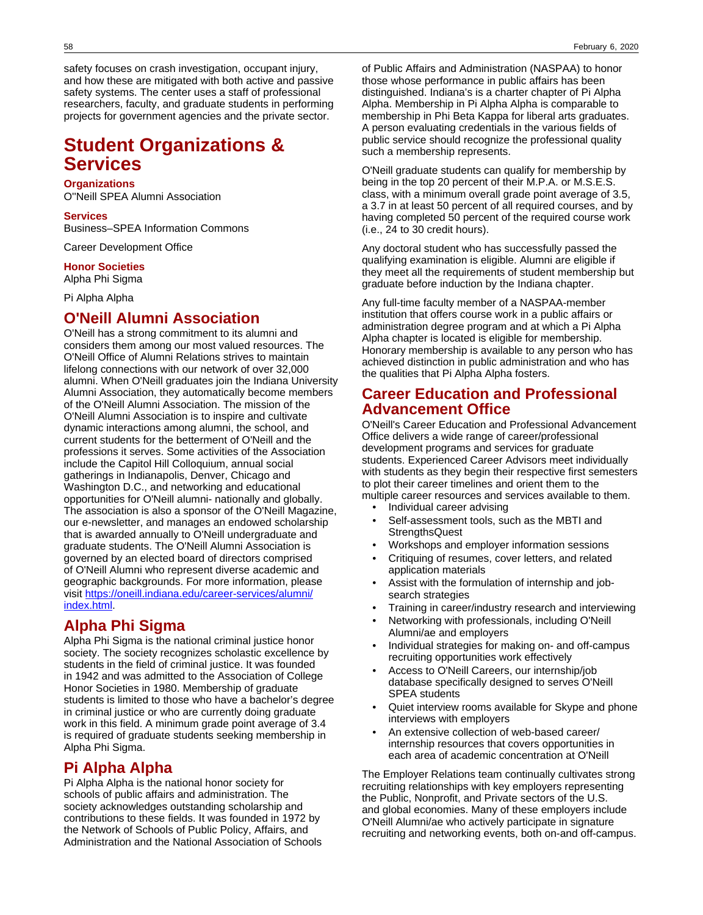safety focuses on crash investigation, occupant injury, and how these are mitigated with both active and passive safety systems. The center uses a staff of professional researchers, faculty, and graduate students in performing projects for government agencies and the private sector.

# Student Organizations & Services

**Organizations**

O''Neill SPEA Alumni Association

**Services**

Business–SPEA Information Commons

Career Development Office

**Honor Societies**

Alpha Phi Sigma

Pi Alpha Alpha

## O'Neill Alumni Association

O'Neill has a strong commitment to its alumni and considers them among our most valued resources. The O'Neill Office of Alumni Relations strives to maintain lifelong connections with our network of over 32,000 alumni. When O'Neill graduates join the Indiana University Alumni Association, they automatically become members of the O'Neill Alumni Association. The mission of the O'Neill Alumni Association is to inspire and cultivate dynamic interactions among alumni, the school, and current students for the betterment of O'Neill and the professions it serves. Some activities of the Association include the Capitol Hill Colloquium, annual social gatherings in Indianapolis, Denver, Chicago and Washington D.C., and networking and educational opportunities for O'Neill alumni- nationally and globally. The association is also a sponsor of the O'Neill Magazine, our e-newsletter, and manages an endowed scholarship that is awarded annually to O'Neill undergraduate and graduate students. The O'Neill Alumni Association is governed by an elected board of directors comprised of O'Neill Alumni who represent diverse academic and geographic backgrounds. For more information, please visit [https://oneill.indiana.edu/career-services/alumni/index.html](https://oneill.indiana.edu/career-services/alumni/index.html).

## Alpha Phi Sigma

Alpha Phi Sigma is the national criminal justice honor society. The society recognizes scholastic excellence by students in the field of criminal justice. It was founded in 1942 and was admitted to the Association of College Honor Societies in 1980. Membership of graduate students is limited to those who have a bachelor's degree in criminal justice or who are currently doing graduate work in this field. A minimum grade point average of 3.4 is required of graduate students seeking membership in Alpha Phi Sigma.

## Pi Alpha Alpha

Pi Alpha Alpha is the national honor society for schools of public affairs and administration. The society acknowledges outstanding scholarship and contributions to these fields. It was founded in 1972 by the Network of Schools of Public Policy, Affairs, and Administration and the National Association of Schools of Public Affairs and Administration (NASPAA) to honor those whose performance in public affairs has been distinguished. Indiana's is a charter chapter of Pi Alpha Alpha. Membership in Pi Alpha Alpha is comparable to membership in Phi Beta Kappa for liberal arts graduates. A person evaluating credentials in the various fields of public service should recognize the professional quality such a membership represents.

O'Neill graduate students can qualify for membership by being in the top 20 percent of their M.P.A. or M.S.E.S. class, with a minimum overall grade point average of 3.5, a 3.7 in at least 50 percent of all required courses, and by having completed 50 percent of the required course work (i.e., 24 to 30 credit hours).

Any doctoral student who has successfully passed the qualifying examination is eligible. Alumni are eligible if they meet all the requirements of student membership but graduate before induction by the Indiana chapter.

Any full-time faculty member of a NASPAA-member institution that offers course work in a public affairs or administration degree program and at which a Pi Alpha Alpha chapter is located is eligible for membership. Honorary membership is available to any person who has achieved distinction in public administration and who has the qualities that Pi Alpha Alpha fosters.

## Career Education and Professional Advancement Office

O'Neill's Career Education and Professional Advancement Office delivers a wide range of career/professional development programs and services for graduate students. Experienced Career Advisors meet individually with students as they begin their respective first semesters to plot their career timelines and orient them to the multiple career resources and services available to them.

- Individual career advising
- Self-assessment tools, such as the MBTI and StrengthsQuest
- Workshops and employer information sessions
- Critiquing of resumes, cover letters, and related application materials
- Assist with the formulation of internship and job-search strategies
- Training in career/industry research and interviewing
- Networking with professionals, including O'Neill Alumni/ae and employers
- Individual strategies for making on- and off-campus recruiting opportunities work effectively
- Access to O'Neill Careers, our internship/job database specifically designed to serves O'Neill SPEA students
- Quiet interview rooms available for Skype and phone interviews with employers
- An extensive collection of web-based career/ internship resources that covers opportunities in each area of academic concentration at O'Neill

The Employer Relations team continually cultivates strong recruiting relationships with key employers representing the Public, Nonprofit, and Private sectors of the U.S. and global economies. Many of these employers include O'Neill Alumni/ae who actively participate in signature recruiting and networking events, both on-and off-campus.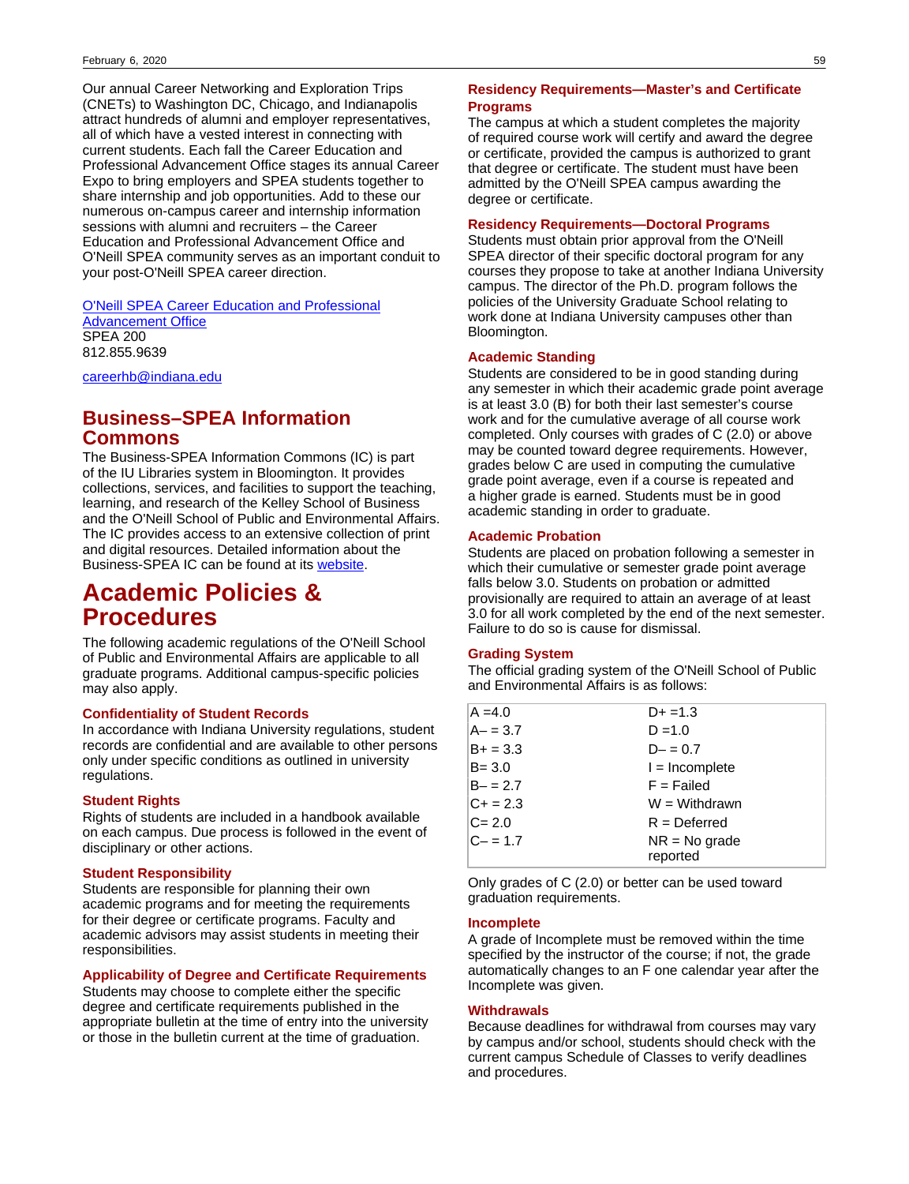Our annual Career Networking and Exploration Trips (CNETs) to Washington DC, Chicago, and Indianapolis attract hundreds of alumni and employer representatives, all of which have a vested interest in connecting with current students. Each fall the Career Education and Professional Advancement Office stages its annual Career Expo to bring employers and SPEA students together to share internship and job opportunities. Add to these our numerous on-campus career and internship information sessions with alumni and recruiters – the Career Education and Professional Advancement Office and O'Neill SPEA community serves as an important conduit to your post-O'Neill SPEA career direction.

O'Neill SPEA Career Education and Professional Advancement Office
SPEA 200
812.855.9639

careerhb@indiana.edu

## Business–SPEA Information Commons

The Business-SPEA Information Commons (IC) is part of the IU Libraries system in Bloomington. It provides collections, services, and facilities to support the teaching, learning, and research of the Kelley School of Business and the O'Neill School of Public and Environmental Affairs. The IC provides access to an extensive collection of print and digital resources. Detailed information about the Business-SPEA IC can be found at its website.

# Academic Policies & Procedures

The following academic regulations of the O'Neill School of Public and Environmental Affairs are applicable to all graduate programs. Additional campus-specific policies may also apply.

### Confidentiality of Student Records

In accordance with Indiana University regulations, student records are confidential and are available to other persons only under specific conditions as outlined in university regulations.

### Student Rights

Rights of students are included in a handbook available on each campus. Due process is followed in the event of disciplinary or other actions.

### Student Responsibility

Students are responsible for planning their own academic programs and for meeting the requirements for their degree or certificate programs. Faculty and academic advisors may assist students in meeting their responsibilities.

### Applicability of Degree and Certificate Requirements

Students may choose to complete either the specific degree and certificate requirements published in the appropriate bulletin at the time of entry into the university or those in the bulletin current at the time of graduation.

### Residency Requirements—Master's and Certificate Programs

The campus at which a student completes the majority of required course work will certify and award the degree or certificate, provided the campus is authorized to grant that degree or certificate. The student must have been admitted by the O'Neill SPEA campus awarding the degree or certificate.

### Residency Requirements—Doctoral Programs

Students must obtain prior approval from the O'Neill SPEA director of their specific doctoral program for any courses they propose to take at another Indiana University campus. The director of the Ph.D. program follows the policies of the University Graduate School relating to work done at Indiana University campuses other than Bloomington.

### Academic Standing

Students are considered to be in good standing during any semester in which their academic grade point average is at least 3.0 (B) for both their last semester's course work and for the cumulative average of all course work completed. Only courses with grades of C (2.0) or above may be counted toward degree requirements. However, grades below C are used in computing the cumulative grade point average, even if a course is repeated and a higher grade is earned. Students must be in good academic standing in order to graduate.

### Academic Probation

Students are placed on probation following a semester in which their cumulative or semester grade point average falls below 3.0. Students on probation or admitted provisionally are required to attain an average of at least 3.0 for all work completed by the end of the next semester. Failure to do so is cause for dismissal.

### Grading System

The official grading system of the O'Neill School of Public and Environmental Affairs is as follows:

| | |
|---|---|
| A =4.0 | D+ =1.3 |
| A– = 3.7 | D =1.0 |
| B+ = 3.3 | D– = 0.7 |
| B= 3.0 | I = Incomplete |
| B– = 2.7 | F = Failed |
| C+ = 2.3 | W = Withdrawn |
| C= 2.0 | R = Deferred |
| C– = 1.7 | NR = No grade reported |

Only grades of C (2.0) or better can be used toward graduation requirements.

### Incomplete

A grade of Incomplete must be removed within the time specified by the instructor of the course; if not, the grade automatically changes to an F one calendar year after the Incomplete was given.

### Withdrawals

Because deadlines for withdrawal from courses may vary by campus and/or school, students should check with the current campus Schedule of Classes to verify deadlines and procedures.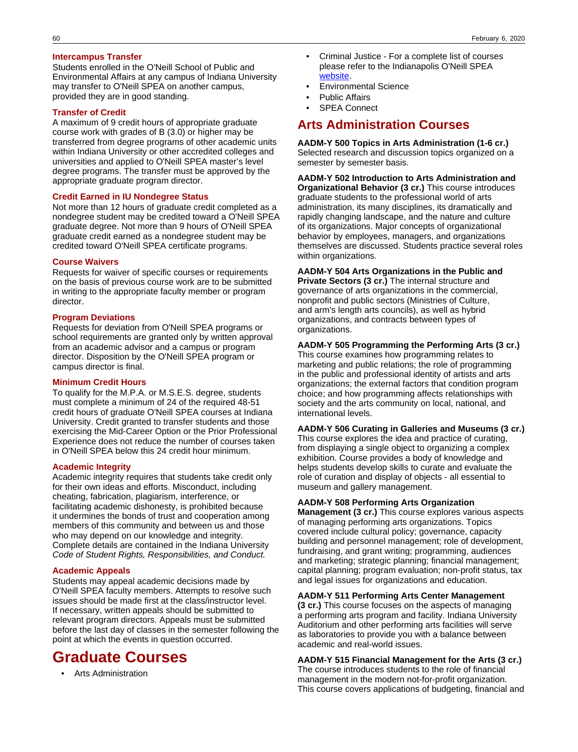### Intercampus Transfer

Students enrolled in the O'Neill School of Public and Environmental Affairs at any campus of Indiana University may transfer to O'Neill SPEA on another campus, provided they are in good standing.

### Transfer of Credit

A maximum of 9 credit hours of appropriate graduate course work with grades of B (3.0) or higher may be transferred from degree programs of other academic units within Indiana University or other accredited colleges and universities and applied to O'Neill SPEA master's level degree programs. The transfer must be approved by the appropriate graduate program director.

### Credit Earned in IU Nondegree Status

Not more than 12 hours of graduate credit completed as a nondegree student may be credited toward a O'Neill SPEA graduate degree. Not more than 9 hours of O'Neill SPEA graduate credit earned as a nondegree student may be credited toward O'Neill SPEA certificate programs.

### Course Waivers

Requests for waiver of specific courses or requirements on the basis of previous course work are to be submitted in writing to the appropriate faculty member or program director.

### Program Deviations

Requests for deviation from O'Neill SPEA programs or school requirements are granted only by written approval from an academic advisor and a campus or program director. Disposition by the O'Neill SPEA program or campus director is final.

### Minimum Credit Hours

To qualify for the M.P.A. or M.S.E.S. degree, students must complete a minimum of 24 of the required 48-51 credit hours of graduate O'Neill SPEA courses at Indiana University. Credit granted to transfer students and those exercising the Mid-Career Option or the Prior Professional Experience does not reduce the number of courses taken in O'Neill SPEA below this 24 credit hour minimum.

### Academic Integrity

Academic integrity requires that students take credit only for their own ideas and efforts. Misconduct, including cheating, fabrication, plagiarism, interference, or facilitating academic dishonesty, is prohibited because it undermines the bonds of trust and cooperation among members of this community and between us and those who may depend on our knowledge and integrity. Complete details are contained in the Indiana University *Code of Student Rights, Responsibilities, and Conduct.*

### Academic Appeals

Students may appeal academic decisions made by O'Neill SPEA faculty members. Attempts to resolve such issues should be made first at the class/instructor level. If necessary, written appeals should be submitted to relevant program directors. Appeals must be submitted before the last day of classes in the semester following the point at which the events in question occurred.

# Graduate Courses

- Arts Administration
- Criminal Justice - For a complete list of courses please refer to the Indianapolis O'Neill SPEA website.
- Environmental Science
- Public Affairs
- SPEA Connect

## Arts Administration Courses

**AADM-Y 500 Topics in Arts Administration (1-6 cr.)** Selected research and discussion topics organized on a semester by semester basis.

**AADM-Y 502 Introduction to Arts Administration and Organizational Behavior (3 cr.)** This course introduces graduate students to the professional world of arts administration, its many disciplines, its dramatically and rapidly changing landscape, and the nature and culture of its organizations. Major concepts of organizational behavior by employees, managers, and organizations themselves are discussed. Students practice several roles within organizations.

**AADM-Y 504 Arts Organizations in the Public and Private Sectors (3 cr.)** The internal structure and governance of arts organizations in the commercial, nonprofit and public sectors (Ministries of Culture, and arm's length arts councils), as well as hybrid organizations, and contracts between types of organizations.

**AADM-Y 505 Programming the Performing Arts (3 cr.)** This course examines how programming relates to marketing and public relations; the role of programming in the public and professional identity of artists and arts organizations; the external factors that condition program choice; and how programming affects relationships with society and the arts community on local, national, and international levels.

**AADM-Y 506 Curating in Galleries and Museums (3 cr.)** This course explores the idea and practice of curating, from displaying a single object to organizing a complex exhibition. Course provides a body of knowledge and helps students develop skills to curate and evaluate the role of curation and display of objects - all essential to museum and gallery management.

**AADM-Y 508 Performing Arts Organization Management (3 cr.)** This course explores various aspects of managing performing arts organizations. Topics covered include cultural policy; governance, capacity building and personnel management; role of development, fundraising, and grant writing; programming, audiences and marketing; strategic planning; financial management; capital planning; program evaluation; non-profit status, tax and legal issues for organizations and education.

**AADM-Y 511 Performing Arts Center Management (3 cr.)** This course focuses on the aspects of managing a performing arts program and facility. Indiana University Auditorium and other performing arts facilities will serve as laboratories to provide you with a balance between academic and real-world issues.

**AADM-Y 515 Financial Management for the Arts (3 cr.)** The course introduces students to the role of financial management in the modern not-for-profit organization. This course covers applications of budgeting, financial and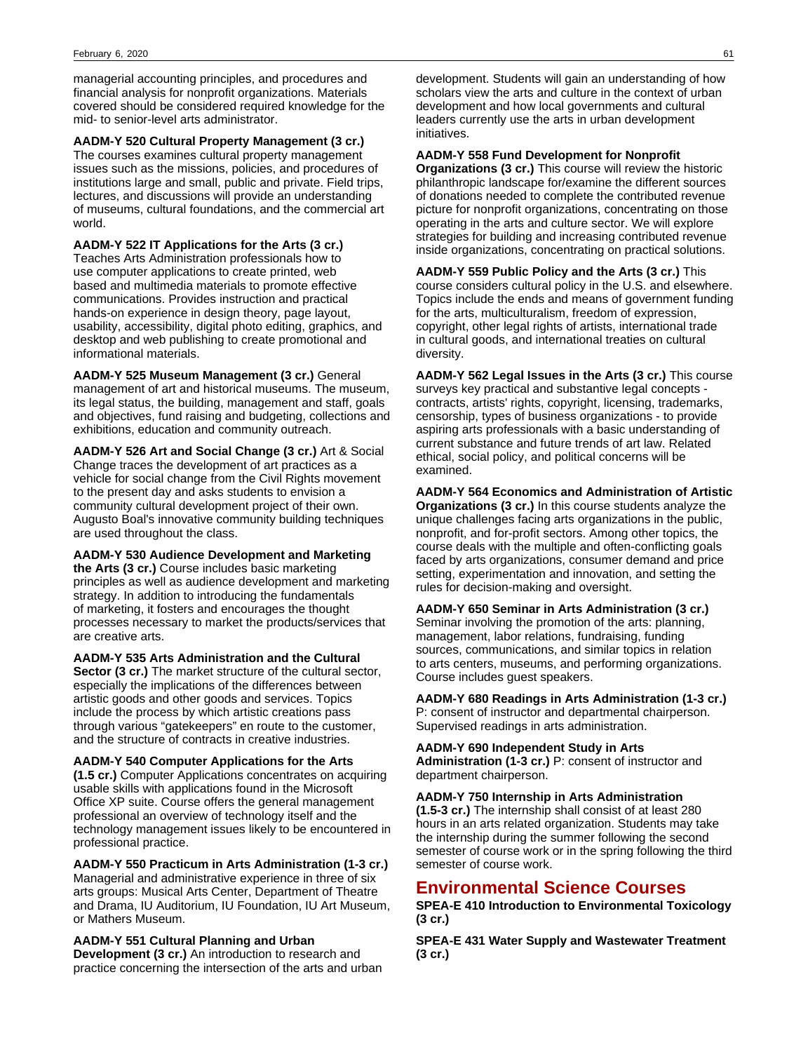managerial accounting principles, and procedures and financial analysis for nonprofit organizations. Materials covered should be considered required knowledge for the mid- to senior-level arts administrator.

**AADM-Y 520 Cultural Property Management (3 cr.)** The courses examines cultural property management issues such as the missions, policies, and procedures of institutions large and small, public and private. Field trips, lectures, and discussions will provide an understanding of museums, cultural foundations, and the commercial art world.

**AADM-Y 522 IT Applications for the Arts (3 cr.)** Teaches Arts Administration professionals how to use computer applications to create printed, web based and multimedia materials to promote effective communications. Provides instruction and practical hands-on experience in design theory, page layout, usability, accessibility, digital photo editing, graphics, and desktop and web publishing to create promotional and informational materials.

**AADM-Y 525 Museum Management (3 cr.)** General management of art and historical museums. The museum, its legal status, the building, management and staff, goals and objectives, fund raising and budgeting, collections and exhibitions, education and community outreach.

**AADM-Y 526 Art and Social Change (3 cr.)** Art & Social Change traces the development of art practices as a vehicle for social change from the Civil Rights movement to the present day and asks students to envision a community cultural development project of their own. Augusto Boal's innovative community building techniques are used throughout the class.

**AADM-Y 530 Audience Development and Marketing the Arts (3 cr.)** Course includes basic marketing principles as well as audience development and marketing strategy. In addition to introducing the fundamentals of marketing, it fosters and encourages the thought processes necessary to market the products/services that are creative arts.

**AADM-Y 535 Arts Administration and the Cultural Sector (3 cr.)** The market structure of the cultural sector, especially the implications of the differences between artistic goods and other goods and services. Topics include the process by which artistic creations pass through various "gatekeepers" en route to the customer, and the structure of contracts in creative industries.

**AADM-Y 540 Computer Applications for the Arts (1.5 cr.)** Computer Applications concentrates on acquiring usable skills with applications found in the Microsoft Office XP suite. Course offers the general management professional an overview of technology itself and the technology management issues likely to be encountered in professional practice.

**AADM-Y 550 Practicum in Arts Administration (1-3 cr.)** Managerial and administrative experience in three of six arts groups: Musical Arts Center, Department of Theatre and Drama, IU Auditorium, IU Foundation, IU Art Museum, or Mathers Museum.

**AADM-Y 551 Cultural Planning and Urban Development (3 cr.)** An introduction to research and practice concerning the intersection of the arts and urban development. Students will gain an understanding of how scholars view the arts and culture in the context of urban development and how local governments and cultural leaders currently use the arts in urban development initiatives.

**AADM-Y 558 Fund Development for Nonprofit Organizations (3 cr.)** This course will review the historic philanthropic landscape for/examine the different sources of donations needed to complete the contributed revenue picture for nonprofit organizations, concentrating on those operating in the arts and culture sector. We will explore strategies for building and increasing contributed revenue inside organizations, concentrating on practical solutions.

**AADM-Y 559 Public Policy and the Arts (3 cr.)** This course considers cultural policy in the U.S. and elsewhere. Topics include the ends and means of government funding for the arts, multiculturalism, freedom of expression, copyright, other legal rights of artists, international trade in cultural goods, and international treaties on cultural diversity.

**AADM-Y 562 Legal Issues in the Arts (3 cr.)** This course surveys key practical and substantive legal concepts - contracts, artists' rights, copyright, licensing, trademarks, censorship, types of business organizations - to provide aspiring arts professionals with a basic understanding of current substance and future trends of art law. Related ethical, social policy, and political concerns will be examined.

**AADM-Y 564 Economics and Administration of Artistic Organizations (3 cr.)** In this course students analyze the unique challenges facing arts organizations in the public, nonprofit, and for-profit sectors. Among other topics, the course deals with the multiple and often-conflicting goals faced by arts organizations, consumer demand and price setting, experimentation and innovation, and setting the rules for decision-making and oversight.

**AADM-Y 650 Seminar in Arts Administration (3 cr.)** Seminar involving the promotion of the arts: planning, management, labor relations, fundraising, funding sources, communications, and similar topics in relation to arts centers, museums, and performing organizations. Course includes guest speakers.

**AADM-Y 680 Readings in Arts Administration (1-3 cr.)** P: consent of instructor and departmental chairperson. Supervised readings in arts administration.

**AADM-Y 690 Independent Study in Arts Administration (1-3 cr.)** P: consent of instructor and department chairperson.

**AADM-Y 750 Internship in Arts Administration (1.5-3 cr.)** The internship shall consist of at least 280 hours in an arts related organization. Students may take the internship during the summer following the second semester of course work or in the spring following the third semester of course work.

## Environmental Science Courses

**SPEA-E 410 Introduction to Environmental Toxicology (3 cr.)**

**SPEA-E 431 Water Supply and Wastewater Treatment (3 cr.)**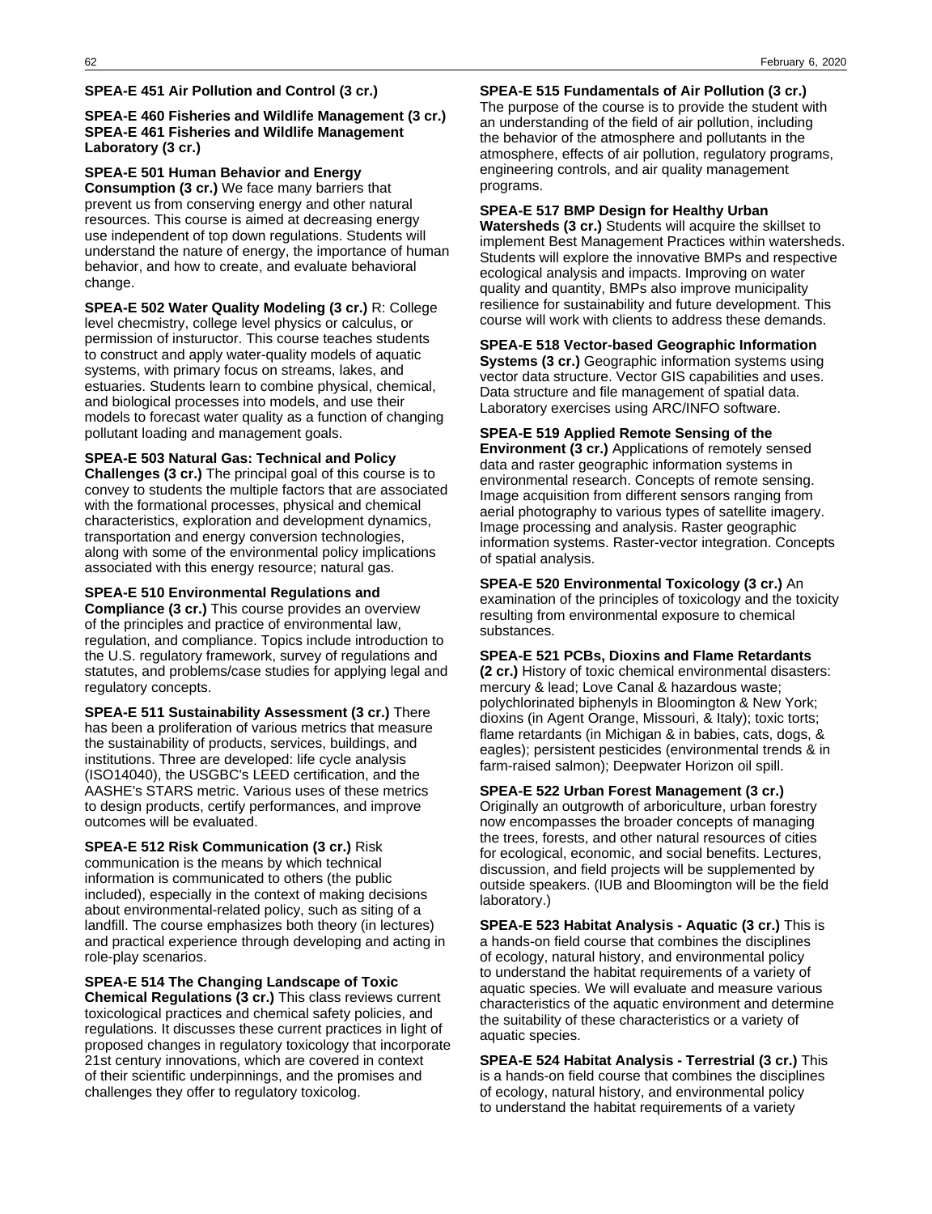**SPEA-E 451 Air Pollution and Control (3 cr.)**

**SPEA-E 460 Fisheries and Wildlife Management (3 cr.)**
**SPEA-E 461 Fisheries and Wildlife Management Laboratory (3 cr.)**

**SPEA-E 501 Human Behavior and Energy Consumption (3 cr.)** We face many barriers that prevent us from conserving energy and other natural resources. This course is aimed at decreasing energy use independent of top down regulations. Students will understand the nature of energy, the importance of human behavior, and how to create, and evaluate behavioral change.

**SPEA-E 502 Water Quality Modeling (3 cr.)** R: College level checmistry, college level physics or calculus, or permission of instuructor. This course teaches students to construct and apply water-quality models of aquatic systems, with primary focus on streams, lakes, and estuaries. Students learn to combine physical, chemical, and biological processes into models, and use their models to forecast water quality as a function of changing pollutant loading and management goals.

**SPEA-E 503 Natural Gas: Technical and Policy Challenges (3 cr.)** The principal goal of this course is to convey to students the multiple factors that are associated with the formational processes, physical and chemical characteristics, exploration and development dynamics, transportation and energy conversion technologies, along with some of the environmental policy implications associated with this energy resource; natural gas.

**SPEA-E 510 Environmental Regulations and Compliance (3 cr.)** This course provides an overview of the principles and practice of environmental law, regulation, and compliance. Topics include introduction to the U.S. regulatory framework, survey of regulations and statutes, and problems/case studies for applying legal and regulatory concepts.

**SPEA-E 511 Sustainability Assessment (3 cr.)** There has been a proliferation of various metrics that measure the sustainability of products, services, buildings, and institutions. Three are developed: life cycle analysis (ISO14040), the USGBC's LEED certification, and the AASHE's STARS metric. Various uses of these metrics to design products, certify performances, and improve outcomes will be evaluated.

**SPEA-E 512 Risk Communication (3 cr.)** Risk communication is the means by which technical information is communicated to others (the public included), especially in the context of making decisions about environmental-related policy, such as siting of a landfill. The course emphasizes both theory (in lectures) and practical experience through developing and acting in role-play scenarios.

**SPEA-E 514 The Changing Landscape of Toxic Chemical Regulations (3 cr.)** This class reviews current toxicological practices and chemical safety policies, and regulations. It discusses these current practices in light of proposed changes in regulatory toxicology that incorporate 21st century innovations, which are covered in context of their scientific underpinnings, and the promises and challenges they offer to regulatory toxicolog.

**SPEA-E 515 Fundamentals of Air Pollution (3 cr.)**
The purpose of the course is to provide the student with an understanding of the field of air pollution, including the behavior of the atmosphere and pollutants in the atmosphere, effects of air pollution, regulatory programs, engineering controls, and air quality management programs.

**SPEA-E 517 BMP Design for Healthy Urban Watersheds (3 cr.)** Students will acquire the skillset to implement Best Management Practices within watersheds. Students will explore the innovative BMPs and respective ecological analysis and impacts. Improving on water quality and quantity, BMPs also improve municipality resilience for sustainability and future development. This course will work with clients to address these demands.

**SPEA-E 518 Vector-based Geographic Information Systems (3 cr.)** Geographic information systems using vector data structure. Vector GIS capabilities and uses. Data structure and file management of spatial data. Laboratory exercises using ARC/INFO software.

**SPEA-E 519 Applied Remote Sensing of the Environment (3 cr.)** Applications of remotely sensed data and raster geographic information systems in environmental research. Concepts of remote sensing. Image acquisition from different sensors ranging from aerial photography to various types of satellite imagery. Image processing and analysis. Raster geographic information systems. Raster-vector integration. Concepts of spatial analysis.

**SPEA-E 520 Environmental Toxicology (3 cr.)** An examination of the principles of toxicology and the toxicity resulting from environmental exposure to chemical substances.

**SPEA-E 521 PCBs, Dioxins and Flame Retardants (2 cr.)** History of toxic chemical environmental disasters: mercury & lead; Love Canal & hazardous waste; polychlorinated biphenyls in Bloomington & New York; dioxins (in Agent Orange, Missouri, & Italy); toxic torts; flame retardants (in Michigan & in babies, cats, dogs, & eagles); persistent pesticides (environmental trends & in farm-raised salmon); Deepwater Horizon oil spill.

**SPEA-E 522 Urban Forest Management (3 cr.)**
Originally an outgrowth of arboriculture, urban forestry now encompasses the broader concepts of managing the trees, forests, and other natural resources of cities for ecological, economic, and social benefits. Lectures, discussion, and field projects will be supplemented by outside speakers. (IUB and Bloomington will be the field laboratory.)

**SPEA-E 523 Habitat Analysis - Aquatic (3 cr.)** This is a hands-on field course that combines the disciplines of ecology, natural history, and environmental policy to understand the habitat requirements of a variety of aquatic species. We will evaluate and measure various characteristics of the aquatic environment and determine the suitability of these characteristics or a variety of aquatic species.

**SPEA-E 524 Habitat Analysis - Terrestrial (3 cr.)** This is a hands-on field course that combines the disciplines of ecology, natural history, and environmental policy to understand the habitat requirements of a variety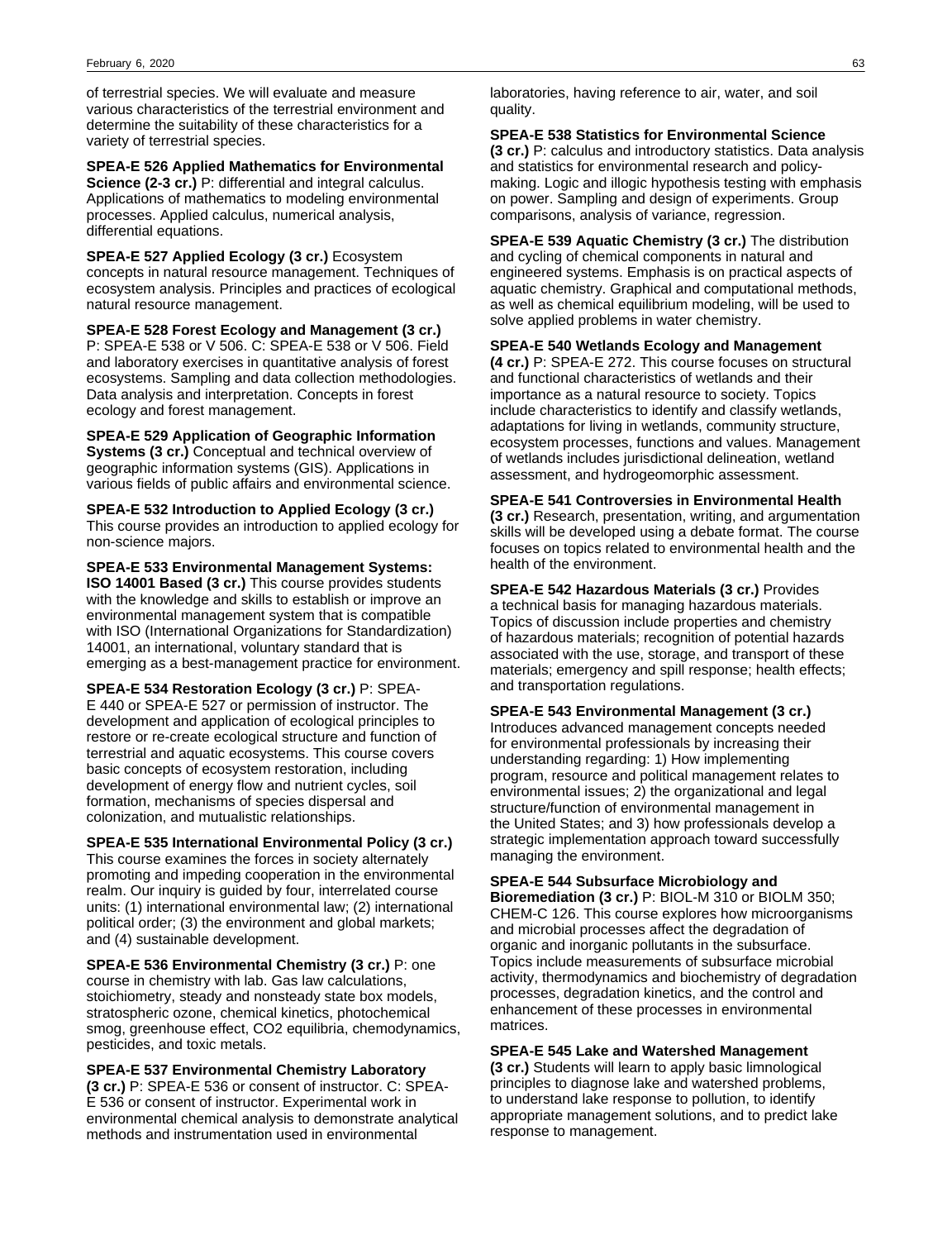of terrestrial species. We will evaluate and measure various characteristics of the terrestrial environment and determine the suitability of these characteristics for a variety of terrestrial species.

**SPEA-E 526 Applied Mathematics for Environmental Science (2-3 cr.)** P: differential and integral calculus. Applications of mathematics to modeling environmental processes. Applied calculus, numerical analysis, differential equations.

**SPEA-E 527 Applied Ecology (3 cr.)** Ecosystem concepts in natural resource management. Techniques of ecosystem analysis. Principles and practices of ecological natural resource management.

**SPEA-E 528 Forest Ecology and Management (3 cr.)** P: SPEA-E 538 or V 506. C: SPEA-E 538 or V 506. Field and laboratory exercises in quantitative analysis of forest ecosystems. Sampling and data collection methodologies. Data analysis and interpretation. Concepts in forest ecology and forest management.

**SPEA-E 529 Application of Geographic Information Systems (3 cr.)** Conceptual and technical overview of geographic information systems (GIS). Applications in various fields of public affairs and environmental science.

**SPEA-E 532 Introduction to Applied Ecology (3 cr.)** This course provides an introduction to applied ecology for non-science majors.

**SPEA-E 533 Environmental Management Systems: ISO 14001 Based (3 cr.)** This course provides students with the knowledge and skills to establish or improve an environmental management system that is compatible with ISO (International Organizations for Standardization) 14001, an international, voluntary standard that is emerging as a best-management practice for environment.

**SPEA-E 534 Restoration Ecology (3 cr.)** P: SPEA-E 440 or SPEA-E 527 or permission of instructor. The development and application of ecological principles to restore or re-create ecological structure and function of terrestrial and aquatic ecosystems. This course covers basic concepts of ecosystem restoration, including development of energy flow and nutrient cycles, soil formation, mechanisms of species dispersal and colonization, and mutualistic relationships.

**SPEA-E 535 International Environmental Policy (3 cr.)** This course examines the forces in society alternately promoting and impeding cooperation in the environmental realm. Our inquiry is guided by four, interrelated course units: (1) international environmental law; (2) international political order; (3) the environment and global markets; and (4) sustainable development.

**SPEA-E 536 Environmental Chemistry (3 cr.)** P: one course in chemistry with lab. Gas law calculations, stoichiometry, steady and nonsteady state box models, stratospheric ozone, chemical kinetics, photochemical smog, greenhouse effect, CO2 equilibria, chemodynamics, pesticides, and toxic metals.

**SPEA-E 537 Environmental Chemistry Laboratory (3 cr.)** P: SPEA-E 536 or consent of instructor. C: SPEA-E 536 or consent of instructor. Experimental work in environmental chemical analysis to demonstrate analytical methods and instrumentation used in environmental laboratories, having reference to air, water, and soil quality.

**SPEA-E 538 Statistics for Environmental Science (3 cr.)** P: calculus and introductory statistics. Data analysis and statistics for environmental research and policy-making. Logic and illogic hypothesis testing with emphasis on power. Sampling and design of experiments. Group comparisons, analysis of variance, regression.

**SPEA-E 539 Aquatic Chemistry (3 cr.)** The distribution and cycling of chemical components in natural and engineered systems. Emphasis is on practical aspects of aquatic chemistry. Graphical and computational methods, as well as chemical equilibrium modeling, will be used to solve applied problems in water chemistry.

**SPEA-E 540 Wetlands Ecology and Management (4 cr.)** P: SPEA-E 272. This course focuses on structural and functional characteristics of wetlands and their importance as a natural resource to society. Topics include characteristics to identify and classify wetlands, adaptations for living in wetlands, community structure, ecosystem processes, functions and values. Management of wetlands includes jurisdictional delineation, wetland assessment, and hydrogeomorphic assessment.

**SPEA-E 541 Controversies in Environmental Health (3 cr.)** Research, presentation, writing, and argumentation skills will be developed using a debate format. The course focuses on topics related to environmental health and the health of the environment.

**SPEA-E 542 Hazardous Materials (3 cr.)** Provides a technical basis for managing hazardous materials. Topics of discussion include properties and chemistry of hazardous materials; recognition of potential hazards associated with the use, storage, and transport of these materials; emergency and spill response; health effects; and transportation regulations.

**SPEA-E 543 Environmental Management (3 cr.)** Introduces advanced management concepts needed for environmental professionals by increasing their understanding regarding: 1) How implementing program, resource and political management relates to environmental issues; 2) the organizational and legal structure/function of environmental management in the United States; and 3) how professionals develop a strategic implementation approach toward successfully managing the environment.

**SPEA-E 544 Subsurface Microbiology and Bioremediation (3 cr.)** P: BIOL-M 310 or BIOLM 350; CHEM-C 126. This course explores how microorganisms and microbial processes affect the degradation of organic and inorganic pollutants in the subsurface. Topics include measurements of subsurface microbial activity, thermodynamics and biochemistry of degradation processes, degradation kinetics, and the control and enhancement of these processes in environmental matrices.

**SPEA-E 545 Lake and Watershed Management (3 cr.)** Students will learn to apply basic limnological principles to diagnose lake and watershed problems, to understand lake response to pollution, to identify appropriate management solutions, and to predict lake response to management.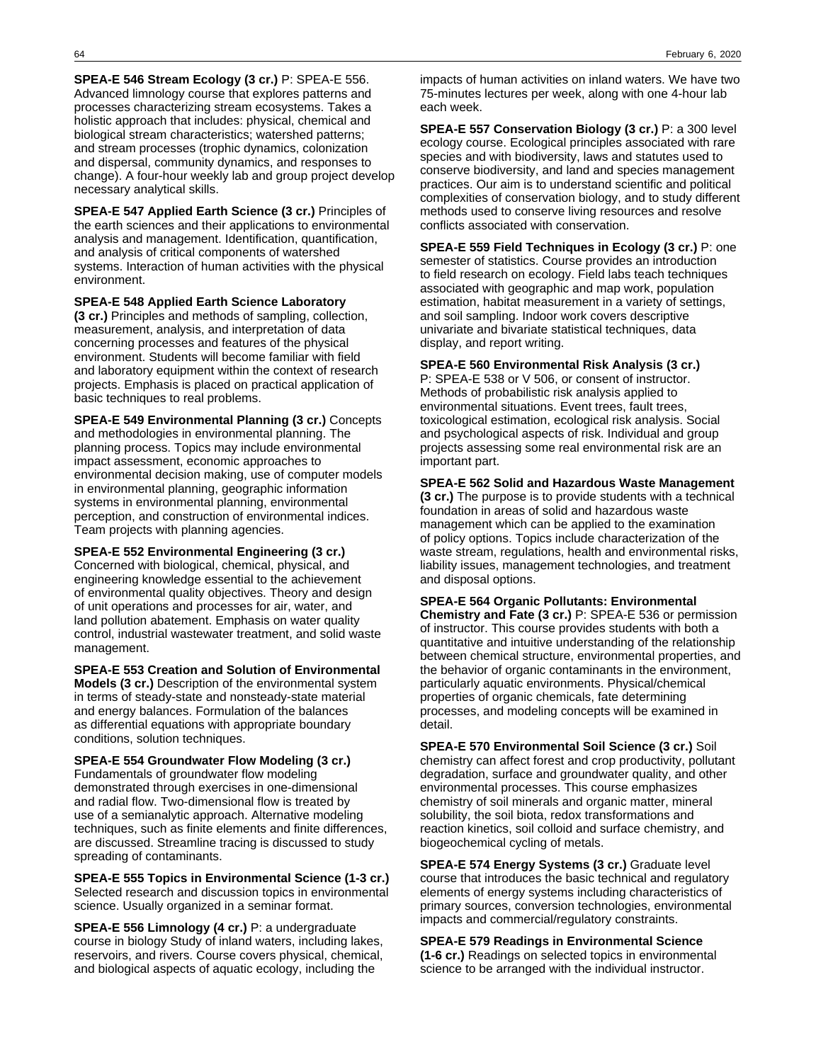**SPEA-E 546 Stream Ecology (3 cr.)** P: SPEA-E 556. Advanced limnology course that explores patterns and processes characterizing stream ecosystems. Takes a holistic approach that includes: physical, chemical and biological stream characteristics; watershed patterns; and stream processes (trophic dynamics, colonization and dispersal, community dynamics, and responses to change). A four-hour weekly lab and group project develop necessary analytical skills.

**SPEA-E 547 Applied Earth Science (3 cr.)** Principles of the earth sciences and their applications to environmental analysis and management. Identification, quantification, and analysis of critical components of watershed systems. Interaction of human activities with the physical environment.

**SPEA-E 548 Applied Earth Science Laboratory (3 cr.)** Principles and methods of sampling, collection, measurement, analysis, and interpretation of data concerning processes and features of the physical environment. Students will become familiar with field and laboratory equipment within the context of research projects. Emphasis is placed on practical application of basic techniques to real problems.

**SPEA-E 549 Environmental Planning (3 cr.)** Concepts and methodologies in environmental planning. The planning process. Topics may include environmental impact assessment, economic approaches to environmental decision making, use of computer models in environmental planning, geographic information systems in environmental planning, environmental perception, and construction of environmental indices. Team projects with planning agencies.

**SPEA-E 552 Environmental Engineering (3 cr.)** Concerned with biological, chemical, physical, and engineering knowledge essential to the achievement of environmental quality objectives. Theory and design of unit operations and processes for air, water, and land pollution abatement. Emphasis on water quality control, industrial wastewater treatment, and solid waste management.

**SPEA-E 553 Creation and Solution of Environmental Models (3 cr.)** Description of the environmental system in terms of steady-state and nonsteady-state material and energy balances. Formulation of the balances as differential equations with appropriate boundary conditions, solution techniques.

**SPEA-E 554 Groundwater Flow Modeling (3 cr.)** Fundamentals of groundwater flow modeling demonstrated through exercises in one-dimensional and radial flow. Two-dimensional flow is treated by use of a semianalytic approach. Alternative modeling techniques, such as finite elements and finite differences, are discussed. Streamline tracing is discussed to study spreading of contaminants.

**SPEA-E 555 Topics in Environmental Science (1-3 cr.)** Selected research and discussion topics in environmental science. Usually organized in a seminar format.

**SPEA-E 556 Limnology (4 cr.)** P: a undergraduate course in biology Study of inland waters, including lakes, reservoirs, and rivers. Course covers physical, chemical, and biological aspects of aquatic ecology, including the impacts of human activities on inland waters. We have two 75-minutes lectures per week, along with one 4-hour lab each week.

**SPEA-E 557 Conservation Biology (3 cr.)** P: a 300 level ecology course. Ecological principles associated with rare species and with biodiversity, laws and statutes used to conserve biodiversity, and land and species management practices. Our aim is to understand scientific and political complexities of conservation biology, and to study different methods used to conserve living resources and resolve conflicts associated with conservation.

**SPEA-E 559 Field Techniques in Ecology (3 cr.)** P: one semester of statistics. Course provides an introduction to field research on ecology. Field labs teach techniques associated with geographic and map work, population estimation, habitat measurement in a variety of settings, and soil sampling. Indoor work covers descriptive univariate and bivariate statistical techniques, data display, and report writing.

**SPEA-E 560 Environmental Risk Analysis (3 cr.)** P: SPEA-E 538 or V 506, or consent of instructor. Methods of probabilistic risk analysis applied to environmental situations. Event trees, fault trees, toxicological estimation, ecological risk analysis. Social and psychological aspects of risk. Individual and group projects assessing some real environmental risk are an important part.

**SPEA-E 562 Solid and Hazardous Waste Management (3 cr.)** The purpose is to provide students with a technical foundation in areas of solid and hazardous waste management which can be applied to the examination of policy options. Topics include characterization of the waste stream, regulations, health and environmental risks, liability issues, management technologies, and treatment and disposal options.

**SPEA-E 564 Organic Pollutants: Environmental Chemistry and Fate (3 cr.)** P: SPEA-E 536 or permission of instructor. This course provides students with both a quantitative and intuitive understanding of the relationship between chemical structure, environmental properties, and the behavior of organic contaminants in the environment, particularly aquatic environments. Physical/chemical properties of organic chemicals, fate determining processes, and modeling concepts will be examined in detail.

**SPEA-E 570 Environmental Soil Science (3 cr.)** Soil chemistry can affect forest and crop productivity, pollutant degradation, surface and groundwater quality, and other environmental processes. This course emphasizes chemistry of soil minerals and organic matter, mineral solubility, the soil biota, redox transformations and reaction kinetics, soil colloid and surface chemistry, and biogeochemical cycling of metals.

**SPEA-E 574 Energy Systems (3 cr.)** Graduate level course that introduces the basic technical and regulatory elements of energy systems including characteristics of primary sources, conversion technologies, environmental impacts and commercial/regulatory constraints.

**SPEA-E 579 Readings in Environmental Science (1-6 cr.)** Readings on selected topics in environmental science to be arranged with the individual instructor.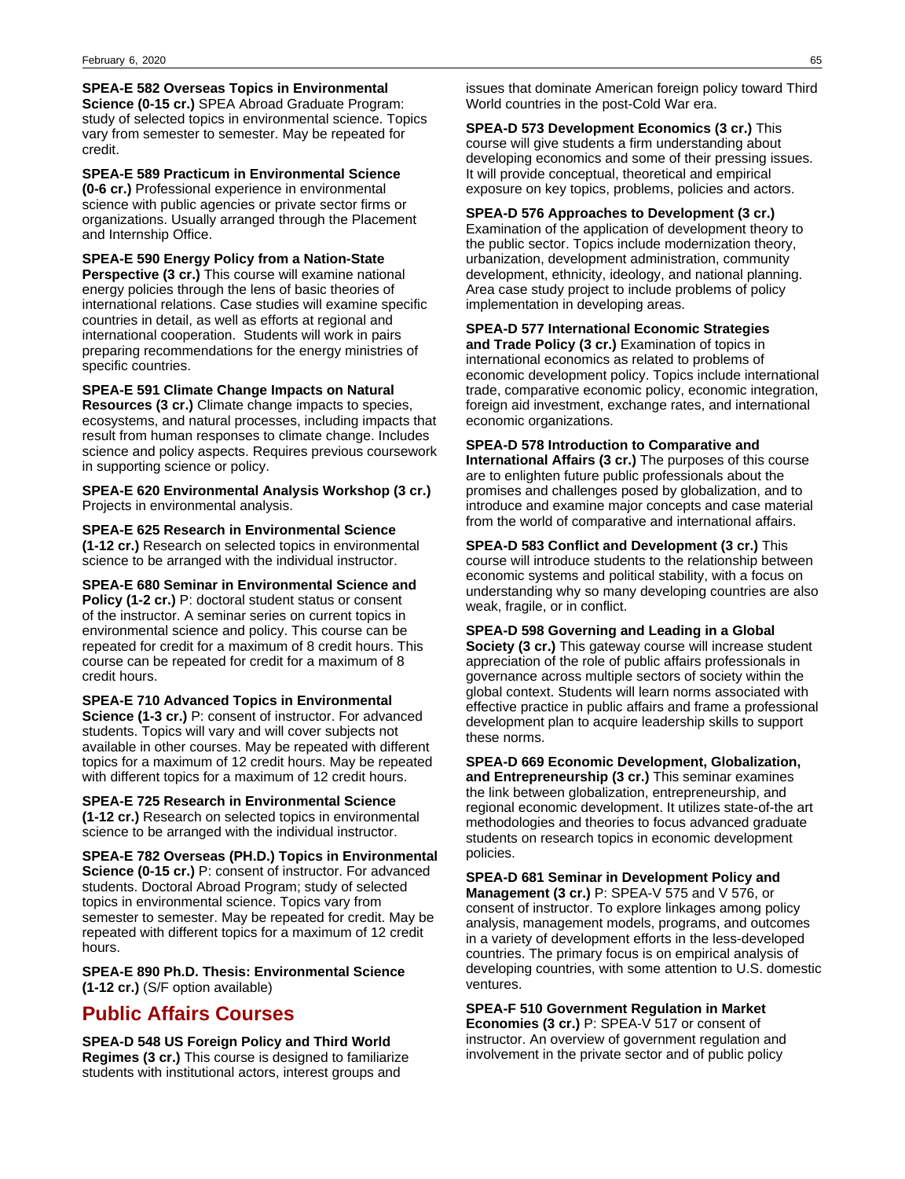**SPEA-E 582 Overseas Topics in Environmental Science (0-15 cr.)** SPEA Abroad Graduate Program: study of selected topics in environmental science. Topics vary from semester to semester. May be repeated for credit.

**SPEA-E 589 Practicum in Environmental Science (0-6 cr.)** Professional experience in environmental science with public agencies or private sector firms or organizations. Usually arranged through the Placement and Internship Office.

**SPEA-E 590 Energy Policy from a Nation-State Perspective (3 cr.)** This course will examine national energy policies through the lens of basic theories of international relations. Case studies will examine specific countries in detail, as well as efforts at regional and international cooperation. Students will work in pairs preparing recommendations for the energy ministries of specific countries.

**SPEA-E 591 Climate Change Impacts on Natural Resources (3 cr.)** Climate change impacts to species, ecosystems, and natural processes, including impacts that result from human responses to climate change. Includes science and policy aspects. Requires previous coursework in supporting science or policy.

**SPEA-E 620 Environmental Analysis Workshop (3 cr.)** Projects in environmental analysis.

**SPEA-E 625 Research in Environmental Science (1-12 cr.)** Research on selected topics in environmental science to be arranged with the individual instructor.

**SPEA-E 680 Seminar in Environmental Science and Policy (1-2 cr.)** P: doctoral student status or consent of the instructor. A seminar series on current topics in environmental science and policy. This course can be repeated for credit for a maximum of 8 credit hours. This course can be repeated for credit for a maximum of 8 credit hours.

**SPEA-E 710 Advanced Topics in Environmental Science (1-3 cr.)** P: consent of instructor. For advanced students. Topics will vary and will cover subjects not available in other courses. May be repeated with different topics for a maximum of 12 credit hours. May be repeated with different topics for a maximum of 12 credit hours.

**SPEA-E 725 Research in Environmental Science (1-12 cr.)** Research on selected topics in environmental science to be arranged with the individual instructor.

**SPEA-E 782 Overseas (PH.D.) Topics in Environmental Science (0-15 cr.)** P: consent of instructor. For advanced students. Doctoral Abroad Program; study of selected topics in environmental science. Topics vary from semester to semester. May be repeated for credit. May be repeated with different topics for a maximum of 12 credit hours.

**SPEA-E 890 Ph.D. Thesis: Environmental Science (1-12 cr.)** (S/F option available)

## Public Affairs Courses

**SPEA-D 548 US Foreign Policy and Third World Regimes (3 cr.)** This course is designed to familiarize students with institutional actors, interest groups and issues that dominate American foreign policy toward Third World countries in the post-Cold War era.

**SPEA-D 573 Development Economics (3 cr.)** This course will give students a firm understanding about developing economics and some of their pressing issues. It will provide conceptual, theoretical and empirical exposure on key topics, problems, policies and actors.

**SPEA-D 576 Approaches to Development (3 cr.)** Examination of the application of development theory to the public sector. Topics include modernization theory, urbanization, development administration, community development, ethnicity, ideology, and national planning. Area case study project to include problems of policy implementation in developing areas.

**SPEA-D 577 International Economic Strategies and Trade Policy (3 cr.)** Examination of topics in international economics as related to problems of economic development policy. Topics include international trade, comparative economic policy, economic integration, foreign aid investment, exchange rates, and international economic organizations.

**SPEA-D 578 Introduction to Comparative and International Affairs (3 cr.)** The purposes of this course are to enlighten future public professionals about the promises and challenges posed by globalization, and to introduce and examine major concepts and case material from the world of comparative and international affairs.

**SPEA-D 583 Conflict and Development (3 cr.)** This course will introduce students to the relationship between economic systems and political stability, with a focus on understanding why so many developing countries are also weak, fragile, or in conflict.

**SPEA-D 598 Governing and Leading in a Global Society (3 cr.)** This gateway course will increase student appreciation of the role of public affairs professionals in governance across multiple sectors of society within the global context. Students will learn norms associated with effective practice in public affairs and frame a professional development plan to acquire leadership skills to support these norms.

**SPEA-D 669 Economic Development, Globalization, and Entrepreneurship (3 cr.)** This seminar examines the link between globalization, entrepreneurship, and regional economic development. It utilizes state-of-the art methodologies and theories to focus advanced graduate students on research topics in economic development policies.

**SPEA-D 681 Seminar in Development Policy and Management (3 cr.)** P: SPEA-V 575 and V 576, or consent of instructor. To explore linkages among policy analysis, management models, programs, and outcomes in a variety of development efforts in the less-developed countries. The primary focus is on empirical analysis of developing countries, with some attention to U.S. domestic ventures.

**SPEA-F 510 Government Regulation in Market Economies (3 cr.)** P: SPEA-V 517 or consent of instructor. An overview of government regulation and involvement in the private sector and of public policy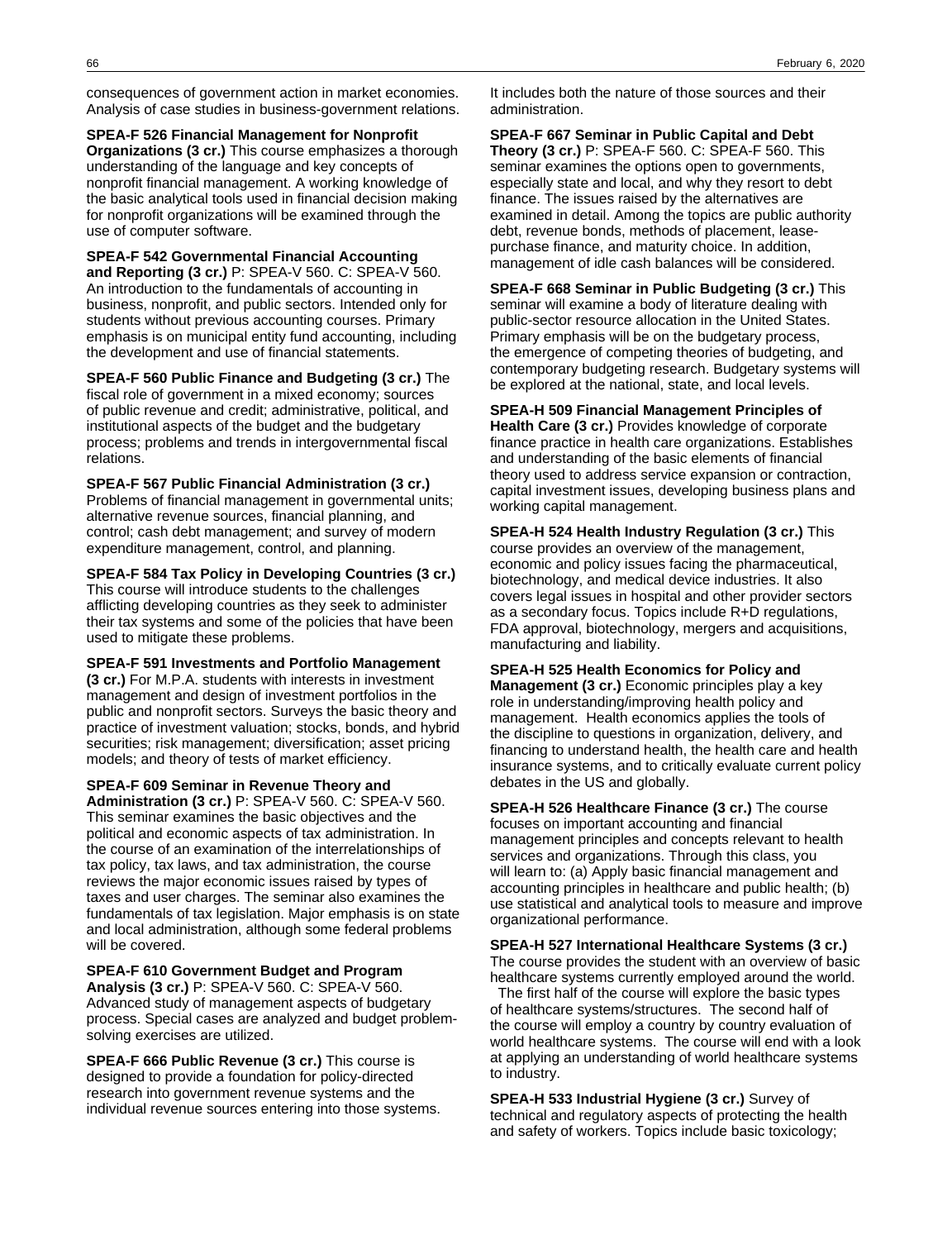consequences of government action in market economies. Analysis of case studies in business-government relations.

**SPEA-F 526 Financial Management for Nonprofit Organizations (3 cr.)** This course emphasizes a thorough understanding of the language and key concepts of nonprofit financial management. A working knowledge of the basic analytical tools used in financial decision making for nonprofit organizations will be examined through the use of computer software.

**SPEA-F 542 Governmental Financial Accounting and Reporting (3 cr.)** P: SPEA-V 560. C: SPEA-V 560. An introduction to the fundamentals of accounting in business, nonprofit, and public sectors. Intended only for students without previous accounting courses. Primary emphasis is on municipal entity fund accounting, including the development and use of financial statements.

**SPEA-F 560 Public Finance and Budgeting (3 cr.)** The fiscal role of government in a mixed economy; sources of public revenue and credit; administrative, political, and institutional aspects of the budget and the budgetary process; problems and trends in intergovernmental fiscal relations.

**SPEA-F 567 Public Financial Administration (3 cr.)** Problems of financial management in governmental units; alternative revenue sources, financial planning, and control; cash debt management; and survey of modern expenditure management, control, and planning.

**SPEA-F 584 Tax Policy in Developing Countries (3 cr.)** This course will introduce students to the challenges afflicting developing countries as they seek to administer their tax systems and some of the policies that have been used to mitigate these problems.

**SPEA-F 591 Investments and Portfolio Management (3 cr.)** For M.P.A. students with interests in investment management and design of investment portfolios in the public and nonprofit sectors. Surveys the basic theory and practice of investment valuation; stocks, bonds, and hybrid securities; risk management; diversification; asset pricing models; and theory of tests of market efficiency.

**SPEA-F 609 Seminar in Revenue Theory and Administration (3 cr.)** P: SPEA-V 560. C: SPEA-V 560. This seminar examines the basic objectives and the political and economic aspects of tax administration. In the course of an examination of the interrelationships of tax policy, tax laws, and tax administration, the course reviews the major economic issues raised by types of taxes and user charges. The seminar also examines the fundamentals of tax legislation. Major emphasis is on state and local administration, although some federal problems will be covered.

**SPEA-F 610 Government Budget and Program Analysis (3 cr.)** P: SPEA-V 560. C: SPEA-V 560. Advanced study of management aspects of budgetary process. Special cases are analyzed and budget problem-solving exercises are utilized.

**SPEA-F 666 Public Revenue (3 cr.)** This course is designed to provide a foundation for policy-directed research into government revenue systems and the individual revenue sources entering into those systems. It includes both the nature of those sources and their administration.

**SPEA-F 667 Seminar in Public Capital and Debt Theory (3 cr.)** P: SPEA-F 560. C: SPEA-F 560. This seminar examines the options open to governments, especially state and local, and why they resort to debt finance. The issues raised by the alternatives are examined in detail. Among the topics are public authority debt, revenue bonds, methods of placement, lease-purchase finance, and maturity choice. In addition, management of idle cash balances will be considered.

**SPEA-F 668 Seminar in Public Budgeting (3 cr.)** This seminar will examine a body of literature dealing with public-sector resource allocation in the United States. Primary emphasis will be on the budgetary process, the emergence of competing theories of budgeting, and contemporary budgeting research. Budgetary systems will be explored at the national, state, and local levels.

**SPEA-H 509 Financial Management Principles of Health Care (3 cr.)** Provides knowledge of corporate finance practice in health care organizations. Establishes and understanding of the basic elements of financial theory used to address service expansion or contraction, capital investment issues, developing business plans and working capital management.

**SPEA-H 524 Health Industry Regulation (3 cr.)** This course provides an overview of the management, economic and policy issues facing the pharmaceutical, biotechnology, and medical device industries. It also covers legal issues in hospital and other provider sectors as a secondary focus. Topics include R+D regulations, FDA approval, biotechnology, mergers and acquisitions, manufacturing and liability.

**SPEA-H 525 Health Economics for Policy and Management (3 cr.)** Economic principles play a key role in understanding/improving health policy and management. Health economics applies the tools of the discipline to questions in organization, delivery, and financing to understand health, the health care and health insurance systems, and to critically evaluate current policy debates in the US and globally.

**SPEA-H 526 Healthcare Finance (3 cr.)** The course focuses on important accounting and financial management principles and concepts relevant to health services and organizations. Through this class, you will learn to: (a) Apply basic financial management and accounting principles in healthcare and public health; (b) use statistical and analytical tools to measure and improve organizational performance.

**SPEA-H 527 International Healthcare Systems (3 cr.)** The course provides the student with an overview of basic healthcare systems currently employed around the world. The first half of the course will explore the basic types of healthcare systems/structures. The second half of the course will employ a country by country evaluation of world healthcare systems. The course will end with a look at applying an understanding of world healthcare systems to industry.

**SPEA-H 533 Industrial Hygiene (3 cr.)** Survey of technical and regulatory aspects of protecting the health and safety of workers. Topics include basic toxicology;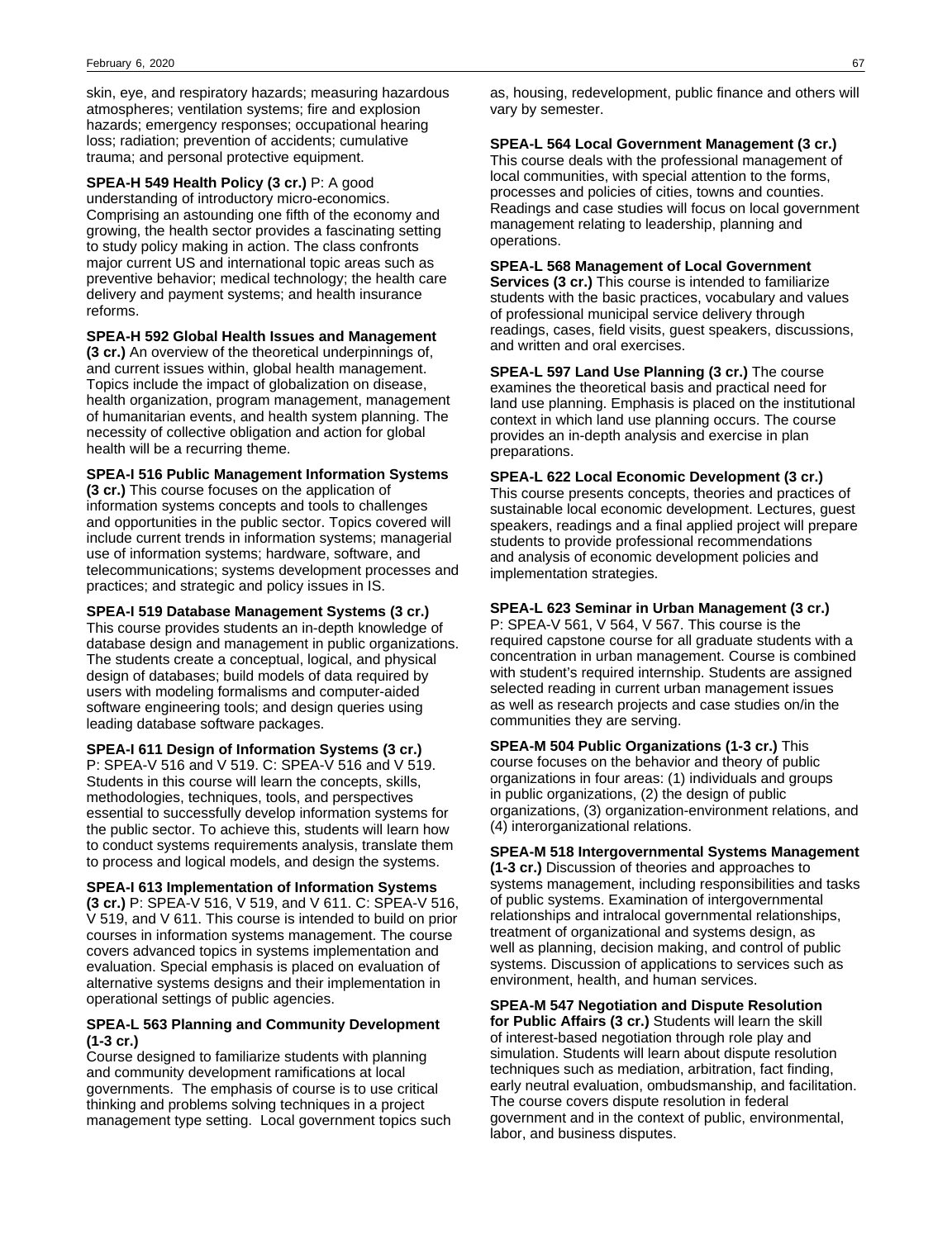skin, eye, and respiratory hazards; measuring hazardous atmospheres; ventilation systems; fire and explosion hazards; emergency responses; occupational hearing loss; radiation; prevention of accidents; cumulative trauma; and personal protective equipment.

**SPEA-H 549 Health Policy (3 cr.)** P: A good understanding of introductory micro-economics. Comprising an astounding one fifth of the economy and growing, the health sector provides a fascinating setting to study policy making in action. The class confronts major current US and international topic areas such as preventive behavior; medical technology; the health care delivery and payment systems; and health insurance reforms.

**SPEA-H 592 Global Health Issues and Management (3 cr.)** An overview of the theoretical underpinnings of, and current issues within, global health management. Topics include the impact of globalization on disease, health organization, program management, management of humanitarian events, and health system planning. The necessity of collective obligation and action for global health will be a recurring theme.

**SPEA-I 516 Public Management Information Systems (3 cr.)** This course focuses on the application of information systems concepts and tools to challenges and opportunities in the public sector. Topics covered will include current trends in information systems; managerial use of information systems; hardware, software, and telecommunications; systems development processes and practices; and strategic and policy issues in IS.

**SPEA-I 519 Database Management Systems (3 cr.)** This course provides students an in-depth knowledge of database design and management in public organizations. The students create a conceptual, logical, and physical design of databases; build models of data required by users with modeling formalisms and computer-aided software engineering tools; and design queries using leading database software packages.

**SPEA-I 611 Design of Information Systems (3 cr.)** P: SPEA-V 516 and V 519. C: SPEA-V 516 and V 519. Students in this course will learn the concepts, skills, methodologies, techniques, tools, and perspectives essential to successfully develop information systems for the public sector. To achieve this, students will learn how to conduct systems requirements analysis, translate them to process and logical models, and design the systems.

**SPEA-I 613 Implementation of Information Systems (3 cr.)** P: SPEA-V 516, V 519, and V 611. C: SPEA-V 516, V 519, and V 611. This course is intended to build on prior courses in information systems management. The course covers advanced topics in systems implementation and evaluation. Special emphasis is placed on evaluation of alternative systems designs and their implementation in operational settings of public agencies.

**SPEA-L 563 Planning and Community Development (1-3 cr.)**
Course designed to familiarize students with planning and community development ramifications at local governments. The emphasis of course is to use critical thinking and problems solving techniques in a project management type setting. Local government topics such as, housing, redevelopment, public finance and others will vary by semester.

**SPEA-L 564 Local Government Management (3 cr.)** This course deals with the professional management of local communities, with special attention to the forms, processes and policies of cities, towns and counties. Readings and case studies will focus on local government management relating to leadership, planning and operations.

**SPEA-L 568 Management of Local Government Services (3 cr.)** This course is intended to familiarize students with the basic practices, vocabulary and values of professional municipal service delivery through readings, cases, field visits, guest speakers, discussions, and written and oral exercises.

**SPEA-L 597 Land Use Planning (3 cr.)** The course examines the theoretical basis and practical need for land use planning. Emphasis is placed on the institutional context in which land use planning occurs. The course provides an in-depth analysis and exercise in plan preparations.

**SPEA-L 622 Local Economic Development (3 cr.)** This course presents concepts, theories and practices of sustainable local economic development. Lectures, guest speakers, readings and a final applied project will prepare students to provide professional recommendations and analysis of economic development policies and implementation strategies.

**SPEA-L 623 Seminar in Urban Management (3 cr.)** P: SPEA-V 561, V 564, V 567. This course is the required capstone course for all graduate students with a concentration in urban management. Course is combined with student's required internship. Students are assigned selected reading in current urban management issues as well as research projects and case studies on/in the communities they are serving.

**SPEA-M 504 Public Organizations (1-3 cr.)** This course focuses on the behavior and theory of public organizations in four areas: (1) individuals and groups in public organizations, (2) the design of public organizations, (3) organization-environment relations, and (4) interorganizational relations.

**SPEA-M 518 Intergovernmental Systems Management (1-3 cr.)** Discussion of theories and approaches to systems management, including responsibilities and tasks of public systems. Examination of intergovernmental relationships and intralocal governmental relationships, treatment of organizational and systems design, as well as planning, decision making, and control of public systems. Discussion of applications to services such as environment, health, and human services.

**SPEA-M 547 Negotiation and Dispute Resolution for Public Affairs (3 cr.)** Students will learn the skill of interest-based negotiation through role play and simulation. Students will learn about dispute resolution techniques such as mediation, arbitration, fact finding, early neutral evaluation, ombudsmanship, and facilitation. The course covers dispute resolution in federal government and in the context of public, environmental, labor, and business disputes.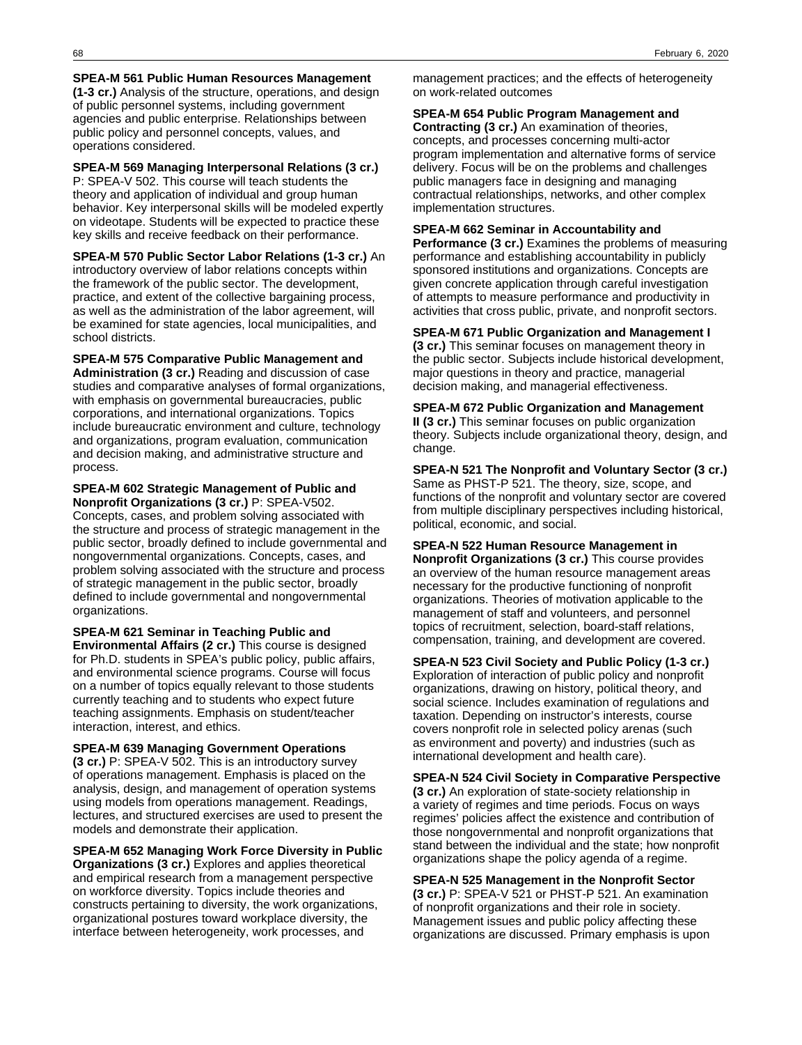**SPEA-M 561 Public Human Resources Management (1-3 cr.)** Analysis of the structure, operations, and design of public personnel systems, including government agencies and public enterprise. Relationships between public policy and personnel concepts, values, and operations considered.

**SPEA-M 569 Managing Interpersonal Relations (3 cr.)** P: SPEA-V 502. This course will teach students the theory and application of individual and group human behavior. Key interpersonal skills will be modeled expertly on videotape. Students will be expected to practice these key skills and receive feedback on their performance.

**SPEA-M 570 Public Sector Labor Relations (1-3 cr.)** An introductory overview of labor relations concepts within the framework of the public sector. The development, practice, and extent of the collective bargaining process, as well as the administration of the labor agreement, will be examined for state agencies, local municipalities, and school districts.

**SPEA-M 575 Comparative Public Management and Administration (3 cr.)** Reading and discussion of case studies and comparative analyses of formal organizations, with emphasis on governmental bureaucracies, public corporations, and international organizations. Topics include bureaucratic environment and culture, technology and organizations, program evaluation, communication and decision making, and administrative structure and process.

**SPEA-M 602 Strategic Management of Public and Nonprofit Organizations (3 cr.)** P: SPEA-V502. Concepts, cases, and problem solving associated with the structure and process of strategic management in the public sector, broadly defined to include governmental and nongovernmental organizations. Concepts, cases, and problem solving associated with the structure and process of strategic management in the public sector, broadly defined to include governmental and nongovernmental organizations.

**SPEA-M 621 Seminar in Teaching Public and Environmental Affairs (2 cr.)** This course is designed for Ph.D. students in SPEA's public policy, public affairs, and environmental science programs. Course will focus on a number of topics equally relevant to those students currently teaching and to students who expect future teaching assignments. Emphasis on student/teacher interaction, interest, and ethics.

**SPEA-M 639 Managing Government Operations (3 cr.)** P: SPEA-V 502. This is an introductory survey of operations management. Emphasis is placed on the analysis, design, and management of operation systems using models from operations management. Readings, lectures, and structured exercises are used to present the models and demonstrate their application.

**SPEA-M 652 Managing Work Force Diversity in Public Organizations (3 cr.)** Explores and applies theoretical and empirical research from a management perspective on workforce diversity. Topics include theories and constructs pertaining to diversity, the work organizations, organizational postures toward workplace diversity, the interface between heterogeneity, work processes, and management practices; and the effects of heterogeneity on work-related outcomes

**SPEA-M 654 Public Program Management and Contracting (3 cr.)** An examination of theories, concepts, and processes concerning multi-actor program implementation and alternative forms of service delivery. Focus will be on the problems and challenges public managers face in designing and managing contractual relationships, networks, and other complex implementation structures.

**SPEA-M 662 Seminar in Accountability and Performance (3 cr.)** Examines the problems of measuring performance and establishing accountability in publicly sponsored institutions and organizations. Concepts are given concrete application through careful investigation of attempts to measure performance and productivity in activities that cross public, private, and nonprofit sectors.

**SPEA-M 671 Public Organization and Management I (3 cr.)** This seminar focuses on management theory in the public sector. Subjects include historical development, major questions in theory and practice, managerial decision making, and managerial effectiveness.

**SPEA-M 672 Public Organization and Management II (3 cr.)** This seminar focuses on public organization theory. Subjects include organizational theory, design, and change.

**SPEA-N 521 The Nonprofit and Voluntary Sector (3 cr.)** Same as PHST-P 521. The theory, size, scope, and functions of the nonprofit and voluntary sector are covered from multiple disciplinary perspectives including historical, political, economic, and social.

**SPEA-N 522 Human Resource Management in Nonprofit Organizations (3 cr.)** This course provides an overview of the human resource management areas necessary for the productive functioning of nonprofit organizations. Theories of motivation applicable to the management of staff and volunteers, and personnel topics of recruitment, selection, board-staff relations, compensation, training, and development are covered.

**SPEA-N 523 Civil Society and Public Policy (1-3 cr.)** Exploration of interaction of public policy and nonprofit organizations, drawing on history, political theory, and social science. Includes examination of regulations and taxation. Depending on instructor's interests, course covers nonprofit role in selected policy arenas (such as environment and poverty) and industries (such as international development and health care).

**SPEA-N 524 Civil Society in Comparative Perspective (3 cr.)** An exploration of state-society relationship in a variety of regimes and time periods. Focus on ways regimes' policies affect the existence and contribution of those nongovernmental and nonprofit organizations that stand between the individual and the state; how nonprofit organizations shape the policy agenda of a regime.

**SPEA-N 525 Management in the Nonprofit Sector (3 cr.)** P: SPEA-V 521 or PHST-P 521. An examination of nonprofit organizations and their role in society. Management issues and public policy affecting these organizations are discussed. Primary emphasis is upon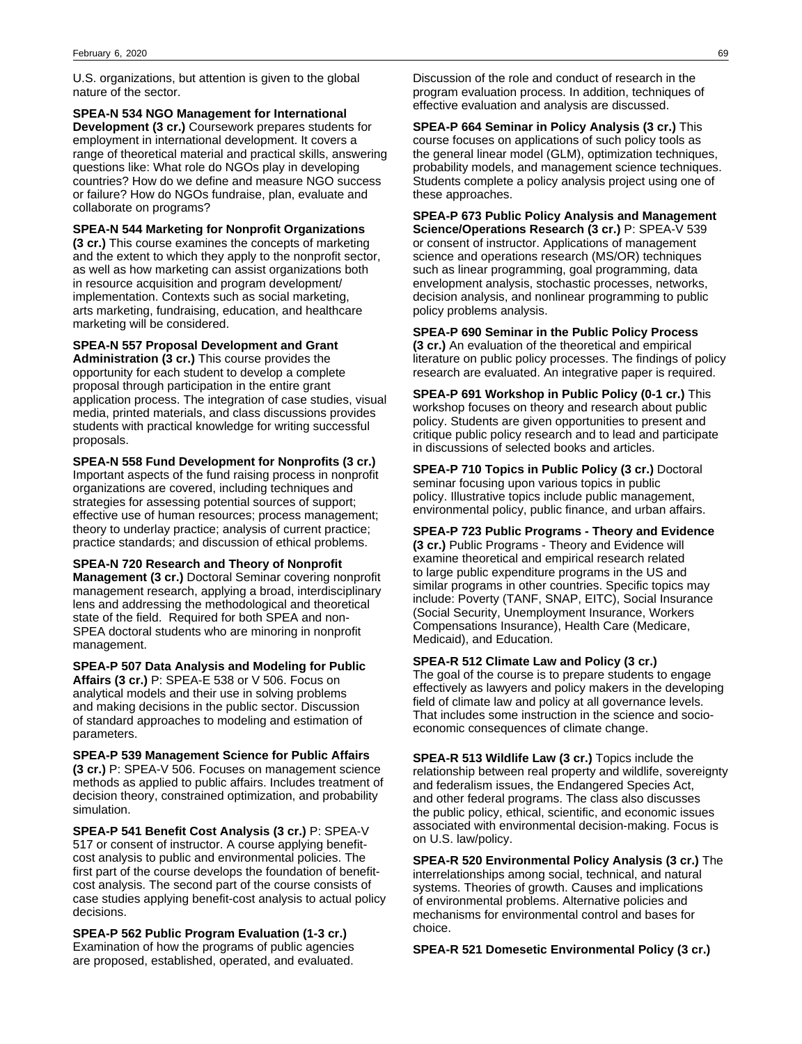U.S. organizations, but attention is given to the global nature of the sector.

**SPEA-N 534 NGO Management for International Development (3 cr.)** Coursework prepares students for employment in international development. It covers a range of theoretical material and practical skills, answering questions like: What role do NGOs play in developing countries? How do we define and measure NGO success or failure? How do NGOs fundraise, plan, evaluate and collaborate on programs?

**SPEA-N 544 Marketing for Nonprofit Organizations (3 cr.)** This course examines the concepts of marketing and the extent to which they apply to the nonprofit sector, as well as how marketing can assist organizations both in resource acquisition and program development/ implementation. Contexts such as social marketing, arts marketing, fundraising, education, and healthcare marketing will be considered.

**SPEA-N 557 Proposal Development and Grant Administration (3 cr.)** This course provides the opportunity for each student to develop a complete proposal through participation in the entire grant application process. The integration of case studies, visual media, printed materials, and class discussions provides students with practical knowledge for writing successful proposals.

**SPEA-N 558 Fund Development for Nonprofits (3 cr.)** Important aspects of the fund raising process in nonprofit organizations are covered, including techniques and strategies for assessing potential sources of support; effective use of human resources; process management; theory to underlay practice; analysis of current practice; practice standards; and discussion of ethical problems.

**SPEA-N 720 Research and Theory of Nonprofit Management (3 cr.)** Doctoral Seminar covering nonprofit management research, applying a broad, interdisciplinary lens and addressing the methodological and theoretical state of the field. Required for both SPEA and non-SPEA doctoral students who are minoring in nonprofit management.

**SPEA-P 507 Data Analysis and Modeling for Public Affairs (3 cr.)** P: SPEA-E 538 or V 506. Focus on analytical models and their use in solving problems and making decisions in the public sector. Discussion of standard approaches to modeling and estimation of parameters.

**SPEA-P 539 Management Science for Public Affairs (3 cr.)** P: SPEA-V 506. Focuses on management science methods as applied to public affairs. Includes treatment of decision theory, constrained optimization, and probability simulation.

**SPEA-P 541 Benefit Cost Analysis (3 cr.)** P: SPEA-V 517 or consent of instructor. A course applying benefit-cost analysis to public and environmental policies. The first part of the course develops the foundation of benefit-cost analysis. The second part of the course consists of case studies applying benefit-cost analysis to actual policy decisions.

**SPEA-P 562 Public Program Evaluation (1-3 cr.)** Examination of how the programs of public agencies are proposed, established, operated, and evaluated. Discussion of the role and conduct of research in the program evaluation process. In addition, techniques of effective evaluation and analysis are discussed.

**SPEA-P 664 Seminar in Policy Analysis (3 cr.)** This course focuses on applications of such policy tools as the general linear model (GLM), optimization techniques, probability models, and management science techniques. Students complete a policy analysis project using one of these approaches.

**SPEA-P 673 Public Policy Analysis and Management Science/Operations Research (3 cr.)** P: SPEA-V 539 or consent of instructor. Applications of management science and operations research (MS/OR) techniques such as linear programming, goal programming, data envelopment analysis, stochastic processes, networks, decision analysis, and nonlinear programming to public policy problems analysis.

**SPEA-P 690 Seminar in the Public Policy Process (3 cr.)** An evaluation of the theoretical and empirical literature on public policy processes. The findings of policy research are evaluated. An integrative paper is required.

**SPEA-P 691 Workshop in Public Policy (0-1 cr.)** This workshop focuses on theory and research about public policy. Students are given opportunities to present and critique public policy research and to lead and participate in discussions of selected books and articles.

**SPEA-P 710 Topics in Public Policy (3 cr.)** Doctoral seminar focusing upon various topics in public policy. Illustrative topics include public management, environmental policy, public finance, and urban affairs.

**SPEA-P 723 Public Programs - Theory and Evidence (3 cr.)** Public Programs - Theory and Evidence will examine theoretical and empirical research related to large public expenditure programs in the US and similar programs in other countries. Specific topics may include: Poverty (TANF, SNAP, EITC), Social Insurance (Social Security, Unemployment Insurance, Workers Compensations Insurance), Health Care (Medicare, Medicaid), and Education.

**SPEA-R 512 Climate Law and Policy (3 cr.)** The goal of the course is to prepare students to engage effectively as lawyers and policy makers in the developing field of climate law and policy at all governance levels. That includes some instruction in the science and socio-economic consequences of climate change.

**SPEA-R 513 Wildlife Law (3 cr.)** Topics include the relationship between real property and wildlife, sovereignty and federalism issues, the Endangered Species Act, and other federal programs. The class also discusses the public policy, ethical, scientific, and economic issues associated with environmental decision-making. Focus is on U.S. law/policy.

**SPEA-R 520 Environmental Policy Analysis (3 cr.)** The interrelationships among social, technical, and natural systems. Theories of growth. Causes and implications of environmental problems. Alternative policies and mechanisms for environmental control and bases for choice.

**SPEA-R 521 Domesetic Environmental Policy (3 cr.)**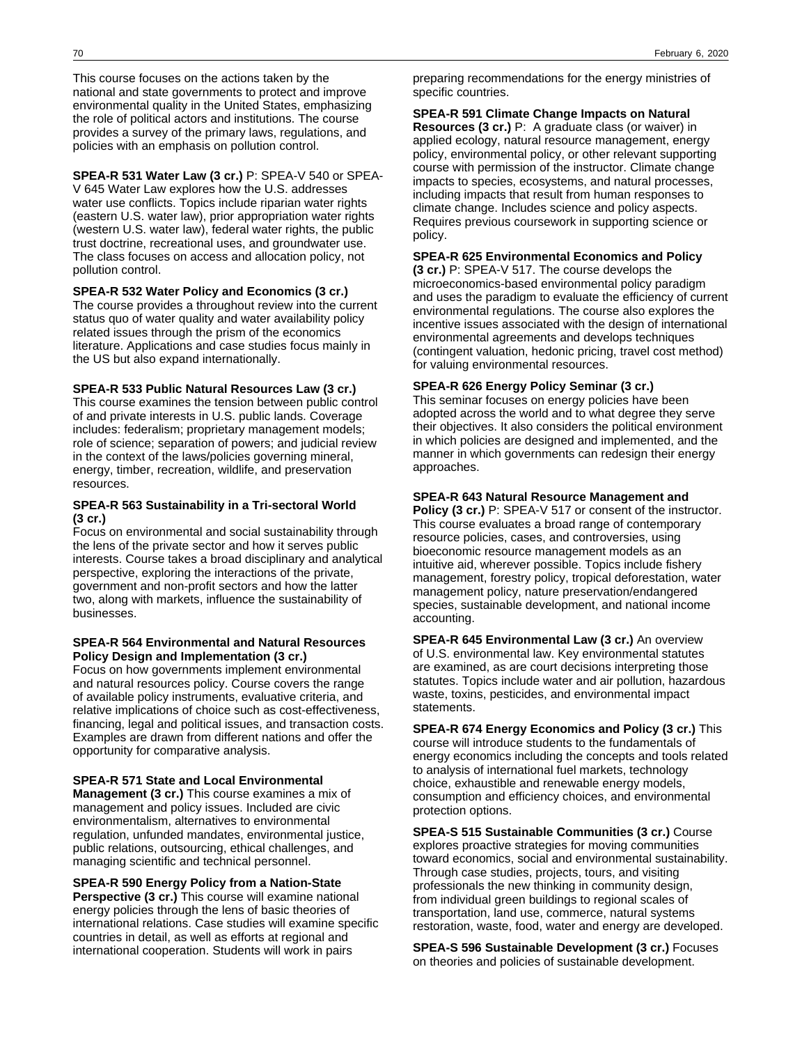This course focuses on the actions taken by the national and state governments to protect and improve environmental quality in the United States, emphasizing the role of political actors and institutions. The course provides a survey of the primary laws, regulations, and policies with an emphasis on pollution control.

**SPEA-R 531 Water Law (3 cr.)** P: SPEA-V 540 or SPEA-V 645 Water Law explores how the U.S. addresses water use conflicts. Topics include riparian water rights (eastern U.S. water law), prior appropriation water rights (western U.S. water law), federal water rights, the public trust doctrine, recreational uses, and groundwater use. The class focuses on access and allocation policy, not pollution control.

**SPEA-R 532 Water Policy and Economics (3 cr.)** The course provides a throughout review into the current status quo of water quality and water availability policy related issues through the prism of the economics literature. Applications and case studies focus mainly in the US but also expand internationally.

**SPEA-R 533 Public Natural Resources Law (3 cr.)** This course examines the tension between public control of and private interests in U.S. public lands. Coverage includes: federalism; proprietary management models; role of science; separation of powers; and judicial review in the context of the laws/policies governing mineral, energy, timber, recreation, wildlife, and preservation resources.

**SPEA-R 563 Sustainability in a Tri-sectoral World (3 cr.)** Focus on environmental and social sustainability through the lens of the private sector and how it serves public interests. Course takes a broad disciplinary and analytical perspective, exploring the interactions of the private, government and non-profit sectors and how the latter two, along with markets, influence the sustainability of businesses.

**SPEA-R 564 Environmental and Natural Resources Policy Design and Implementation (3 cr.)** Focus on how governments implement environmental and natural resources policy. Course covers the range of available policy instruments, evaluative criteria, and relative implications of choice such as cost-effectiveness, financing, legal and political issues, and transaction costs. Examples are drawn from different nations and offer the opportunity for comparative analysis.

**SPEA-R 571 State and Local Environmental Management (3 cr.)** This course examines a mix of management and policy issues. Included are civic environmentalism, alternatives to environmental regulation, unfunded mandates, environmental justice, public relations, outsourcing, ethical challenges, and managing scientific and technical personnel.

**SPEA-R 590 Energy Policy from a Nation-State Perspective (3 cr.)** This course will examine national energy policies through the lens of basic theories of international relations. Case studies will examine specific countries in detail, as well as efforts at regional and international cooperation. Students will work in pairs preparing recommendations for the energy ministries of specific countries.

**SPEA-R 591 Climate Change Impacts on Natural Resources (3 cr.)** P: A graduate class (or waiver) in applied ecology, natural resource management, energy policy, environmental policy, or other relevant supporting course with permission of the instructor. Climate change impacts to species, ecosystems, and natural processes, including impacts that result from human responses to climate change. Includes science and policy aspects. Requires previous coursework in supporting science or policy.

**SPEA-R 625 Environmental Economics and Policy (3 cr.)** P: SPEA-V 517. The course develops the microeconomics-based environmental policy paradigm and uses the paradigm to evaluate the efficiency of current environmental regulations. The course also explores the incentive issues associated with the design of international environmental agreements and develops techniques (contingent valuation, hedonic pricing, travel cost method) for valuing environmental resources.

**SPEA-R 626 Energy Policy Seminar (3 cr.)** This seminar focuses on energy policies have been adopted across the world and to what degree they serve their objectives. It also considers the political environment in which policies are designed and implemented, and the manner in which governments can redesign their energy approaches.

**SPEA-R 643 Natural Resource Management and Policy (3 cr.)** P: SPEA-V 517 or consent of the instructor. This course evaluates a broad range of contemporary resource policies, cases, and controversies, using bioeconomic resource management models as an intuitive aid, wherever possible. Topics include fishery management, forestry policy, tropical deforestation, water management policy, nature preservation/endangered species, sustainable development, and national income accounting.

**SPEA-R 645 Environmental Law (3 cr.)** An overview of U.S. environmental law. Key environmental statutes are examined, as are court decisions interpreting those statutes. Topics include water and air pollution, hazardous waste, toxins, pesticides, and environmental impact statements.

**SPEA-R 674 Energy Economics and Policy (3 cr.)** This course will introduce students to the fundamentals of energy economics including the concepts and tools related to analysis of international fuel markets, technology choice, exhaustible and renewable energy models, consumption and efficiency choices, and environmental protection options.

**SPEA-S 515 Sustainable Communities (3 cr.)** Course explores proactive strategies for moving communities toward economics, social and environmental sustainability. Through case studies, projects, tours, and visiting professionals the new thinking in community design, from individual green buildings to regional scales of transportation, land use, commerce, natural systems restoration, waste, food, water and energy are developed.

**SPEA-S 596 Sustainable Development (3 cr.)** Focuses on theories and policies of sustainable development.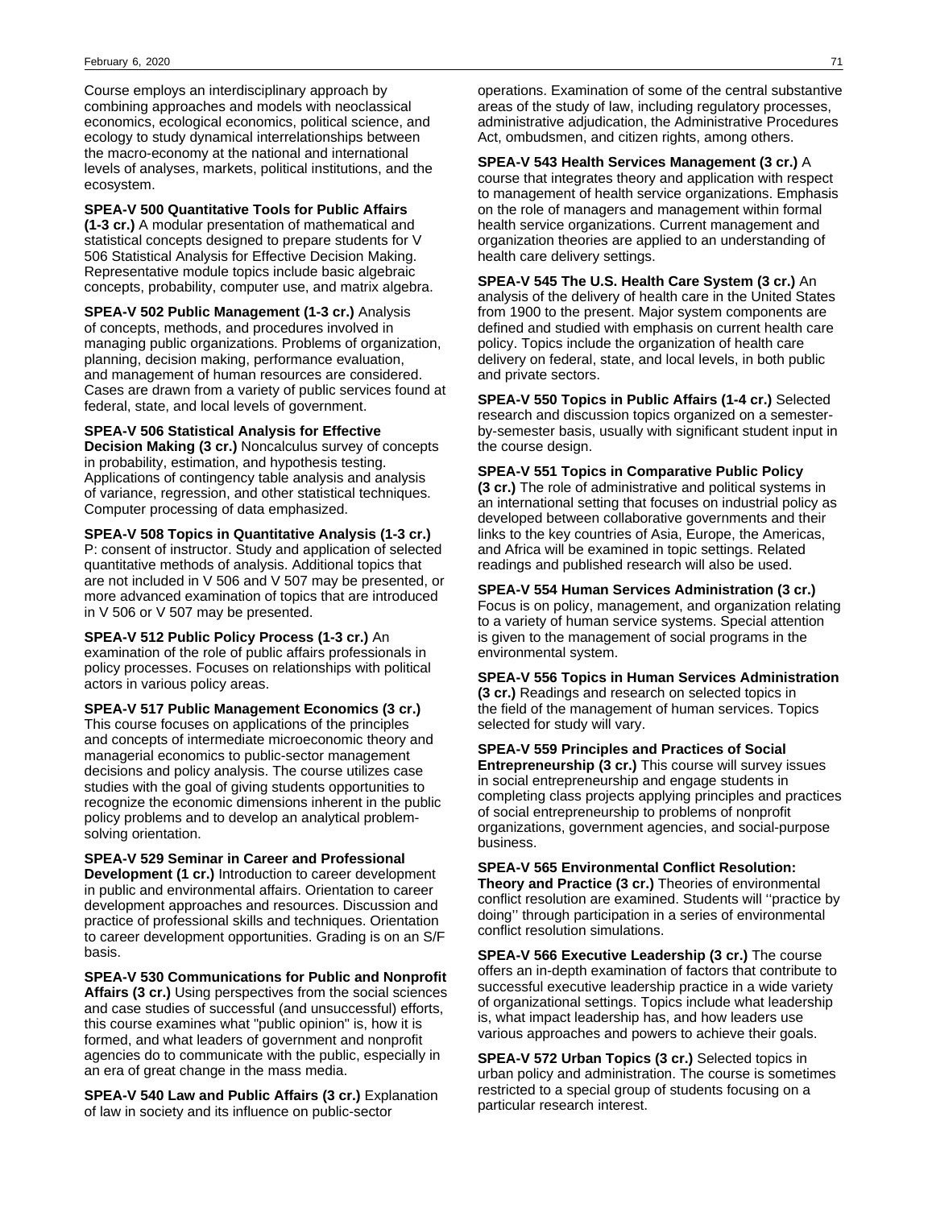Course employs an interdisciplinary approach by combining approaches and models with neoclassical economics, ecological economics, political science, and ecology to study dynamical interrelationships between the macro-economy at the national and international levels of analyses, markets, political institutions, and the ecosystem.

**SPEA-V 500 Quantitative Tools for Public Affairs (1-3 cr.)** A modular presentation of mathematical and statistical concepts designed to prepare students for V 506 Statistical Analysis for Effective Decision Making. Representative module topics include basic algebraic concepts, probability, computer use, and matrix algebra.

**SPEA-V 502 Public Management (1-3 cr.)** Analysis of concepts, methods, and procedures involved in managing public organizations. Problems of organization, planning, decision making, performance evaluation, and management of human resources are considered. Cases are drawn from a variety of public services found at federal, state, and local levels of government.

**SPEA-V 506 Statistical Analysis for Effective Decision Making (3 cr.)** Noncalculus survey of concepts in probability, estimation, and hypothesis testing. Applications of contingency table analysis and analysis of variance, regression, and other statistical techniques. Computer processing of data emphasized.

**SPEA-V 508 Topics in Quantitative Analysis (1-3 cr.)** P: consent of instructor. Study and application of selected quantitative methods of analysis. Additional topics that are not included in V 506 and V 507 may be presented, or more advanced examination of topics that are introduced in V 506 or V 507 may be presented.

**SPEA-V 512 Public Policy Process (1-3 cr.)** An examination of the role of public affairs professionals in policy processes. Focuses on relationships with political actors in various policy areas.

**SPEA-V 517 Public Management Economics (3 cr.)** This course focuses on applications of the principles and concepts of intermediate microeconomic theory and managerial economics to public-sector management decisions and policy analysis. The course utilizes case studies with the goal of giving students opportunities to recognize the economic dimensions inherent in the public policy problems and to develop an analytical problem-solving orientation.

**SPEA-V 529 Seminar in Career and Professional Development (1 cr.)** Introduction to career development in public and environmental affairs. Orientation to career development approaches and resources. Discussion and practice of professional skills and techniques. Orientation to career development opportunities. Grading is on an S/F basis.

**SPEA-V 530 Communications for Public and Nonprofit Affairs (3 cr.)** Using perspectives from the social sciences and case studies of successful (and unsuccessful) efforts, this course examines what "public opinion" is, how it is formed, and what leaders of government and nonprofit agencies do to communicate with the public, especially in an era of great change in the mass media.

**SPEA-V 540 Law and Public Affairs (3 cr.)** Explanation of law in society and its influence on public-sector operations. Examination of some of the central substantive areas of the study of law, including regulatory processes, administrative adjudication, the Administrative Procedures Act, ombudsmen, and citizen rights, among others.

**SPEA-V 543 Health Services Management (3 cr.)** A course that integrates theory and application with respect to management of health service organizations. Emphasis on the role of managers and management within formal health service organizations. Current management and organization theories are applied to an understanding of health care delivery settings.

**SPEA-V 545 The U.S. Health Care System (3 cr.)** An analysis of the delivery of health care in the United States from 1900 to the present. Major system components are defined and studied with emphasis on current health care policy. Topics include the organization of health care delivery on federal, state, and local levels, in both public and private sectors.

**SPEA-V 550 Topics in Public Affairs (1-4 cr.)** Selected research and discussion topics organized on a semester-by-semester basis, usually with significant student input in the course design.

**SPEA-V 551 Topics in Comparative Public Policy (3 cr.)** The role of administrative and political systems in an international setting that focuses on industrial policy as developed between collaborative governments and their links to the key countries of Asia, Europe, the Americas, and Africa will be examined in topic settings. Related readings and published research will also be used.

**SPEA-V 554 Human Services Administration (3 cr.)** Focus is on policy, management, and organization relating to a variety of human service systems. Special attention is given to the management of social programs in the environmental system.

**SPEA-V 556 Topics in Human Services Administration (3 cr.)** Readings and research on selected topics in the field of the management of human services. Topics selected for study will vary.

**SPEA-V 559 Principles and Practices of Social Entrepreneurship (3 cr.)** This course will survey issues in social entrepreneurship and engage students in completing class projects applying principles and practices of social entrepreneurship to problems of nonprofit organizations, government agencies, and social-purpose business.

**SPEA-V 565 Environmental Conflict Resolution: Theory and Practice (3 cr.)** Theories of environmental conflict resolution are examined. Students will ''practice by doing'' through participation in a series of environmental conflict resolution simulations.

**SPEA-V 566 Executive Leadership (3 cr.)** The course offers an in-depth examination of factors that contribute to successful executive leadership practice in a wide variety of organizational settings. Topics include what leadership is, what impact leadership has, and how leaders use various approaches and powers to achieve their goals.

**SPEA-V 572 Urban Topics (3 cr.)** Selected topics in urban policy and administration. The course is sometimes restricted to a special group of students focusing on a particular research interest.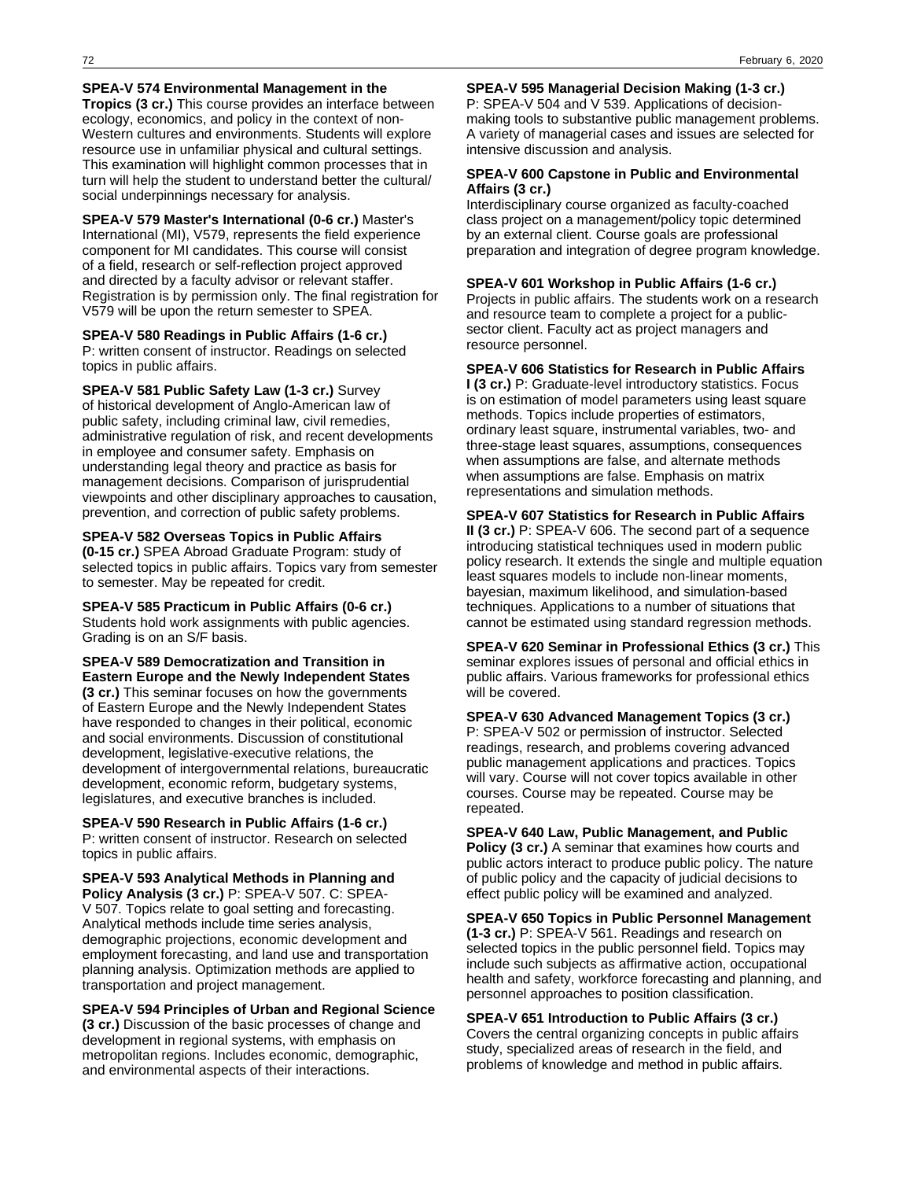**SPEA-V 574 Environmental Management in the Tropics (3 cr.)** This course provides an interface between ecology, economics, and policy in the context of non-Western cultures and environments. Students will explore resource use in unfamiliar physical and cultural settings. This examination will highlight common processes that in turn will help the student to understand better the cultural/social underpinnings necessary for analysis.

**SPEA-V 579 Master's International (0-6 cr.)** Master's International (MI), V579, represents the field experience component for MI candidates. This course will consist of a field, research or self-reflection project approved and directed by a faculty advisor or relevant staffer. Registration is by permission only. The final registration for V579 will be upon the return semester to SPEA.

**SPEA-V 580 Readings in Public Affairs (1-6 cr.)** P: written consent of instructor. Readings on selected topics in public affairs.

**SPEA-V 581 Public Safety Law (1-3 cr.)** Survey of historical development of Anglo-American law of public safety, including criminal law, civil remedies, administrative regulation of risk, and recent developments in employee and consumer safety. Emphasis on understanding legal theory and practice as basis for management decisions. Comparison of jurisprudential viewpoints and other disciplinary approaches to causation, prevention, and correction of public safety problems.

**SPEA-V 582 Overseas Topics in Public Affairs (0-15 cr.)** SPEA Abroad Graduate Program: study of selected topics in public affairs. Topics vary from semester to semester. May be repeated for credit.

**SPEA-V 585 Practicum in Public Affairs (0-6 cr.)** Students hold work assignments with public agencies. Grading is on an S/F basis.

**SPEA-V 589 Democratization and Transition in Eastern Europe and the Newly Independent States (3 cr.)** This seminar focuses on how the governments of Eastern Europe and the Newly Independent States have responded to changes in their political, economic and social environments. Discussion of constitutional development, legislative-executive relations, the development of intergovernmental relations, bureaucratic development, economic reform, budgetary systems, legislatures, and executive branches is included.

**SPEA-V 590 Research in Public Affairs (1-6 cr.)** P: written consent of instructor. Research on selected topics in public affairs.

**SPEA-V 593 Analytical Methods in Planning and Policy Analysis (3 cr.)** P: SPEA-V 507. C: SPEA-V 507. Topics relate to goal setting and forecasting. Analytical methods include time series analysis, demographic projections, economic development and employment forecasting, and land use and transportation planning analysis. Optimization methods are applied to transportation and project management.

**SPEA-V 594 Principles of Urban and Regional Science (3 cr.)** Discussion of the basic processes of change and development in regional systems, with emphasis on metropolitan regions. Includes economic, demographic, and environmental aspects of their interactions.

**SPEA-V 595 Managerial Decision Making (1-3 cr.)** P: SPEA-V 504 and V 539. Applications of decision-making tools to substantive public management problems. A variety of managerial cases and issues are selected for intensive discussion and analysis.

**SPEA-V 600 Capstone in Public and Environmental Affairs (3 cr.)**
Interdisciplinary course organized as faculty-coached class project on a management/policy topic determined by an external client. Course goals are professional preparation and integration of degree program knowledge.

**SPEA-V 601 Workshop in Public Affairs (1-6 cr.)**
Projects in public affairs. The students work on a research and resource team to complete a project for a public-sector client. Faculty act as project managers and resource personnel.

**SPEA-V 606 Statistics for Research in Public Affairs I (3 cr.)** P: Graduate-level introductory statistics. Focus is on estimation of model parameters using least square methods. Topics include properties of estimators, ordinary least square, instrumental variables, two- and three-stage least squares, assumptions, consequences when assumptions are false, and alternate methods when assumptions are false. Emphasis on matrix representations and simulation methods.

**SPEA-V 607 Statistics for Research in Public Affairs II (3 cr.)** P: SPEA-V 606. The second part of a sequence introducing statistical techniques used in modern public policy research. It extends the single and multiple equation least squares models to include non-linear moments, bayesian, maximum likelihood, and simulation-based techniques. Applications to a number of situations that cannot be estimated using standard regression methods.

**SPEA-V 620 Seminar in Professional Ethics (3 cr.)** This seminar explores issues of personal and official ethics in public affairs. Various frameworks for professional ethics will be covered.

**SPEA-V 630 Advanced Management Topics (3 cr.)** P: SPEA-V 502 or permission of instructor. Selected readings, research, and problems covering advanced public management applications and practices. Topics will vary. Course will not cover topics available in other courses. Course may be repeated. Course may be repeated.

**SPEA-V 640 Law, Public Management, and Public Policy (3 cr.)** A seminar that examines how courts and public actors interact to produce public policy. The nature of public policy and the capacity of judicial decisions to effect public policy will be examined and analyzed.

**SPEA-V 650 Topics in Public Personnel Management (1-3 cr.)** P: SPEA-V 561. Readings and research on selected topics in the public personnel field. Topics may include such subjects as affirmative action, occupational health and safety, workforce forecasting and planning, and personnel approaches to position classification.

**SPEA-V 651 Introduction to Public Affairs (3 cr.)** Covers the central organizing concepts in public affairs study, specialized areas of research in the field, and problems of knowledge and method in public affairs.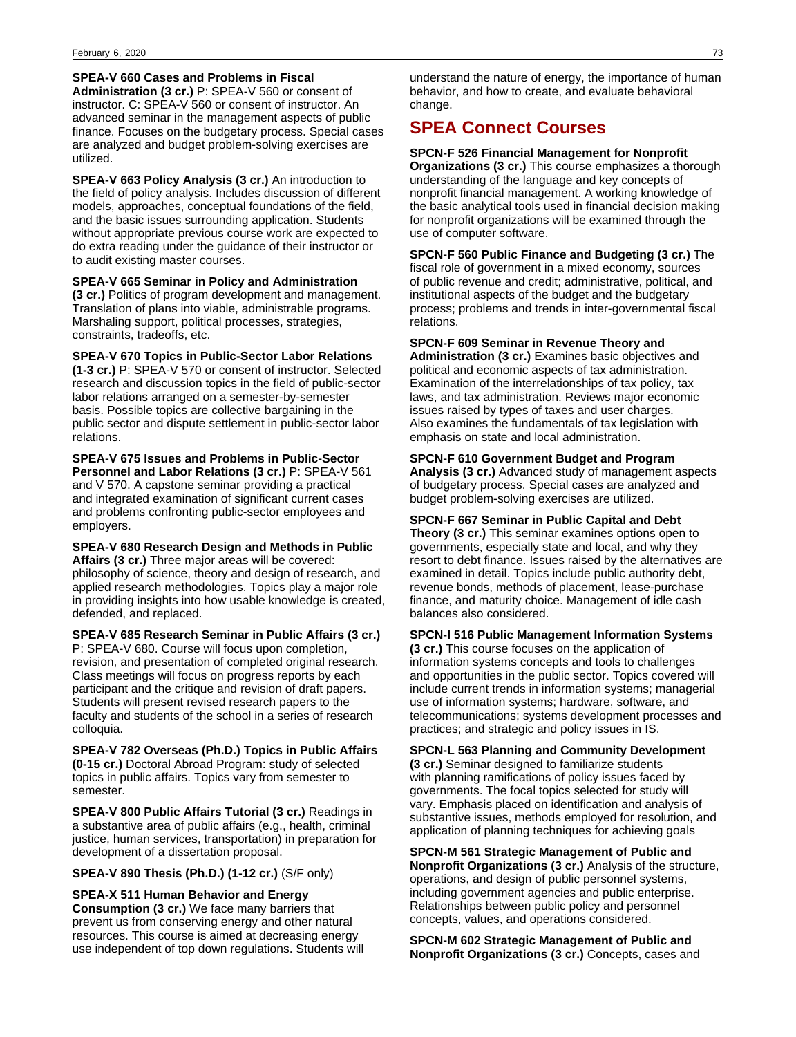**SPEA-V 660 Cases and Problems in Fiscal Administration (3 cr.)** P: SPEA-V 560 or consent of instructor. C: SPEA-V 560 or consent of instructor. An advanced seminar in the management aspects of public finance. Focuses on the budgetary process. Special cases are analyzed and budget problem-solving exercises are utilized.

**SPEA-V 663 Policy Analysis (3 cr.)** An introduction to the field of policy analysis. Includes discussion of different models, approaches, conceptual foundations of the field, and the basic issues surrounding application. Students without appropriate previous course work are expected to do extra reading under the guidance of their instructor or to audit existing master courses.

**SPEA-V 665 Seminar in Policy and Administration (3 cr.)** Politics of program development and management. Translation of plans into viable, administrable programs. Marshaling support, political processes, strategies, constraints, tradeoffs, etc.

**SPEA-V 670 Topics in Public-Sector Labor Relations (1-3 cr.)** P: SPEA-V 570 or consent of instructor. Selected research and discussion topics in the field of public-sector labor relations arranged on a semester-by-semester basis. Possible topics are collective bargaining in the public sector and dispute settlement in public-sector labor relations.

**SPEA-V 675 Issues and Problems in Public-Sector Personnel and Labor Relations (3 cr.)** P: SPEA-V 561 and V 570. A capstone seminar providing a practical and integrated examination of significant current cases and problems confronting public-sector employees and employers.

**SPEA-V 680 Research Design and Methods in Public Affairs (3 cr.)** Three major areas will be covered: philosophy of science, theory and design of research, and applied research methodologies. Topics play a major role in providing insights into how usable knowledge is created, defended, and replaced.

**SPEA-V 685 Research Seminar in Public Affairs (3 cr.)** P: SPEA-V 680. Course will focus upon completion, revision, and presentation of completed original research. Class meetings will focus on progress reports by each participant and the critique and revision of draft papers. Students will present revised research papers to the faculty and students of the school in a series of research colloquia.

**SPEA-V 782 Overseas (Ph.D.) Topics in Public Affairs (0-15 cr.)** Doctoral Abroad Program: study of selected topics in public affairs. Topics vary from semester to semester.

**SPEA-V 800 Public Affairs Tutorial (3 cr.)** Readings in a substantive area of public affairs (e.g., health, criminal justice, human services, transportation) in preparation for development of a dissertation proposal.

**SPEA-V 890 Thesis (Ph.D.) (1-12 cr.)** (S/F only)

**SPEA-X 511 Human Behavior and Energy Consumption (3 cr.)** We face many barriers that prevent us from conserving energy and other natural resources. This course is aimed at decreasing energy use independent of top down regulations. Students will understand the nature of energy, the importance of human behavior, and how to create, and evaluate behavioral change.

## SPEA Connect Courses

**SPCN-F 526 Financial Management for Nonprofit Organizations (3 cr.)** This course emphasizes a thorough understanding of the language and key concepts of nonprofit financial management. A working knowledge of the basic analytical tools used in financial decision making for nonprofit organizations will be examined through the use of computer software.

**SPCN-F 560 Public Finance and Budgeting (3 cr.)** The fiscal role of government in a mixed economy, sources of public revenue and credit; administrative, political, and institutional aspects of the budget and the budgetary process; problems and trends in inter-governmental fiscal relations.

**SPCN-F 609 Seminar in Revenue Theory and Administration (3 cr.)** Examines basic objectives and political and economic aspects of tax administration. Examination of the interrelationships of tax policy, tax laws, and tax administration. Reviews major economic issues raised by types of taxes and user charges. Also examines the fundamentals of tax legislation with emphasis on state and local administration.

**SPCN-F 610 Government Budget and Program Analysis (3 cr.)** Advanced study of management aspects of budgetary process. Special cases are analyzed and budget problem-solving exercises are utilized.

**SPCN-F 667 Seminar in Public Capital and Debt Theory (3 cr.)** This seminar examines options open to governments, especially state and local, and why they resort to debt finance. Issues raised by the alternatives are examined in detail. Topics include public authority debt, revenue bonds, methods of placement, lease-purchase finance, and maturity choice. Management of idle cash balances also considered.

**SPCN-I 516 Public Management Information Systems (3 cr.)** This course focuses on the application of information systems concepts and tools to challenges and opportunities in the public sector. Topics covered will include current trends in information systems; managerial use of information systems; hardware, software, and telecommunications; systems development processes and practices; and strategic and policy issues in IS.

**SPCN-L 563 Planning and Community Development (3 cr.)** Seminar designed to familiarize students with planning ramifications of policy issues faced by governments. The focal topics selected for study will vary. Emphasis placed on identification and analysis of substantive issues, methods employed for resolution, and application of planning techniques for achieving goals

**SPCN-M 561 Strategic Management of Public and Nonprofit Organizations (3 cr.)** Analysis of the structure, operations, and design of public personnel systems, including government agencies and public enterprise. Relationships between public policy and personnel concepts, values, and operations considered.

**SPCN-M 602 Strategic Management of Public and Nonprofit Organizations (3 cr.)** Concepts, cases and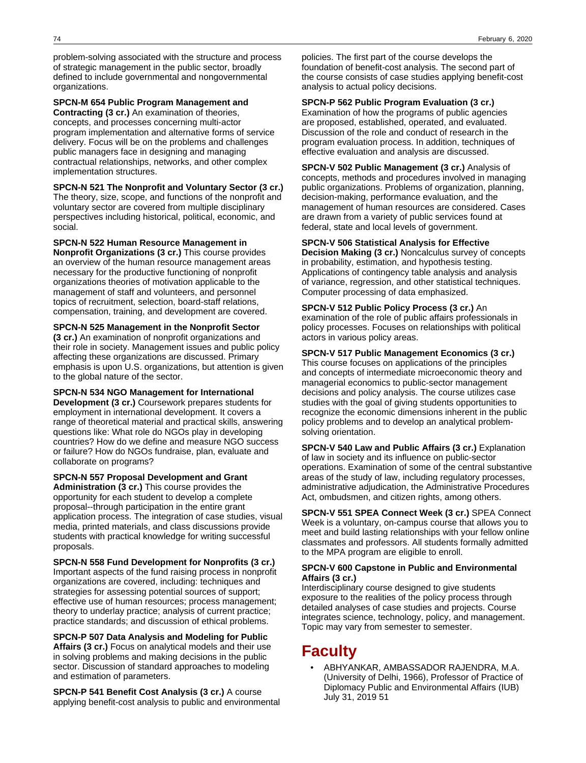problem-solving associated with the structure and process of strategic management in the public sector, broadly defined to include governmental and nongovernmental organizations.

**SPCN-M 654 Public Program Management and Contracting (3 cr.)** An examination of theories, concepts, and processes concerning multi-actor program implementation and alternative forms of service delivery. Focus will be on the problems and challenges public managers face in designing and managing contractual relationships, networks, and other complex implementation structures.

**SPCN-N 521 The Nonprofit and Voluntary Sector (3 cr.)** The theory, size, scope, and functions of the nonprofit and voluntary sector are covered from multiple disciplinary perspectives including historical, political, economic, and social.

**SPCN-N 522 Human Resource Management in Nonprofit Organizations (3 cr.)** This course provides an overview of the human resource management areas necessary for the productive functioning of nonprofit organizations theories of motivation applicable to the management of staff and volunteers, and personnel topics of recruitment, selection, board-staff relations, compensation, training, and development are covered.

**SPCN-N 525 Management in the Nonprofit Sector (3 cr.)** An examination of nonprofit organizations and their role in society. Management issues and public policy affecting these organizations are discussed. Primary emphasis is upon U.S. organizations, but attention is given to the global nature of the sector.

**SPCN-N 534 NGO Management for International Development (3 cr.)** Coursework prepares students for employment in international development. It covers a range of theoretical material and practical skills, answering questions like: What role do NGOs play in developing countries? How do we define and measure NGO success or failure? How do NGOs fundraise, plan, evaluate and collaborate on programs?

**SPCN-N 557 Proposal Development and Grant Administration (3 cr.)** This course provides the opportunity for each student to develop a complete proposal--through participation in the entire grant application process. The integration of case studies, visual media, printed materials, and class discussions provide students with practical knowledge for writing successful proposals.

**SPCN-N 558 Fund Development for Nonprofits (3 cr.)** Important aspects of the fund raising process in nonprofit organizations are covered, including: techniques and strategies for assessing potential sources of support; effective use of human resources; process management; theory to underlay practice; analysis of current practice; practice standards; and discussion of ethical problems.

**SPCN-P 507 Data Analysis and Modeling for Public Affairs (3 cr.)** Focus on analytical models and their use in solving problems and making decisions in the public sector. Discussion of standard approaches to modeling and estimation of parameters.

**SPCN-P 541 Benefit Cost Analysis (3 cr.)** A course applying benefit-cost analysis to public and environmental policies. The first part of the course develops the foundation of benefit-cost analysis. The second part of the course consists of case studies applying benefit-cost analysis to actual policy decisions.

**SPCN-P 562 Public Program Evaluation (3 cr.)** Examination of how the programs of public agencies are proposed, established, operated, and evaluated. Discussion of the role and conduct of research in the program evaluation process. In addition, techniques of effective evaluation and analysis are discussed.

**SPCN-V 502 Public Management (3 cr.)** Analysis of concepts, methods and procedures involved in managing public organizations. Problems of organization, planning, decision-making, performance evaluation, and the management of human resources are considered. Cases are drawn from a variety of public services found at federal, state and local levels of government.

**SPCN-V 506 Statistical Analysis for Effective Decision Making (3 cr.)** Noncalculus survey of concepts in probability, estimation, and hypothesis testing. Applications of contingency table analysis and analysis of variance, regression, and other statistical techniques. Computer processing of data emphasized.

**SPCN-V 512 Public Policy Process (3 cr.)** An examination of the role of public affairs professionals in policy processes. Focuses on relationships with political actors in various policy areas.

**SPCN-V 517 Public Management Economics (3 cr.)** This course focuses on applications of the principles and concepts of intermediate microeconomic theory and managerial economics to public-sector management decisions and policy analysis. The course utilizes case studies with the goal of giving students opportunities to recognize the economic dimensions inherent in the public policy problems and to develop an analytical problem-solving orientation.

**SPCN-V 540 Law and Public Affairs (3 cr.)** Explanation of law in society and its influence on public-sector operations. Examination of some of the central substantive areas of the study of law, including regulatory processes, administrative adjudication, the Administrative Procedures Act, ombudsmen, and citizen rights, among others.

**SPCN-V 551 SPEA Connect Week (3 cr.)** SPEA Connect Week is a voluntary, on-campus course that allows you to meet and build lasting relationships with your fellow online classmates and professors. All students formally admitted to the MPA program are eligible to enroll.

**SPCN-V 600 Capstone in Public and Environmental Affairs (3 cr.)**
Interdisciplinary course designed to give students exposure to the realities of the policy process through detailed analyses of case studies and projects. Course integrates science, technology, policy, and management. Topic may vary from semester to semester.

# Faculty

- ABHYANKAR, AMBASSADOR RAJENDRA, M.A. (University of Delhi, 1966), Professor of Practice of Diplomacy Public and Environmental Affairs (IUB) July 31, 2019 51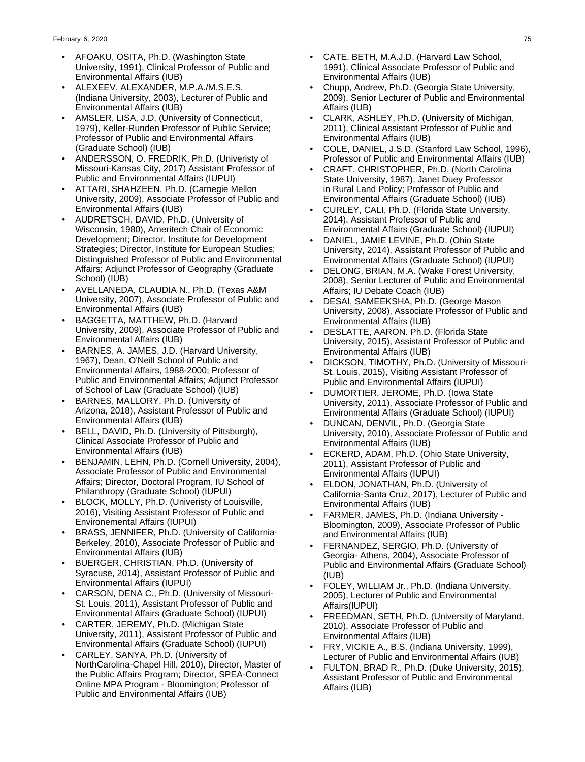- AFOAKU, OSITA, Ph.D. (Washington State University, 1991), Clinical Professor of Public and Environmental Affairs (IUB)
- ALEXEEV, ALEXANDER, M.P.A./M.S.E.S. (Indiana University, 2003), Lecturer of Public and Environmental Affairs (IUB)
- AMSLER, LISA, J.D. (University of Connecticut, 1979), Keller-Runden Professor of Public Service; Professor of Public and Environmental Affairs (Graduate School) (IUB)
- ANDERSSON, O. FREDRIK, Ph.D. (Univeristy of Missouri-Kansas City, 2017) Assistant Professor of Public and Environmental Affairs (IUPUI)
- ATTARI, SHAHZEEN, Ph.D. (Carnegie Mellon University, 2009), Associate Professor of Public and Environmental Affairs (IUB)
- AUDRETSCH, DAVID, Ph.D. (University of Wisconsin, 1980), Ameritech Chair of Economic Development; Director, Institute for Development Strategies; Director, Institute for European Studies; Distinguished Professor of Public and Environmental Affairs; Adjunct Professor of Geography (Graduate School) (IUB)
- AVELLANEDA, CLAUDIA N., Ph.D. (Texas A&M University, 2007), Associate Professor of Public and Environmental Affairs (IUB)
- BAGGETTA, MATTHEW, Ph.D. (Harvard University, 2009), Associate Professor of Public and Environmental Affairs (IUB)
- BARNES, A. JAMES, J.D. (Harvard University, 1967), Dean, O'Neill School of Public and Environmental Affairs, 1988-2000; Professor of Public and Environmental Affairs; Adjunct Professor of School of Law (Graduate School) (IUB)
- BARNES, MALLORY, Ph.D. (University of Arizona, 2018), Assistant Professor of Public and Environmental Affairs (IUB)
- BELL, DAVID, Ph.D. (University of Pittsburgh), Clinical Associate Professor of Public and Environmental Affairs (IUB)
- BENJAMIN, LEHN, Ph.D. (Cornell University, 2004), Associate Professor of Public and Environmental Affairs; Director, Doctoral Program, IU School of Philanthropy (Graduate School) (IUPUI)
- BLOCK, MOLLY, Ph.D. (Univeristy of Louisville, 2016), Visiting Assistant Professor of Public and Environemental Affairs (IUPUI)
- BRASS, JENNIFER, Ph.D. (University of California-Berkeley, 2010), Associate Professor of Public and Environmental Affairs (IUB)
- BUERGER, CHRISTIAN, Ph.D. (University of Syracuse, 2014), Assistant Professor of Public and Environmental Affairs (IUPUI)
- CARSON, DENA C., Ph.D. (University of Missouri-St. Louis, 2011), Assistant Professor of Public and Environmental Affairs (Graduate School) (IUPUI)
- CARTER, JEREMY, Ph.D. (Michigan State University, 2011), Assistant Professor of Public and Environmental Affairs (Graduate School) (IUPUI)
- CARLEY, SANYA, Ph.D. (University of NorthCarolina-Chapel Hill, 2010), Director, Master of the Public Affairs Program; Director, SPEA-Connect Online MPA Program - Bloomington; Professor of Public and Environmental Affairs (IUB)
- CATE, BETH, M.A.J.D. (Harvard Law School, 1991), Clinical Associate Professor of Public and Environmental Affairs (IUB)
- Chupp, Andrew, Ph.D. (Georgia State University, 2009), Senior Lecturer of Public and Environmental Affairs (IUB)
- CLARK, ASHLEY, Ph.D. (University of Michigan, 2011), Clinical Assistant Professor of Public and Environmental Affairs (IUB)
- COLE, DANIEL, J.S.D. (Stanford Law School, 1996), Professor of Public and Environmental Affairs (IUB)
- CRAFT, CHRISTOPHER, Ph.D. (North Carolina State University, 1987), Janet Duey Professor in Rural Land Policy; Professor of Public and Environmental Affairs (Graduate School) (IUB)
- CURLEY, CALI, Ph.D. (Florida State University, 2014), Assistant Professor of Public and Environmental Affairs (Graduate School) (IUPUI)
- DANIEL, JAMIE LEVINE, Ph.D. (Ohio State University, 2014), Assistant Professor of Public and Environmental Affairs (Graduate School) (IUPUI)
- DELONG, BRIAN, M.A. (Wake Forest University, 2008), Senior Lecturer of Public and Environmental Affairs; IU Debate Coach (IUB)
- DESAI, SAMEEKSHA, Ph.D. (George Mason University, 2008), Associate Professor of Public and Environmental Affairs (IUB)
- DESLATTE, AARON. Ph.D. (Florida State University, 2015), Assistant Professor of Public and Environmental Affairs (IUB)
- DICKSON, TIMOTHY, Ph.D. (University of Missouri-St. Louis, 2015), Visiting Assistant Professor of Public and Environmental Affairs (IUPUI)
- DUMORTIER, JEROME, Ph.D. (Iowa State University, 2011), Associate Professor of Public and Environmental Affairs (Graduate School) (IUPUI)
- DUNCAN, DENVIL, Ph.D. (Georgia State University, 2010), Associate Professor of Public and Environmental Affairs (IUB)
- ECKERD, ADAM, Ph.D. (Ohio State University, 2011), Assistant Professor of Public and Environmental Affairs (IUPUI)
- ELDON, JONATHAN, Ph.D. (University of California-Santa Cruz, 2017), Lecturer of Public and Environmental Affairs (IUB)
- FARMER, JAMES, Ph.D. (Indiana University - Bloomington, 2009), Associate Professor of Public and Environmental Affairs (IUB)
- FERNANDEZ, SERGIO, Ph.D. (University of Georgia- Athens, 2004), Associate Professor of Public and Environmental Affairs (Graduate School) (IUB)
- FOLEY, WILLIAM Jr., Ph.D. (Indiana University, 2005), Lecturer of Public and Environmental Affairs(IUPUI)
- FREEDMAN, SETH, Ph.D. (University of Maryland, 2010), Associate Professor of Public and Environmental Affairs (IUB)
- FRY, VICKIE A., B.S. (Indiana University, 1999), Lecturer of Public and Environmental Affairs (IUB)
- FULTON, BRAD R., Ph.D. (Duke University, 2015), Assistant Professor of Public and Environmental Affairs (IUB)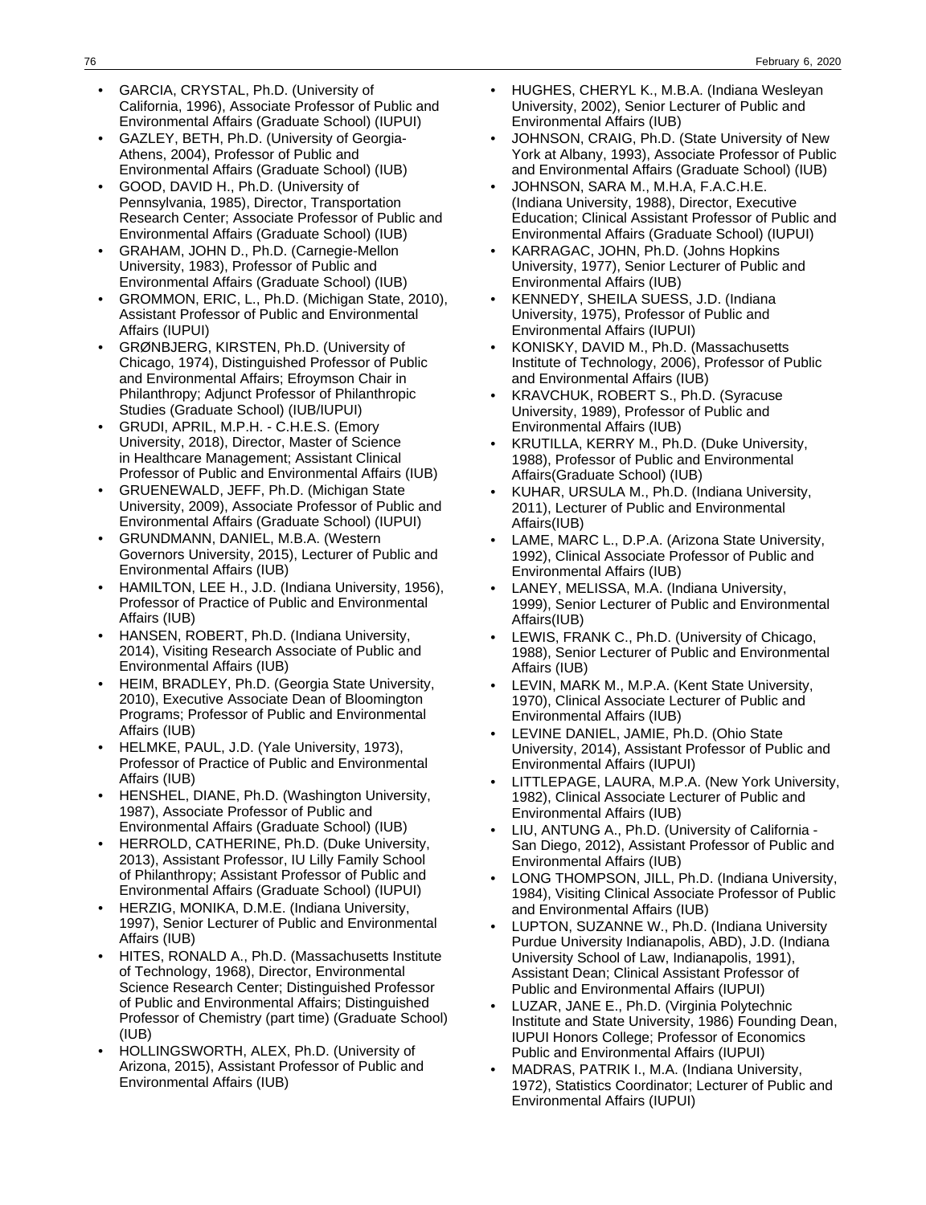- GARCIA, CRYSTAL, Ph.D. (University of California, 1996), Associate Professor of Public and Environmental Affairs (Graduate School) (IUPUI)
- GAZLEY, BETH, Ph.D. (University of Georgia-Athens, 2004), Professor of Public and Environmental Affairs (Graduate School) (IUB)
- GOOD, DAVID H., Ph.D. (University of Pennsylvania, 1985), Director, Transportation Research Center; Associate Professor of Public and Environmental Affairs (Graduate School) (IUB)
- GRAHAM, JOHN D., Ph.D. (Carnegie-Mellon University, 1983), Professor of Public and Environmental Affairs (Graduate School) (IUB)
- GROMMON, ERIC, L., Ph.D. (Michigan State, 2010), Assistant Professor of Public and Environmental Affairs (IUPUI)
- GRØNBJERG, KIRSTEN, Ph.D. (University of Chicago, 1974), Distinguished Professor of Public and Environmental Affairs; Efroymson Chair in Philanthropy; Adjunct Professor of Philanthropic Studies (Graduate School) (IUB/IUPUI)
- GRUDI, APRIL, M.P.H. - C.H.E.S. (Emory University, 2018), Director, Master of Science in Healthcare Management; Assistant Clinical Professor of Public and Environmental Affairs (IUB)
- GRUENEWALD, JEFF, Ph.D. (Michigan State University, 2009), Associate Professor of Public and Environmental Affairs (Graduate School) (IUPUI)
- GRUNDMANN, DANIEL, M.B.A. (Western Governors University, 2015), Lecturer of Public and Environmental Affairs (IUB)
- HAMILTON, LEE H., J.D. (Indiana University, 1956), Professor of Practice of Public and Environmental Affairs (IUB)
- HANSEN, ROBERT, Ph.D. (Indiana University, 2014), Visiting Research Associate of Public and Environmental Affairs (IUB)
- HEIM, BRADLEY, Ph.D. (Georgia State University, 2010), Executive Associate Dean of Bloomington Programs; Professor of Public and Environmental Affairs (IUB)
- HELMKE, PAUL, J.D. (Yale University, 1973), Professor of Practice of Public and Environmental Affairs (IUB)
- HENSHEL, DIANE, Ph.D. (Washington University, 1987), Associate Professor of Public and Environmental Affairs (Graduate School) (IUB)
- HERROLD, CATHERINE, Ph.D. (Duke University, 2013), Assistant Professor, IU Lilly Family School of Philanthropy; Assistant Professor of Public and Environmental Affairs (Graduate School) (IUPUI)
- HERZIG, MONIKA, D.M.E. (Indiana University, 1997), Senior Lecturer of Public and Environmental Affairs (IUB)
- HITES, RONALD A., Ph.D. (Massachusetts Institute of Technology, 1968), Director, Environmental Science Research Center; Distinguished Professor of Public and Environmental Affairs; Distinguished Professor of Chemistry (part time) (Graduate School) (IUB)
- HOLLINGSWORTH, ALEX, Ph.D. (University of Arizona, 2015), Assistant Professor of Public and Environmental Affairs (IUB)
- HUGHES, CHERYL K., M.B.A. (Indiana Wesleyan University, 2002), Senior Lecturer of Public and Environmental Affairs (IUB)
- JOHNSON, CRAIG, Ph.D. (State University of New York at Albany, 1993), Associate Professor of Public and Environmental Affairs (Graduate School) (IUB)
- JOHNSON, SARA M., M.H.A, F.A.C.H.E. (Indiana University, 1988), Director, Executive Education; Clinical Assistant Professor of Public and Environmental Affairs (Graduate School) (IUPUI)
- KARRAGAC, JOHN, Ph.D. (Johns Hopkins University, 1977), Senior Lecturer of Public and Environmental Affairs (IUB)
- KENNEDY, SHEILA SUESS, J.D. (Indiana University, 1975), Professor of Public and Environmental Affairs (IUPUI)
- KONISKY, DAVID M., Ph.D. (Massachusetts Institute of Technology, 2006), Professor of Public and Environmental Affairs (IUB)
- KRAVCHUK, ROBERT S., Ph.D. (Syracuse University, 1989), Professor of Public and Environmental Affairs (IUB)
- KRUTILLA, KERRY M., Ph.D. (Duke University, 1988), Professor of Public and Environmental Affairs(Graduate School) (IUB)
- KUHAR, URSULA M., Ph.D. (Indiana University, 2011), Lecturer of Public and Environmental Affairs(IUB)
- LAME, MARC L., D.P.A. (Arizona State University, 1992), Clinical Associate Professor of Public and Environmental Affairs (IUB)
- LANEY, MELISSA, M.A. (Indiana University, 1999), Senior Lecturer of Public and Environmental Affairs(IUB)
- LEWIS, FRANK C., Ph.D. (University of Chicago, 1988), Senior Lecturer of Public and Environmental Affairs (IUB)
- LEVIN, MARK M., M.P.A. (Kent State University, 1970), Clinical Associate Lecturer of Public and Environmental Affairs (IUB)
- LEVINE DANIEL, JAMIE, Ph.D. (Ohio State University, 2014), Assistant Professor of Public and Environmental Affairs (IUPUI)
- LITTLEPAGE, LAURA, M.P.A. (New York University, 1982), Clinical Associate Lecturer of Public and Environmental Affairs (IUB)
- LIU, ANTUNG A., Ph.D. (University of California - San Diego, 2012), Assistant Professor of Public and Environmental Affairs (IUB)
- LONG THOMPSON, JILL, Ph.D. (Indiana University, 1984), Visiting Clinical Associate Professor of Public and Environmental Affairs (IUB)
- LUPTON, SUZANNE W., Ph.D. (Indiana University Purdue University Indianapolis, ABD), J.D. (Indiana University School of Law, Indianapolis, 1991), Assistant Dean; Clinical Assistant Professor of Public and Environmental Affairs (IUPUI)
- LUZAR, JANE E., Ph.D. (Virginia Polytechnic Institute and State University, 1986) Founding Dean, IUPUI Honors College; Professor of Economics Public and Environmental Affairs (IUPUI)
- MADRAS, PATRIK I., M.A. (Indiana University, 1972), Statistics Coordinator; Lecturer of Public and Environmental Affairs (IUPUI)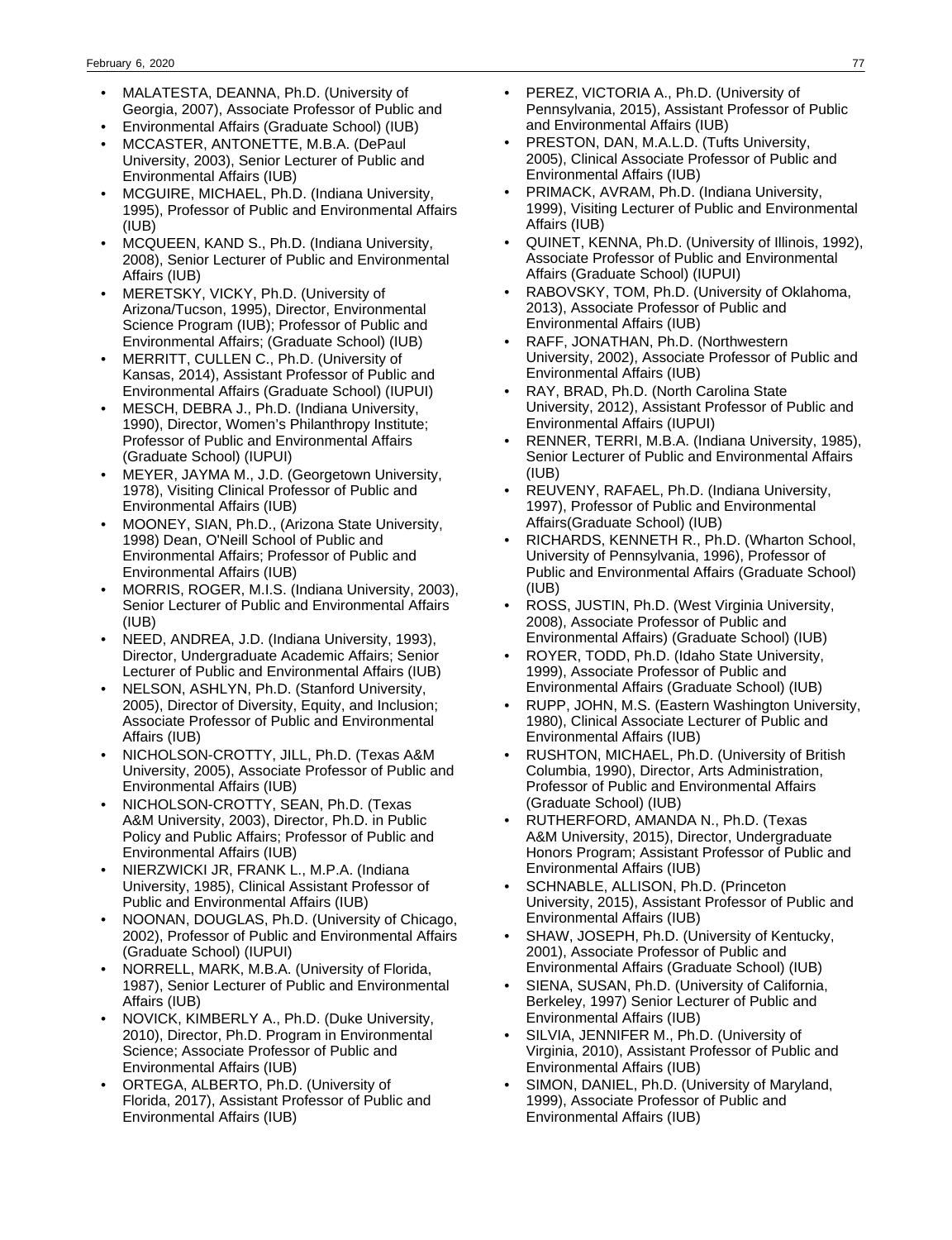- MALATESTA, DEANNA, Ph.D. (University of Georgia, 2007), Associate Professor of Public and
- Environmental Affairs (Graduate School) (IUB)
- MCCASTER, ANTONETTE, M.B.A. (DePaul University, 2003), Senior Lecturer of Public and Environmental Affairs (IUB)
- MCGUIRE, MICHAEL, Ph.D. (Indiana University, 1995), Professor of Public and Environmental Affairs (IUB)
- MCQUEEN, KAND S., Ph.D. (Indiana University, 2008), Senior Lecturer of Public and Environmental Affairs (IUB)
- MERETSKY, VICKY, Ph.D. (University of Arizona/Tucson, 1995), Director, Environmental Science Program (IUB); Professor of Public and Environmental Affairs; (Graduate School) (IUB)
- MERRITT, CULLEN C., Ph.D. (University of Kansas, 2014), Assistant Professor of Public and Environmental Affairs (Graduate School) (IUPUI)
- MESCH, DEBRA J., Ph.D. (Indiana University, 1990), Director, Women's Philanthropy Institute; Professor of Public and Environmental Affairs (Graduate School) (IUPUI)
- MEYER, JAYMA M., J.D. (Georgetown University, 1978), Visiting Clinical Professor of Public and Environmental Affairs (IUB)
- MOONEY, SIAN, Ph.D., (Arizona State University, 1998) Dean, O'Neill School of Public and Environmental Affairs; Professor of Public and Environmental Affairs (IUB)
- MORRIS, ROGER, M.I.S. (Indiana University, 2003), Senior Lecturer of Public and Environmental Affairs (IUB)
- NEED, ANDREA, J.D. (Indiana University, 1993), Director, Undergraduate Academic Affairs; Senior Lecturer of Public and Environmental Affairs (IUB)
- NELSON, ASHLYN, Ph.D. (Stanford University, 2005), Director of Diversity, Equity, and Inclusion; Associate Professor of Public and Environmental Affairs (IUB)
- NICHOLSON-CROTTY, JILL, Ph.D. (Texas A&M University, 2005), Associate Professor of Public and Environmental Affairs (IUB)
- NICHOLSON-CROTTY, SEAN, Ph.D. (Texas A&M University, 2003), Director, Ph.D. in Public Policy and Public Affairs; Professor of Public and Environmental Affairs (IUB)
- NIERZWICKI JR, FRANK L., M.P.A. (Indiana University, 1985), Clinical Assistant Professor of Public and Environmental Affairs (IUB)
- NOONAN, DOUGLAS, Ph.D. (University of Chicago, 2002), Professor of Public and Environmental Affairs (Graduate School) (IUPUI)
- NORRELL, MARK, M.B.A. (University of Florida, 1987), Senior Lecturer of Public and Environmental Affairs (IUB)
- NOVICK, KIMBERLY A., Ph.D. (Duke University, 2010), Director, Ph.D. Program in Environmental Science; Associate Professor of Public and Environmental Affairs (IUB)
- ORTEGA, ALBERTO, Ph.D. (University of Florida, 2017), Assistant Professor of Public and Environmental Affairs (IUB)
- PEREZ, VICTORIA A., Ph.D. (University of Pennsylvania, 2015), Assistant Professor of Public and Environmental Affairs (IUB)
- PRESTON, DAN, M.A.L.D. (Tufts University, 2005), Clinical Associate Professor of Public and Environmental Affairs (IUB)
- PRIMACK, AVRAM, Ph.D. (Indiana University, 1999), Visiting Lecturer of Public and Environmental Affairs (IUB)
- QUINET, KENNA, Ph.D. (University of Illinois, 1992), Associate Professor of Public and Environmental Affairs (Graduate School) (IUPUI)
- RABOVSKY, TOM, Ph.D. (University of Oklahoma, 2013), Associate Professor of Public and Environmental Affairs (IUB)
- RAFF, JONATHAN, Ph.D. (Northwestern University, 2002), Associate Professor of Public and Environmental Affairs (IUB)
- RAY, BRAD, Ph.D. (North Carolina State University, 2012), Assistant Professor of Public and Environmental Affairs (IUPUI)
- RENNER, TERRI, M.B.A. (Indiana University, 1985), Senior Lecturer of Public and Environmental Affairs (IUB)
- REUVENY, RAFAEL, Ph.D. (Indiana University, 1997), Professor of Public and Environmental Affairs(Graduate School) (IUB)
- RICHARDS, KENNETH R., Ph.D. (Wharton School, University of Pennsylvania, 1996), Professor of Public and Environmental Affairs (Graduate School) (IUB)
- ROSS, JUSTIN, Ph.D. (West Virginia University, 2008), Associate Professor of Public and Environmental Affairs) (Graduate School) (IUB)
- ROYER, TODD, Ph.D. (Idaho State University, 1999), Associate Professor of Public and Environmental Affairs (Graduate School) (IUB)
- RUPP, JOHN, M.S. (Eastern Washington University, 1980), Clinical Associate Lecturer of Public and Environmental Affairs (IUB)
- RUSHTON, MICHAEL, Ph.D. (University of British Columbia, 1990), Director, Arts Administration, Professor of Public and Environmental Affairs (Graduate School) (IUB)
- RUTHERFORD, AMANDA N., Ph.D. (Texas A&M University, 2015), Director, Undergraduate Honors Program; Assistant Professor of Public and Environmental Affairs (IUB)
- SCHNABLE, ALLISON, Ph.D. (Princeton University, 2015), Assistant Professor of Public and Environmental Affairs (IUB)
- SHAW, JOSEPH, Ph.D. (University of Kentucky, 2001), Associate Professor of Public and Environmental Affairs (Graduate School) (IUB)
- SIENA, SUSAN, Ph.D. (University of California, Berkeley, 1997) Senior Lecturer of Public and Environmental Affairs (IUB)
- SILVIA, JENNIFER M., Ph.D. (University of Virginia, 2010), Assistant Professor of Public and Environmental Affairs (IUB)
- SIMON, DANIEL, Ph.D. (University of Maryland, 1999), Associate Professor of Public and Environmental Affairs (IUB)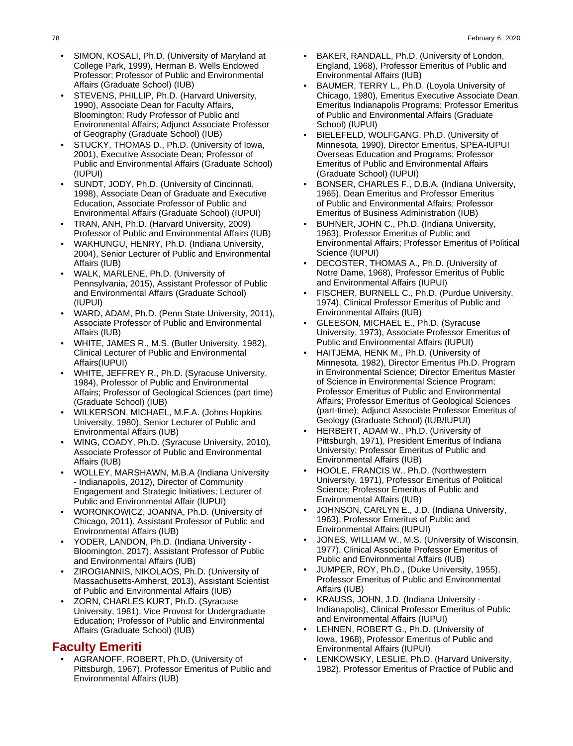- SIMON, KOSALI, Ph.D. (University of Maryland at College Park, 1999), Herman B. Wells Endowed Professor; Professor of Public and Environmental Affairs (Graduate School) (IUB)
- STEVENS, PHILLIP, Ph.D. (Harvard University, 1990), Associate Dean for Faculty Affairs, Bloomington; Rudy Professor of Public and Environmental Affairs; Adjunct Associate Professor of Geography (Graduate School) (IUB)
- STUCKY, THOMAS D., Ph.D. (University of Iowa, 2001), Executive Associate Dean; Professor of Public and Environmental Affairs (Graduate School) (IUPUI)
- SUNDT, JODY, Ph.D. (University of Cincinnati, 1998), Associate Dean of Graduate and Executive Education, Associate Professor of Public and Environmental Affairs (Graduate School) (IUPUI)
- TRAN, ANH, Ph.D. (Harvard University, 2009) Professor of Public and Environmental Affairs (IUB)
- WAKHUNGU, HENRY, Ph.D. (Indiana University, 2004), Senior Lecturer of Public and Environmental Affairs (IUB)
- WALK, MARLENE, Ph.D. (University of Pennsylvania, 2015), Assistant Professor of Public and Environmental Affairs (Graduate School) (IUPUI)
- WARD, ADAM, Ph.D. (Penn State University, 2011), Associate Professor of Public and Environmental Affairs (IUB)
- WHITE, JAMES R., M.S. (Butler University, 1982), Clinical Lecturer of Public and Environmental Affairs(IUPUI)
- WHITE, JEFFREY R., Ph.D. (Syracuse University, 1984), Professor of Public and Environmental Affairs; Professor of Geological Sciences (part time) (Graduate School) (IUB)
- WILKERSON, MICHAEL, M.F.A. (Johns Hopkins University, 1980), Senior Lecturer of Public and Environmental Affairs (IUB)
- WING, COADY, Ph.D. (Syracuse University, 2010), Associate Professor of Public and Environmental Affairs (IUB)
- WOLLEY, MARSHAWN, M.B.A (Indiana University - Indianapolis, 2012), Director of Community Engagement and Strategic Initiatives; Lecturer of Public and Environmental Affair (IUPUI)
- WORONKOWICZ, JOANNA, Ph.D. (University of Chicago, 2011), Assistant Professor of Public and Environmental Affairs (IUB)
- YODER, LANDON, Ph.D. (Indiana University - Bloomington, 2017), Assistant Professor of Public and Environmental Affairs (IUB)
- ZIROGIANNIS, NIKOLAOS, Ph.D. (University of Massachusetts-Amherst, 2013), Assistant Scientist of Public and Environmental Affairs (IUB)
- ZORN, CHARLES KURT, Ph.D. (Syracuse University, 1981), Vice Provost for Undergraduate Education; Professor of Public and Environmental Affairs (Graduate School) (IUB)

## Faculty Emeriti

- AGRANOFF, ROBERT, Ph.D. (University of Pittsburgh, 1967), Professor Emeritus of Public and Environmental Affairs (IUB)
- BAKER, RANDALL, Ph.D. (University of London, England, 1968), Professor Emeritus of Public and Environmental Affairs (IUB)
- BAUMER, TERRY L., Ph.D. (Loyola University of Chicago, 1980), Emeritus Executive Associate Dean, Emeritus Indianapolis Programs; Professor Emeritus of Public and Environmental Affairs (Graduate School) (IUPUI)
- BIELEFELD, WOLFGANG, Ph.D. (University of Minnesota, 1990), Director Emeritus, SPEA-IUPUI Overseas Education and Programs; Professor Emeritus of Public and Environmental Affairs (Graduate School) (IUPUI)
- BONSER, CHARLES F., D.B.A. (Indiana University, 1965), Dean Emeritus and Professor Emeritus of Public and Environmental Affairs; Professor Emeritus of Business Administration (IUB)
- BUHNER, JOHN C., Ph.D. (Indiana University, 1963), Professor Emeritus of Public and Environmental Affairs; Professor Emeritus of Political Science (IUPUI)
- DECOSTER, THOMAS A., Ph.D. (University of Notre Dame, 1968), Professor Emeritus of Public and Environmental Affairs (IUPUI)
- FISCHER, BURNELL C., Ph.D. (Purdue University, 1974), Clinical Professor Emeritus of Public and Environmental Affairs (IUB)
- GLEESON, MICHAEL E., Ph.D. (Syracuse University, 1973), Associate Professor Emeritus of Public and Environmental Affairs (IUPUI)
- HAITJEMA, HENK M., Ph.D. (University of Minnesota, 1982), Director Emeritus Ph.D. Program in Environmental Science; Director Emeritus Master of Science in Environmental Science Program; Professor Emeritus of Public and Environmental Affairs; Professor Emeritus of Geological Sciences (part-time); Adjunct Associate Professor Emeritus of Geology (Graduate School) (IUB/IUPUI)
- HERBERT, ADAM W., Ph.D. (University of Pittsburgh, 1971), President Emeritus of Indiana University; Professor Emeritus of Public and Environmental Affairs (IUB)
- HOOLE, FRANCIS W., Ph.D. (Northwestern University, 1971), Professor Emeritus of Political Science; Professor Emeritus of Public and Environmental Affairs (IUB)
- JOHNSON, CARLYN E., J.D. (Indiana University, 1963), Professor Emeritus of Public and Environmental Affairs (IUPUI)
- JONES, WILLIAM W., M.S. (University of Wisconsin, 1977), Clinical Associate Professor Emeritus of Public and Environmental Affairs (IUB)
- JUMPER, ROY, Ph.D., (Duke University, 1955), Professor Emeritus of Public and Environmental Affairs (IUB)
- KRAUSS, JOHN, J.D. (Indiana University - Indianapolis), Clinical Professor Emeritus of Public and Environmental Affairs (IUPUI)
- LEHNEN, ROBERT G., Ph.D. (University of Iowa, 1968), Professor Emeritus of Public and Environmental Affairs (IUPUI)
- LENKOWSKY, LESLIE, Ph.D. (Harvard University, 1982), Professor Emeritus of Practice of Public and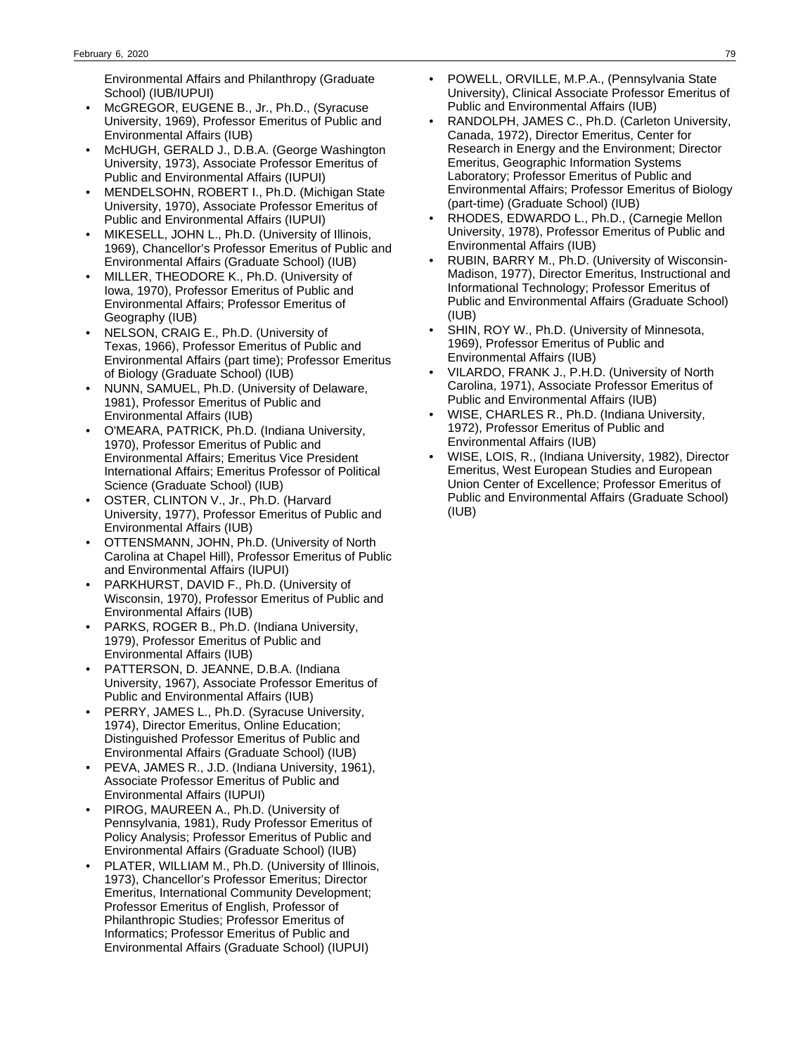Environmental Affairs and Philanthropy (Graduate School) (IUB/IUPUI)

- McGREGOR, EUGENE B., Jr., Ph.D., (Syracuse University, 1969), Professor Emeritus of Public and Environmental Affairs (IUB)
- McHUGH, GERALD J., D.B.A. (George Washington University, 1973), Associate Professor Emeritus of Public and Environmental Affairs (IUPUI)
- MENDELSOHN, ROBERT I., Ph.D. (Michigan State University, 1970), Associate Professor Emeritus of Public and Environmental Affairs (IUPUI)
- MIKESELL, JOHN L., Ph.D. (University of Illinois, 1969), Chancellor's Professor Emeritus of Public and Environmental Affairs (Graduate School) (IUB)
- MILLER, THEODORE K., Ph.D. (University of Iowa, 1970), Professor Emeritus of Public and Environmental Affairs; Professor Emeritus of Geography (IUB)
- NELSON, CRAIG E., Ph.D. (University of Texas, 1966), Professor Emeritus of Public and Environmental Affairs (part time); Professor Emeritus of Biology (Graduate School) (IUB)
- NUNN, SAMUEL, Ph.D. (University of Delaware, 1981), Professor Emeritus of Public and Environmental Affairs (IUB)
- O'MEARA, PATRICK, Ph.D. (Indiana University, 1970), Professor Emeritus of Public and Environmental Affairs; Emeritus Vice President International Affairs; Emeritus Professor of Political Science (Graduate School) (IUB)
- OSTER, CLINTON V., Jr., Ph.D. (Harvard University, 1977), Professor Emeritus of Public and Environmental Affairs (IUB)
- OTTENSMANN, JOHN, Ph.D. (University of North Carolina at Chapel Hill), Professor Emeritus of Public and Environmental Affairs (IUPUI)
- PARKHURST, DAVID F., Ph.D. (University of Wisconsin, 1970), Professor Emeritus of Public and Environmental Affairs (IUB)
- PARKS, ROGER B., Ph.D. (Indiana University, 1979), Professor Emeritus of Public and Environmental Affairs (IUB)
- PATTERSON, D. JEANNE, D.B.A. (Indiana University, 1967), Associate Professor Emeritus of Public and Environmental Affairs (IUB)
- PERRY, JAMES L., Ph.D. (Syracuse University, 1974), Director Emeritus, Online Education; Distinguished Professor Emeritus of Public and Environmental Affairs (Graduate School) (IUB)
- PEVA, JAMES R., J.D. (Indiana University, 1961), Associate Professor Emeritus of Public and Environmental Affairs (IUPUI)
- PIROG, MAUREEN A., Ph.D. (University of Pennsylvania, 1981), Rudy Professor Emeritus of Policy Analysis; Professor Emeritus of Public and Environmental Affairs (Graduate School) (IUB)
- PLATER, WILLIAM M., Ph.D. (University of Illinois, 1973), Chancellor's Professor Emeritus; Director Emeritus, International Community Development; Professor Emeritus of English, Professor of Philanthropic Studies; Professor Emeritus of Informatics; Professor Emeritus of Public and Environmental Affairs (Graduate School) (IUPUI)
- POWELL, ORVILLE, M.P.A., (Pennsylvania State University), Clinical Associate Professor Emeritus of Public and Environmental Affairs (IUB)
- RANDOLPH, JAMES C., Ph.D. (Carleton University, Canada, 1972), Director Emeritus, Center for Research in Energy and the Environment; Director Emeritus, Geographic Information Systems Laboratory; Professor Emeritus of Public and Environmental Affairs; Professor Emeritus of Biology (part-time) (Graduate School) (IUB)
- RHODES, EDWARDO L., Ph.D., (Carnegie Mellon University, 1978), Professor Emeritus of Public and Environmental Affairs (IUB)
- RUBIN, BARRY M., Ph.D. (University of Wisconsin-Madison, 1977), Director Emeritus, Instructional and Informational Technology; Professor Emeritus of Public and Environmental Affairs (Graduate School) (IUB)
- SHIN, ROY W., Ph.D. (University of Minnesota, 1969), Professor Emeritus of Public and Environmental Affairs (IUB)
- VILARDO, FRANK J., P.H.D. (University of North Carolina, 1971), Associate Professor Emeritus of Public and Environmental Affairs (IUB)
- WISE, CHARLES R., Ph.D. (Indiana University, 1972), Professor Emeritus of Public and Environmental Affairs (IUB)
- WISE, LOIS, R., (Indiana University, 1982), Director Emeritus, West European Studies and European Union Center of Excellence; Professor Emeritus of Public and Environmental Affairs (Graduate School) (IUB)